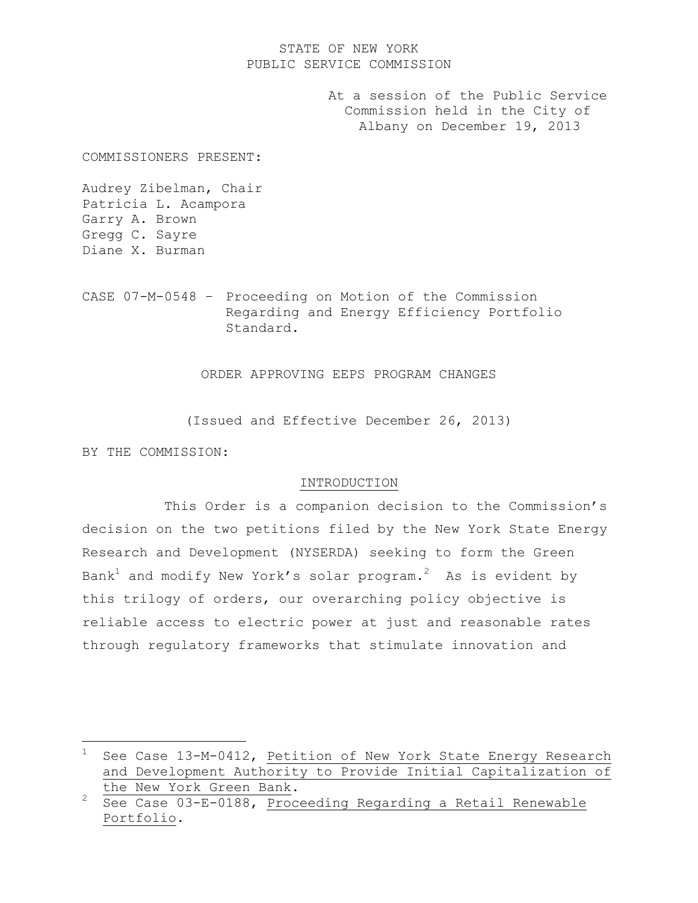STATE OF NEW YORK
PUBLIC SERVICE COMMISSION

At a session of the Public Service Commission held in the City of Albany on December 19, 2013

COMMISSIONERS PRESENT:

Audrey Zibelman, Chair
Patricia L. Acampora
Garry A. Brown
Gregg C. Sayre
Diane X. Burman

CASE 07-M-0548 – Proceeding on Motion of the Commission Regarding and Energy Efficiency Portfolio Standard.

ORDER APPROVING EEPS PROGRAM CHANGES

(Issued and Effective December 26, 2013)

BY THE COMMISSION:

## INTRODUCTION

This Order is a companion decision to the Commission's decision on the two petitions filed by the New York State Energy Research and Development (NYSERDA) seeking to form the Green Bank[1] and modify New York's solar program.[2] As is evident by this trilogy of orders, our overarching policy objective is reliable access to electric power at just and reasonable rates through regulatory frameworks that stimulate innovation and

---

[1] See Case 13-M-0412, Petition of New York State Energy Research and Development Authority to Provide Initial Capitalization of the New York Green Bank.

[2] See Case 03-E-0188, Proceeding Regarding a Retail Renewable Portfolio.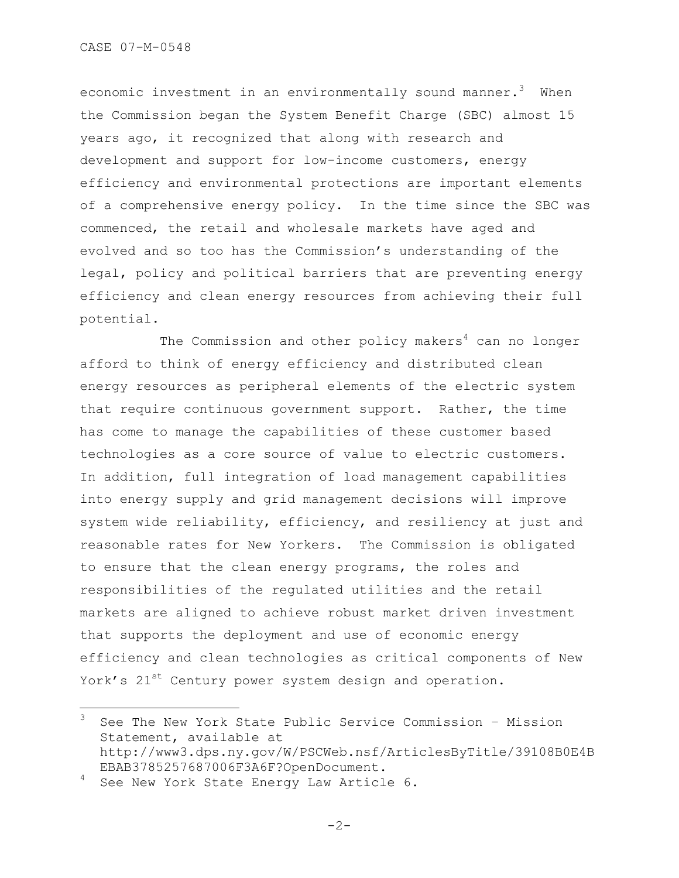economic investment in an environmentally sound manner.[3] When the Commission began the System Benefit Charge (SBC) almost 15 years ago, it recognized that along with research and development and support for low-income customers, energy efficiency and environmental protections are important elements of a comprehensive energy policy. In the time since the SBC was commenced, the retail and wholesale markets have aged and evolved and so too has the Commission's understanding of the legal, policy and political barriers that are preventing energy efficiency and clean energy resources from achieving their full potential.

The Commission and other policy makers[4] can no longer afford to think of energy efficiency and distributed clean energy resources as peripheral elements of the electric system that require continuous government support. Rather, the time has come to manage the capabilities of these customer based technologies as a core source of value to electric customers. In addition, full integration of load management capabilities into energy supply and grid management decisions will improve system wide reliability, efficiency, and resiliency at just and reasonable rates for New Yorkers. The Commission is obligated to ensure that the clean energy programs, the roles and responsibilities of the regulated utilities and the retail markets are aligned to achieve robust market driven investment that supports the deployment and use of economic energy efficiency and clean technologies as critical components of New York's 21st Century power system design and operation.

---

[3] See The New York State Public Service Commission – Mission Statement, available at http://www3.dps.ny.gov/W/PSCWeb.nsf/ArticlesByTitle/39108B0E4BEBAB3785257687006F3A6F?OpenDocument.

[4] See New York State Energy Law Article 6.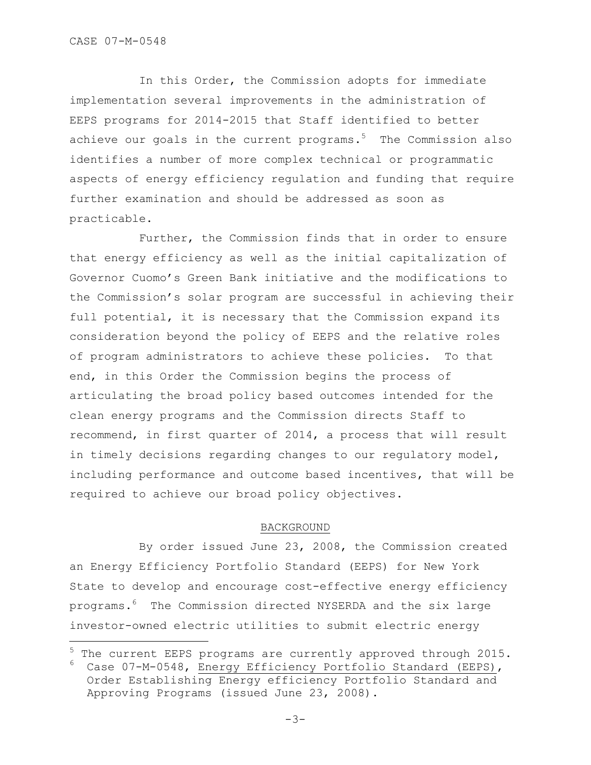In this Order, the Commission adopts for immediate implementation several improvements in the administration of EEPS programs for 2014-2015 that Staff identified to better achieve our goals in the current programs.[5] The Commission also identifies a number of more complex technical or programmatic aspects of energy efficiency regulation and funding that require further examination and should be addressed as soon as practicable.

Further, the Commission finds that in order to ensure that energy efficiency as well as the initial capitalization of Governor Cuomo's Green Bank initiative and the modifications to the Commission's solar program are successful in achieving their full potential, it is necessary that the Commission expand its consideration beyond the policy of EEPS and the relative roles of program administrators to achieve these policies. To that end, in this Order the Commission begins the process of articulating the broad policy based outcomes intended for the clean energy programs and the Commission directs Staff to recommend, in first quarter of 2014, a process that will result in timely decisions regarding changes to our regulatory model, including performance and outcome based incentives, that will be required to achieve our broad policy objectives.

## BACKGROUND

By order issued June 23, 2008, the Commission created an Energy Efficiency Portfolio Standard (EEPS) for New York State to develop and encourage cost-effective energy efficiency programs.[6] The Commission directed NYSERDA and the six large investor-owned electric utilities to submit electric energy

---

[5] The current EEPS programs are currently approved through 2015.

[6] Case 07-M-0548, Energy Efficiency Portfolio Standard (EEPS), Order Establishing Energy efficiency Portfolio Standard and Approving Programs (issued June 23, 2008).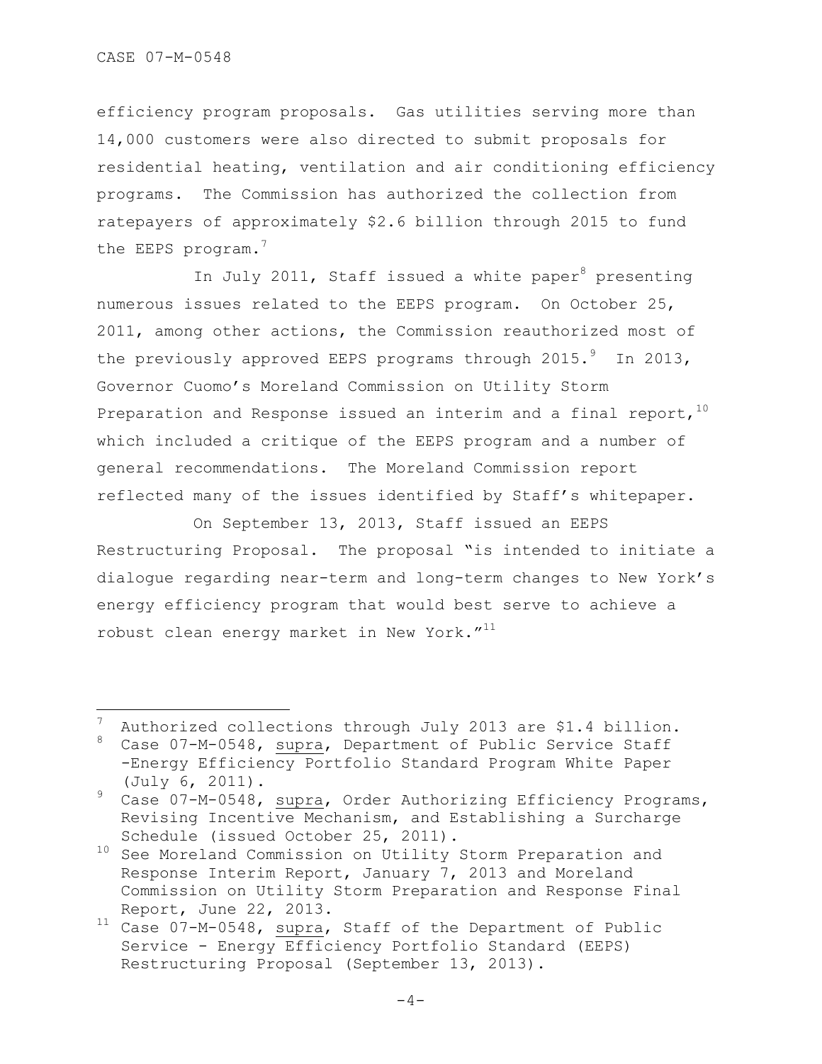efficiency program proposals. Gas utilities serving more than 14,000 customers were also directed to submit proposals for residential heating, ventilation and air conditioning efficiency programs. The Commission has authorized the collection from ratepayers of approximately $2.6 billion through 2015 to fund the EEPS program.[7]

In July 2011, Staff issued a white paper[8] presenting numerous issues related to the EEPS program. On October 25, 2011, among other actions, the Commission reauthorized most of the previously approved EEPS programs through 2015.[9] In 2013, Governor Cuomo's Moreland Commission on Utility Storm Preparation and Response issued an interim and a final report,[10] which included a critique of the EEPS program and a number of general recommendations. The Moreland Commission report reflected many of the issues identified by Staff's whitepaper.

On September 13, 2013, Staff issued an EEPS Restructuring Proposal. The proposal "is intended to initiate a dialogue regarding near-term and long-term changes to New York's energy efficiency program that would best serve to achieve a robust clean energy market in New York."[11]

---

[7] Authorized collections through July 2013 are $1.4 billion.

[8] Case 07-M-0548, supra, Department of Public Service Staff -Energy Efficiency Portfolio Standard Program White Paper (July 6, 2011).

[9] Case 07-M-0548, supra, Order Authorizing Efficiency Programs, Revising Incentive Mechanism, and Establishing a Surcharge Schedule (issued October 25, 2011).

[10] See Moreland Commission on Utility Storm Preparation and Response Interim Report, January 7, 2013 and Moreland Commission on Utility Storm Preparation and Response Final Report, June 22, 2013.

[11] Case 07-M-0548, supra, Staff of the Department of Public Service - Energy Efficiency Portfolio Standard (EEPS) Restructuring Proposal (September 13, 2013).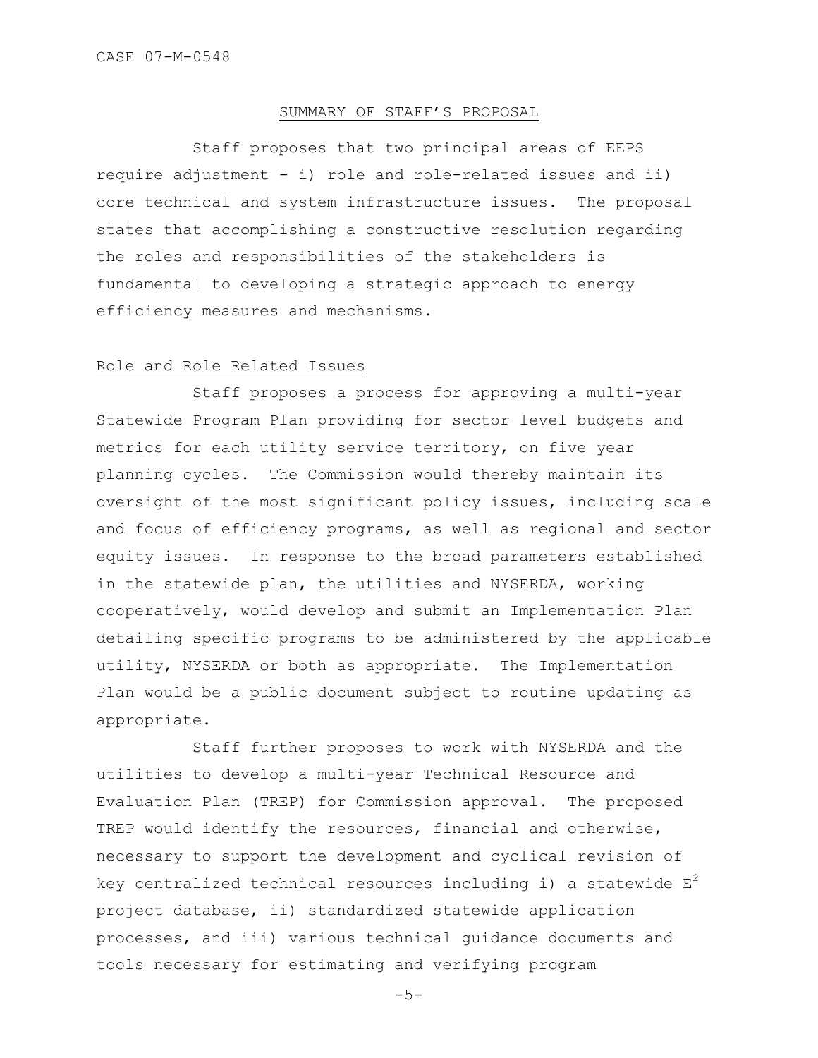## SUMMARY OF STAFF'S PROPOSAL

Staff proposes that two principal areas of EEPS require adjustment - i) role and role-related issues and ii) core technical and system infrastructure issues. The proposal states that accomplishing a constructive resolution regarding the roles and responsibilities of the stakeholders is fundamental to developing a strategic approach to energy efficiency measures and mechanisms.

### Role and Role Related Issues

Staff proposes a process for approving a multi-year Statewide Program Plan providing for sector level budgets and metrics for each utility service territory, on five year planning cycles. The Commission would thereby maintain its oversight of the most significant policy issues, including scale and focus of efficiency programs, as well as regional and sector equity issues. In response to the broad parameters established in the statewide plan, the utilities and NYSERDA, working cooperatively, would develop and submit an Implementation Plan detailing specific programs to be administered by the applicable utility, NYSERDA or both as appropriate. The Implementation Plan would be a public document subject to routine updating as appropriate.

Staff further proposes to work with NYSERDA and the utilities to develop a multi-year Technical Resource and Evaluation Plan (TREP) for Commission approval. The proposed TREP would identify the resources, financial and otherwise, necessary to support the development and cyclical revision of key centralized technical resources including i) a statewide $E^2$ project database, ii) standardized statewide application processes, and iii) various technical guidance documents and tools necessary for estimating and verifying program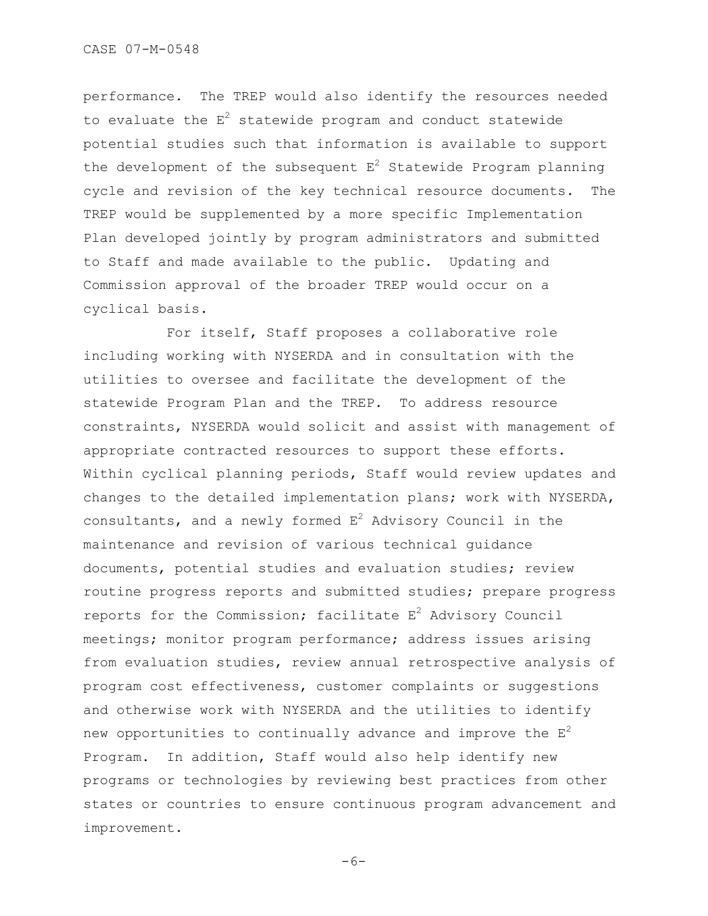performance. The TREP would also identify the resources needed to evaluate the $E^2$ statewide program and conduct statewide potential studies such that information is available to support the development of the subsequent $E^2$ Statewide Program planning cycle and revision of the key technical resource documents. The TREP would be supplemented by a more specific Implementation Plan developed jointly by program administrators and submitted to Staff and made available to the public. Updating and Commission approval of the broader TREP would occur on a cyclical basis.

For itself, Staff proposes a collaborative role including working with NYSERDA and in consultation with the utilities to oversee and facilitate the development of the statewide Program Plan and the TREP. To address resource constraints, NYSERDA would solicit and assist with management of appropriate contracted resources to support these efforts. Within cyclical planning periods, Staff would review updates and changes to the detailed implementation plans; work with NYSERDA, consultants, and a newly formed $E^2$ Advisory Council in the maintenance and revision of various technical guidance documents, potential studies and evaluation studies; review routine progress reports and submitted studies; prepare progress reports for the Commission; facilitate $E^2$ Advisory Council meetings; monitor program performance; address issues arising from evaluation studies, review annual retrospective analysis of program cost effectiveness, customer complaints or suggestions and otherwise work with NYSERDA and the utilities to identify new opportunities to continually advance and improve the $E^2$ Program. In addition, Staff would also help identify new programs or technologies by reviewing best practices from other states or countries to ensure continuous program advancement and improvement.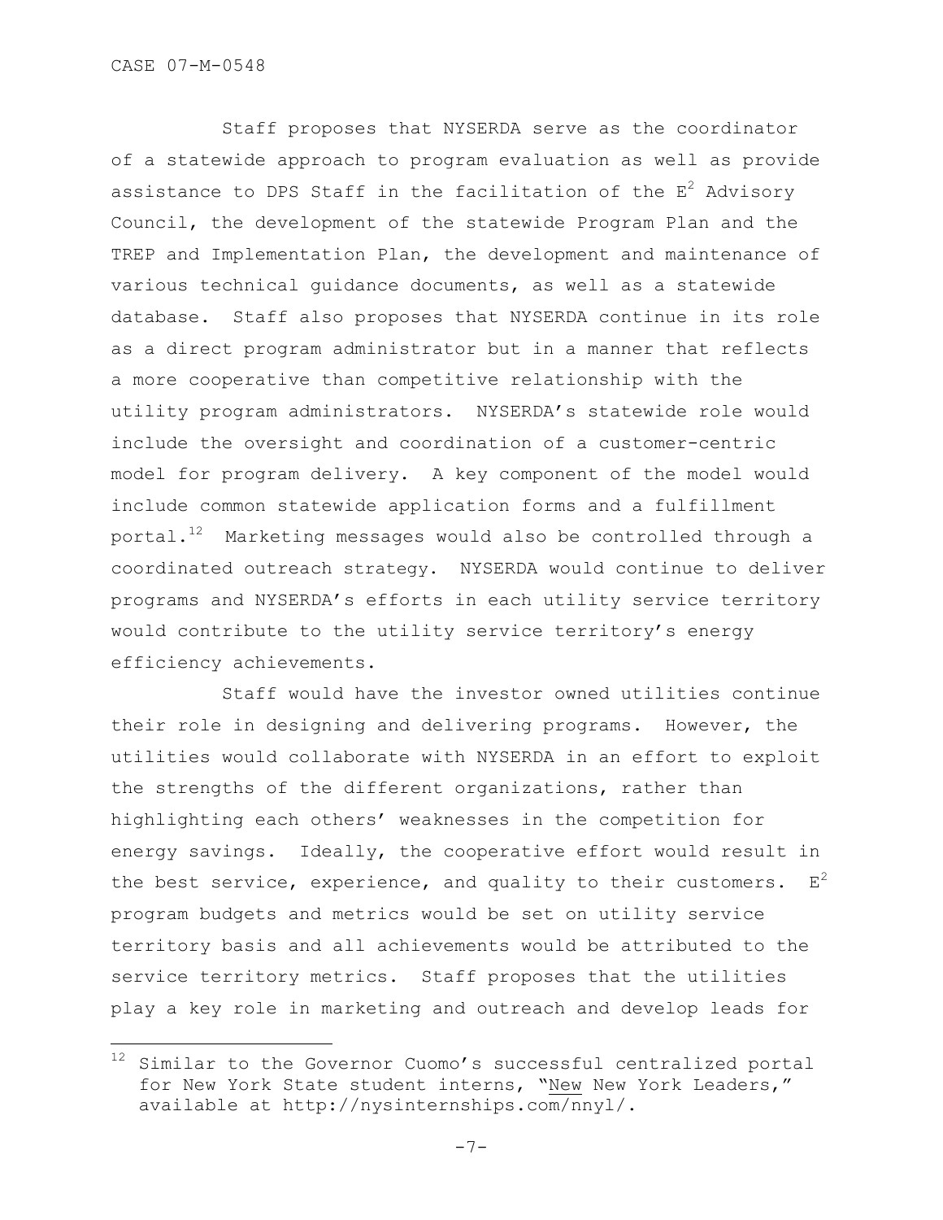Staff proposes that NYSERDA serve as the coordinator of a statewide approach to program evaluation as well as provide assistance to DPS Staff in the facilitation of the $E^2$ Advisory Council, the development of the statewide Program Plan and the TREP and Implementation Plan, the development and maintenance of various technical guidance documents, as well as a statewide database. Staff also proposes that NYSERDA continue in its role as a direct program administrator but in a manner that reflects a more cooperative than competitive relationship with the utility program administrators. NYSERDA's statewide role would include the oversight and coordination of a customer-centric model for program delivery. A key component of the model would include common statewide application forms and a fulfillment portal.[12] Marketing messages would also be controlled through a coordinated outreach strategy. NYSERDA would continue to deliver programs and NYSERDA's efforts in each utility service territory would contribute to the utility service territory's energy efficiency achievements.

Staff would have the investor owned utilities continue their role in designing and delivering programs. However, the utilities would collaborate with NYSERDA in an effort to exploit the strengths of the different organizations, rather than highlighting each others' weaknesses in the competition for energy savings. Ideally, the cooperative effort would result in the best service, experience, and quality to their customers. $E^2$ program budgets and metrics would be set on utility service territory basis and all achievements would be attributed to the service territory metrics. Staff proposes that the utilities play a key role in marketing and outreach and develop leads for

---

[12] Similar to the Governor Cuomo's successful centralized portal for New York State student interns, "New New York Leaders," available at http://nysinternships.com/nnyl/.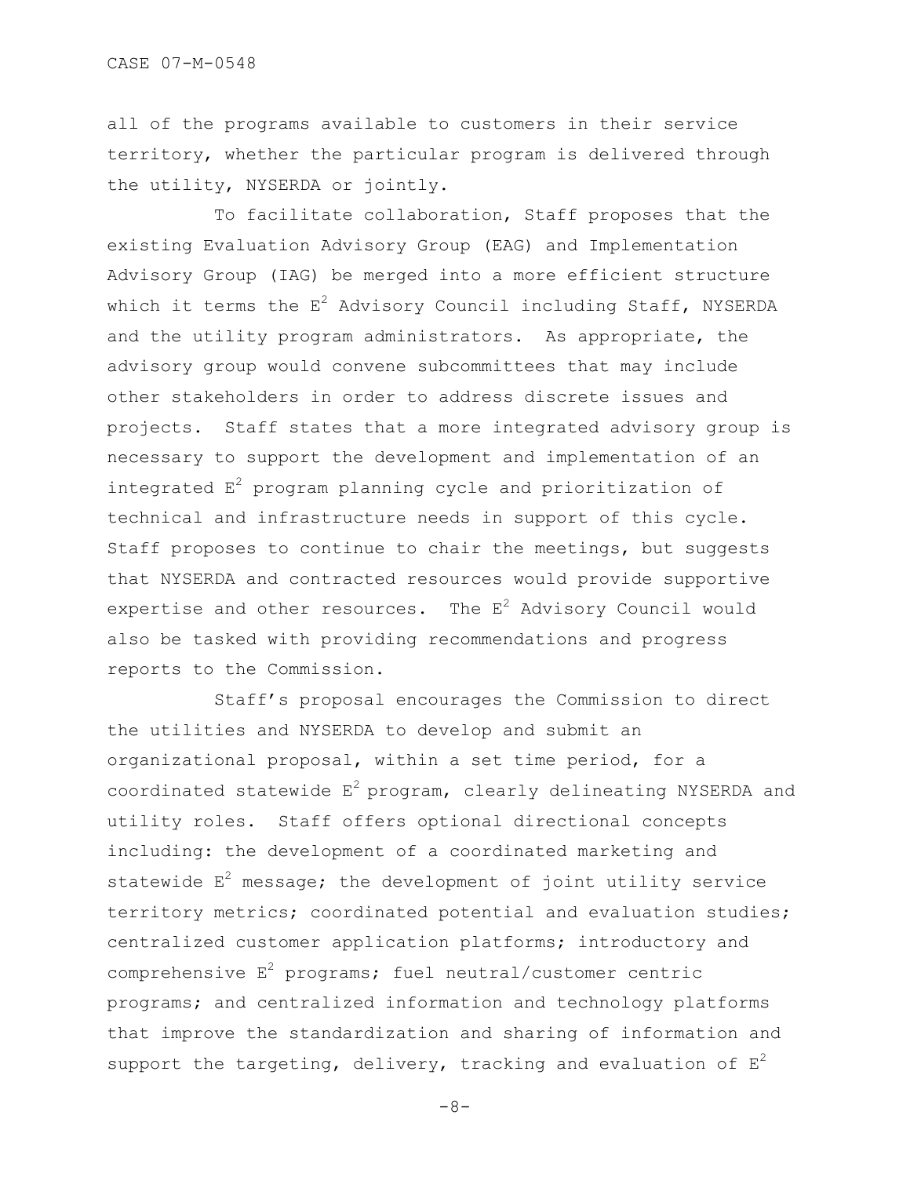all of the programs available to customers in their service territory, whether the particular program is delivered through the utility, NYSERDA or jointly.

To facilitate collaboration, Staff proposes that the existing Evaluation Advisory Group (EAG) and Implementation Advisory Group (IAG) be merged into a more efficient structure which it terms the $E^2$ Advisory Council including Staff, NYSERDA and the utility program administrators. As appropriate, the advisory group would convene subcommittees that may include other stakeholders in order to address discrete issues and projects. Staff states that a more integrated advisory group is necessary to support the development and implementation of an integrated $E^2$ program planning cycle and prioritization of technical and infrastructure needs in support of this cycle. Staff proposes to continue to chair the meetings, but suggests that NYSERDA and contracted resources would provide supportive expertise and other resources. The $E^2$ Advisory Council would also be tasked with providing recommendations and progress reports to the Commission.

Staff's proposal encourages the Commission to direct the utilities and NYSERDA to develop and submit an organizational proposal, within a set time period, for a coordinated statewide $E^2$ program, clearly delineating NYSERDA and utility roles. Staff offers optional directional concepts including: the development of a coordinated marketing and statewide $E^2$ message; the development of joint utility service territory metrics; coordinated potential and evaluation studies; centralized customer application platforms; introductory and comprehensive $E^2$ programs; fuel neutral/customer centric programs; and centralized information and technology platforms that improve the standardization and sharing of information and support the targeting, delivery, tracking and evaluation of $E^2$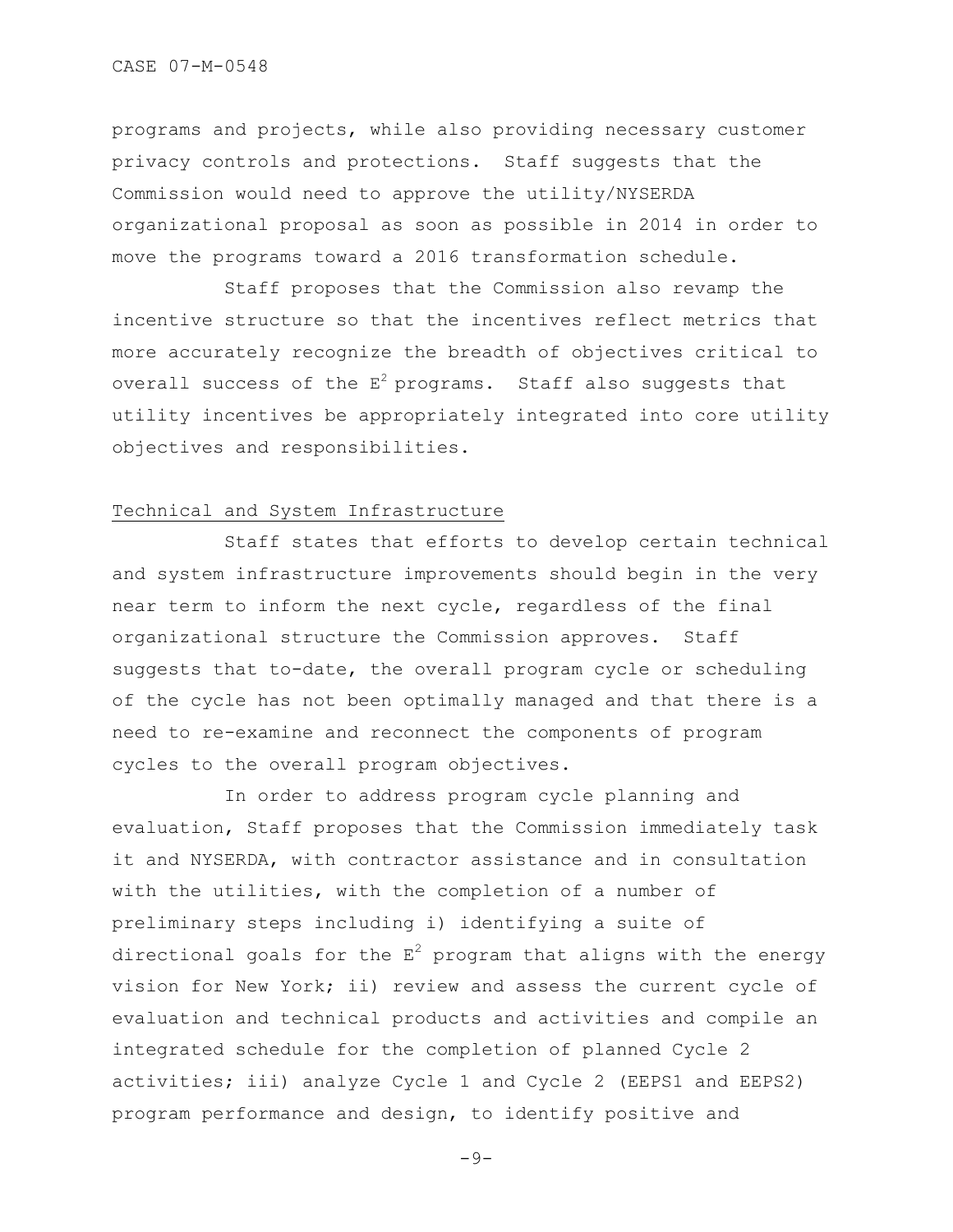programs and projects, while also providing necessary customer privacy controls and protections. Staff suggests that the Commission would need to approve the utility/NYSERDA organizational proposal as soon as possible in 2014 in order to move the programs toward a 2016 transformation schedule.

Staff proposes that the Commission also revamp the incentive structure so that the incentives reflect metrics that more accurately recognize the breadth of objectives critical to overall success of the $E^2$ programs. Staff also suggests that utility incentives be appropriately integrated into core utility objectives and responsibilities.

## Technical and System Infrastructure

Staff states that efforts to develop certain technical and system infrastructure improvements should begin in the very near term to inform the next cycle, regardless of the final organizational structure the Commission approves. Staff suggests that to-date, the overall program cycle or scheduling of the cycle has not been optimally managed and that there is a need to re-examine and reconnect the components of program cycles to the overall program objectives.

In order to address program cycle planning and evaluation, Staff proposes that the Commission immediately task it and NYSERDA, with contractor assistance and in consultation with the utilities, with the completion of a number of preliminary steps including i) identifying a suite of directional goals for the $E^2$ program that aligns with the energy vision for New York; ii) review and assess the current cycle of evaluation and technical products and activities and compile an integrated schedule for the completion of planned Cycle 2 activities; iii) analyze Cycle 1 and Cycle 2 (EEPS1 and EEPS2) program performance and design, to identify positive and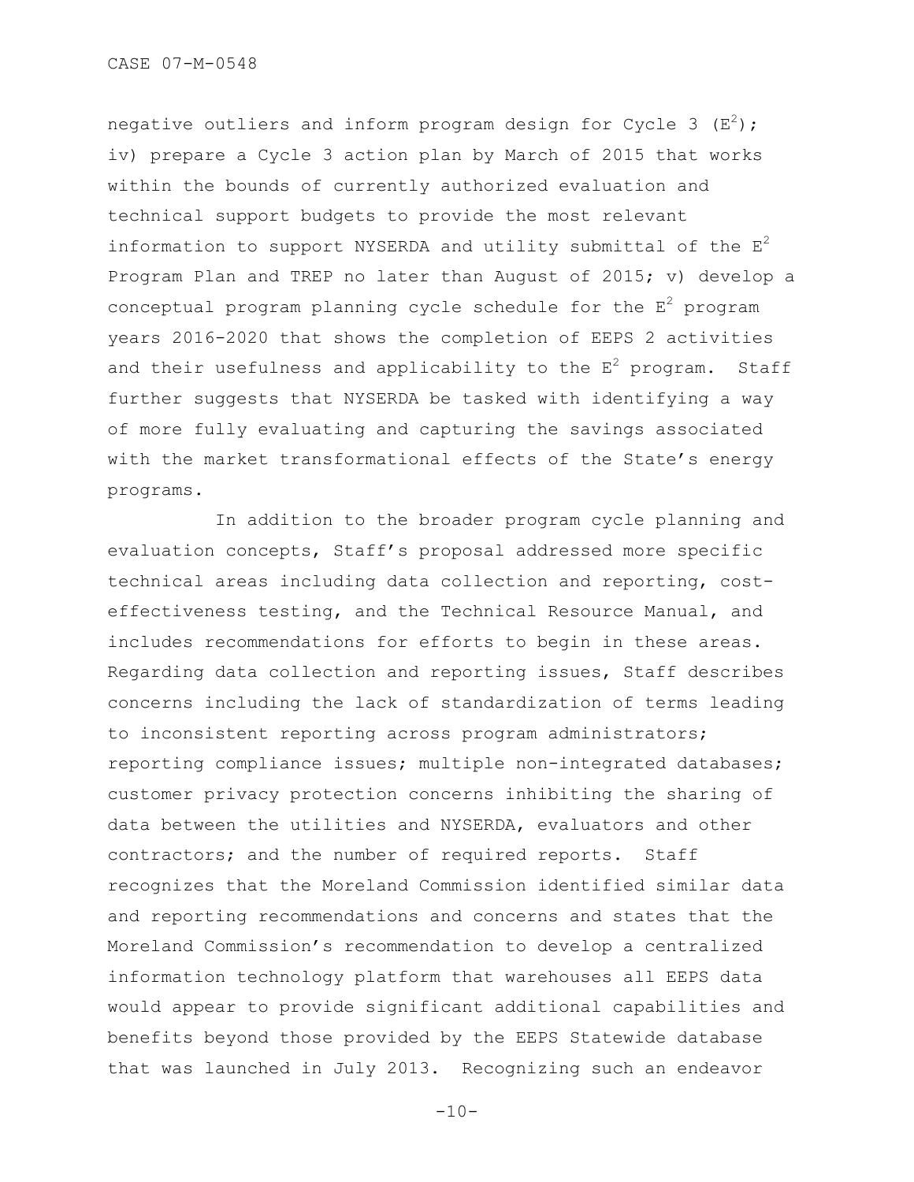negative outliers and inform program design for Cycle 3 ($E^2$); iv) prepare a Cycle 3 action plan by March of 2015 that works within the bounds of currently authorized evaluation and technical support budgets to provide the most relevant information to support NYSERDA and utility submittal of the $E^2$ Program Plan and TREP no later than August of 2015; v) develop a conceptual program planning cycle schedule for the $E^2$ program years 2016-2020 that shows the completion of EEPS 2 activities and their usefulness and applicability to the $E^2$ program. Staff further suggests that NYSERDA be tasked with identifying a way of more fully evaluating and capturing the savings associated with the market transformational effects of the State's energy programs.

In addition to the broader program cycle planning and evaluation concepts, Staff's proposal addressed more specific technical areas including data collection and reporting, cost-effectiveness testing, and the Technical Resource Manual, and includes recommendations for efforts to begin in these areas. Regarding data collection and reporting issues, Staff describes concerns including the lack of standardization of terms leading to inconsistent reporting across program administrators; reporting compliance issues; multiple non-integrated databases; customer privacy protection concerns inhibiting the sharing of data between the utilities and NYSERDA, evaluators and other contractors; and the number of required reports. Staff recognizes that the Moreland Commission identified similar data and reporting recommendations and concerns and states that the Moreland Commission's recommendation to develop a centralized information technology platform that warehouses all EEPS data would appear to provide significant additional capabilities and benefits beyond those provided by the EEPS Statewide database that was launched in July 2013. Recognizing such an endeavor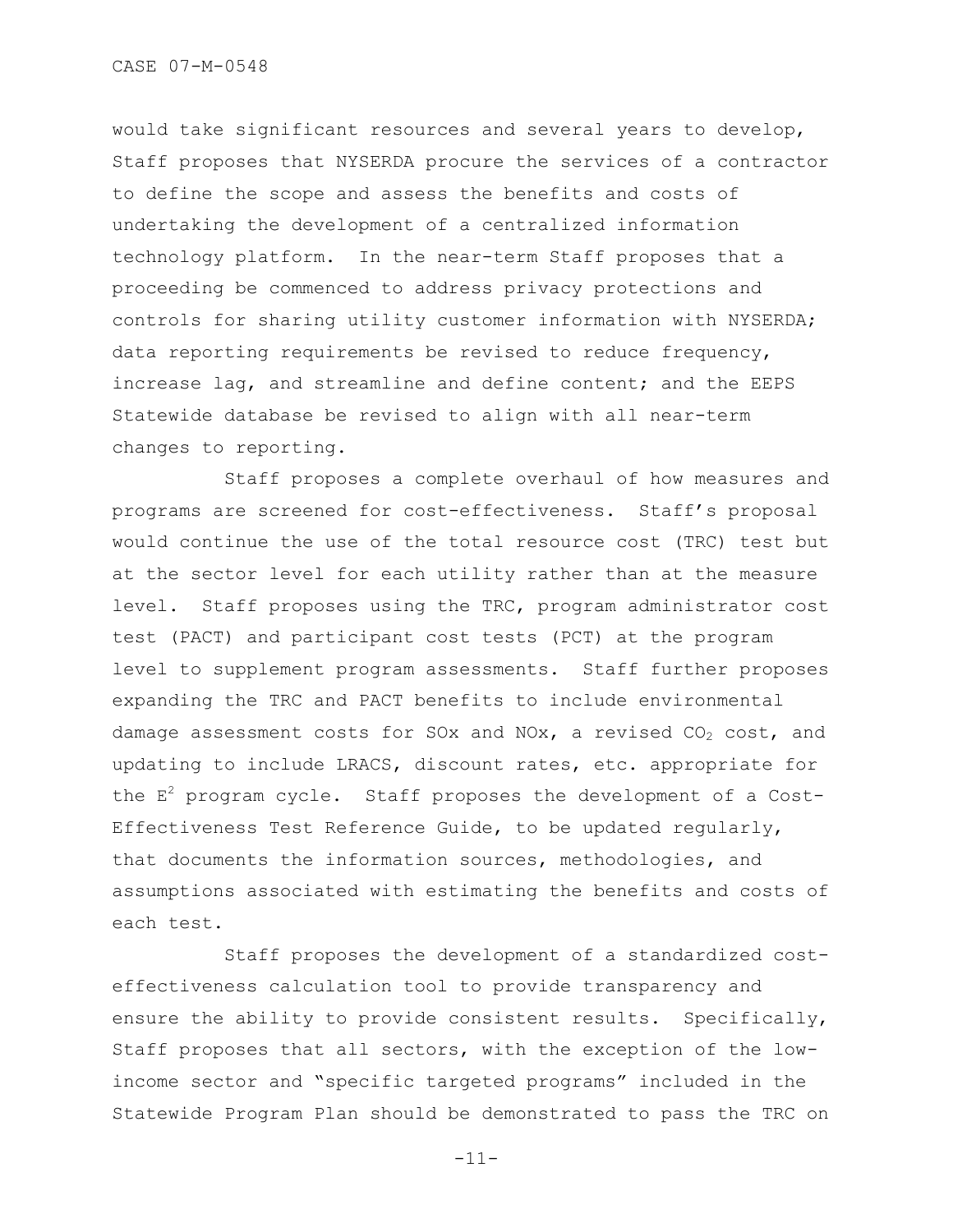would take significant resources and several years to develop, Staff proposes that NYSERDA procure the services of a contractor to define the scope and assess the benefits and costs of undertaking the development of a centralized information technology platform. In the near-term Staff proposes that a proceeding be commenced to address privacy protections and controls for sharing utility customer information with NYSERDA; data reporting requirements be revised to reduce frequency, increase lag, and streamline and define content; and the EEPS Statewide database be revised to align with all near-term changes to reporting.

Staff proposes a complete overhaul of how measures and programs are screened for cost-effectiveness. Staff's proposal would continue the use of the total resource cost (TRC) test but at the sector level for each utility rather than at the measure level. Staff proposes using the TRC, program administrator cost test (PACT) and participant cost tests (PCT) at the program level to supplement program assessments. Staff further proposes expanding the TRC and PACT benefits to include environmental damage assessment costs for SOx and NOx, a revised $CO_2$ cost, and updating to include LRACS, discount rates, etc. appropriate for the $E^2$ program cycle. Staff proposes the development of a Cost-Effectiveness Test Reference Guide, to be updated regularly, that documents the information sources, methodologies, and assumptions associated with estimating the benefits and costs of each test.

Staff proposes the development of a standardized cost-effectiveness calculation tool to provide transparency and ensure the ability to provide consistent results. Specifically, Staff proposes that all sectors, with the exception of the low-income sector and "specific targeted programs" included in the Statewide Program Plan should be demonstrated to pass the TRC on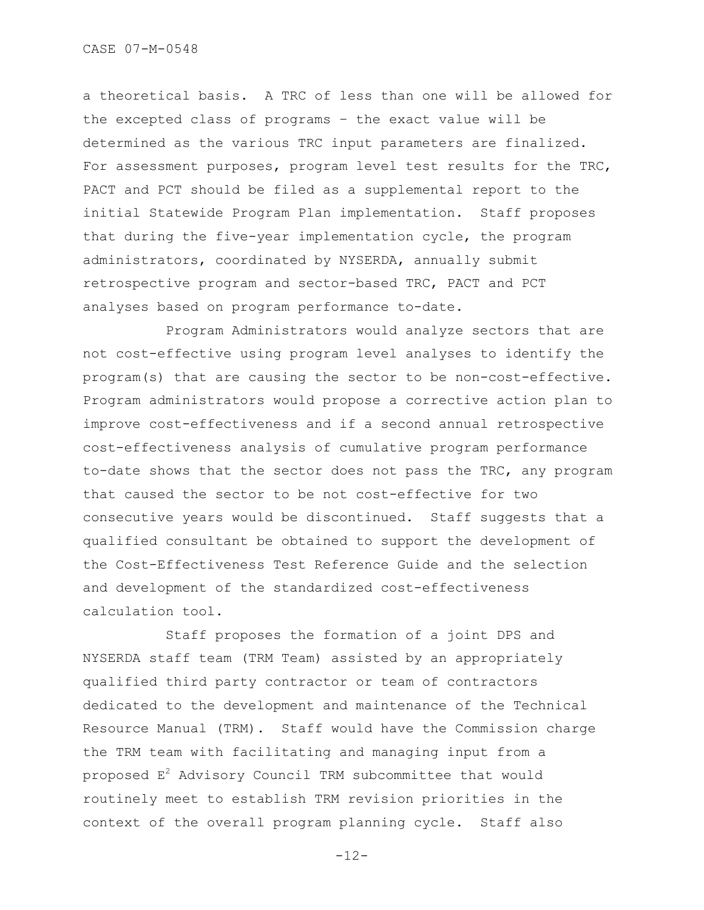a theoretical basis. A TRC of less than one will be allowed for the excepted class of programs – the exact value will be determined as the various TRC input parameters are finalized. For assessment purposes, program level test results for the TRC, PACT and PCT should be filed as a supplemental report to the initial Statewide Program Plan implementation. Staff proposes that during the five-year implementation cycle, the program administrators, coordinated by NYSERDA, annually submit retrospective program and sector-based TRC, PACT and PCT analyses based on program performance to-date.

Program Administrators would analyze sectors that are not cost-effective using program level analyses to identify the program(s) that are causing the sector to be non-cost-effective. Program administrators would propose a corrective action plan to improve cost-effectiveness and if a second annual retrospective cost-effectiveness analysis of cumulative program performance to-date shows that the sector does not pass the TRC, any program that caused the sector to be not cost-effective for two consecutive years would be discontinued. Staff suggests that a qualified consultant be obtained to support the development of the Cost-Effectiveness Test Reference Guide and the selection and development of the standardized cost-effectiveness calculation tool.

Staff proposes the formation of a joint DPS and NYSERDA staff team (TRM Team) assisted by an appropriately qualified third party contractor or team of contractors dedicated to the development and maintenance of the Technical Resource Manual (TRM). Staff would have the Commission charge the TRM team with facilitating and managing input from a proposed $E^2$ Advisory Council TRM subcommittee that would routinely meet to establish TRM revision priorities in the context of the overall program planning cycle. Staff also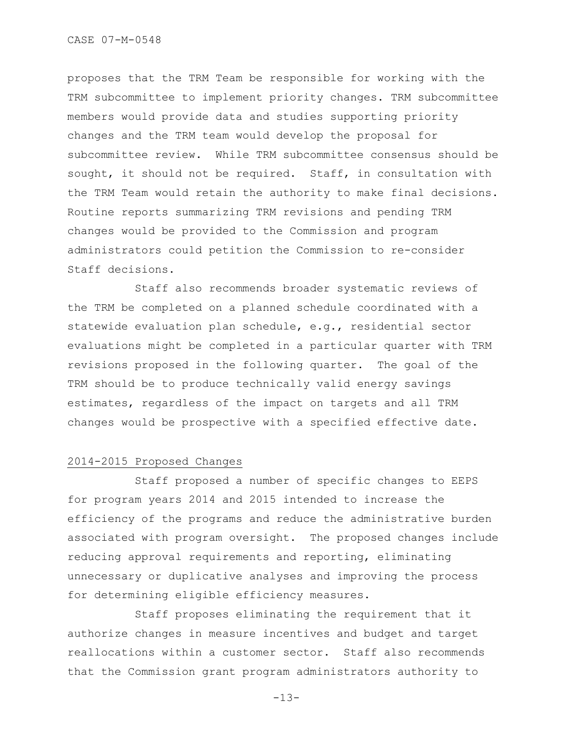proposes that the TRM Team be responsible for working with the TRM subcommittee to implement priority changes. TRM subcommittee members would provide data and studies supporting priority changes and the TRM team would develop the proposal for subcommittee review. While TRM subcommittee consensus should be sought, it should not be required. Staff, in consultation with the TRM Team would retain the authority to make final decisions. Routine reports summarizing TRM revisions and pending TRM changes would be provided to the Commission and program administrators could petition the Commission to re-consider Staff decisions.

Staff also recommends broader systematic reviews of the TRM be completed on a planned schedule coordinated with a statewide evaluation plan schedule, e.g., residential sector evaluations might be completed in a particular quarter with TRM revisions proposed in the following quarter. The goal of the TRM should be to produce technically valid energy savings estimates, regardless of the impact on targets and all TRM changes would be prospective with a specified effective date.

2014-2015 Proposed Changes

Staff proposed a number of specific changes to EEPS for program years 2014 and 2015 intended to increase the efficiency of the programs and reduce the administrative burden associated with program oversight. The proposed changes include reducing approval requirements and reporting, eliminating unnecessary or duplicative analyses and improving the process for determining eligible efficiency measures.

Staff proposes eliminating the requirement that it authorize changes in measure incentives and budget and target reallocations within a customer sector. Staff also recommends that the Commission grant program administrators authority to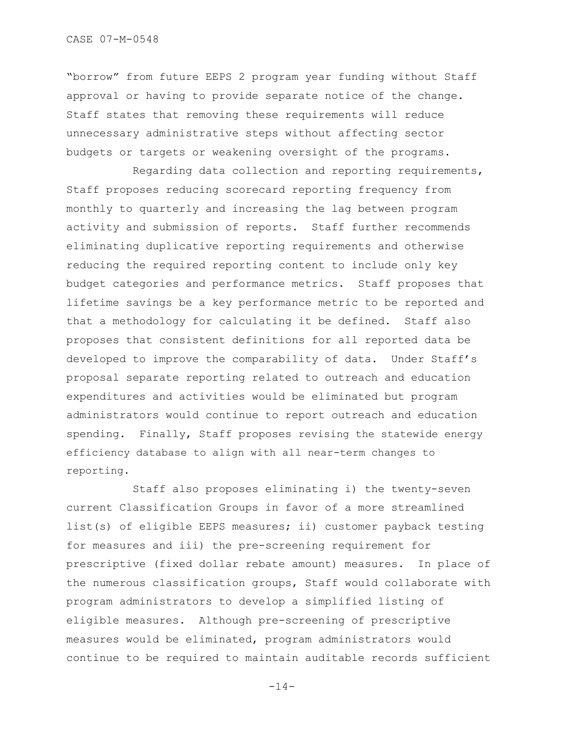"borrow" from future EEPS 2 program year funding without Staff approval or having to provide separate notice of the change. Staff states that removing these requirements will reduce unnecessary administrative steps without affecting sector budgets or targets or weakening oversight of the programs.

Regarding data collection and reporting requirements, Staff proposes reducing scorecard reporting frequency from monthly to quarterly and increasing the lag between program activity and submission of reports. Staff further recommends eliminating duplicative reporting requirements and otherwise reducing the required reporting content to include only key budget categories and performance metrics. Staff proposes that lifetime savings be a key performance metric to be reported and that a methodology for calculating it be defined. Staff also proposes that consistent definitions for all reported data be developed to improve the comparability of data. Under Staff's proposal separate reporting related to outreach and education expenditures and activities would be eliminated but program administrators would continue to report outreach and education spending. Finally, Staff proposes revising the statewide energy efficiency database to align with all near-term changes to reporting.

Staff also proposes eliminating i) the twenty-seven current Classification Groups in favor of a more streamlined list(s) of eligible EEPS measures; ii) customer payback testing for measures and iii) the pre-screening requirement for prescriptive (fixed dollar rebate amount) measures. In place of the numerous classification groups, Staff would collaborate with program administrators to develop a simplified listing of eligible measures. Although pre-screening of prescriptive measures would be eliminated, program administrators would continue to be required to maintain auditable records sufficient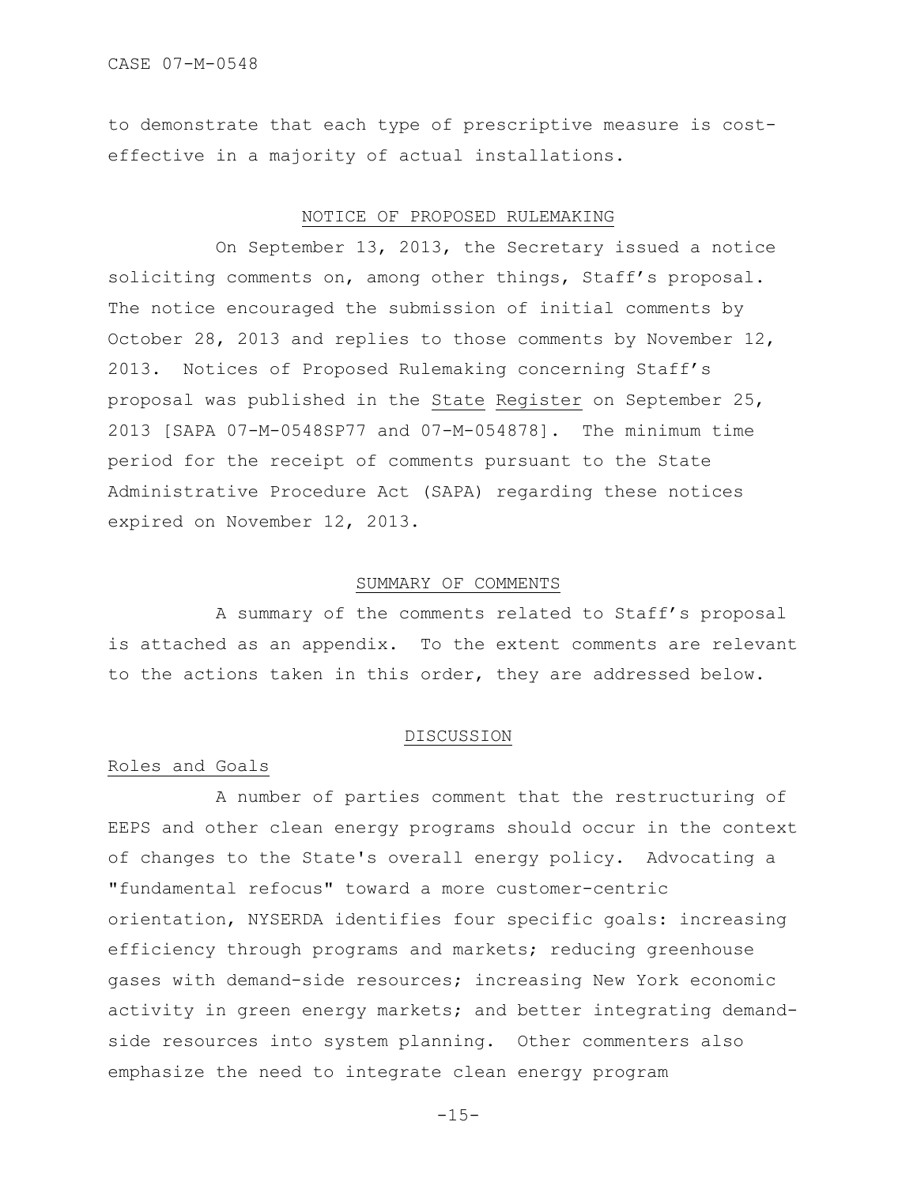to demonstrate that each type of prescriptive measure is cost-effective in a majority of actual installations.

## NOTICE OF PROPOSED RULEMAKING

On September 13, 2013, the Secretary issued a notice soliciting comments on, among other things, Staff's proposal. The notice encouraged the submission of initial comments by October 28, 2013 and replies to those comments by November 12, 2013. Notices of Proposed Rulemaking concerning Staff's proposal was published in the State Register on September 25, 2013 [SAPA 07-M-0548SP77 and 07-M-054878]. The minimum time period for the receipt of comments pursuant to the State Administrative Procedure Act (SAPA) regarding these notices expired on November 12, 2013.

## SUMMARY OF COMMENTS

A summary of the comments related to Staff's proposal is attached as an appendix. To the extent comments are relevant to the actions taken in this order, they are addressed below.

## DISCUSSION

### Roles and Goals

A number of parties comment that the restructuring of EEPS and other clean energy programs should occur in the context of changes to the State's overall energy policy. Advocating a "fundamental refocus" toward a more customer-centric orientation, NYSERDA identifies four specific goals: increasing efficiency through programs and markets; reducing greenhouse gases with demand-side resources; increasing New York economic activity in green energy markets; and better integrating demand-side resources into system planning. Other commenters also emphasize the need to integrate clean energy program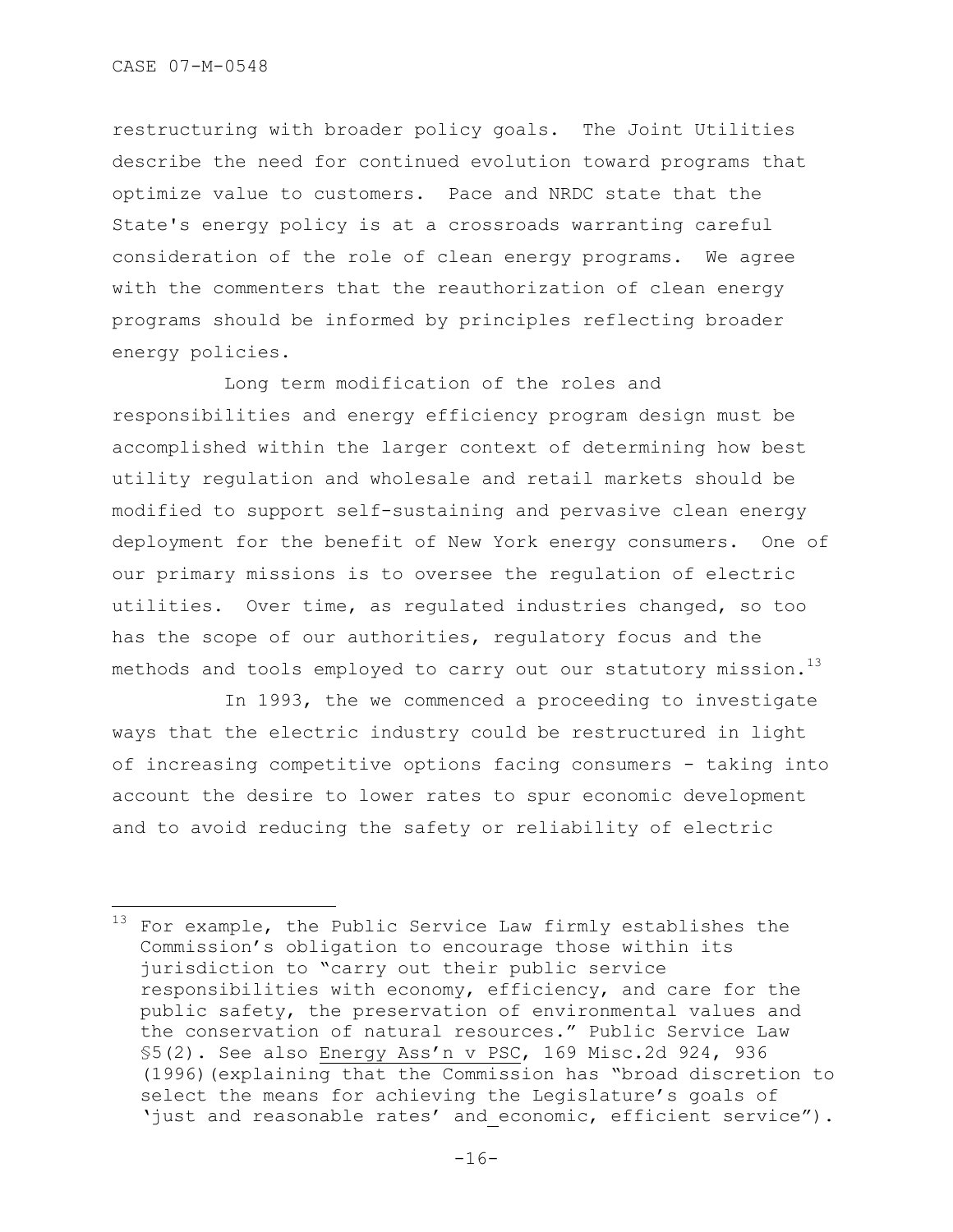restructuring with broader policy goals. The Joint Utilities describe the need for continued evolution toward programs that optimize value to customers. Pace and NRDC state that the State's energy policy is at a crossroads warranting careful consideration of the role of clean energy programs. We agree with the commenters that the reauthorization of clean energy programs should be informed by principles reflecting broader energy policies.

Long term modification of the roles and responsibilities and energy efficiency program design must be accomplished within the larger context of determining how best utility regulation and wholesale and retail markets should be modified to support self-sustaining and pervasive clean energy deployment for the benefit of New York energy consumers. One of our primary missions is to oversee the regulation of electric utilities. Over time, as regulated industries changed, so too has the scope of our authorities, regulatory focus and the methods and tools employed to carry out our statutory mission.[13]

In 1993, the we commenced a proceeding to investigate ways that the electric industry could be restructured in light of increasing competitive options facing consumers - taking into account the desire to lower rates to spur economic development and to avoid reducing the safety or reliability of electric

---

[13] For example, the Public Service Law firmly establishes the Commission's obligation to encourage those within its jurisdiction to "carry out their public service responsibilities with economy, efficiency, and care for the public safety, the preservation of environmental values and the conservation of natural resources." Public Service Law §5(2). See also Energy Ass'n v PSC, 169 Misc.2d 924, 936 (1996)(explaining that the Commission has "broad discretion to select the means for achieving the Legislature's goals of 'just and reasonable rates' and economic, efficient service").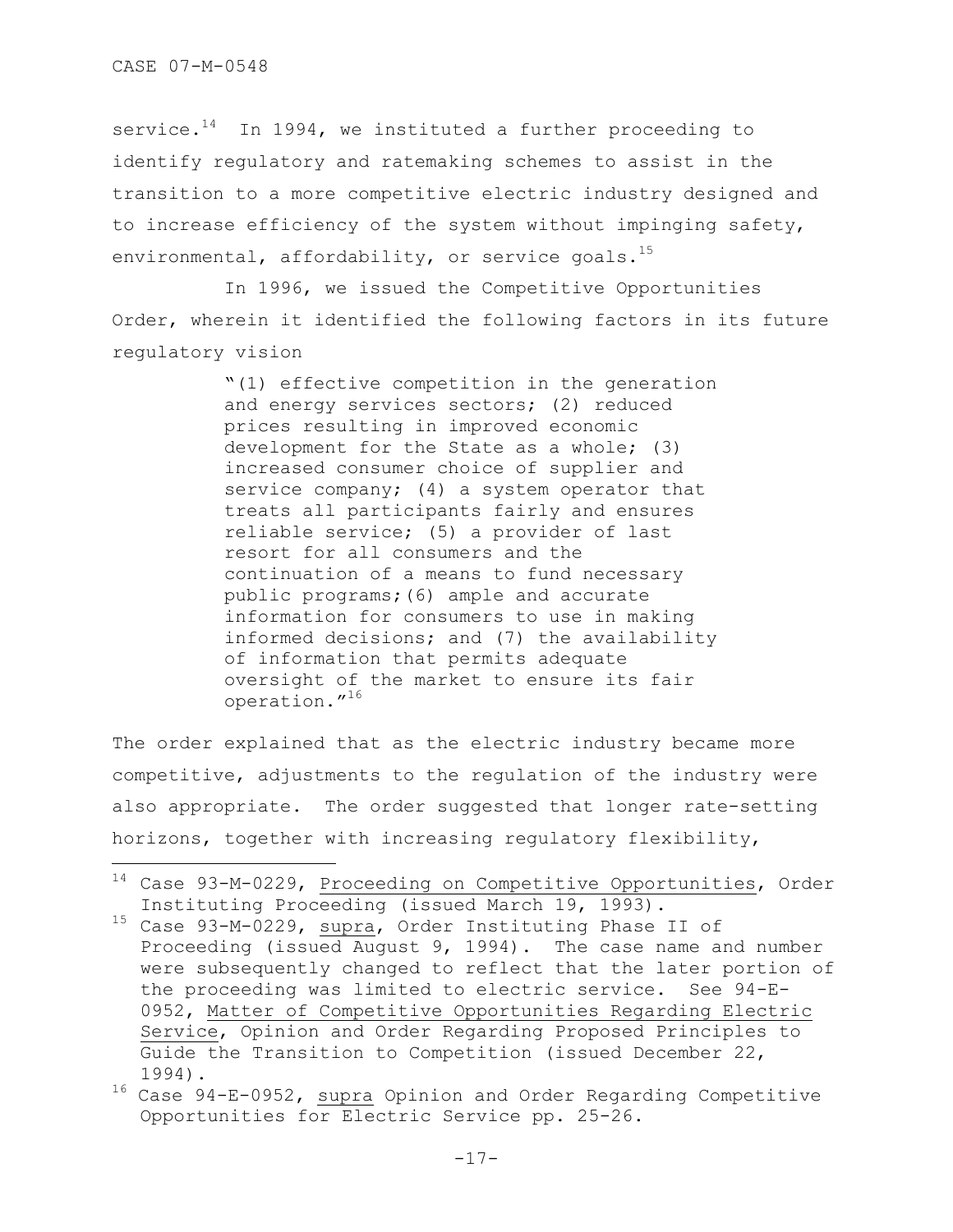service.[14] In 1994, we instituted a further proceeding to identify regulatory and ratemaking schemes to assist in the transition to a more competitive electric industry designed and to increase efficiency of the system without impinging safety, environmental, affordability, or service goals.[15]

In 1996, we issued the Competitive Opportunities Order, wherein it identified the following factors in its future regulatory vision

> "(1) effective competition in the generation and energy services sectors; (2) reduced prices resulting in improved economic development for the State as a whole; (3) increased consumer choice of supplier and service company; (4) a system operator that treats all participants fairly and ensures reliable service; (5) a provider of last resort for all consumers and the continuation of a means to fund necessary public programs;(6) ample and accurate information for consumers to use in making informed decisions; and (7) the availability of information that permits adequate oversight of the market to ensure its fair operation."[16]

The order explained that as the electric industry became more competitive, adjustments to the regulation of the industry were also appropriate. The order suggested that longer rate-setting horizons, together with increasing regulatory flexibility,

---

[14] Case 93-M-0229, Proceeding on Competitive Opportunities, Order Instituting Proceeding (issued March 19, 1993).

[15] Case 93-M-0229, supra, Order Instituting Phase II of Proceeding (issued August 9, 1994). The case name and number were subsequently changed to reflect that the later portion of the proceeding was limited to electric service. See 94-E-0952, Matter of Competitive Opportunities Regarding Electric Service, Opinion and Order Regarding Proposed Principles to Guide the Transition to Competition (issued December 22, 1994).

[16] Case 94-E-0952, supra Opinion and Order Regarding Competitive Opportunities for Electric Service pp. 25-26.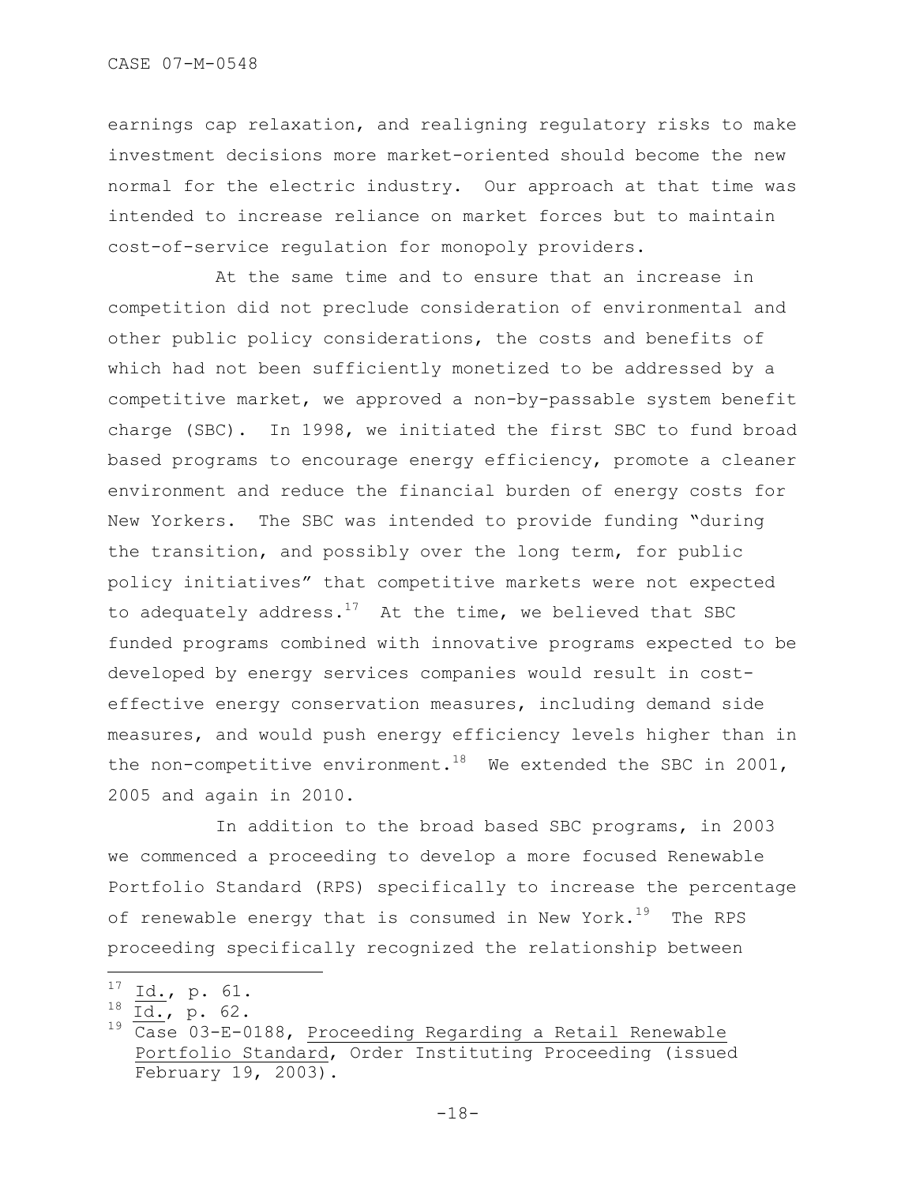earnings cap relaxation, and realigning regulatory risks to make investment decisions more market-oriented should become the new normal for the electric industry. Our approach at that time was intended to increase reliance on market forces but to maintain cost-of-service regulation for monopoly providers.

At the same time and to ensure that an increase in competition did not preclude consideration of environmental and other public policy considerations, the costs and benefits of which had not been sufficiently monetized to be addressed by a competitive market, we approved a non-by-passable system benefit charge (SBC). In 1998, we initiated the first SBC to fund broad based programs to encourage energy efficiency, promote a cleaner environment and reduce the financial burden of energy costs for New Yorkers. The SBC was intended to provide funding "during the transition, and possibly over the long term, for public policy initiatives" that competitive markets were not expected to adequately address.[17] At the time, we believed that SBC funded programs combined with innovative programs expected to be developed by energy services companies would result in cost-effective energy conservation measures, including demand side measures, and would push energy efficiency levels higher than in the non-competitive environment.[18] We extended the SBC in 2001, 2005 and again in 2010.

In addition to the broad based SBC programs, in 2003 we commenced a proceeding to develop a more focused Renewable Portfolio Standard (RPS) specifically to increase the percentage of renewable energy that is consumed in New York.[19] The RPS proceeding specifically recognized the relationship between

---

[17] Id., p. 61.

[18] Id., p. 62.

[19] Case 03-E-0188, Proceeding Regarding a Retail Renewable Portfolio Standard, Order Instituting Proceeding (issued February 19, 2003).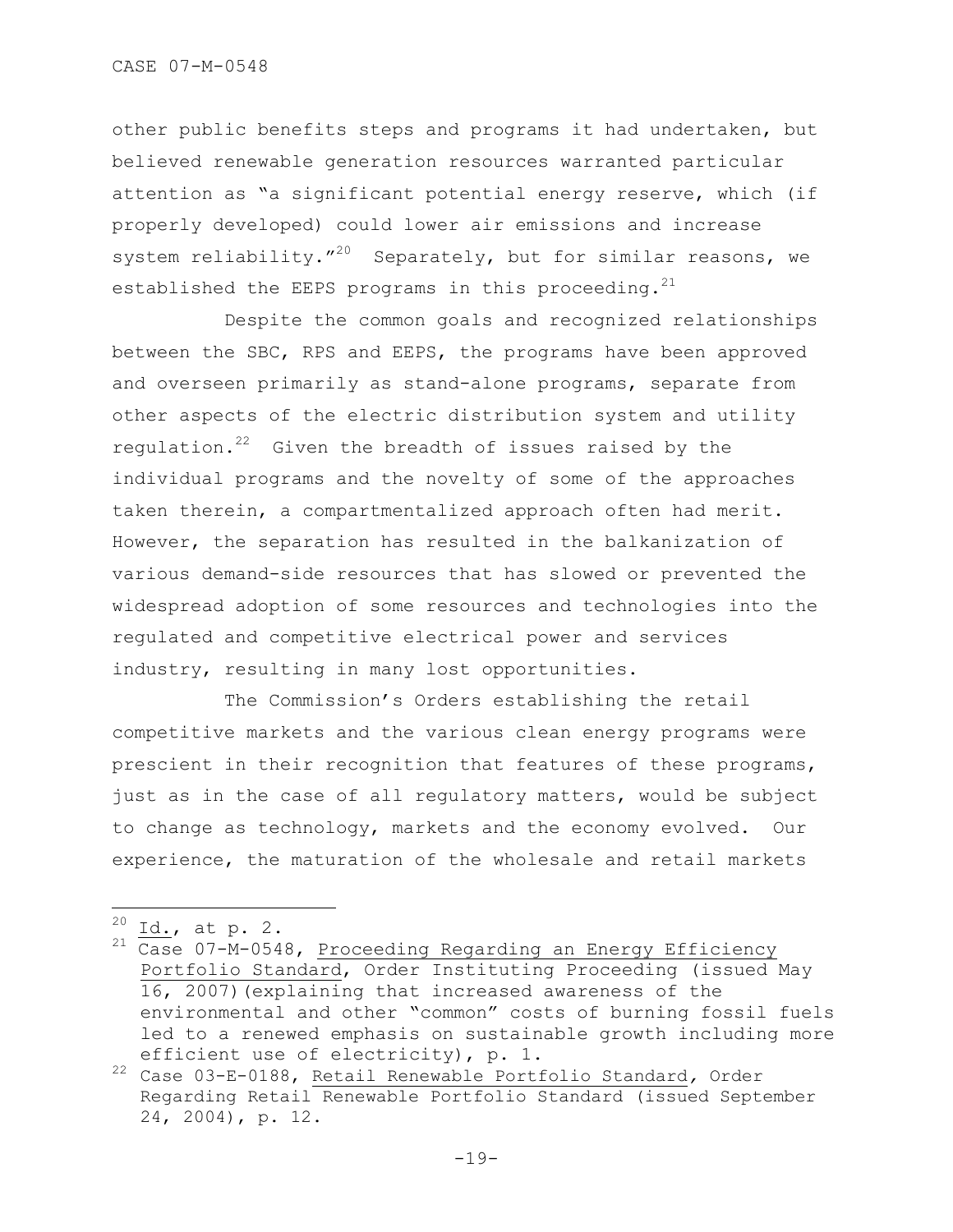other public benefits steps and programs it had undertaken, but believed renewable generation resources warranted particular attention as "a significant potential energy reserve, which (if properly developed) could lower air emissions and increase system reliability."[20] Separately, but for similar reasons, we established the EEPS programs in this proceeding.[21]

Despite the common goals and recognized relationships between the SBC, RPS and EEPS, the programs have been approved and overseen primarily as stand-alone programs, separate from other aspects of the electric distribution system and utility regulation.[22] Given the breadth of issues raised by the individual programs and the novelty of some of the approaches taken therein, a compartmentalized approach often had merit. However, the separation has resulted in the balkanization of various demand-side resources that has slowed or prevented the widespread adoption of some resources and technologies into the regulated and competitive electrical power and services industry, resulting in many lost opportunities.

The Commission's Orders establishing the retail competitive markets and the various clean energy programs were prescient in their recognition that features of these programs, just as in the case of all regulatory matters, would be subject to change as technology, markets and the economy evolved. Our experience, the maturation of the wholesale and retail markets

---

[20] Id., at p. 2.

[21] Case 07-M-0548, Proceeding Regarding an Energy Efficiency Portfolio Standard, Order Instituting Proceeding (issued May 16, 2007)(explaining that increased awareness of the environmental and other "common" costs of burning fossil fuels led to a renewed emphasis on sustainable growth including more efficient use of electricity), p. 1.

[22] Case 03-E-0188, Retail Renewable Portfolio Standard, Order Regarding Retail Renewable Portfolio Standard (issued September 24, 2004), p. 12.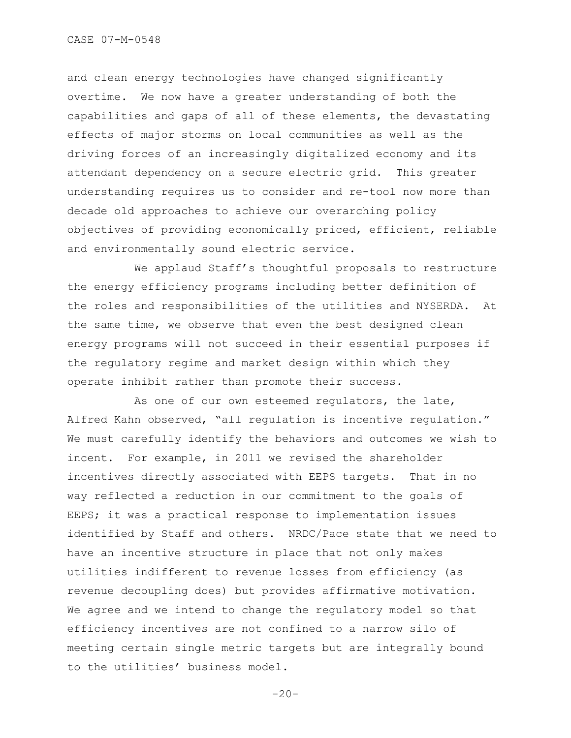and clean energy technologies have changed significantly overtime. We now have a greater understanding of both the capabilities and gaps of all of these elements, the devastating effects of major storms on local communities as well as the driving forces of an increasingly digitalized economy and its attendant dependency on a secure electric grid. This greater understanding requires us to consider and re-tool now more than decade old approaches to achieve our overarching policy objectives of providing economically priced, efficient, reliable and environmentally sound electric service.

We applaud Staff's thoughtful proposals to restructure the energy efficiency programs including better definition of the roles and responsibilities of the utilities and NYSERDA. At the same time, we observe that even the best designed clean energy programs will not succeed in their essential purposes if the regulatory regime and market design within which they operate inhibit rather than promote their success.

As one of our own esteemed regulators, the late, Alfred Kahn observed, "all regulation is incentive regulation." We must carefully identify the behaviors and outcomes we wish to incent. For example, in 2011 we revised the shareholder incentives directly associated with EEPS targets. That in no way reflected a reduction in our commitment to the goals of EEPS; it was a practical response to implementation issues identified by Staff and others. NRDC/Pace state that we need to have an incentive structure in place that not only makes utilities indifferent to revenue losses from efficiency (as revenue decoupling does) but provides affirmative motivation. We agree and we intend to change the regulatory model so that efficiency incentives are not confined to a narrow silo of meeting certain single metric targets but are integrally bound to the utilities' business model.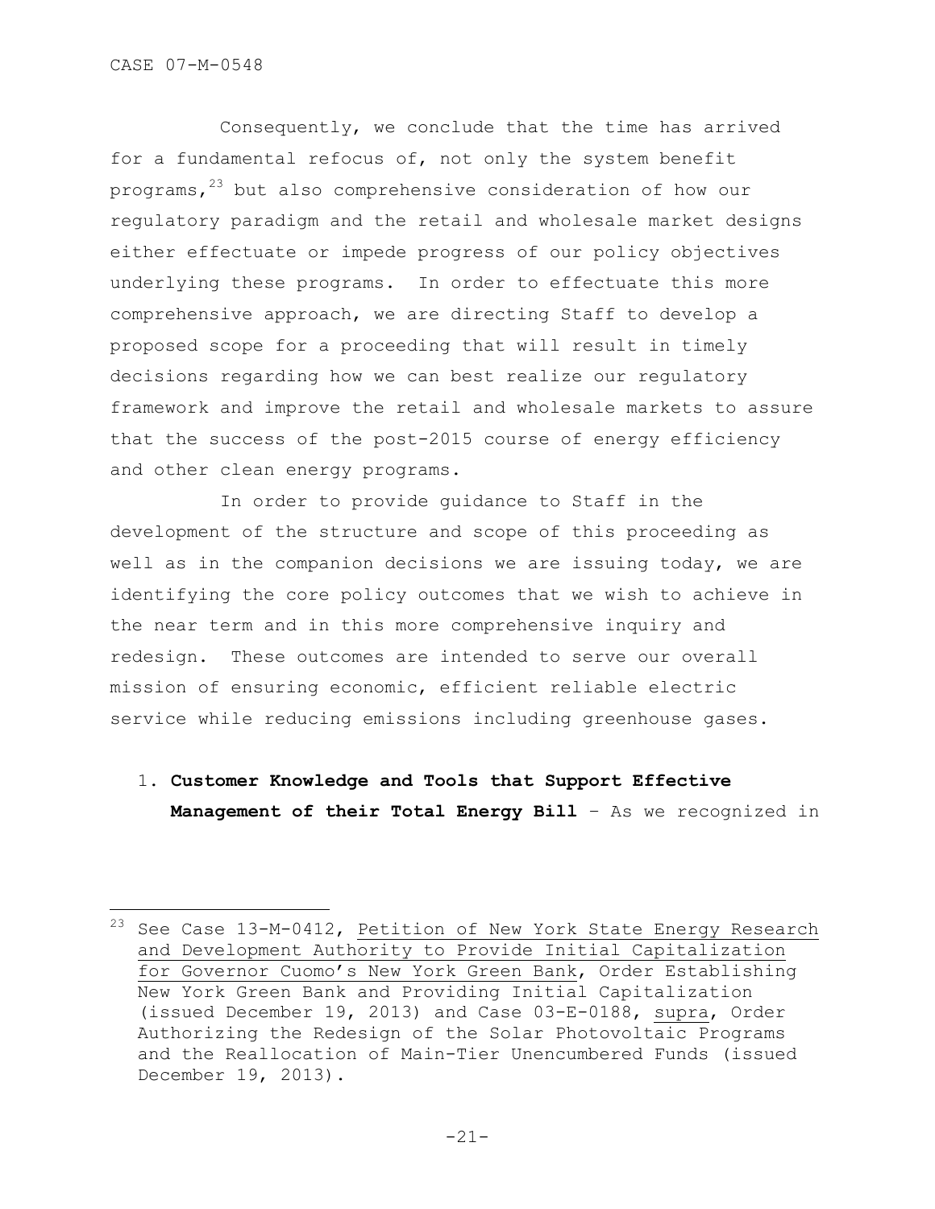Consequently, we conclude that the time has arrived for a fundamental refocus of, not only the system benefit programs,[23] but also comprehensive consideration of how our regulatory paradigm and the retail and wholesale market designs either effectuate or impede progress of our policy objectives underlying these programs. In order to effectuate this more comprehensive approach, we are directing Staff to develop a proposed scope for a proceeding that will result in timely decisions regarding how we can best realize our regulatory framework and improve the retail and wholesale markets to assure that the success of the post-2015 course of energy efficiency and other clean energy programs.

In order to provide guidance to Staff in the development of the structure and scope of this proceeding as well as in the companion decisions we are issuing today, we are identifying the core policy outcomes that we wish to achieve in the near term and in this more comprehensive inquiry and redesign. These outcomes are intended to serve our overall mission of ensuring economic, efficient reliable electric service while reducing emissions including greenhouse gases.

1. **Customer Knowledge and Tools that Support Effective Management of their Total Energy Bill** – As we recognized in

---

[23] See Case 13-M-0412, Petition of New York State Energy Research and Development Authority to Provide Initial Capitalization for Governor Cuomo's New York Green Bank, Order Establishing New York Green Bank and Providing Initial Capitalization (issued December 19, 2013) and Case 03-E-0188, *supra*, Order Authorizing the Redesign of the Solar Photovoltaic Programs and the Reallocation of Main-Tier Unencumbered Funds (issued December 19, 2013).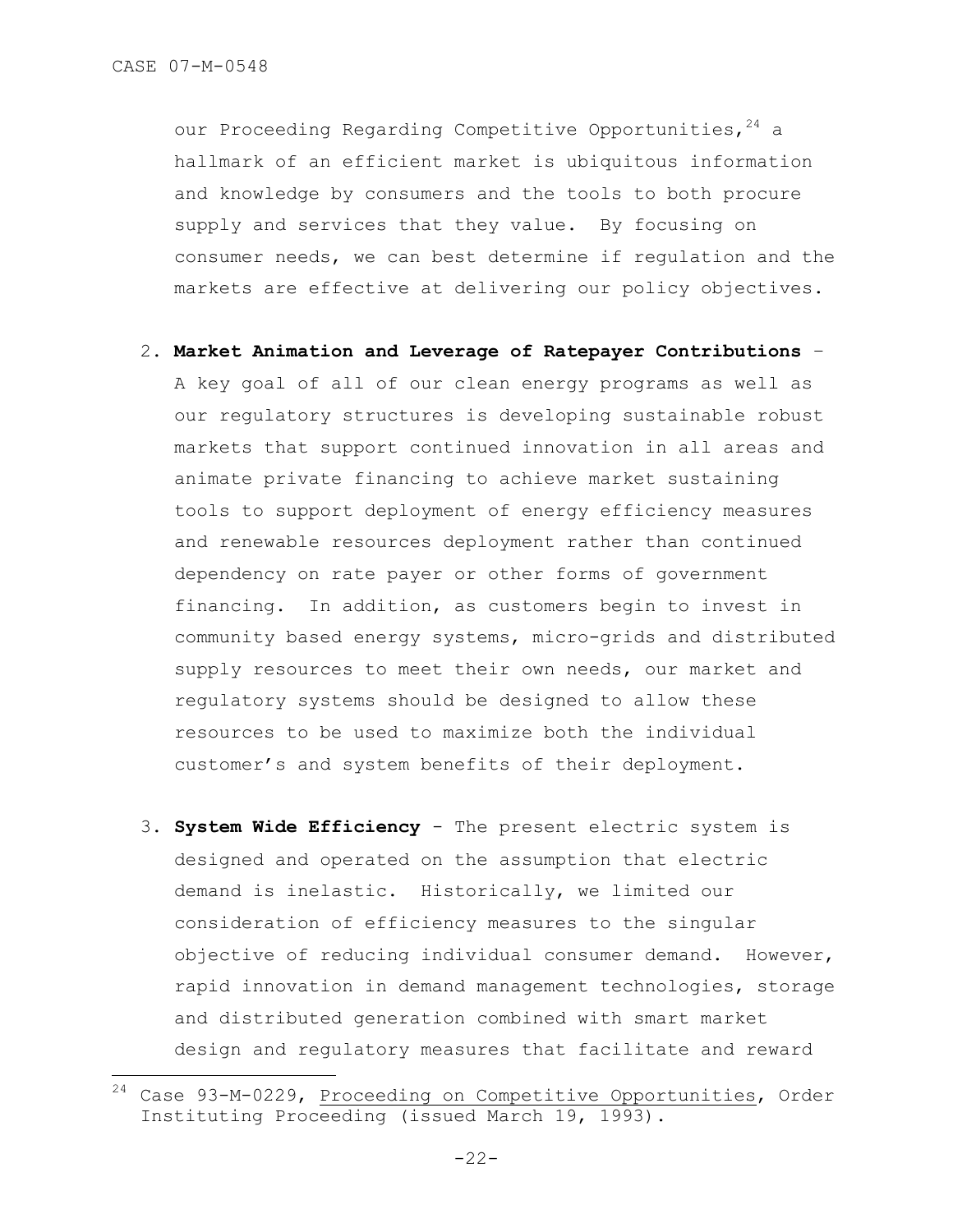our Proceeding Regarding Competitive Opportunities,[24] a hallmark of an efficient market is ubiquitous information and knowledge by consumers and the tools to both procure supply and services that they value. By focusing on consumer needs, we can best determine if regulation and the markets are effective at delivering our policy objectives.

2. **Market Animation and Leverage of Ratepayer Contributions** – A key goal of all of our clean energy programs as well as our regulatory structures is developing sustainable robust markets that support continued innovation in all areas and animate private financing to achieve market sustaining tools to support deployment of energy efficiency measures and renewable resources deployment rather than continued dependency on rate payer or other forms of government financing. In addition, as customers begin to invest in community based energy systems, micro-grids and distributed supply resources to meet their own needs, our market and regulatory systems should be designed to allow these resources to be used to maximize both the individual customer's and system benefits of their deployment.

3. **System Wide Efficiency** - The present electric system is designed and operated on the assumption that electric demand is inelastic. Historically, we limited our consideration of efficiency measures to the singular objective of reducing individual consumer demand. However, rapid innovation in demand management technologies, storage and distributed generation combined with smart market design and regulatory measures that facilitate and reward

---

[24] Case 93-M-0229, Proceeding on Competitive Opportunities, Order Instituting Proceeding (issued March 19, 1993).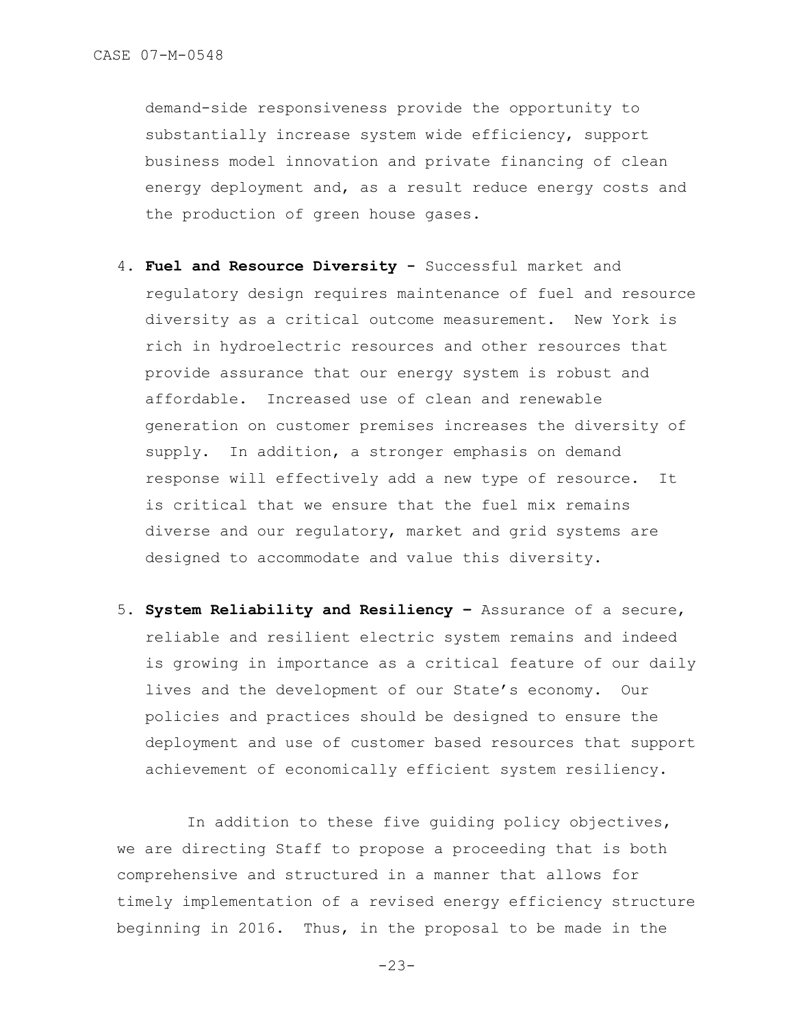demand-side responsiveness provide the opportunity to substantially increase system wide efficiency, support business model innovation and private financing of clean energy deployment and, as a result reduce energy costs and the production of green house gases.

4. **Fuel and Resource Diversity -** Successful market and regulatory design requires maintenance of fuel and resource diversity as a critical outcome measurement. New York is rich in hydroelectric resources and other resources that provide assurance that our energy system is robust and affordable. Increased use of clean and renewable generation on customer premises increases the diversity of supply. In addition, a stronger emphasis on demand response will effectively add a new type of resource. It is critical that we ensure that the fuel mix remains diverse and our regulatory, market and grid systems are designed to accommodate and value this diversity.

5. **System Reliability and Resiliency –** Assurance of a secure, reliable and resilient electric system remains and indeed is growing in importance as a critical feature of our daily lives and the development of our State's economy. Our policies and practices should be designed to ensure the deployment and use of customer based resources that support achievement of economically efficient system resiliency.

In addition to these five guiding policy objectives, we are directing Staff to propose a proceeding that is both comprehensive and structured in a manner that allows for timely implementation of a revised energy efficiency structure beginning in 2016. Thus, in the proposal to be made in the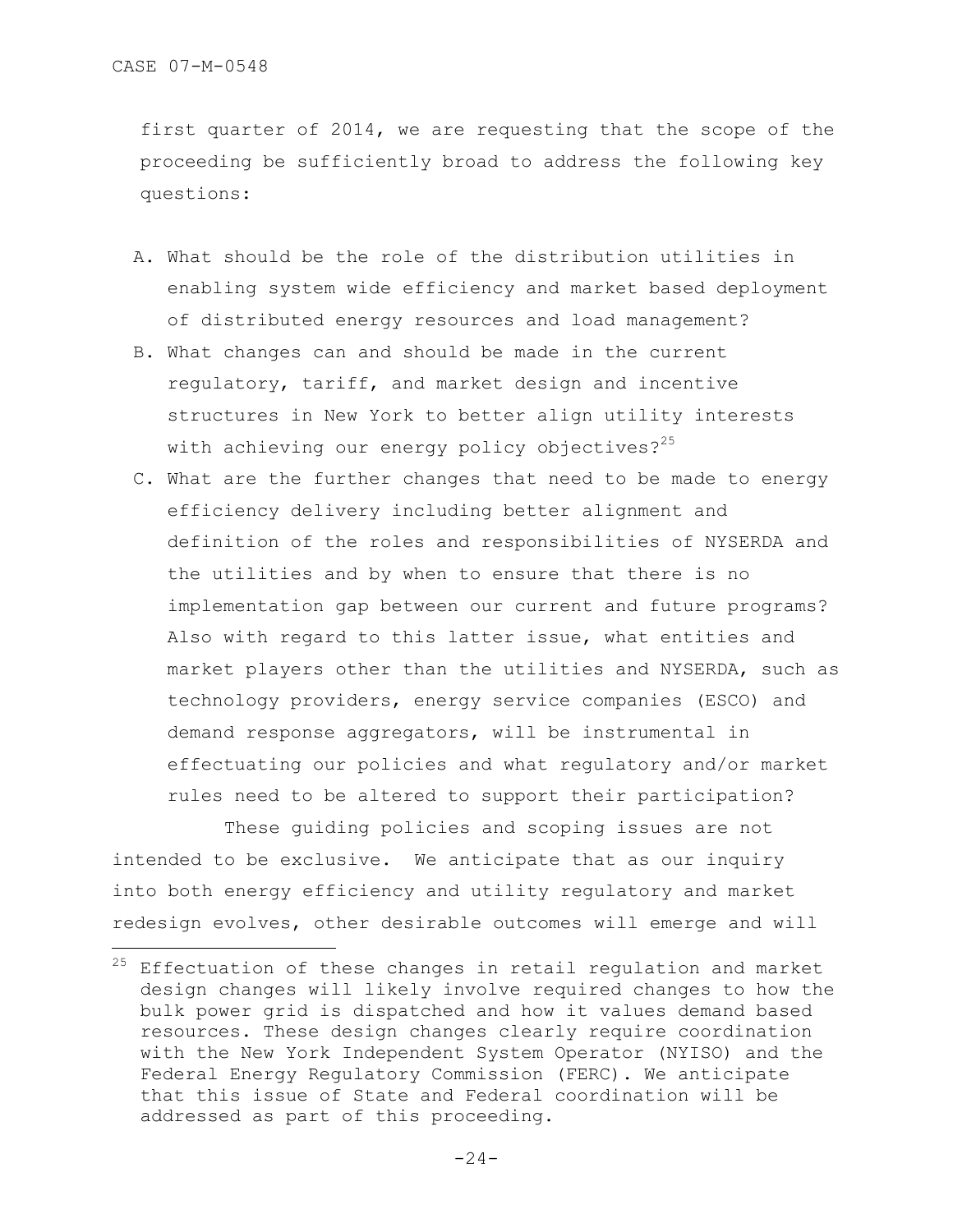first quarter of 2014, we are requesting that the scope of the proceeding be sufficiently broad to address the following key questions:

A. What should be the role of the distribution utilities in enabling system wide efficiency and market based deployment of distributed energy resources and load management?
B. What changes can and should be made in the current regulatory, tariff, and market design and incentive structures in New York to better align utility interests with achieving our energy policy objectives?[25]
C. What are the further changes that need to be made to energy efficiency delivery including better alignment and definition of the roles and responsibilities of NYSERDA and the utilities and by when to ensure that there is no implementation gap between our current and future programs? Also with regard to this latter issue, what entities and market players other than the utilities and NYSERDA, such as technology providers, energy service companies (ESCO) and demand response aggregators, will be instrumental in effectuating our policies and what regulatory and/or market rules need to be altered to support their participation?

These guiding policies and scoping issues are not intended to be exclusive. We anticipate that as our inquiry into both energy efficiency and utility regulatory and market redesign evolves, other desirable outcomes will emerge and will

---

[25] Effectuation of these changes in retail regulation and market design changes will likely involve required changes to how the bulk power grid is dispatched and how it values demand based resources. These design changes clearly require coordination with the New York Independent System Operator (NYISO) and the Federal Energy Regulatory Commission (FERC). We anticipate that this issue of State and Federal coordination will be addressed as part of this proceeding.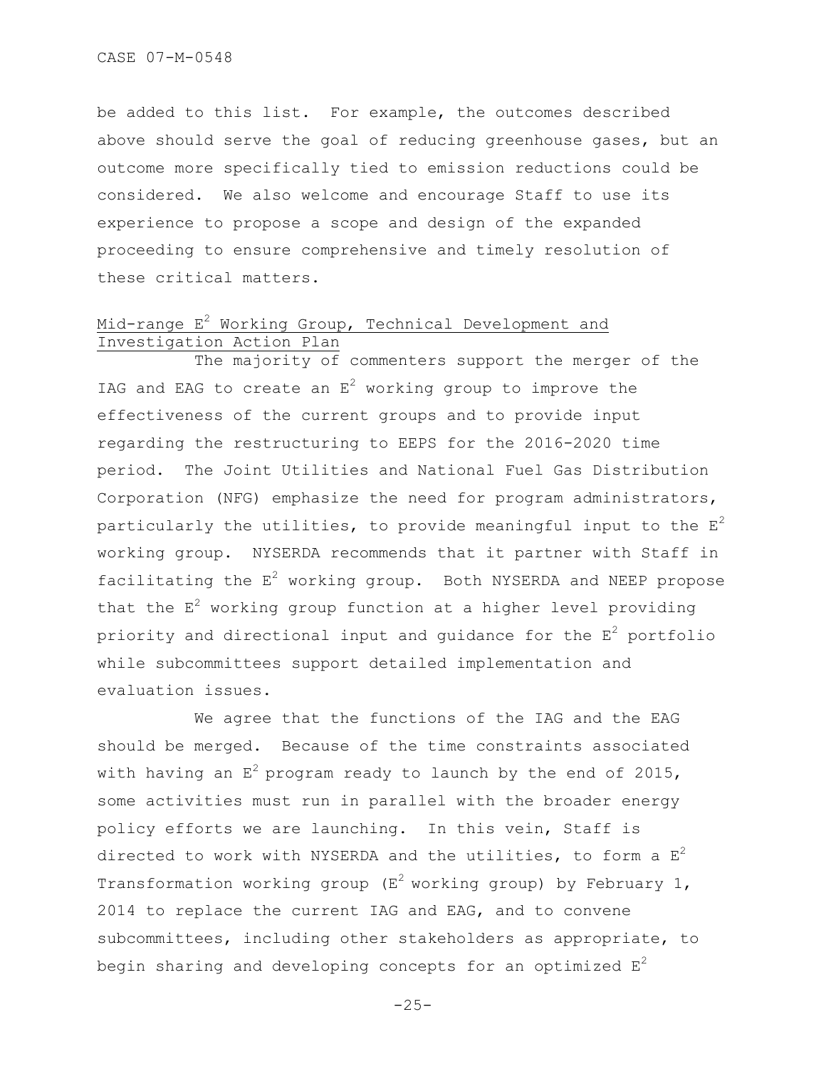be added to this list. For example, the outcomes described above should serve the goal of reducing greenhouse gases, but an outcome more specifically tied to emission reductions could be considered. We also welcome and encourage Staff to use its experience to propose a scope and design of the expanded proceeding to ensure comprehensive and timely resolution of these critical matters.

Mid-range $E^2$ Working Group, Technical Development and Investigation Action Plan

The majority of commenters support the merger of the IAG and EAG to create an $E^2$ working group to improve the effectiveness of the current groups and to provide input regarding the restructuring to EEPS for the 2016-2020 time period. The Joint Utilities and National Fuel Gas Distribution Corporation (NFG) emphasize the need for program administrators, particularly the utilities, to provide meaningful input to the $E^2$ working group. NYSERDA recommends that it partner with Staff in facilitating the $E^2$ working group. Both NYSERDA and NEEP propose that the $E^2$ working group function at a higher level providing priority and directional input and guidance for the $E^2$ portfolio while subcommittees support detailed implementation and evaluation issues.

We agree that the functions of the IAG and the EAG should be merged. Because of the time constraints associated with having an $E^2$ program ready to launch by the end of 2015, some activities must run in parallel with the broader energy policy efforts we are launching. In this vein, Staff is directed to work with NYSERDA and the utilities, to form a $E^2$ Transformation working group ($E^2$ working group) by February 1, 2014 to replace the current IAG and EAG, and to convene subcommittees, including other stakeholders as appropriate, to begin sharing and developing concepts for an optimized $E^2$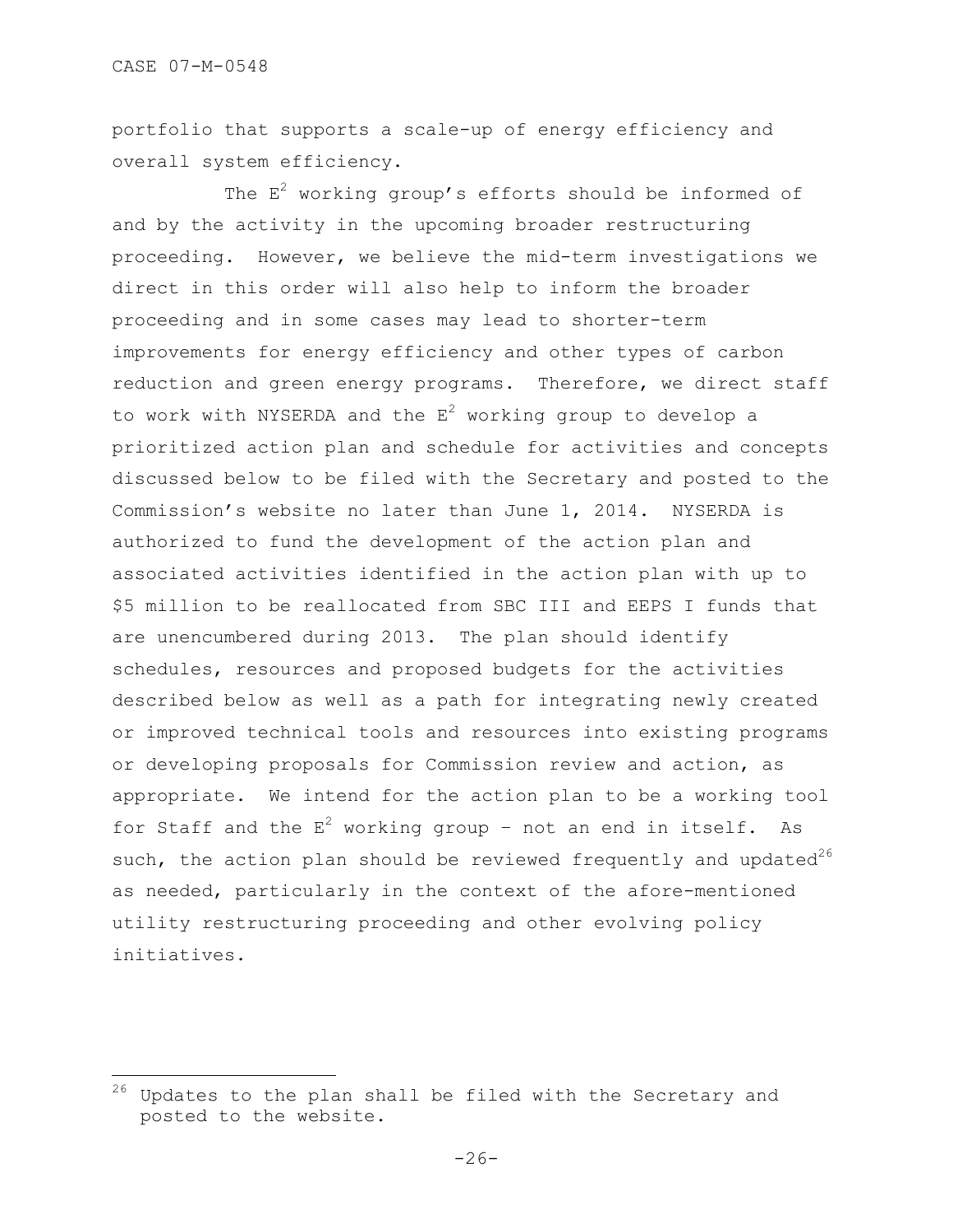portfolio that supports a scale-up of energy efficiency and overall system efficiency.

The $E^2$ working group's efforts should be informed of and by the activity in the upcoming broader restructuring proceeding. However, we believe the mid-term investigations we direct in this order will also help to inform the broader proceeding and in some cases may lead to shorter-term improvements for energy efficiency and other types of carbon reduction and green energy programs. Therefore, we direct staff to work with NYSERDA and the $E^2$ working group to develop a prioritized action plan and schedule for activities and concepts discussed below to be filed with the Secretary and posted to the Commission's website no later than June 1, 2014. NYSERDA is authorized to fund the development of the action plan and associated activities identified in the action plan with up to $5 million to be reallocated from SBC III and EEPS I funds that are unencumbered during 2013. The plan should identify schedules, resources and proposed budgets for the activities described below as well as a path for integrating newly created or improved technical tools and resources into existing programs or developing proposals for Commission review and action, as appropriate. We intend for the action plan to be a working tool for Staff and the $E^2$ working group – not an end in itself. As such, the action plan should be reviewed frequently and updated[26] as needed, particularly in the context of the afore-mentioned utility restructuring proceeding and other evolving policy initiatives.

---

[26] Updates to the plan shall be filed with the Secretary and posted to the website.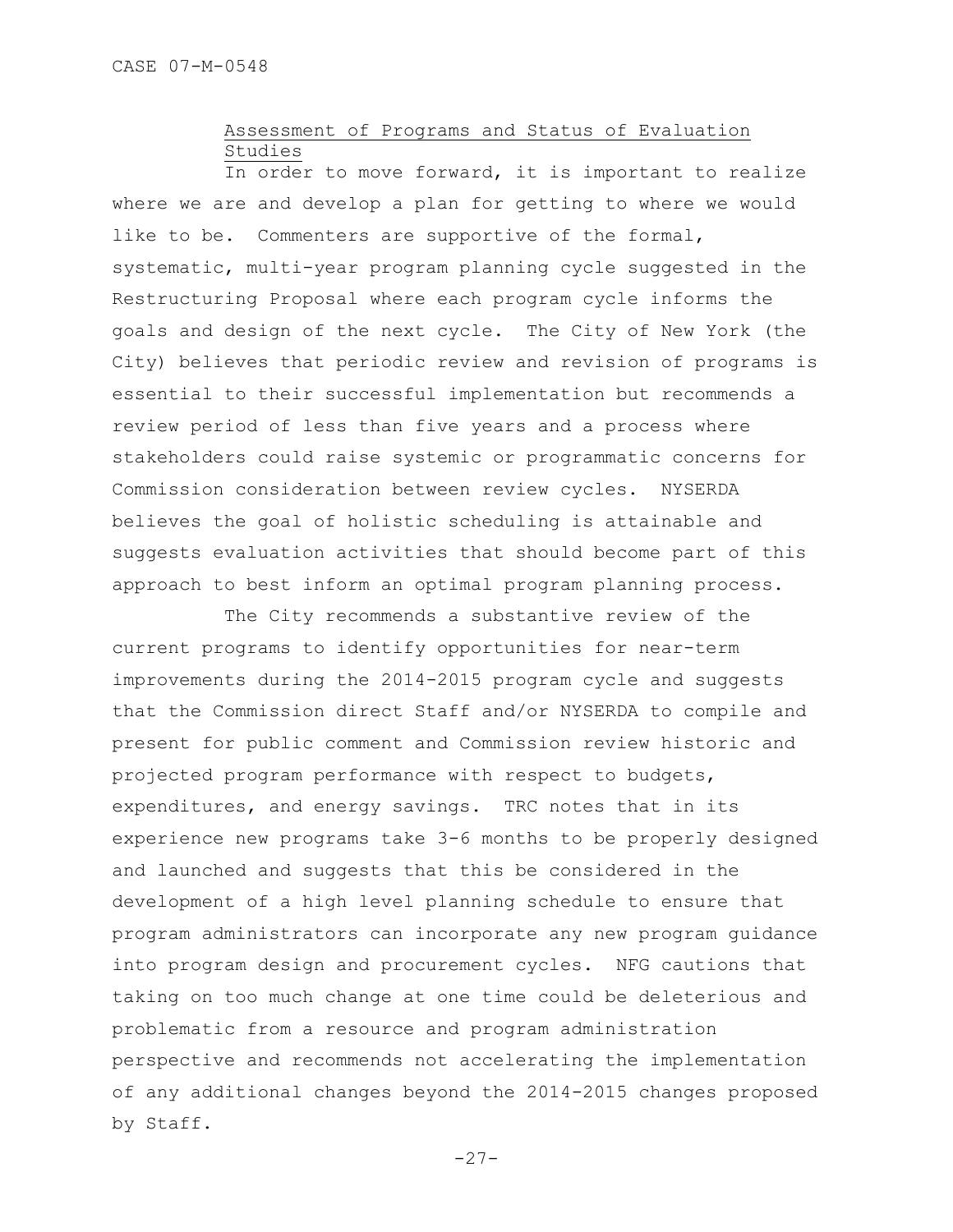### Assessment of Programs and Status of Evaluation Studies

In order to move forward, it is important to realize where we are and develop a plan for getting to where we would like to be. Commenters are supportive of the formal, systematic, multi-year program planning cycle suggested in the Restructuring Proposal where each program cycle informs the goals and design of the next cycle. The City of New York (the City) believes that periodic review and revision of programs is essential to their successful implementation but recommends a review period of less than five years and a process where stakeholders could raise systemic or programmatic concerns for Commission consideration between review cycles. NYSERDA believes the goal of holistic scheduling is attainable and suggests evaluation activities that should become part of this approach to best inform an optimal program planning process.

The City recommends a substantive review of the current programs to identify opportunities for near-term improvements during the 2014-2015 program cycle and suggests that the Commission direct Staff and/or NYSERDA to compile and present for public comment and Commission review historic and projected program performance with respect to budgets, expenditures, and energy savings. TRC notes that in its experience new programs take 3-6 months to be properly designed and launched and suggests that this be considered in the development of a high level planning schedule to ensure that program administrators can incorporate any new program guidance into program design and procurement cycles. NFG cautions that taking on too much change at one time could be deleterious and problematic from a resource and program administration perspective and recommends not accelerating the implementation of any additional changes beyond the 2014-2015 changes proposed by Staff.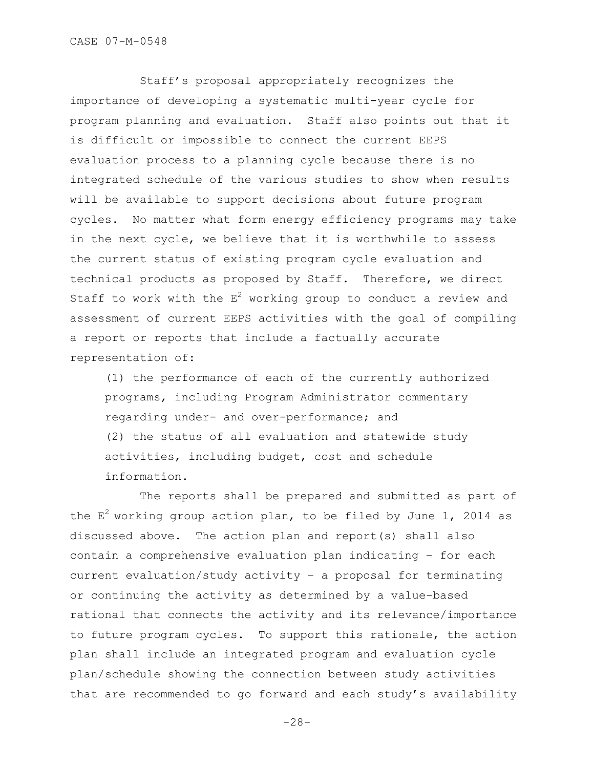Staff's proposal appropriately recognizes the importance of developing a systematic multi-year cycle for program planning and evaluation. Staff also points out that it is difficult or impossible to connect the current EEPS evaluation process to a planning cycle because there is no integrated schedule of the various studies to show when results will be available to support decisions about future program cycles. No matter what form energy efficiency programs may take in the next cycle, we believe that it is worthwhile to assess the current status of existing program cycle evaluation and technical products as proposed by Staff. Therefore, we direct Staff to work with the $E^2$ working group to conduct a review and assessment of current EEPS activities with the goal of compiling a report or reports that include a factually accurate representation of:

(1) the performance of each of the currently authorized programs, including Program Administrator commentary regarding under- and over-performance; and

(2) the status of all evaluation and statewide study activities, including budget, cost and schedule information.

The reports shall be prepared and submitted as part of the $E^2$ working group action plan, to be filed by June 1, 2014 as discussed above. The action plan and report(s) shall also contain a comprehensive evaluation plan indicating – for each current evaluation/study activity – a proposal for terminating or continuing the activity as determined by a value-based rational that connects the activity and its relevance/importance to future program cycles. To support this rationale, the action plan shall include an integrated program and evaluation cycle plan/schedule showing the connection between study activities that are recommended to go forward and each study's availability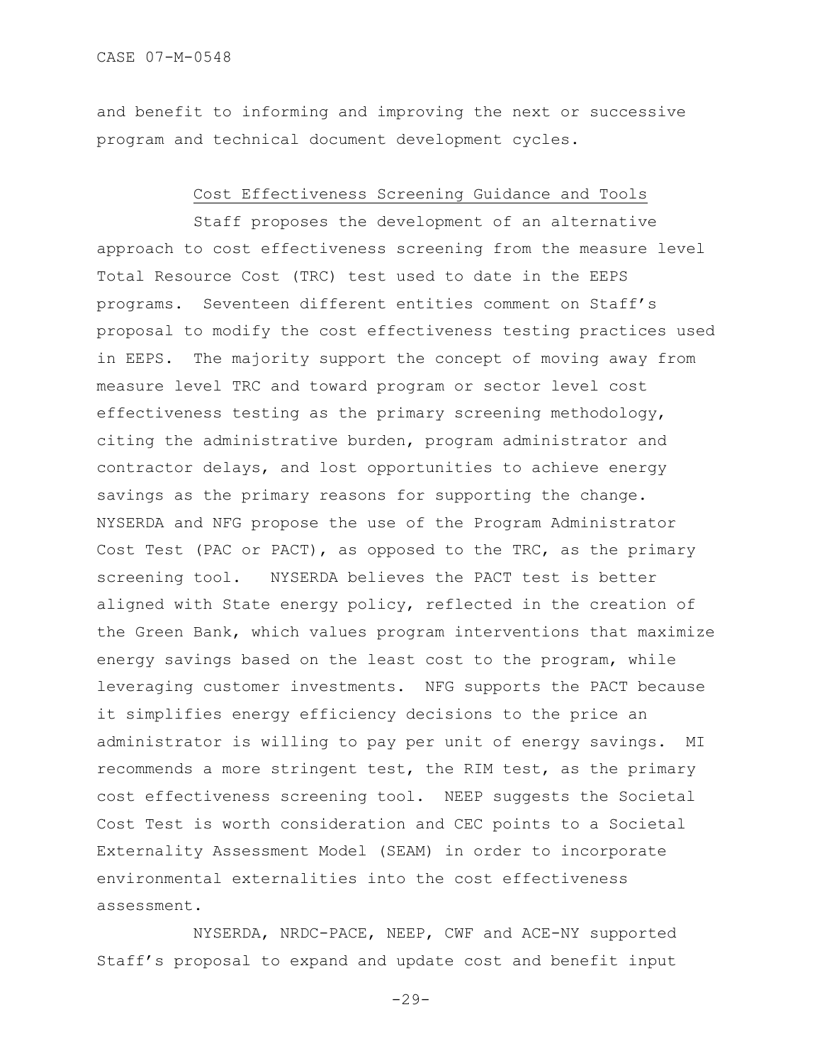and benefit to informing and improving the next or successive program and technical document development cycles.

## Cost Effectiveness Screening Guidance and Tools

Staff proposes the development of an alternative approach to cost effectiveness screening from the measure level Total Resource Cost (TRC) test used to date in the EEPS programs. Seventeen different entities comment on Staff's proposal to modify the cost effectiveness testing practices used in EEPS. The majority support the concept of moving away from measure level TRC and toward program or sector level cost effectiveness testing as the primary screening methodology, citing the administrative burden, program administrator and contractor delays, and lost opportunities to achieve energy savings as the primary reasons for supporting the change. NYSERDA and NFG propose the use of the Program Administrator Cost Test (PAC or PACT), as opposed to the TRC, as the primary screening tool. NYSERDA believes the PACT test is better aligned with State energy policy, reflected in the creation of the Green Bank, which values program interventions that maximize energy savings based on the least cost to the program, while leveraging customer investments. NFG supports the PACT because it simplifies energy efficiency decisions to the price an administrator is willing to pay per unit of energy savings. MI recommends a more stringent test, the RIM test, as the primary cost effectiveness screening tool. NEEP suggests the Societal Cost Test is worth consideration and CEC points to a Societal Externality Assessment Model (SEAM) in order to incorporate environmental externalities into the cost effectiveness assessment.

NYSERDA, NRDC-PACE, NEEP, CWF and ACE-NY supported Staff's proposal to expand and update cost and benefit input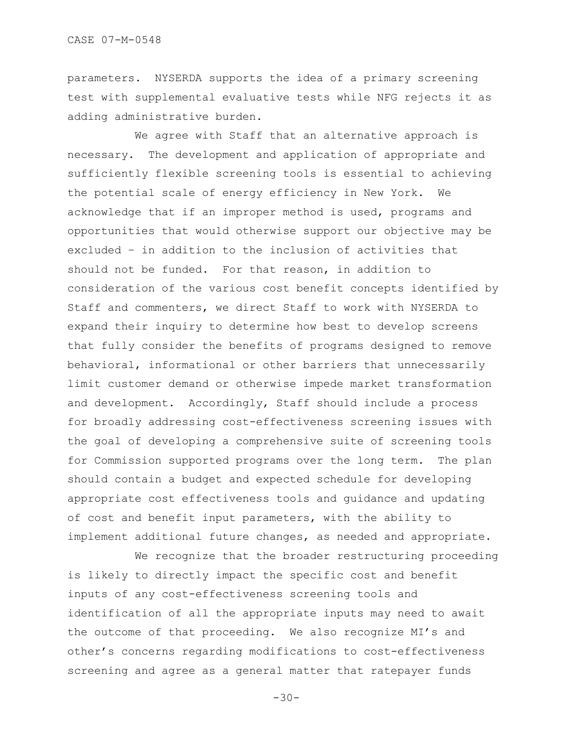parameters. NYSERDA supports the idea of a primary screening test with supplemental evaluative tests while NFG rejects it as adding administrative burden.

We agree with Staff that an alternative approach is necessary. The development and application of appropriate and sufficiently flexible screening tools is essential to achieving the potential scale of energy efficiency in New York. We acknowledge that if an improper method is used, programs and opportunities that would otherwise support our objective may be excluded – in addition to the inclusion of activities that should not be funded. For that reason, in addition to consideration of the various cost benefit concepts identified by Staff and commenters, we direct Staff to work with NYSERDA to expand their inquiry to determine how best to develop screens that fully consider the benefits of programs designed to remove behavioral, informational or other barriers that unnecessarily limit customer demand or otherwise impede market transformation and development. Accordingly, Staff should include a process for broadly addressing cost-effectiveness screening issues with the goal of developing a comprehensive suite of screening tools for Commission supported programs over the long term. The plan should contain a budget and expected schedule for developing appropriate cost effectiveness tools and guidance and updating of cost and benefit input parameters, with the ability to implement additional future changes, as needed and appropriate.

We recognize that the broader restructuring proceeding is likely to directly impact the specific cost and benefit inputs of any cost-effectiveness screening tools and identification of all the appropriate inputs may need to await the outcome of that proceeding. We also recognize MI's and other's concerns regarding modifications to cost-effectiveness screening and agree as a general matter that ratepayer funds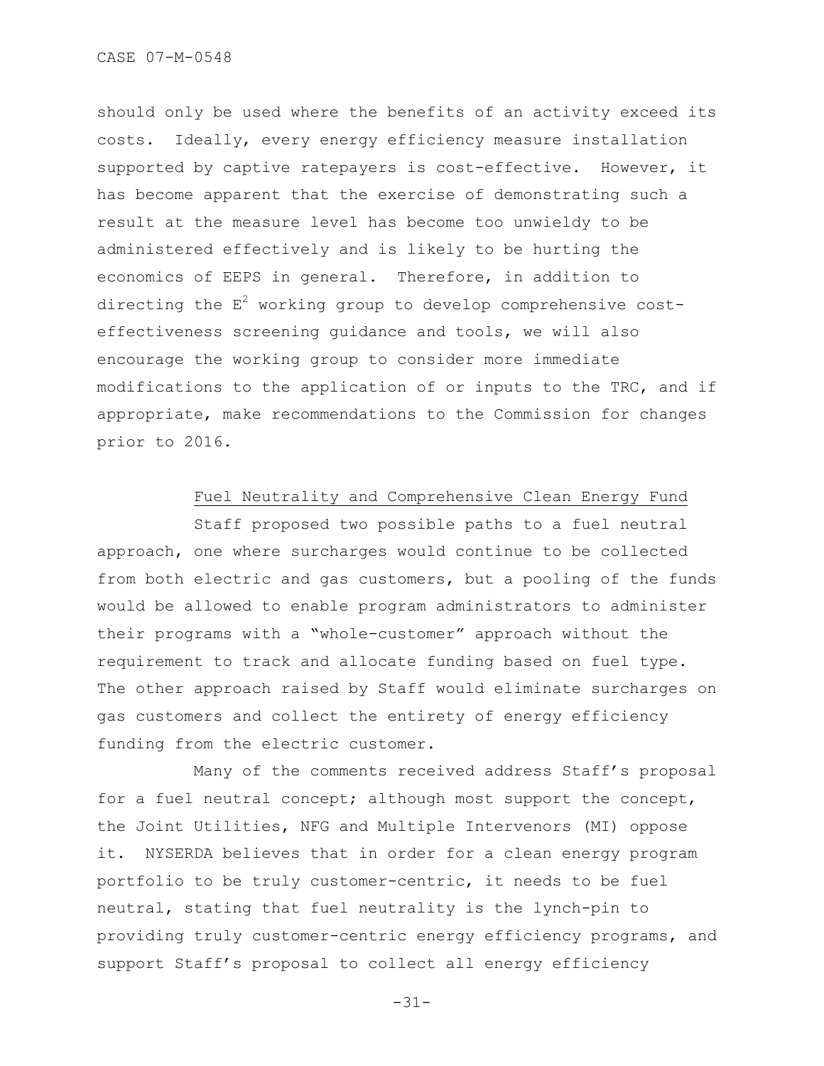should only be used where the benefits of an activity exceed its costs. Ideally, every energy efficiency measure installation supported by captive ratepayers is cost-effective. However, it has become apparent that the exercise of demonstrating such a result at the measure level has become too unwieldy to be administered effectively and is likely to be hurting the economics of EEPS in general. Therefore, in addition to directing the $E^2$ working group to develop comprehensive cost-effectiveness screening guidance and tools, we will also encourage the working group to consider more immediate modifications to the application of or inputs to the TRC, and if appropriate, make recommendations to the Commission for changes prior to 2016.

### Fuel Neutrality and Comprehensive Clean Energy Fund

Staff proposed two possible paths to a fuel neutral approach, one where surcharges would continue to be collected from both electric and gas customers, but a pooling of the funds would be allowed to enable program administrators to administer their programs with a "whole-customer" approach without the requirement to track and allocate funding based on fuel type. The other approach raised by Staff would eliminate surcharges on gas customers and collect the entirety of energy efficiency funding from the electric customer.

Many of the comments received address Staff's proposal for a fuel neutral concept; although most support the concept, the Joint Utilities, NFG and Multiple Intervenors (MI) oppose it. NYSERDA believes that in order for a clean energy program portfolio to be truly customer-centric, it needs to be fuel neutral, stating that fuel neutrality is the lynch-pin to providing truly customer-centric energy efficiency programs, and support Staff's proposal to collect all energy efficiency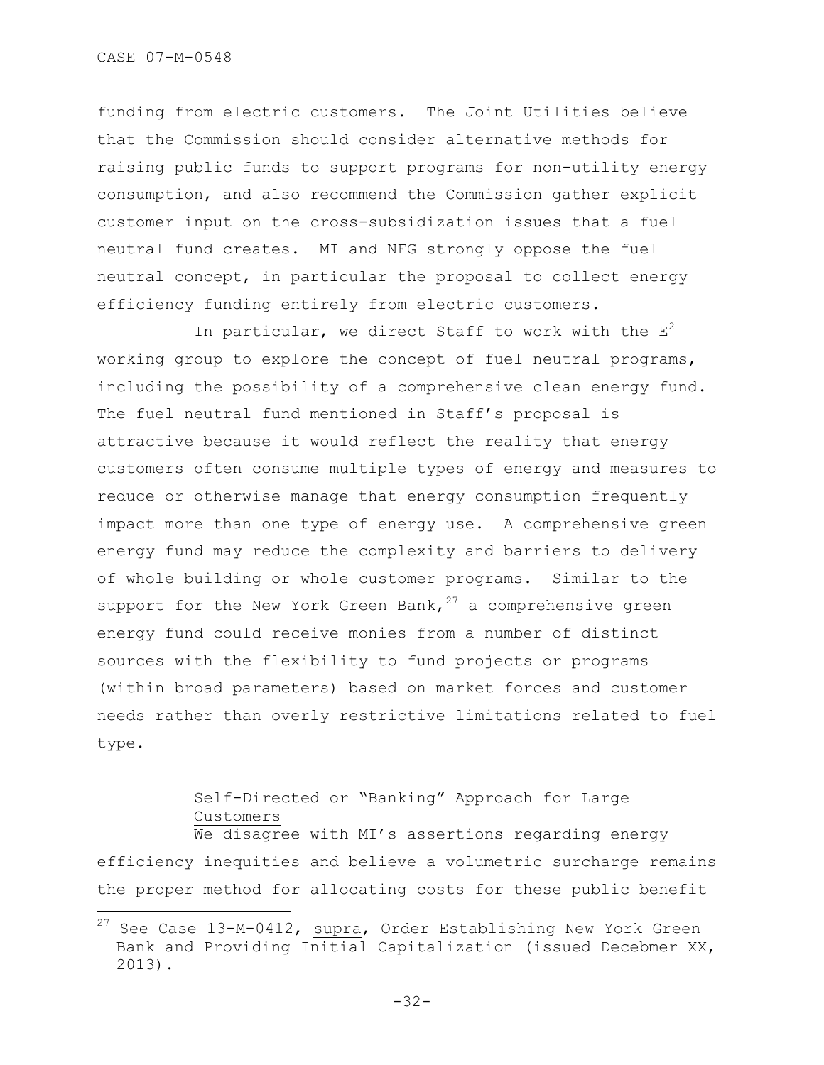funding from electric customers. The Joint Utilities believe that the Commission should consider alternative methods for raising public funds to support programs for non-utility energy consumption, and also recommend the Commission gather explicit customer input on the cross-subsidization issues that a fuel neutral fund creates. MI and NFG strongly oppose the fuel neutral concept, in particular the proposal to collect energy efficiency funding entirely from electric customers.

In particular, we direct Staff to work with the $E^2$ working group to explore the concept of fuel neutral programs, including the possibility of a comprehensive clean energy fund. The fuel neutral fund mentioned in Staff's proposal is attractive because it would reflect the reality that energy customers often consume multiple types of energy and measures to reduce or otherwise manage that energy consumption frequently impact more than one type of energy use. A comprehensive green energy fund may reduce the complexity and barriers to delivery of whole building or whole customer programs. Similar to the support for the New York Green Bank,[27] a comprehensive green energy fund could receive monies from a number of distinct sources with the flexibility to fund projects or programs (within broad parameters) based on market forces and customer needs rather than overly restrictive limitations related to fuel type.

Self-Directed or "Banking" Approach for Large Customers

We disagree with MI's assertions regarding energy efficiency inequities and believe a volumetric surcharge remains the proper method for allocating costs for these public benefit

[27] See Case 13-M-0412, supra, Order Establishing New York Green Bank and Providing Initial Capitalization (issued Decebmer XX, 2013).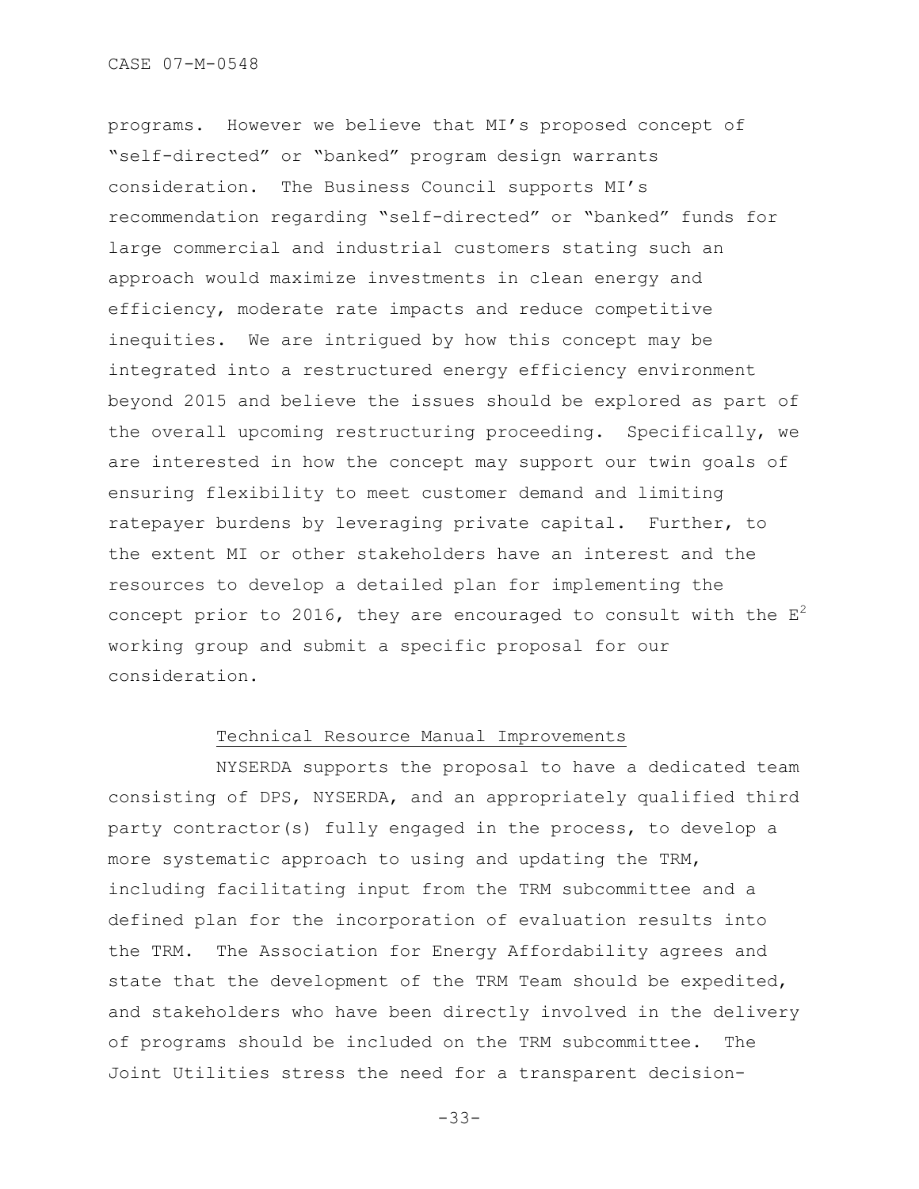programs. However we believe that MI's proposed concept of "self-directed" or "banked" program design warrants consideration. The Business Council supports MI's recommendation regarding "self-directed" or "banked" funds for large commercial and industrial customers stating such an approach would maximize investments in clean energy and efficiency, moderate rate impacts and reduce competitive inequities. We are intrigued by how this concept may be integrated into a restructured energy efficiency environment beyond 2015 and believe the issues should be explored as part of the overall upcoming restructuring proceeding. Specifically, we are interested in how the concept may support our twin goals of ensuring flexibility to meet customer demand and limiting ratepayer burdens by leveraging private capital. Further, to the extent MI or other stakeholders have an interest and the resources to develop a detailed plan for implementing the concept prior to 2016, they are encouraged to consult with the $E^2$ working group and submit a specific proposal for our consideration.

## Technical Resource Manual Improvements

NYSERDA supports the proposal to have a dedicated team consisting of DPS, NYSERDA, and an appropriately qualified third party contractor(s) fully engaged in the process, to develop a more systematic approach to using and updating the TRM, including facilitating input from the TRM subcommittee and a defined plan for the incorporation of evaluation results into the TRM. The Association for Energy Affordability agrees and state that the development of the TRM Team should be expedited, and stakeholders who have been directly involved in the delivery of programs should be included on the TRM subcommittee. The Joint Utilities stress the need for a transparent decision-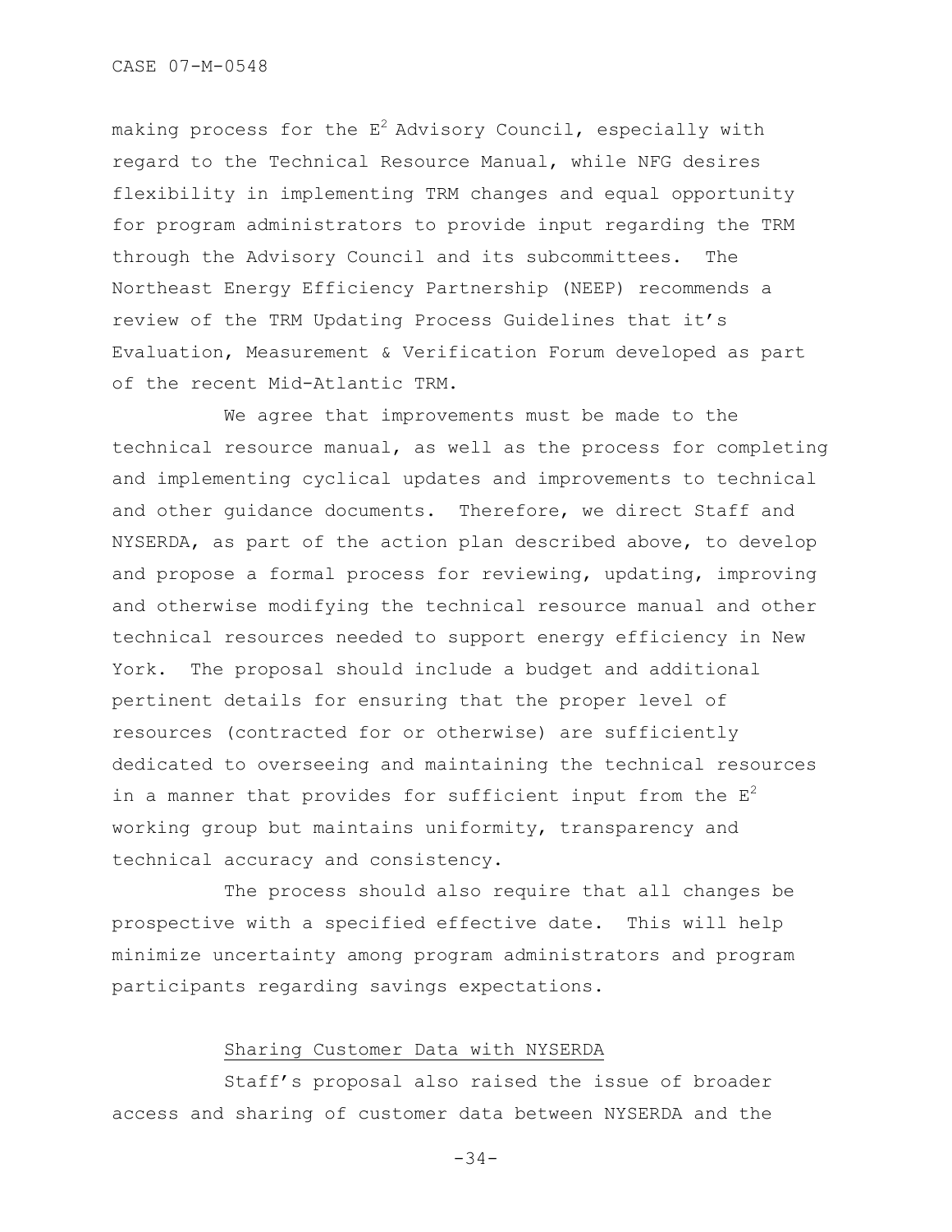making process for the $E^2$ Advisory Council, especially with regard to the Technical Resource Manual, while NFG desires flexibility in implementing TRM changes and equal opportunity for program administrators to provide input regarding the TRM through the Advisory Council and its subcommittees. The Northeast Energy Efficiency Partnership (NEEP) recommends a review of the TRM Updating Process Guidelines that it's Evaluation, Measurement & Verification Forum developed as part of the recent Mid-Atlantic TRM.

We agree that improvements must be made to the technical resource manual, as well as the process for completing and implementing cyclical updates and improvements to technical and other guidance documents. Therefore, we direct Staff and NYSERDA, as part of the action plan described above, to develop and propose a formal process for reviewing, updating, improving and otherwise modifying the technical resource manual and other technical resources needed to support energy efficiency in New York. The proposal should include a budget and additional pertinent details for ensuring that the proper level of resources (contracted for or otherwise) are sufficiently dedicated to overseeing and maintaining the technical resources in a manner that provides for sufficient input from the $E^2$ working group but maintains uniformity, transparency and technical accuracy and consistency.

The process should also require that all changes be prospective with a specified effective date. This will help minimize uncertainty among program administrators and program participants regarding savings expectations.

<u>Sharing Customer Data with NYSERDA</u>

Staff's proposal also raised the issue of broader access and sharing of customer data between NYSERDA and the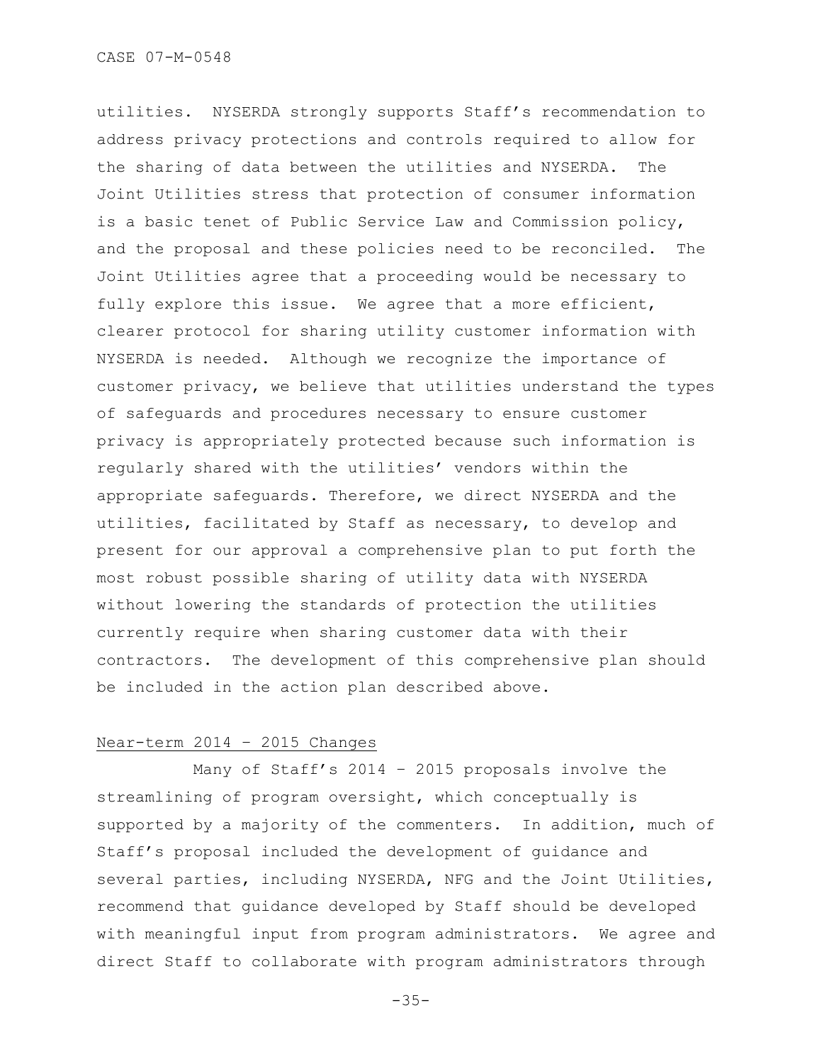utilities. NYSERDA strongly supports Staff's recommendation to address privacy protections and controls required to allow for the sharing of data between the utilities and NYSERDA. The Joint Utilities stress that protection of consumer information is a basic tenet of Public Service Law and Commission policy, and the proposal and these policies need to be reconciled. The Joint Utilities agree that a proceeding would be necessary to fully explore this issue. We agree that a more efficient, clearer protocol for sharing utility customer information with NYSERDA is needed. Although we recognize the importance of customer privacy, we believe that utilities understand the types of safeguards and procedures necessary to ensure customer privacy is appropriately protected because such information is regularly shared with the utilities' vendors within the appropriate safeguards. Therefore, we direct NYSERDA and the utilities, facilitated by Staff as necessary, to develop and present for our approval a comprehensive plan to put forth the most robust possible sharing of utility data with NYSERDA without lowering the standards of protection the utilities currently require when sharing customer data with their contractors. The development of this comprehensive plan should be included in the action plan described above.

Near-term 2014 – 2015 Changes

Many of Staff's 2014 – 2015 proposals involve the streamlining of program oversight, which conceptually is supported by a majority of the commenters. In addition, much of Staff's proposal included the development of guidance and several parties, including NYSERDA, NFG and the Joint Utilities, recommend that guidance developed by Staff should be developed with meaningful input from program administrators. We agree and direct Staff to collaborate with program administrators through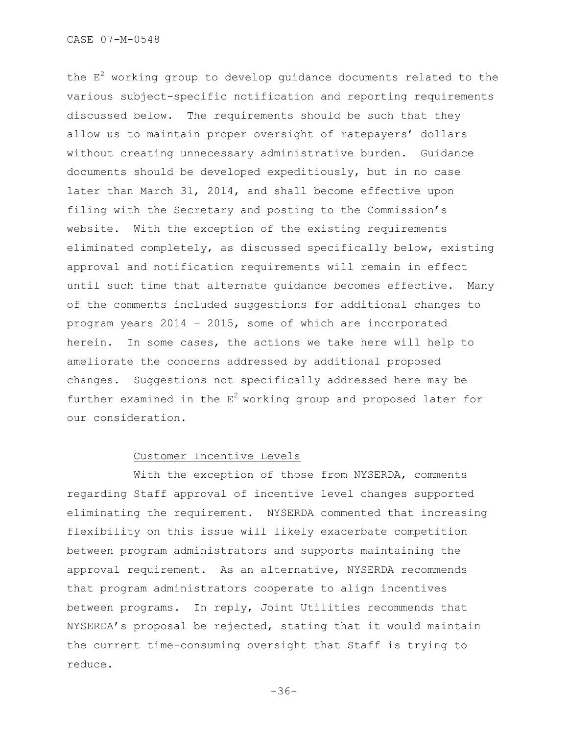the $E^2$ working group to develop guidance documents related to the various subject-specific notification and reporting requirements discussed below. The requirements should be such that they allow us to maintain proper oversight of ratepayers' dollars without creating unnecessary administrative burden. Guidance documents should be developed expeditiously, but in no case later than March 31, 2014, and shall become effective upon filing with the Secretary and posting to the Commission's website. With the exception of the existing requirements eliminated completely, as discussed specifically below, existing approval and notification requirements will remain in effect until such time that alternate guidance becomes effective. Many of the comments included suggestions for additional changes to program years 2014 – 2015, some of which are incorporated herein. In some cases, the actions we take here will help to ameliorate the concerns addressed by additional proposed changes. Suggestions not specifically addressed here may be further examined in the $E^2$ working group and proposed later for our consideration.

### Customer Incentive Levels

With the exception of those from NYSERDA, comments regarding Staff approval of incentive level changes supported eliminating the requirement. NYSERDA commented that increasing flexibility on this issue will likely exacerbate competition between program administrators and supports maintaining the approval requirement. As an alternative, NYSERDA recommends that program administrators cooperate to align incentives between programs. In reply, Joint Utilities recommends that NYSERDA's proposal be rejected, stating that it would maintain the current time-consuming oversight that Staff is trying to reduce.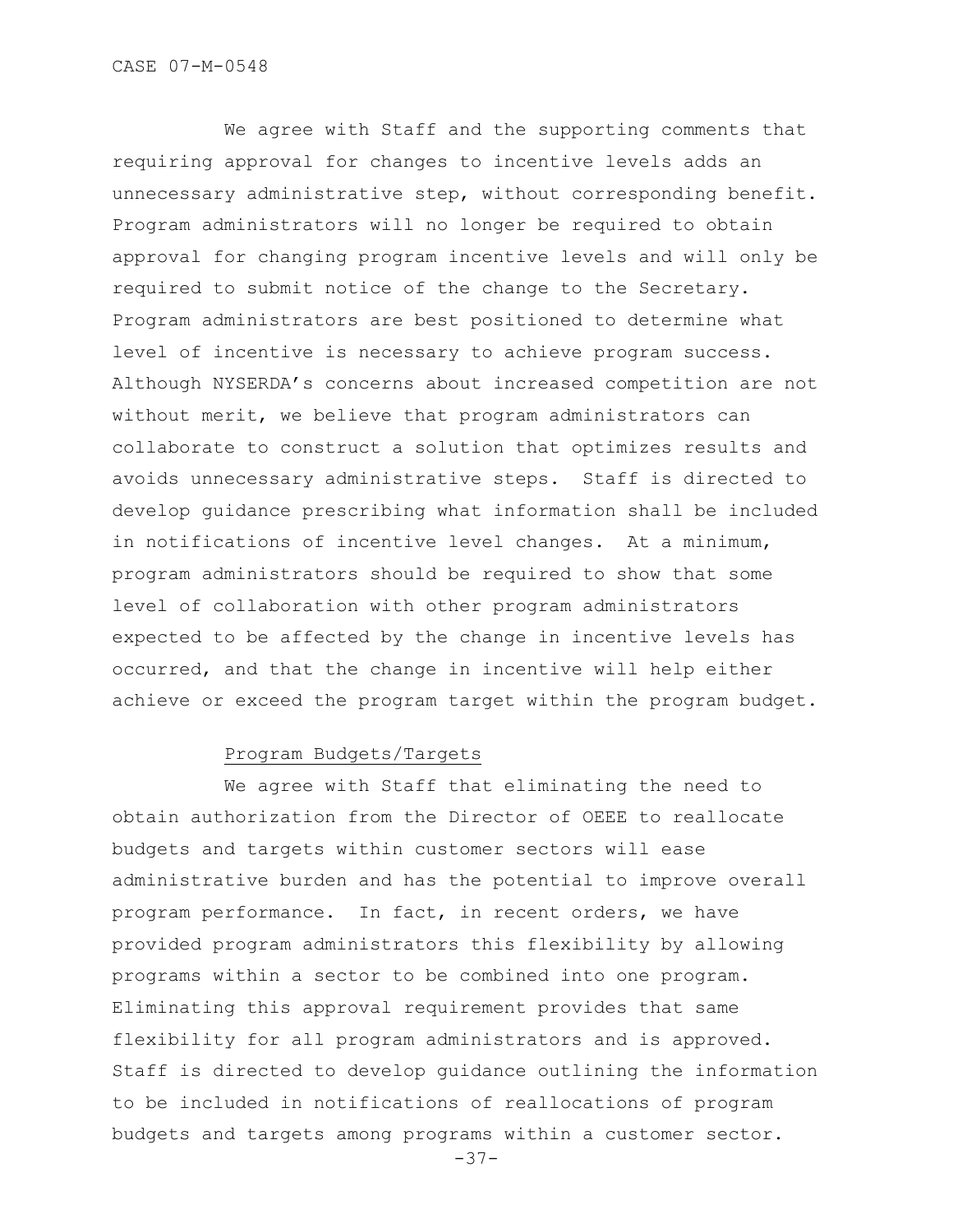We agree with Staff and the supporting comments that requiring approval for changes to incentive levels adds an unnecessary administrative step, without corresponding benefit. Program administrators will no longer be required to obtain approval for changing program incentive levels and will only be required to submit notice of the change to the Secretary. Program administrators are best positioned to determine what level of incentive is necessary to achieve program success. Although NYSERDA's concerns about increased competition are not without merit, we believe that program administrators can collaborate to construct a solution that optimizes results and avoids unnecessary administrative steps. Staff is directed to develop guidance prescribing what information shall be included in notifications of incentive level changes. At a minimum, program administrators should be required to show that some level of collaboration with other program administrators expected to be affected by the change in incentive levels has occurred, and that the change in incentive will help either achieve or exceed the program target within the program budget.

### Program Budgets/Targets

We agree with Staff that eliminating the need to obtain authorization from the Director of OEEE to reallocate budgets and targets within customer sectors will ease administrative burden and has the potential to improve overall program performance. In fact, in recent orders, we have provided program administrators this flexibility by allowing programs within a sector to be combined into one program. Eliminating this approval requirement provides that same flexibility for all program administrators and is approved. Staff is directed to develop guidance outlining the information to be included in notifications of reallocations of program budgets and targets among programs within a customer sector.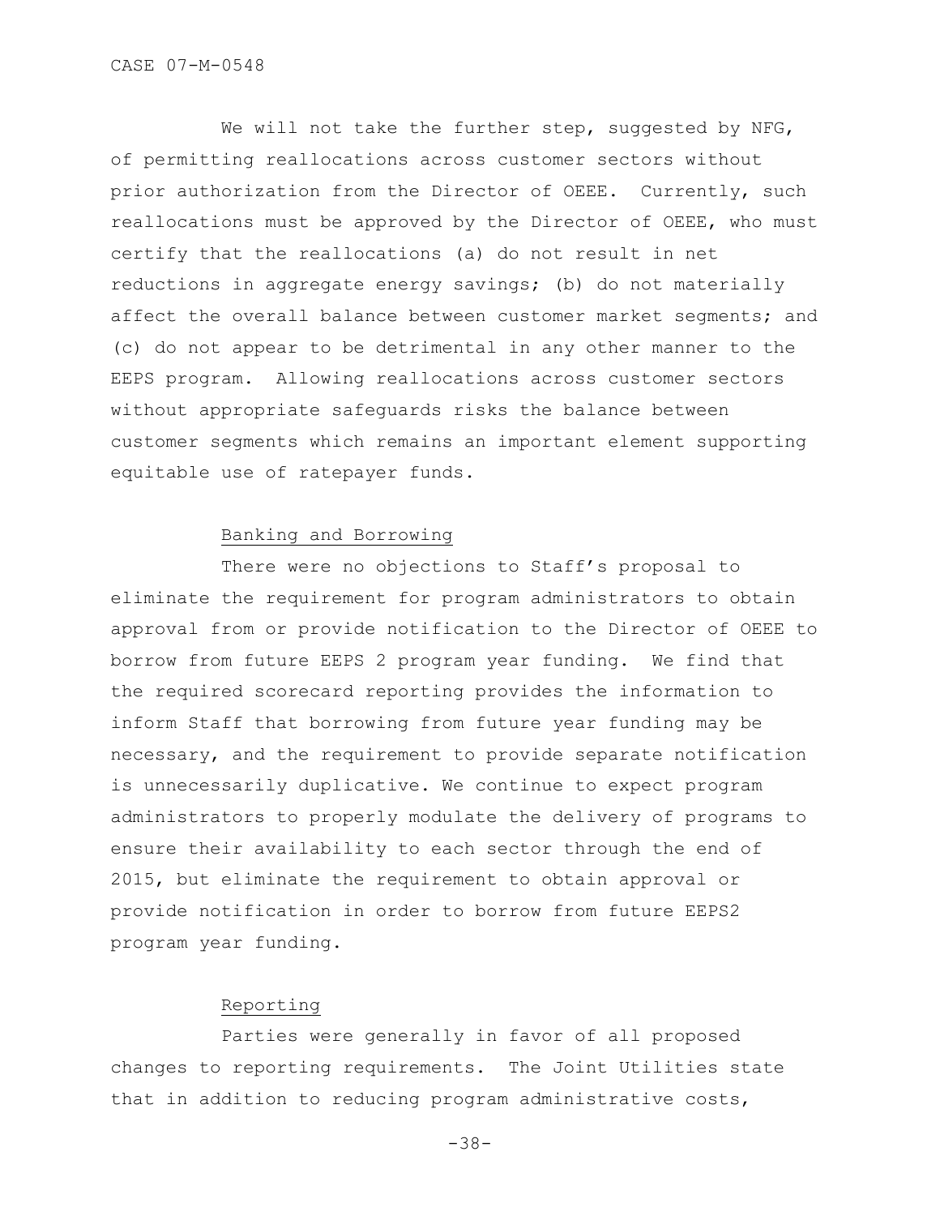We will not take the further step, suggested by NFG, of permitting reallocations across customer sectors without prior authorization from the Director of OEEE. Currently, such reallocations must be approved by the Director of OEEE, who must certify that the reallocations (a) do not result in net reductions in aggregate energy savings; (b) do not materially affect the overall balance between customer market segments; and (c) do not appear to be detrimental in any other manner to the EEPS program. Allowing reallocations across customer sectors without appropriate safeguards risks the balance between customer segments which remains an important element supporting equitable use of ratepayer funds.

### Banking and Borrowing

There were no objections to Staff's proposal to eliminate the requirement for program administrators to obtain approval from or provide notification to the Director of OEEE to borrow from future EEPS 2 program year funding. We find that the required scorecard reporting provides the information to inform Staff that borrowing from future year funding may be necessary, and the requirement to provide separate notification is unnecessarily duplicative. We continue to expect program administrators to properly modulate the delivery of programs to ensure their availability to each sector through the end of 2015, but eliminate the requirement to obtain approval or provide notification in order to borrow from future EEPS2 program year funding.

### Reporting

Parties were generally in favor of all proposed changes to reporting requirements. The Joint Utilities state that in addition to reducing program administrative costs,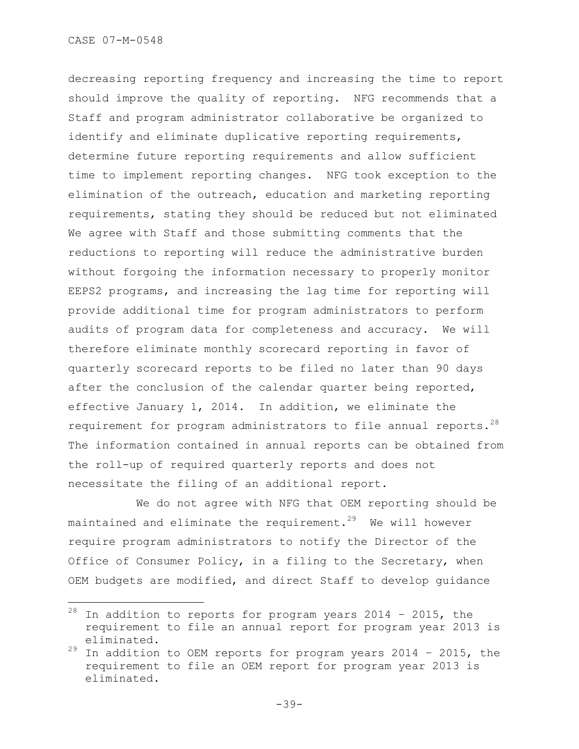decreasing reporting frequency and increasing the time to report should improve the quality of reporting. NFG recommends that a Staff and program administrator collaborative be organized to identify and eliminate duplicative reporting requirements, determine future reporting requirements and allow sufficient time to implement reporting changes. NFG took exception to the elimination of the outreach, education and marketing reporting requirements, stating they should be reduced but not eliminated We agree with Staff and those submitting comments that the reductions to reporting will reduce the administrative burden without forgoing the information necessary to properly monitor EEPS2 programs, and increasing the lag time for reporting will provide additional time for program administrators to perform audits of program data for completeness and accuracy. We will therefore eliminate monthly scorecard reporting in favor of quarterly scorecard reports to be filed no later than 90 days after the conclusion of the calendar quarter being reported, effective January 1, 2014. In addition, we eliminate the requirement for program administrators to file annual reports.[28] The information contained in annual reports can be obtained from the roll-up of required quarterly reports and does not necessitate the filing of an additional report.

We do not agree with NFG that OEM reporting should be maintained and eliminate the requirement.[29] We will however require program administrators to notify the Director of the Office of Consumer Policy, in a filing to the Secretary, when OEM budgets are modified, and direct Staff to develop guidance

---

[28] In addition to reports for program years 2014 – 2015, the requirement to file an annual report for program year 2013 is eliminated.

[29] In addition to OEM reports for program years 2014 – 2015, the requirement to file an OEM report for program year 2013 is eliminated.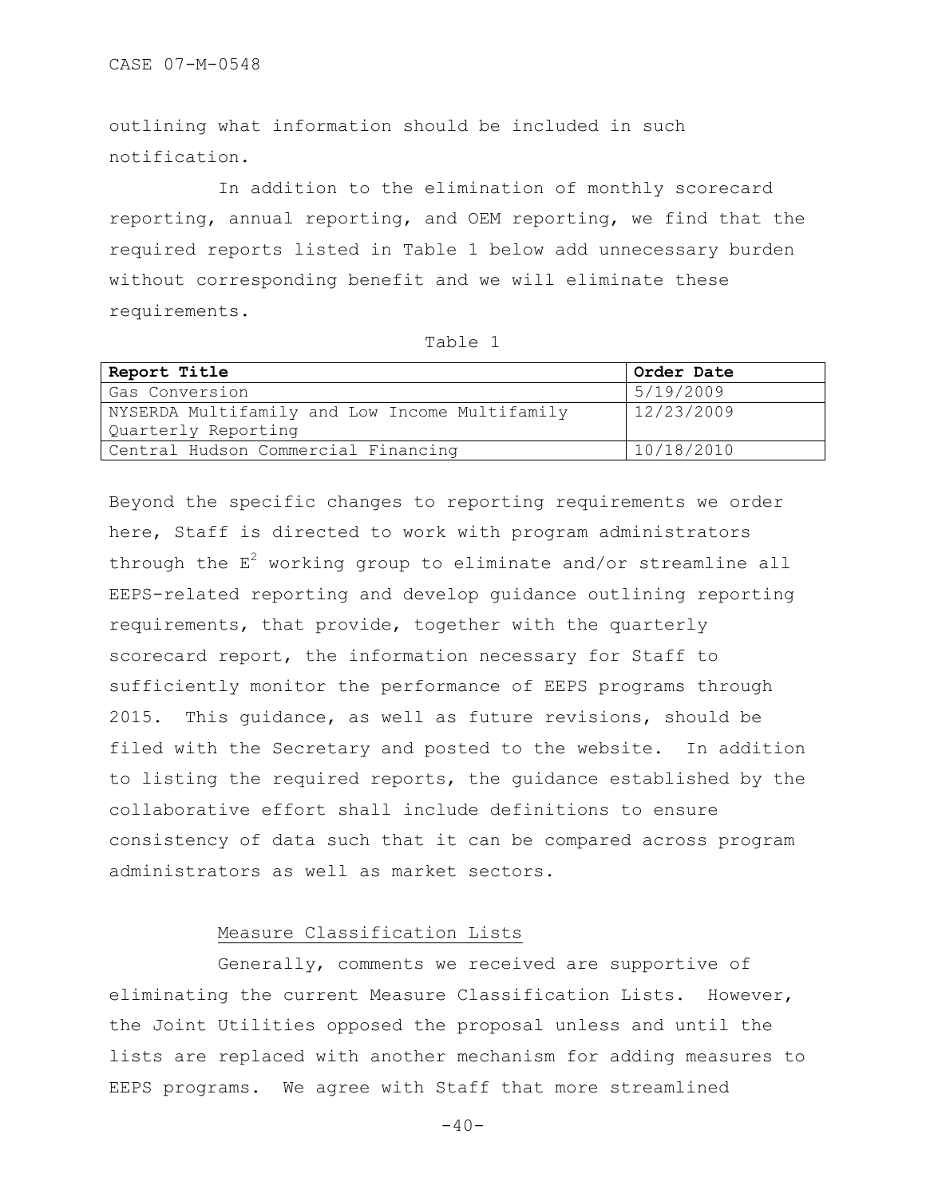outlining what information should be included in such notification.

In addition to the elimination of monthly scorecard reporting, annual reporting, and OEM reporting, we find that the required reports listed in Table 1 below add unnecessary burden without corresponding benefit and we will eliminate these requirements.

Table 1

| Report Title | Order Date |
| --- | --- |
| Gas Conversion | 5/19/2009 |
| NYSERDA Multifamily and Low Income Multifamily Quarterly Reporting | 12/23/2009 |
| Central Hudson Commercial Financing | 10/18/2010 |

Beyond the specific changes to reporting requirements we order here, Staff is directed to work with program administrators through the $E^2$ working group to eliminate and/or streamline all EEPS-related reporting and develop guidance outlining reporting requirements, that provide, together with the quarterly scorecard report, the information necessary for Staff to sufficiently monitor the performance of EEPS programs through 2015. This guidance, as well as future revisions, should be filed with the Secretary and posted to the website. In addition to listing the required reports, the guidance established by the collaborative effort shall include definitions to ensure consistency of data such that it can be compared across program administrators as well as market sectors.

Measure Classification Lists

Generally, comments we received are supportive of eliminating the current Measure Classification Lists. However, the Joint Utilities opposed the proposal unless and until the lists are replaced with another mechanism for adding measures to EEPS programs. We agree with Staff that more streamlined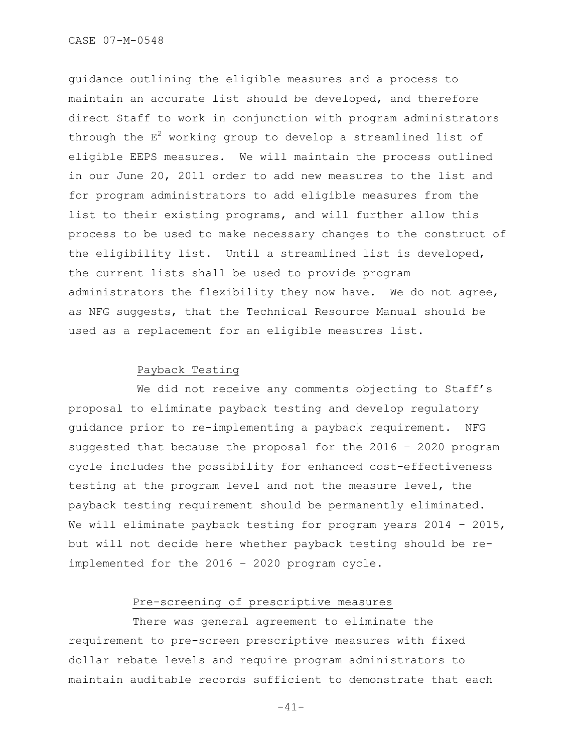guidance outlining the eligible measures and a process to maintain an accurate list should be developed, and therefore direct Staff to work in conjunction with program administrators through the $E^2$ working group to develop a streamlined list of eligible EEPS measures. We will maintain the process outlined in our June 20, 2011 order to add new measures to the list and for program administrators to add eligible measures from the list to their existing programs, and will further allow this process to be used to make necessary changes to the construct of the eligibility list. Until a streamlined list is developed, the current lists shall be used to provide program administrators the flexibility they now have. We do not agree, as NFG suggests, that the Technical Resource Manual should be used as a replacement for an eligible measures list.

Payback Testing

We did not receive any comments objecting to Staff's proposal to eliminate payback testing and develop regulatory guidance prior to re-implementing a payback requirement. NFG suggested that because the proposal for the 2016 – 2020 program cycle includes the possibility for enhanced cost-effectiveness testing at the program level and not the measure level, the payback testing requirement should be permanently eliminated. We will eliminate payback testing for program years 2014 – 2015, but will not decide here whether payback testing should be re-implemented for the 2016 – 2020 program cycle.

Pre-screening of prescriptive measures

There was general agreement to eliminate the requirement to pre-screen prescriptive measures with fixed dollar rebate levels and require program administrators to maintain auditable records sufficient to demonstrate that each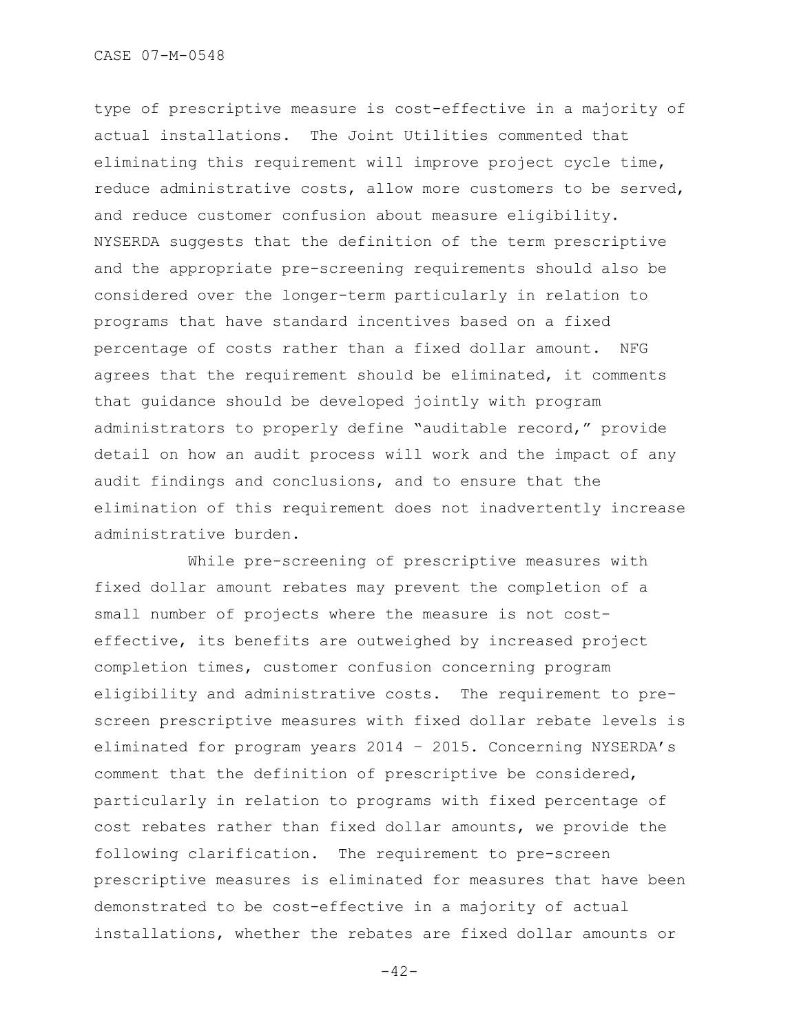type of prescriptive measure is cost-effective in a majority of actual installations. The Joint Utilities commented that eliminating this requirement will improve project cycle time, reduce administrative costs, allow more customers to be served, and reduce customer confusion about measure eligibility. NYSERDA suggests that the definition of the term prescriptive and the appropriate pre-screening requirements should also be considered over the longer-term particularly in relation to programs that have standard incentives based on a fixed percentage of costs rather than a fixed dollar amount. NFG agrees that the requirement should be eliminated, it comments that guidance should be developed jointly with program administrators to properly define "auditable record," provide detail on how an audit process will work and the impact of any audit findings and conclusions, and to ensure that the elimination of this requirement does not inadvertently increase administrative burden.

While pre-screening of prescriptive measures with fixed dollar amount rebates may prevent the completion of a small number of projects where the measure is not cost-effective, its benefits are outweighed by increased project completion times, customer confusion concerning program eligibility and administrative costs. The requirement to pre-screen prescriptive measures with fixed dollar rebate levels is eliminated for program years 2014 – 2015. Concerning NYSERDA's comment that the definition of prescriptive be considered, particularly in relation to programs with fixed percentage of cost rebates rather than fixed dollar amounts, we provide the following clarification. The requirement to pre-screen prescriptive measures is eliminated for measures that have been demonstrated to be cost-effective in a majority of actual installations, whether the rebates are fixed dollar amounts or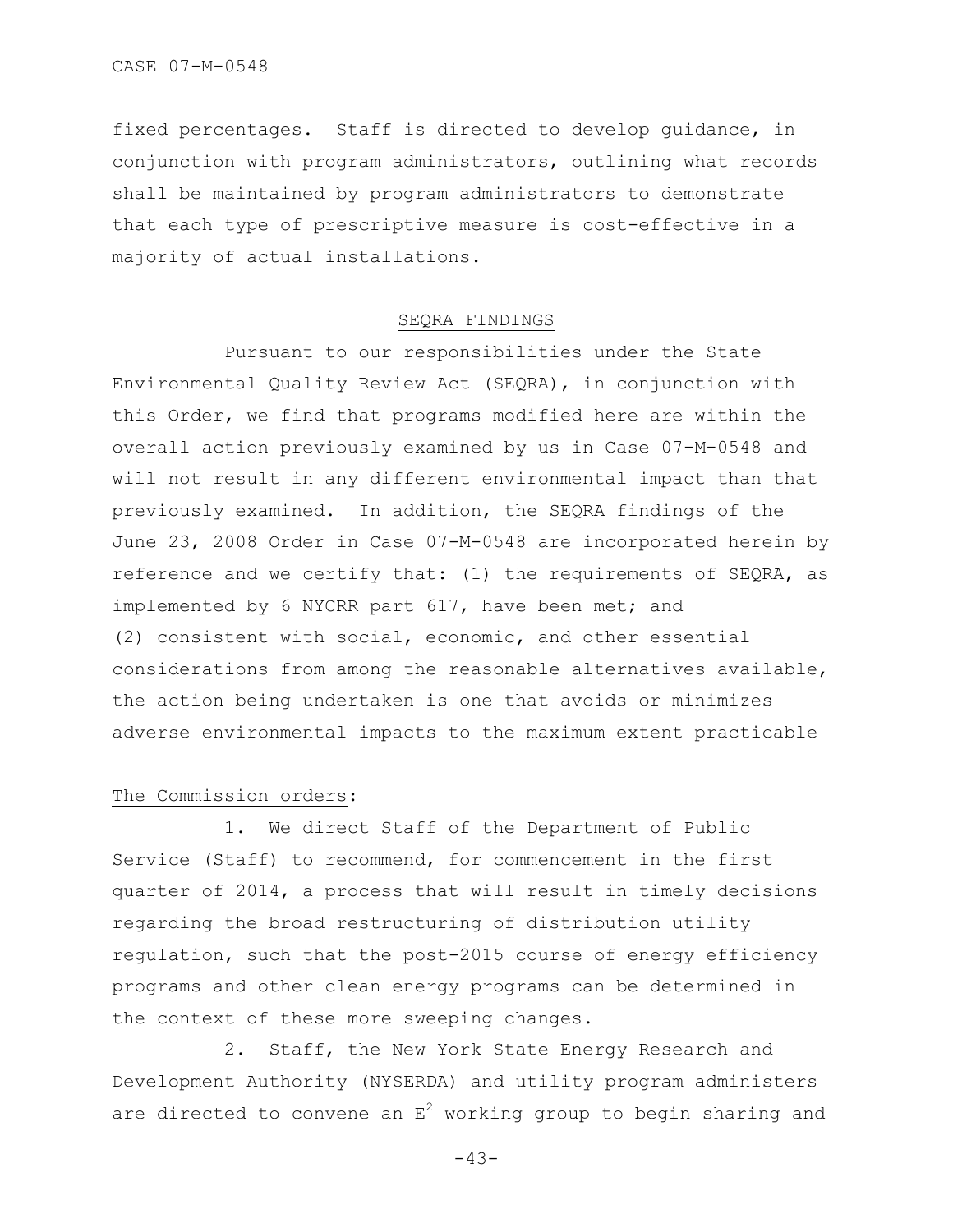fixed percentages. Staff is directed to develop guidance, in conjunction with program administrators, outlining what records shall be maintained by program administrators to demonstrate that each type of prescriptive measure is cost-effective in a majority of actual installations.

## SEQRA FINDINGS

Pursuant to our responsibilities under the State Environmental Quality Review Act (SEQRA), in conjunction with this Order, we find that programs modified here are within the overall action previously examined by us in Case 07-M-0548 and will not result in any different environmental impact than that previously examined. In addition, the SEQRA findings of the June 23, 2008 Order in Case 07-M-0548 are incorporated herein by reference and we certify that: (1) the requirements of SEQRA, as implemented by 6 NYCRR part 617, have been met; and (2) consistent with social, economic, and other essential considerations from among the reasonable alternatives available, the action being undertaken is one that avoids or minimizes adverse environmental impacts to the maximum extent practicable

The Commission orders:

1. We direct Staff of the Department of Public Service (Staff) to recommend, for commencement in the first quarter of 2014, a process that will result in timely decisions regarding the broad restructuring of distribution utility regulation, such that the post-2015 course of energy efficiency programs and other clean energy programs can be determined in the context of these more sweeping changes.

2. Staff, the New York State Energy Research and Development Authority (NYSERDA) and utility program administers are directed to convene an $E^2$ working group to begin sharing and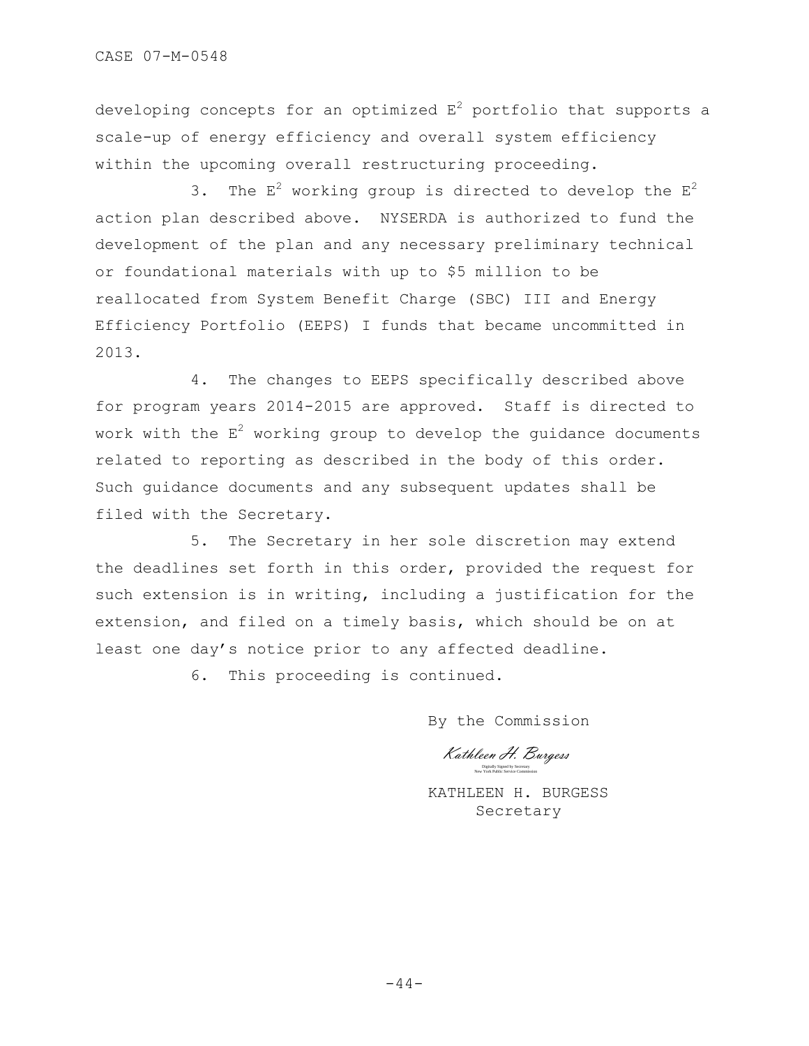developing concepts for an optimized $E^2$ portfolio that supports a scale-up of energy efficiency and overall system efficiency within the upcoming overall restructuring proceeding.

3. The $E^2$ working group is directed to develop the $E^2$ action plan described above. NYSERDA is authorized to fund the development of the plan and any necessary preliminary technical or foundational materials with up to $5 million to be reallocated from System Benefit Charge (SBC) III and Energy Efficiency Portfolio (EEPS) I funds that became uncommitted in 2013.

4. The changes to EEPS specifically described above for program years 2014-2015 are approved. Staff is directed to work with the $E^2$ working group to develop the guidance documents related to reporting as described in the body of this order. Such guidance documents and any subsequent updates shall be filed with the Secretary.

5. The Secretary in her sole discretion may extend the deadlines set forth in this order, provided the request for such extension is in writing, including a justification for the extension, and filed on a timely basis, which should be on at least one day's notice prior to any affected deadline.

6. This proceeding is continued.

By the Commission

*Kathleen H. Burgess*
Digitally Signed by Secretary
New York Public Service Commission

KATHLEEN H. BURGESS
Secretary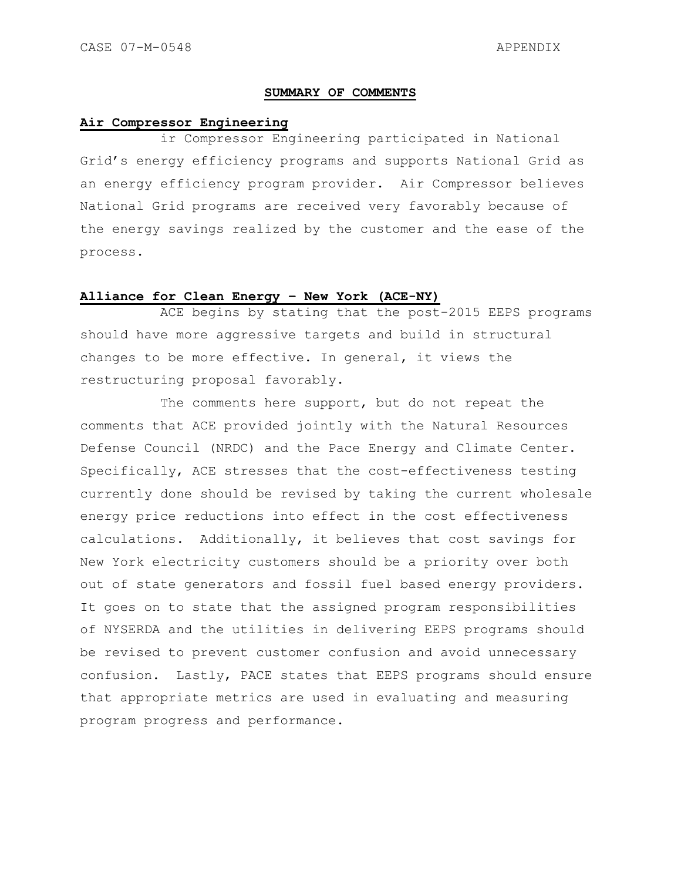## SUMMARY OF COMMENTS

### Air Compressor Engineering

ir Compressor Engineering participated in National Grid's energy efficiency programs and supports National Grid as an energy efficiency program provider. Air Compressor believes National Grid programs are received very favorably because of the energy savings realized by the customer and the ease of the process.

### Alliance for Clean Energy – New York (ACE-NY)

ACE begins by stating that the post-2015 EEPS programs should have more aggressive targets and build in structural changes to be more effective. In general, it views the restructuring proposal favorably.

The comments here support, but do not repeat the comments that ACE provided jointly with the Natural Resources Defense Council (NRDC) and the Pace Energy and Climate Center. Specifically, ACE stresses that the cost-effectiveness testing currently done should be revised by taking the current wholesale energy price reductions into effect in the cost effectiveness calculations. Additionally, it believes that cost savings for New York electricity customers should be a priority over both out of state generators and fossil fuel based energy providers. It goes on to state that the assigned program responsibilities of NYSERDA and the utilities in delivering EEPS programs should be revised to prevent customer confusion and avoid unnecessary confusion. Lastly, PACE states that EEPS programs should ensure that appropriate metrics are used in evaluating and measuring program progress and performance.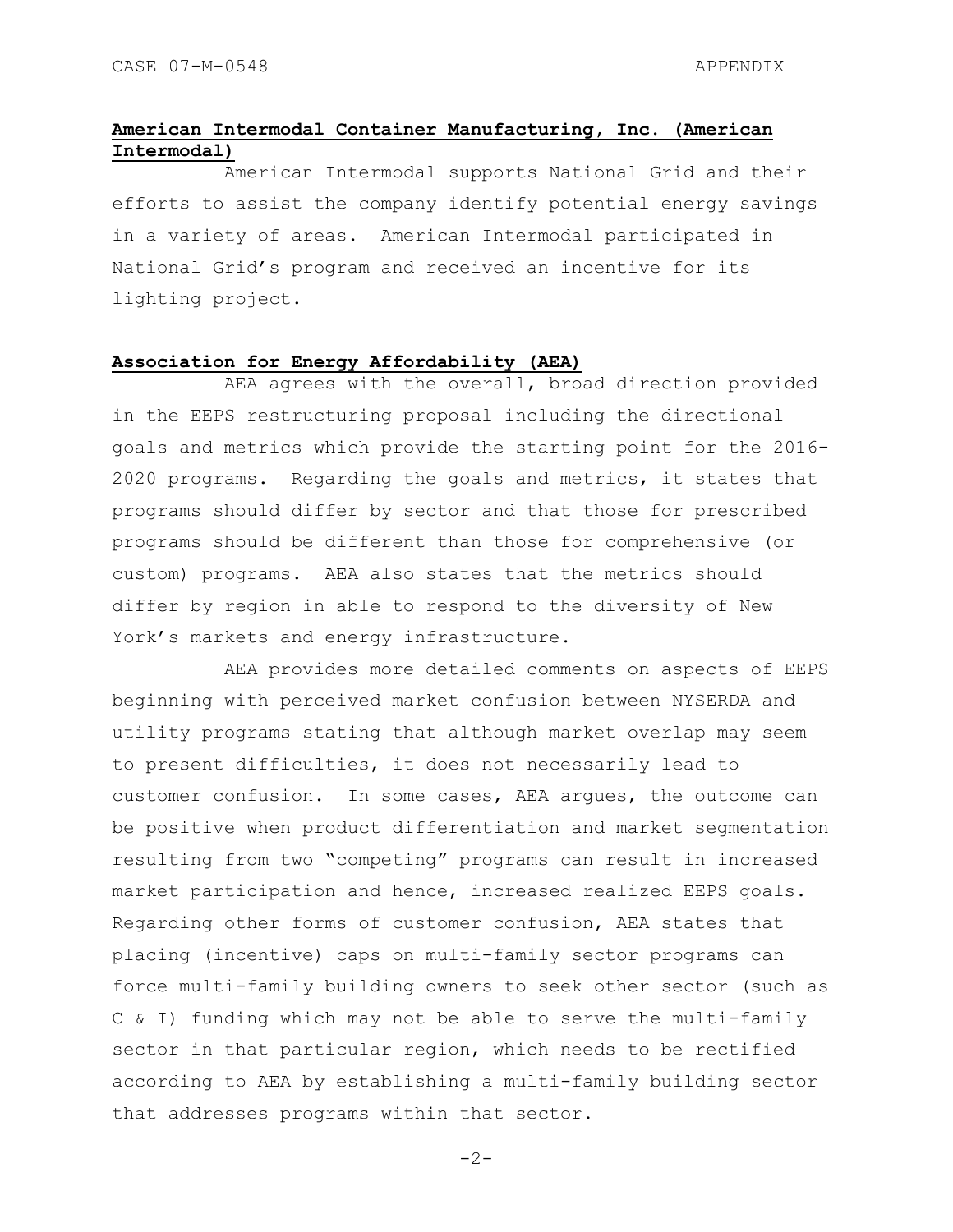**American Intermodal Container Manufacturing, Inc. (American Intermodal)**

American Intermodal supports National Grid and their efforts to assist the company identify potential energy savings in a variety of areas. American Intermodal participated in National Grid's program and received an incentive for its lighting project.

**Association for Energy Affordability (AEA)**

AEA agrees with the overall, broad direction provided in the EEPS restructuring proposal including the directional goals and metrics which provide the starting point for the 2016-2020 programs. Regarding the goals and metrics, it states that programs should differ by sector and that those for prescribed programs should be different than those for comprehensive (or custom) programs. AEA also states that the metrics should differ by region in able to respond to the diversity of New York's markets and energy infrastructure.

AEA provides more detailed comments on aspects of EEPS beginning with perceived market confusion between NYSERDA and utility programs stating that although market overlap may seem to present difficulties, it does not necessarily lead to customer confusion. In some cases, AEA argues, the outcome can be positive when product differentiation and market segmentation resulting from two "competing" programs can result in increased market participation and hence, increased realized EEPS goals. Regarding other forms of customer confusion, AEA states that placing (incentive) caps on multi-family sector programs can force multi-family building owners to seek other sector (such as C & I) funding which may not be able to serve the multi-family sector in that particular region, which needs to be rectified according to AEA by establishing a multi-family building sector that addresses programs within that sector.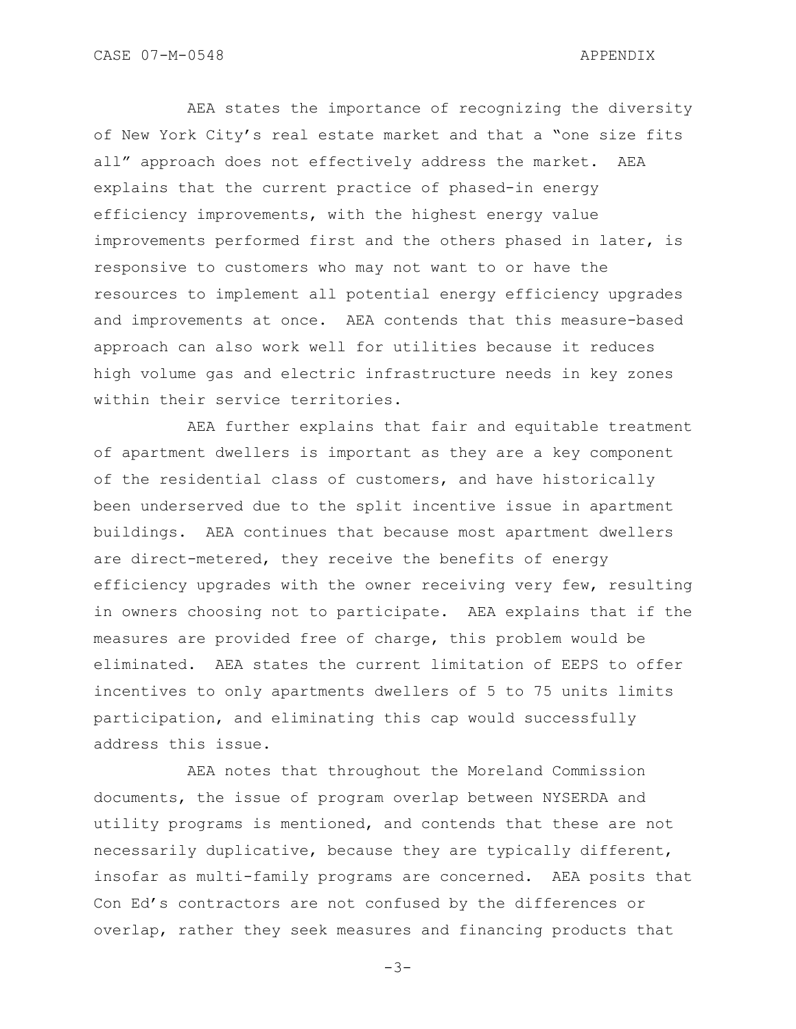AEA states the importance of recognizing the diversity of New York City's real estate market and that a "one size fits all" approach does not effectively address the market. AEA explains that the current practice of phased-in energy efficiency improvements, with the highest energy value improvements performed first and the others phased in later, is responsive to customers who may not want to or have the resources to implement all potential energy efficiency upgrades and improvements at once. AEA contends that this measure-based approach can also work well for utilities because it reduces high volume gas and electric infrastructure needs in key zones within their service territories.

AEA further explains that fair and equitable treatment of apartment dwellers is important as they are a key component of the residential class of customers, and have historically been underserved due to the split incentive issue in apartment buildings. AEA continues that because most apartment dwellers are direct-metered, they receive the benefits of energy efficiency upgrades with the owner receiving very few, resulting in owners choosing not to participate. AEA explains that if the measures are provided free of charge, this problem would be eliminated. AEA states the current limitation of EEPS to offer incentives to only apartments dwellers of 5 to 75 units limits participation, and eliminating this cap would successfully address this issue.

AEA notes that throughout the Moreland Commission documents, the issue of program overlap between NYSERDA and utility programs is mentioned, and contends that these are not necessarily duplicative, because they are typically different, insofar as multi-family programs are concerned. AEA posits that Con Ed's contractors are not confused by the differences or overlap, rather they seek measures and financing products that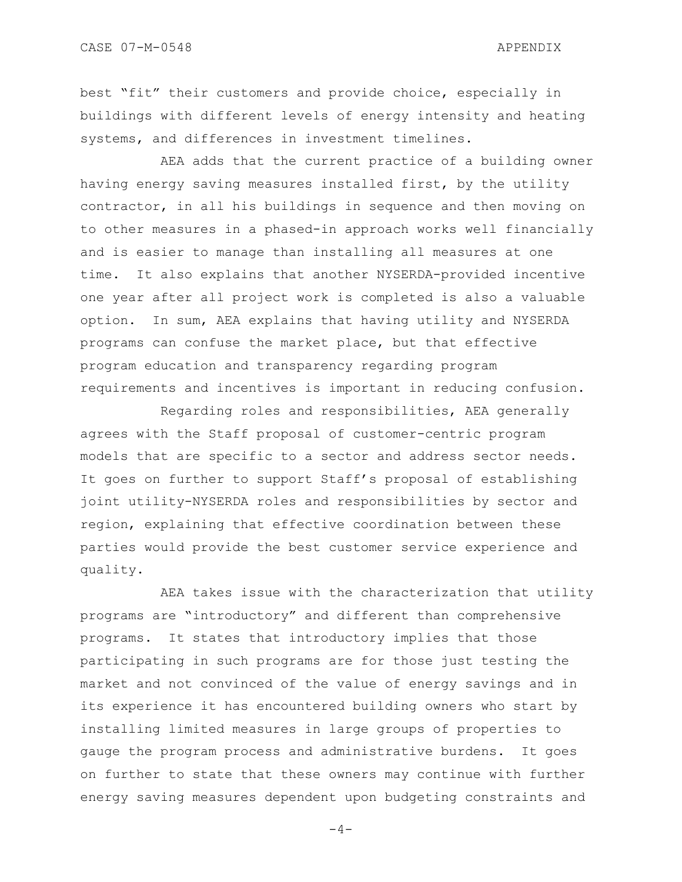best “fit” their customers and provide choice, especially in buildings with different levels of energy intensity and heating systems, and differences in investment timelines.

AEA adds that the current practice of a building owner having energy saving measures installed first, by the utility contractor, in all his buildings in sequence and then moving on to other measures in a phased-in approach works well financially and is easier to manage than installing all measures at one time. It also explains that another NYSERDA-provided incentive one year after all project work is completed is also a valuable option. In sum, AEA explains that having utility and NYSERDA programs can confuse the market place, but that effective program education and transparency regarding program requirements and incentives is important in reducing confusion.

Regarding roles and responsibilities, AEA generally agrees with the Staff proposal of customer-centric program models that are specific to a sector and address sector needs. It goes on further to support Staff’s proposal of establishing joint utility-NYSERDA roles and responsibilities by sector and region, explaining that effective coordination between these parties would provide the best customer service experience and quality.

AEA takes issue with the characterization that utility programs are “introductory” and different than comprehensive programs. It states that introductory implies that those participating in such programs are for those just testing the market and not convinced of the value of energy savings and in its experience it has encountered building owners who start by installing limited measures in large groups of properties to gauge the program process and administrative burdens. It goes on further to state that these owners may continue with further energy saving measures dependent upon budgeting constraints and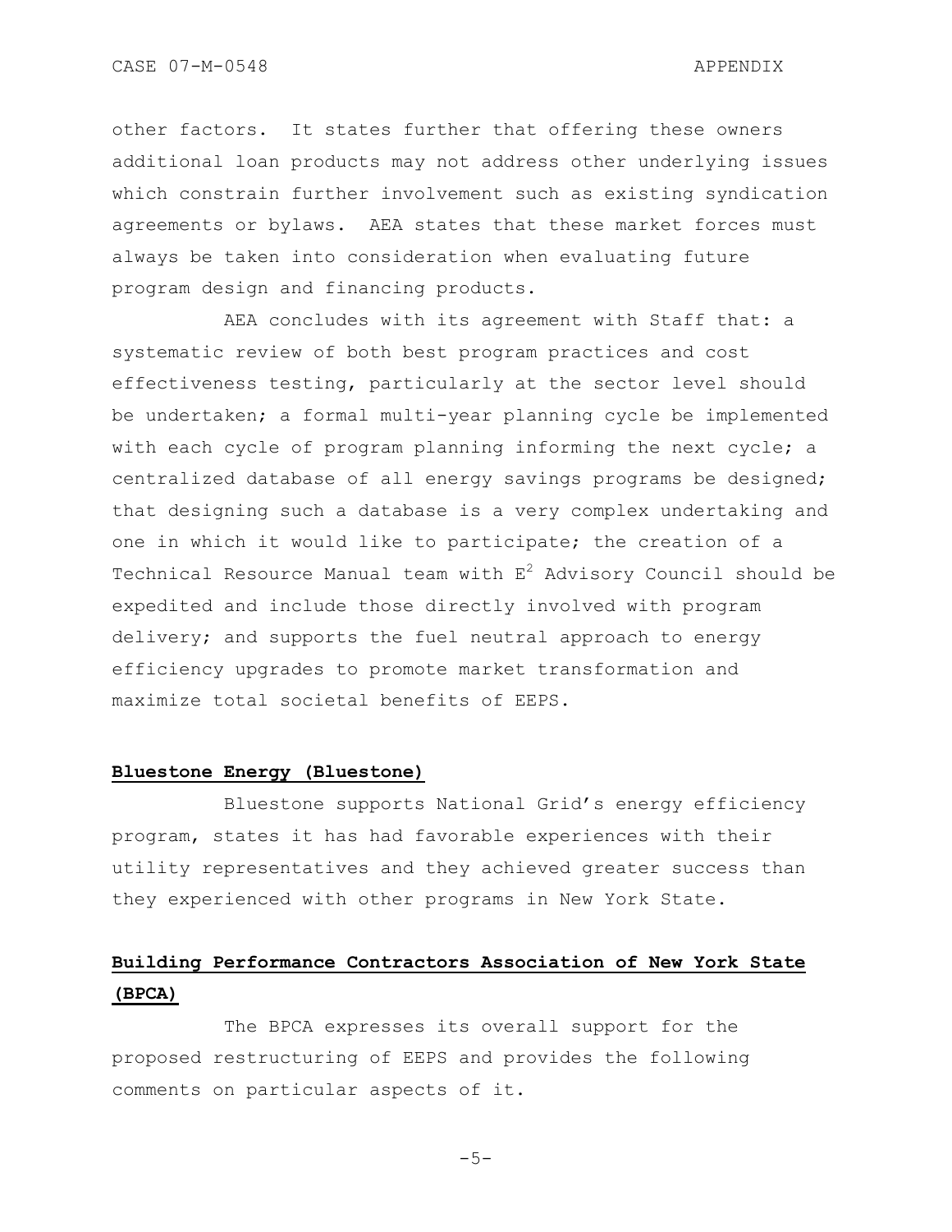other factors. It states further that offering these owners additional loan products may not address other underlying issues which constrain further involvement such as existing syndication agreements or bylaws. AEA states that these market forces must always be taken into consideration when evaluating future program design and financing products.

AEA concludes with its agreement with Staff that: a systematic review of both best program practices and cost effectiveness testing, particularly at the sector level should be undertaken; a formal multi-year planning cycle be implemented with each cycle of program planning informing the next cycle; a centralized database of all energy savings programs be designed; that designing such a database is a very complex undertaking and one in which it would like to participate; the creation of a Technical Resource Manual team with $E^2$ Advisory Council should be expedited and include those directly involved with program delivery; and supports the fuel neutral approach to energy efficiency upgrades to promote market transformation and maximize total societal benefits of EEPS.

**Bluestone Energy (Bluestone)**

Bluestone supports National Grid's energy efficiency program, states it has had favorable experiences with their utility representatives and they achieved greater success than they experienced with other programs in New York State.

**Building Performance Contractors Association of New York State (BPCA)**

The BPCA expresses its overall support for the proposed restructuring of EEPS and provides the following comments on particular aspects of it.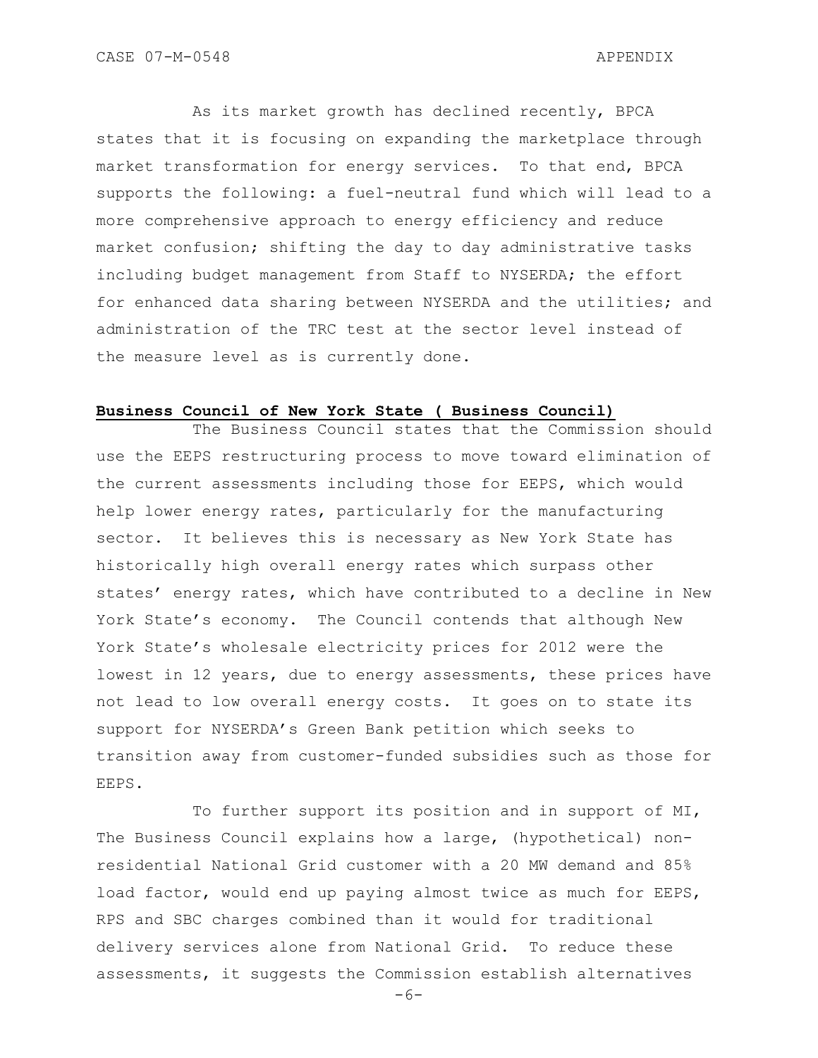As its market growth has declined recently, BPCA states that it is focusing on expanding the marketplace through market transformation for energy services. To that end, BPCA supports the following: a fuel-neutral fund which will lead to a more comprehensive approach to energy efficiency and reduce market confusion; shifting the day to day administrative tasks including budget management from Staff to NYSERDA; the effort for enhanced data sharing between NYSERDA and the utilities; and administration of the TRC test at the sector level instead of the measure level as is currently done.

**Business Council of New York State ( Business Council)**

The Business Council states that the Commission should use the EEPS restructuring process to move toward elimination of the current assessments including those for EEPS, which would help lower energy rates, particularly for the manufacturing sector. It believes this is necessary as New York State has historically high overall energy rates which surpass other states' energy rates, which have contributed to a decline in New York State's economy. The Council contends that although New York State's wholesale electricity prices for 2012 were the lowest in 12 years, due to energy assessments, these prices have not lead to low overall energy costs. It goes on to state its support for NYSERDA's Green Bank petition which seeks to transition away from customer-funded subsidies such as those for EEPS.

To further support its position and in support of MI, The Business Council explains how a large, (hypothetical) non-residential National Grid customer with a 20 MW demand and 85% load factor, would end up paying almost twice as much for EEPS, RPS and SBC charges combined than it would for traditional delivery services alone from National Grid. To reduce these assessments, it suggests the Commission establish alternatives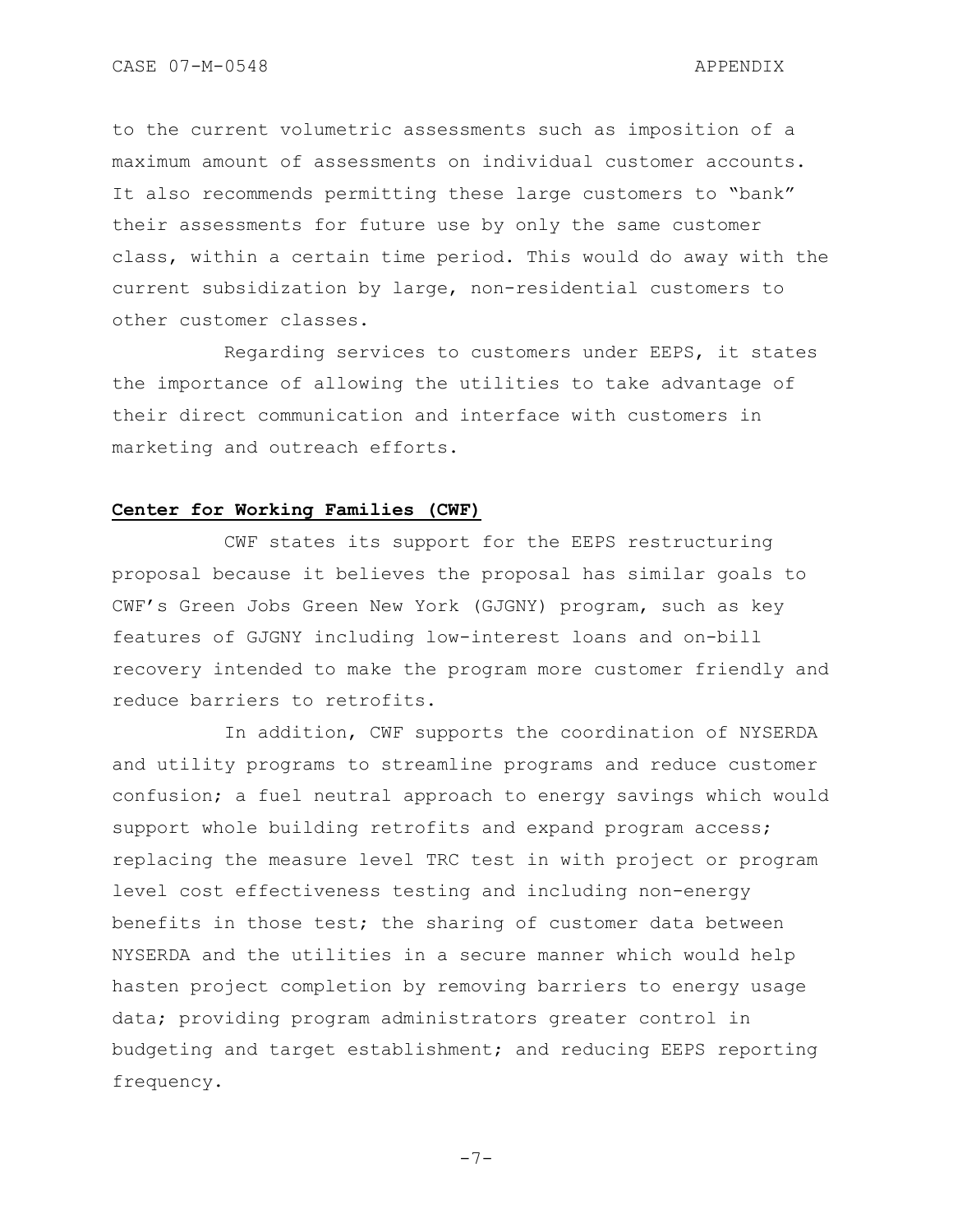to the current volumetric assessments such as imposition of a maximum amount of assessments on individual customer accounts. It also recommends permitting these large customers to "bank" their assessments for future use by only the same customer class, within a certain time period. This would do away with the current subsidization by large, non-residential customers to other customer classes.

Regarding services to customers under EEPS, it states the importance of allowing the utilities to take advantage of their direct communication and interface with customers in marketing and outreach efforts.

**Center for Working Families (CWF)**

CWF states its support for the EEPS restructuring proposal because it believes the proposal has similar goals to CWF's Green Jobs Green New York (GJGNY) program, such as key features of GJGNY including low-interest loans and on-bill recovery intended to make the program more customer friendly and reduce barriers to retrofits.

In addition, CWF supports the coordination of NYSERDA and utility programs to streamline programs and reduce customer confusion; a fuel neutral approach to energy savings which would support whole building retrofits and expand program access; replacing the measure level TRC test in with project or program level cost effectiveness testing and including non-energy benefits in those test; the sharing of customer data between NYSERDA and the utilities in a secure manner which would help hasten project completion by removing barriers to energy usage data; providing program administrators greater control in budgeting and target establishment; and reducing EEPS reporting frequency.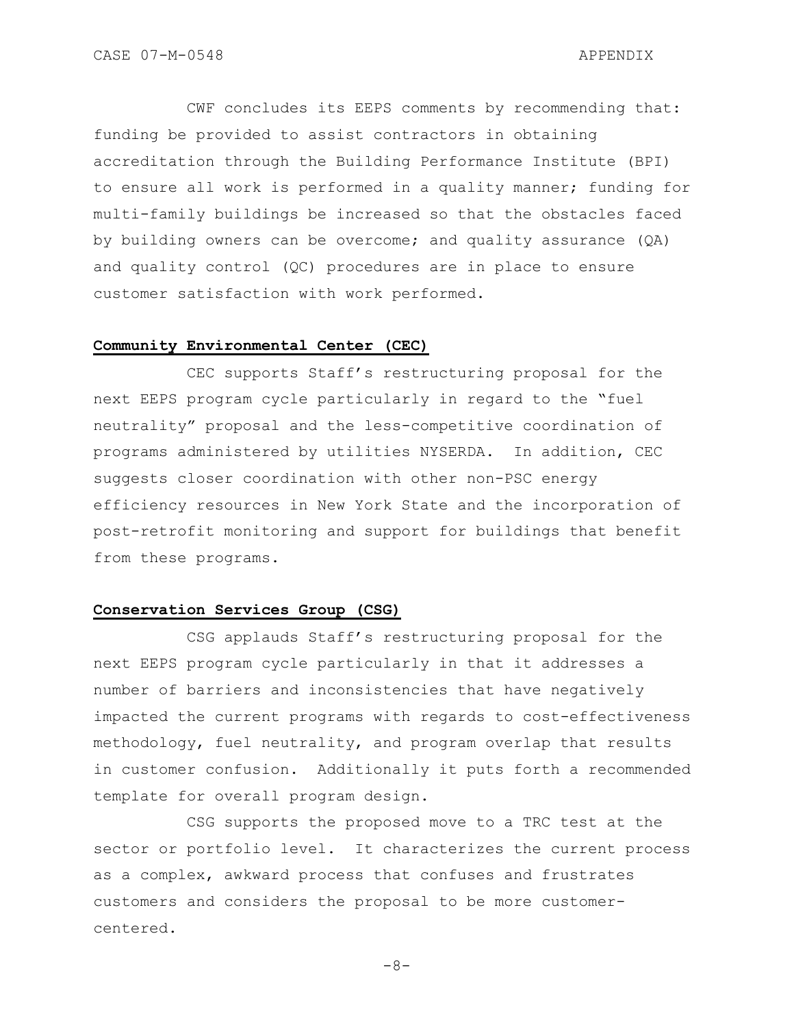CWF concludes its EEPS comments by recommending that: funding be provided to assist contractors in obtaining accreditation through the Building Performance Institute (BPI) to ensure all work is performed in a quality manner; funding for multi-family buildings be increased so that the obstacles faced by building owners can be overcome; and quality assurance (QA) and quality control (QC) procedures are in place to ensure customer satisfaction with work performed.

**Community Environmental Center (CEC)**

CEC supports Staff's restructuring proposal for the next EEPS program cycle particularly in regard to the "fuel neutrality" proposal and the less-competitive coordination of programs administered by utilities NYSERDA. In addition, CEC suggests closer coordination with other non-PSC energy efficiency resources in New York State and the incorporation of post-retrofit monitoring and support for buildings that benefit from these programs.

**Conservation Services Group (CSG)**

CSG applauds Staff's restructuring proposal for the next EEPS program cycle particularly in that it addresses a number of barriers and inconsistencies that have negatively impacted the current programs with regards to cost-effectiveness methodology, fuel neutrality, and program overlap that results in customer confusion. Additionally it puts forth a recommended template for overall program design.

CSG supports the proposed move to a TRC test at the sector or portfolio level. It characterizes the current process as a complex, awkward process that confuses and frustrates customers and considers the proposal to be more customer-centered.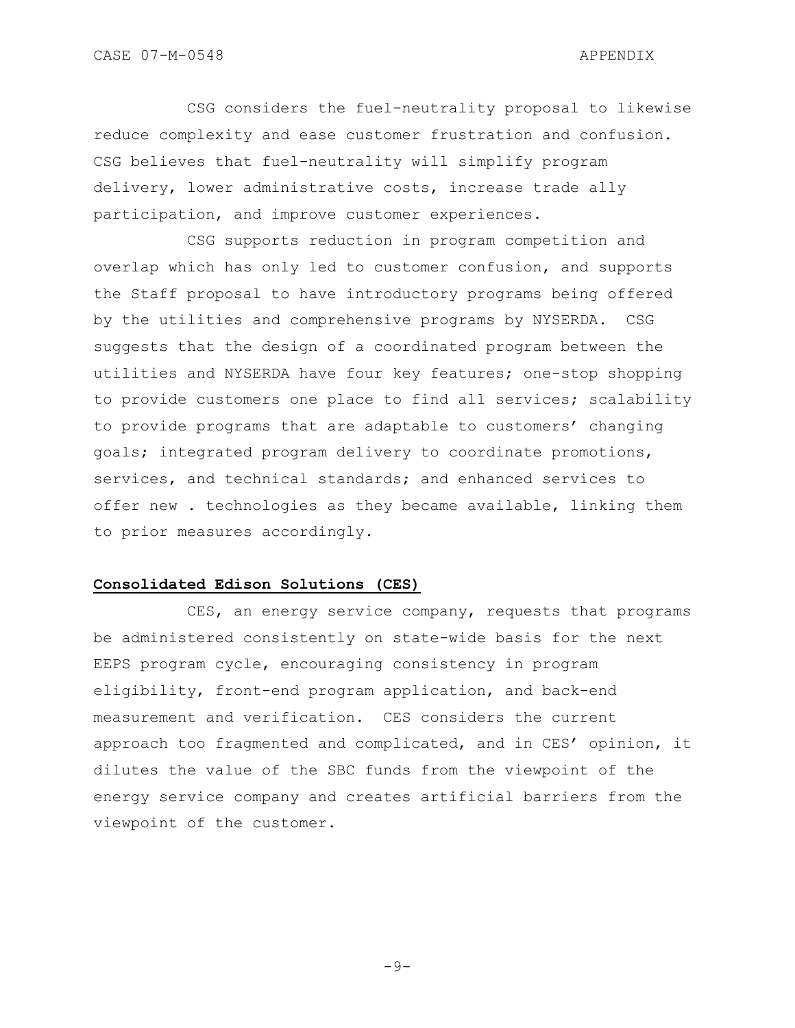CSG considers the fuel-neutrality proposal to likewise reduce complexity and ease customer frustration and confusion. CSG believes that fuel-neutrality will simplify program delivery, lower administrative costs, increase trade ally participation, and improve customer experiences.

CSG supports reduction in program competition and overlap which has only led to customer confusion, and supports the Staff proposal to have introductory programs being offered by the utilities and comprehensive programs by NYSERDA. CSG suggests that the design of a coordinated program between the utilities and NYSERDA have four key features; one-stop shopping to provide customers one place to find all services; scalability to provide programs that are adaptable to customers' changing goals; integrated program delivery to coordinate promotions, services, and technical standards; and enhanced services to offer new . technologies as they became available, linking them to prior measures accordingly.

**Consolidated Edison Solutions (CES)**

CES, an energy service company, requests that programs be administered consistently on state-wide basis for the next EEPS program cycle, encouraging consistency in program eligibility, front-end program application, and back-end measurement and verification. CES considers the current approach too fragmented and complicated, and in CES' opinion, it dilutes the value of the SBC funds from the viewpoint of the energy service company and creates artificial barriers from the viewpoint of the customer.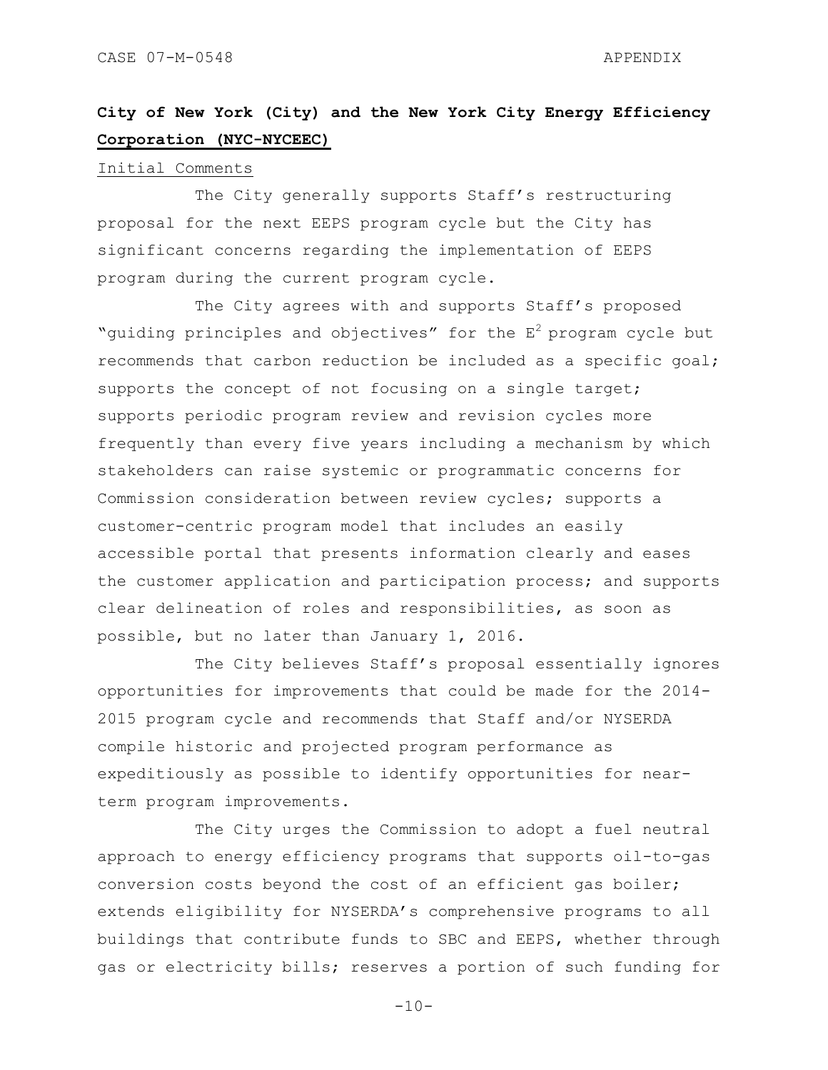**City of New York (City) and the New York City Energy Efficiency Corporation (NYC-NYCEEC)**

Initial Comments

The City generally supports Staff's restructuring proposal for the next EEPS program cycle but the City has significant concerns regarding the implementation of EEPS program during the current program cycle.

The City agrees with and supports Staff's proposed "guiding principles and objectives" for the $E^2$ program cycle but recommends that carbon reduction be included as a specific goal; supports the concept of not focusing on a single target; supports periodic program review and revision cycles more frequently than every five years including a mechanism by which stakeholders can raise systemic or programmatic concerns for Commission consideration between review cycles; supports a customer-centric program model that includes an easily accessible portal that presents information clearly and eases the customer application and participation process; and supports clear delineation of roles and responsibilities, as soon as possible, but no later than January 1, 2016.

The City believes Staff's proposal essentially ignores opportunities for improvements that could be made for the 2014-2015 program cycle and recommends that Staff and/or NYSERDA compile historic and projected program performance as expeditiously as possible to identify opportunities for near-term program improvements.

The City urges the Commission to adopt a fuel neutral approach to energy efficiency programs that supports oil-to-gas conversion costs beyond the cost of an efficient gas boiler; extends eligibility for NYSERDA's comprehensive programs to all buildings that contribute funds to SBC and EEPS, whether through gas or electricity bills; reserves a portion of such funding for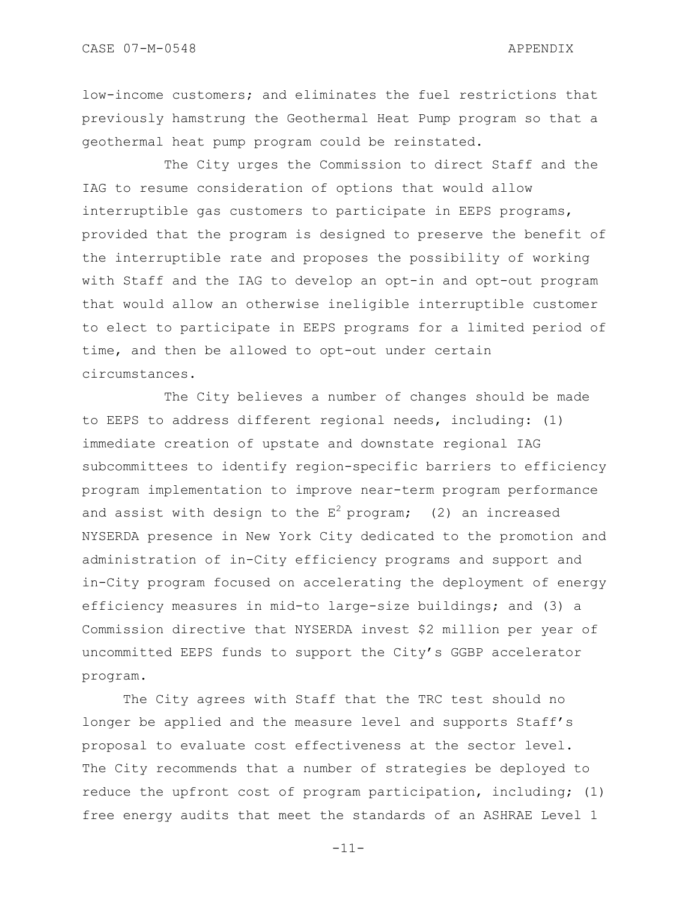low-income customers; and eliminates the fuel restrictions that previously hamstrung the Geothermal Heat Pump program so that a geothermal heat pump program could be reinstated.

The City urges the Commission to direct Staff and the IAG to resume consideration of options that would allow interruptible gas customers to participate in EEPS programs, provided that the program is designed to preserve the benefit of the interruptible rate and proposes the possibility of working with Staff and the IAG to develop an opt-in and opt-out program that would allow an otherwise ineligible interruptible customer to elect to participate in EEPS programs for a limited period of time, and then be allowed to opt-out under certain circumstances.

The City believes a number of changes should be made to EEPS to address different regional needs, including: (1) immediate creation of upstate and downstate regional IAG subcommittees to identify region-specific barriers to efficiency program implementation to improve near-term program performance and assist with design to the $E^2$ program; (2) an increased NYSERDA presence in New York City dedicated to the promotion and administration of in-City efficiency programs and support and in-City program focused on accelerating the deployment of energy efficiency measures in mid-to large-size buildings; and (3) a Commission directive that NYSERDA invest $2 million per year of uncommitted EEPS funds to support the City's GGBP accelerator program.

The City agrees with Staff that the TRC test should no longer be applied and the measure level and supports Staff's proposal to evaluate cost effectiveness at the sector level. The City recommends that a number of strategies be deployed to reduce the upfront cost of program participation, including; (1) free energy audits that meet the standards of an ASHRAE Level 1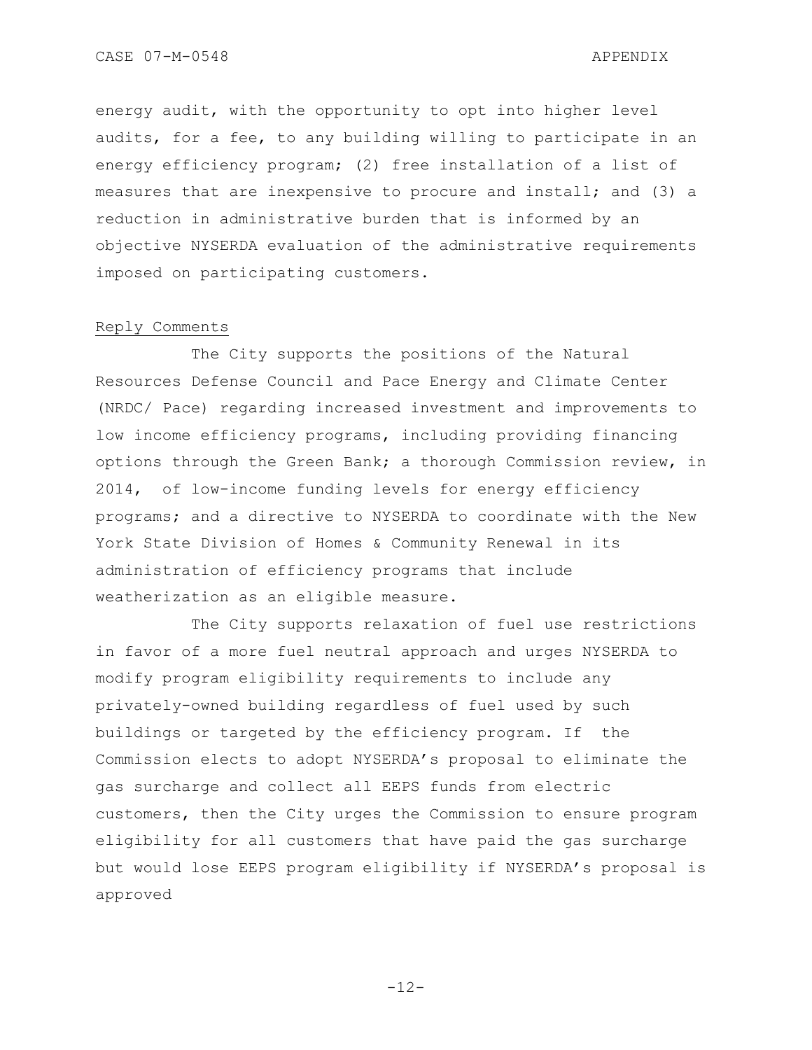energy audit, with the opportunity to opt into higher level audits, for a fee, to any building willing to participate in an energy efficiency program; (2) free installation of a list of measures that are inexpensive to procure and install; and (3) a reduction in administrative burden that is informed by an objective NYSERDA evaluation of the administrative requirements imposed on participating customers.

Reply Comments

The City supports the positions of the Natural Resources Defense Council and Pace Energy and Climate Center (NRDC/ Pace) regarding increased investment and improvements to low income efficiency programs, including providing financing options through the Green Bank; a thorough Commission review, in 2014, of low-income funding levels for energy efficiency programs; and a directive to NYSERDA to coordinate with the New York State Division of Homes & Community Renewal in its administration of efficiency programs that include weatherization as an eligible measure.

The City supports relaxation of fuel use restrictions in favor of a more fuel neutral approach and urges NYSERDA to modify program eligibility requirements to include any privately-owned building regardless of fuel used by such buildings or targeted by the efficiency program. If the Commission elects to adopt NYSERDA's proposal to eliminate the gas surcharge and collect all EEPS funds from electric customers, then the City urges the Commission to ensure program eligibility for all customers that have paid the gas surcharge but would lose EEPS program eligibility if NYSERDA's proposal is approved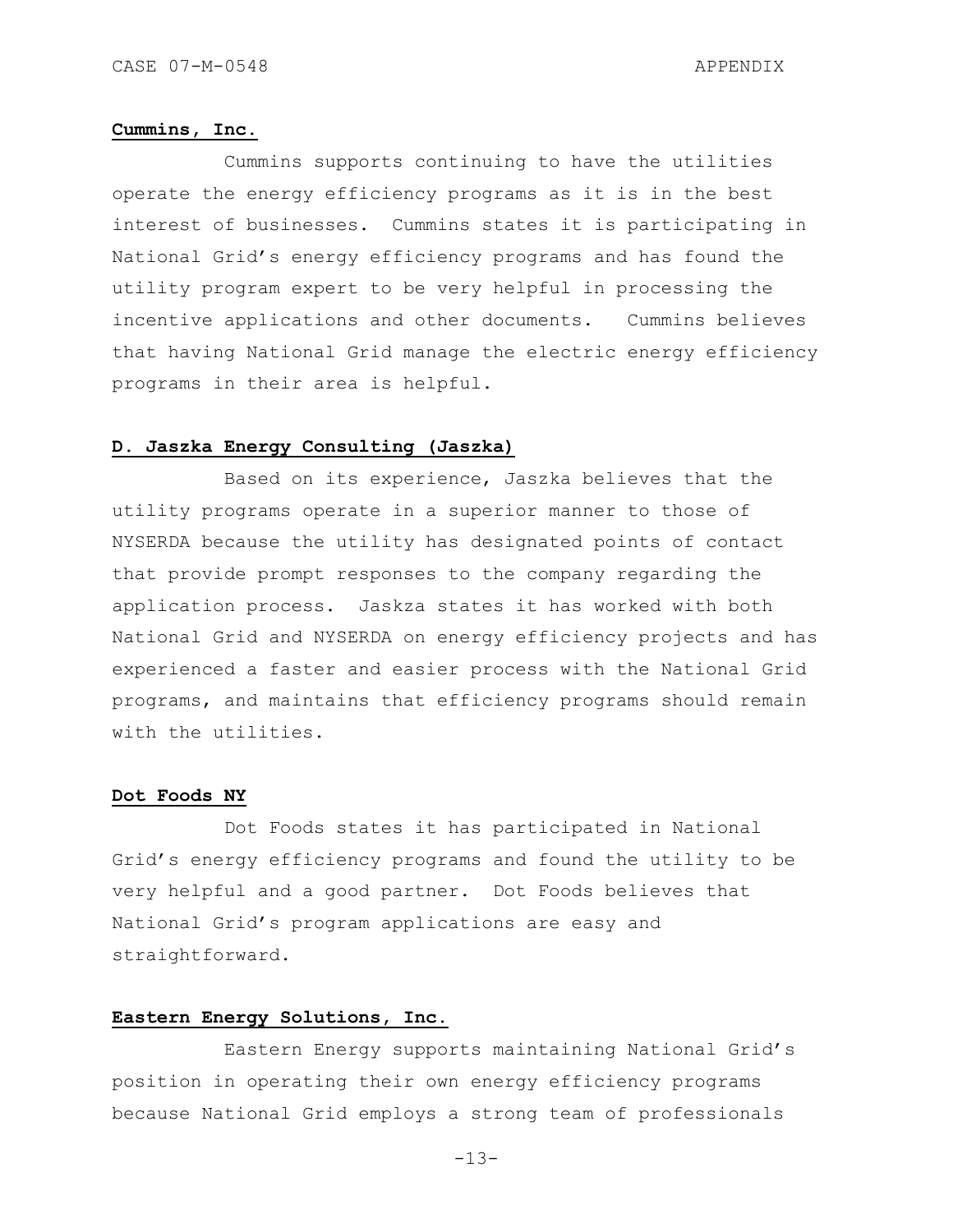**Cummins, Inc.**

Cummins supports continuing to have the utilities operate the energy efficiency programs as it is in the best interest of businesses. Cummins states it is participating in National Grid's energy efficiency programs and has found the utility program expert to be very helpful in processing the incentive applications and other documents. Cummins believes that having National Grid manage the electric energy efficiency programs in their area is helpful.

**D. Jaszka Energy Consulting (Jaszka)**

Based on its experience, Jaszka believes that the utility programs operate in a superior manner to those of NYSERDA because the utility has designated points of contact that provide prompt responses to the company regarding the application process. Jaskza states it has worked with both National Grid and NYSERDA on energy efficiency projects and has experienced a faster and easier process with the National Grid programs, and maintains that efficiency programs should remain with the utilities.

**Dot Foods NY**

Dot Foods states it has participated in National Grid's energy efficiency programs and found the utility to be very helpful and a good partner. Dot Foods believes that National Grid's program applications are easy and straightforward.

**Eastern Energy Solutions, Inc.**

Eastern Energy supports maintaining National Grid's position in operating their own energy efficiency programs because National Grid employs a strong team of professionals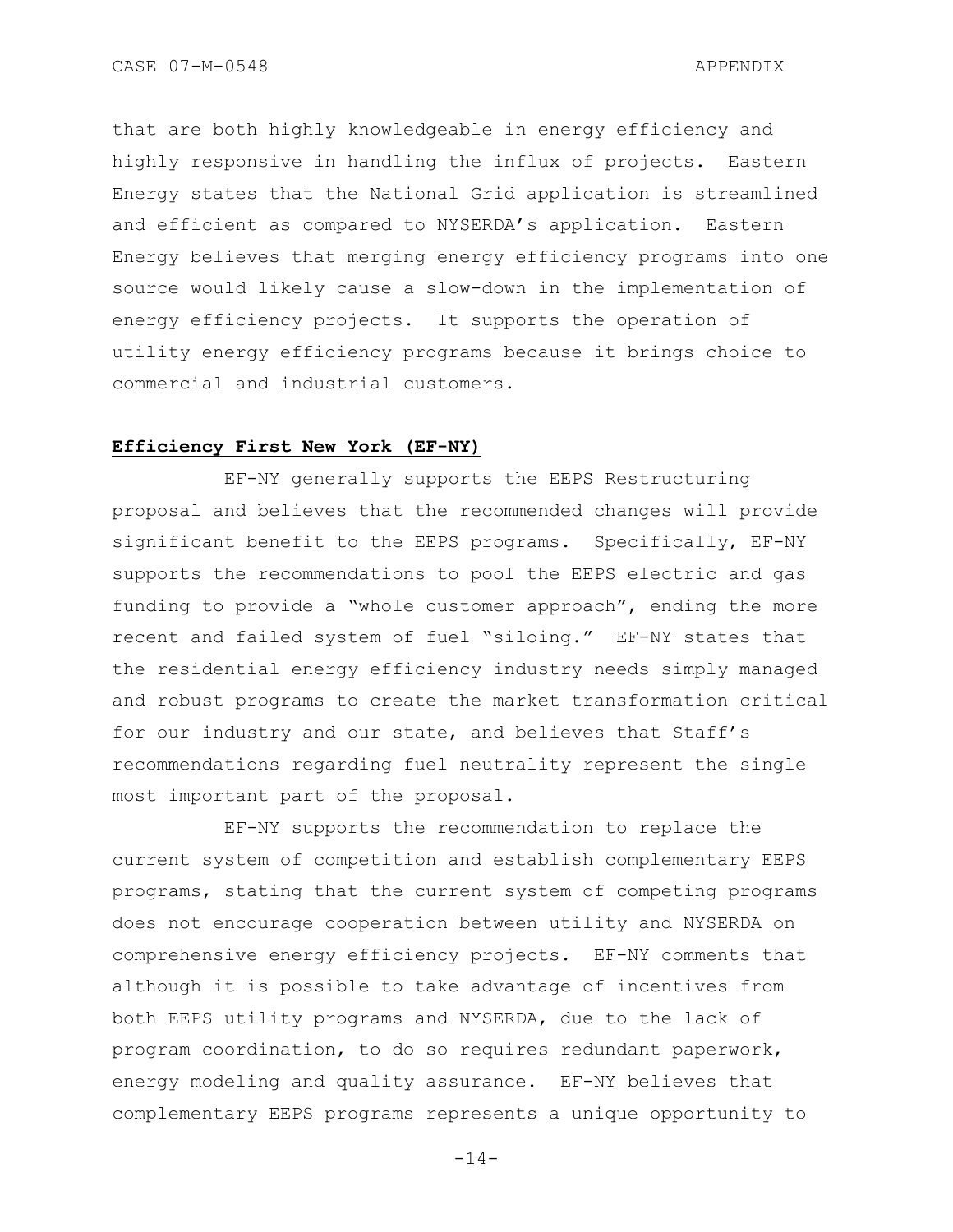that are both highly knowledgeable in energy efficiency and highly responsive in handling the influx of projects. Eastern Energy states that the National Grid application is streamlined and efficient as compared to NYSERDA's application. Eastern Energy believes that merging energy efficiency programs into one source would likely cause a slow-down in the implementation of energy efficiency projects. It supports the operation of utility energy efficiency programs because it brings choice to commercial and industrial customers.

**Efficiency First New York (EF-NY)**

EF-NY generally supports the EEPS Restructuring proposal and believes that the recommended changes will provide significant benefit to the EEPS programs. Specifically, EF-NY supports the recommendations to pool the EEPS electric and gas funding to provide a "whole customer approach", ending the more recent and failed system of fuel "siloing." EF-NY states that the residential energy efficiency industry needs simply managed and robust programs to create the market transformation critical for our industry and our state, and believes that Staff's recommendations regarding fuel neutrality represent the single most important part of the proposal.

EF-NY supports the recommendation to replace the current system of competition and establish complementary EEPS programs, stating that the current system of competing programs does not encourage cooperation between utility and NYSERDA on comprehensive energy efficiency projects. EF-NY comments that although it is possible to take advantage of incentives from both EEPS utility programs and NYSERDA, due to the lack of program coordination, to do so requires redundant paperwork, energy modeling and quality assurance. EF-NY believes that complementary EEPS programs represents a unique opportunity to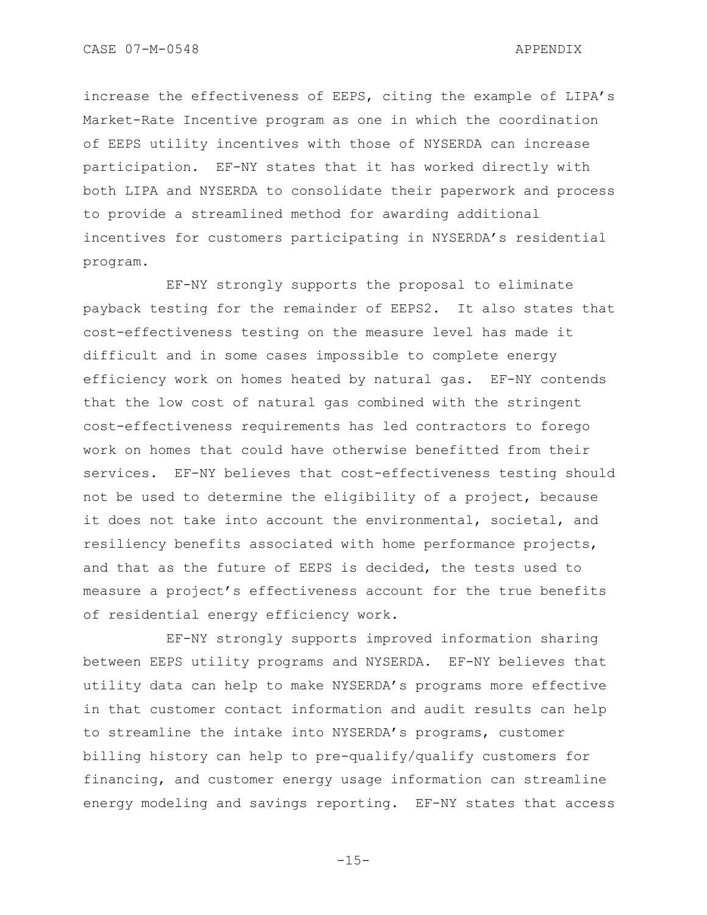increase the effectiveness of EEPS, citing the example of LIPA's Market-Rate Incentive program as one in which the coordination of EEPS utility incentives with those of NYSERDA can increase participation. EF-NY states that it has worked directly with both LIPA and NYSERDA to consolidate their paperwork and process to provide a streamlined method for awarding additional incentives for customers participating in NYSERDA's residential program.

EF-NY strongly supports the proposal to eliminate payback testing for the remainder of EEPS2. It also states that cost-effectiveness testing on the measure level has made it difficult and in some cases impossible to complete energy efficiency work on homes heated by natural gas. EF-NY contends that the low cost of natural gas combined with the stringent cost-effectiveness requirements has led contractors to forego work on homes that could have otherwise benefitted from their services. EF-NY believes that cost-effectiveness testing should not be used to determine the eligibility of a project, because it does not take into account the environmental, societal, and resiliency benefits associated with home performance projects, and that as the future of EEPS is decided, the tests used to measure a project's effectiveness account for the true benefits of residential energy efficiency work.

EF-NY strongly supports improved information sharing between EEPS utility programs and NYSERDA. EF-NY believes that utility data can help to make NYSERDA's programs more effective in that customer contact information and audit results can help to streamline the intake into NYSERDA's programs, customer billing history can help to pre-qualify/qualify customers for financing, and customer energy usage information can streamline energy modeling and savings reporting. EF-NY states that access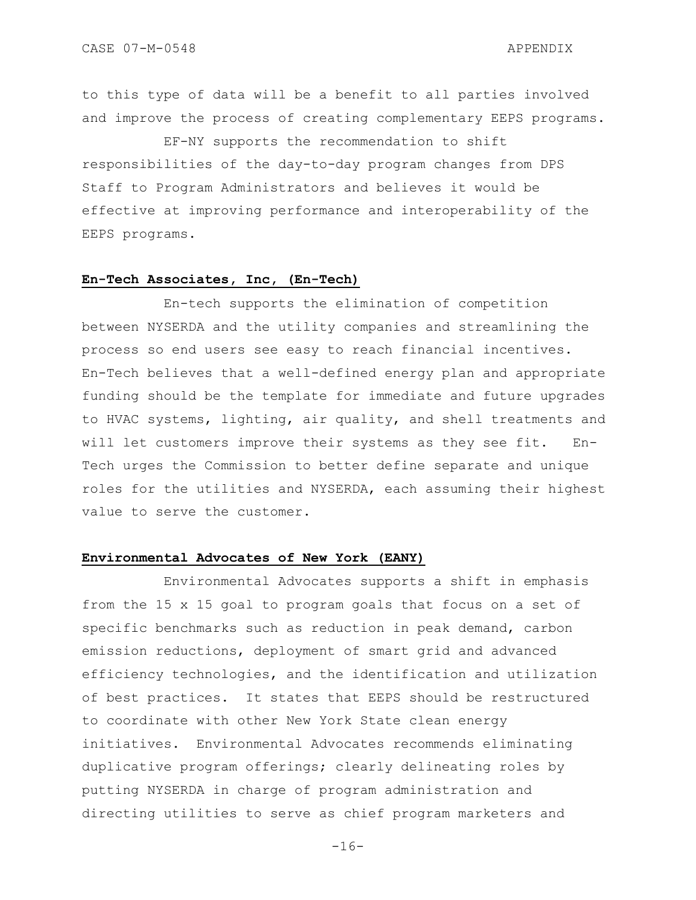to this type of data will be a benefit to all parties involved and improve the process of creating complementary EEPS programs.

EF-NY supports the recommendation to shift responsibilities of the day-to-day program changes from DPS Staff to Program Administrators and believes it would be effective at improving performance and interoperability of the EEPS programs.

**En-Tech Associates, Inc, (En-Tech)**

En-tech supports the elimination of competition between NYSERDA and the utility companies and streamlining the process so end users see easy to reach financial incentives. En-Tech believes that a well-defined energy plan and appropriate funding should be the template for immediate and future upgrades to HVAC systems, lighting, air quality, and shell treatments and will let customers improve their systems as they see fit. En-Tech urges the Commission to better define separate and unique roles for the utilities and NYSERDA, each assuming their highest value to serve the customer.

**Environmental Advocates of New York (EANY)**

Environmental Advocates supports a shift in emphasis from the 15 x 15 goal to program goals that focus on a set of specific benchmarks such as reduction in peak demand, carbon emission reductions, deployment of smart grid and advanced efficiency technologies, and the identification and utilization of best practices. It states that EEPS should be restructured to coordinate with other New York State clean energy initiatives. Environmental Advocates recommends eliminating duplicative program offerings; clearly delineating roles by putting NYSERDA in charge of program administration and directing utilities to serve as chief program marketers and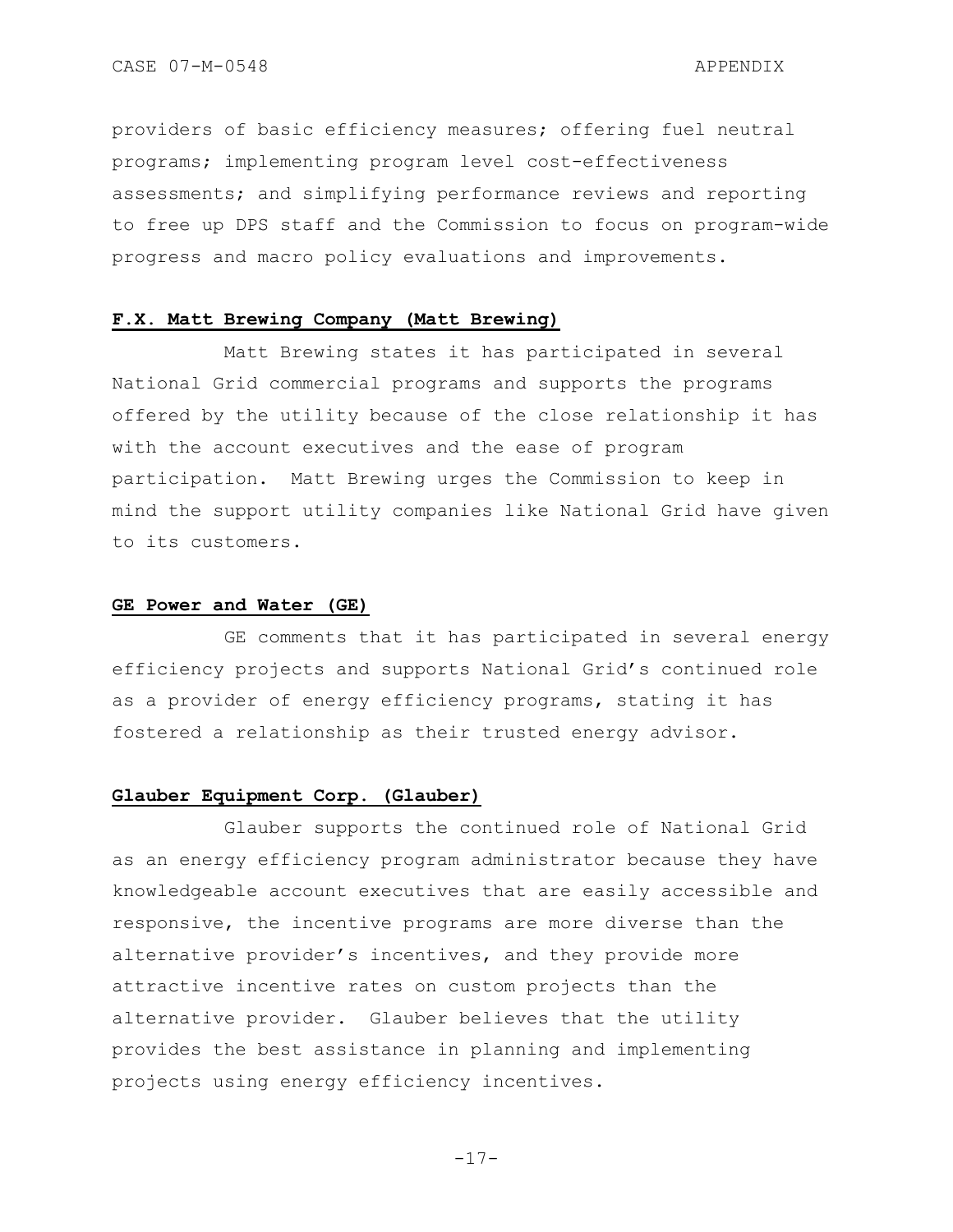providers of basic efficiency measures; offering fuel neutral programs; implementing program level cost-effectiveness assessments; and simplifying performance reviews and reporting to free up DPS staff and the Commission to focus on program-wide progress and macro policy evaluations and improvements.

**F.X. Matt Brewing Company (Matt Brewing)**

Matt Brewing states it has participated in several National Grid commercial programs and supports the programs offered by the utility because of the close relationship it has with the account executives and the ease of program participation. Matt Brewing urges the Commission to keep in mind the support utility companies like National Grid have given to its customers.

**GE Power and Water (GE)**

GE comments that it has participated in several energy efficiency projects and supports National Grid's continued role as a provider of energy efficiency programs, stating it has fostered a relationship as their trusted energy advisor.

**Glauber Equipment Corp. (Glauber)**

Glauber supports the continued role of National Grid as an energy efficiency program administrator because they have knowledgeable account executives that are easily accessible and responsive, the incentive programs are more diverse than the alternative provider's incentives, and they provide more attractive incentive rates on custom projects than the alternative provider. Glauber believes that the utility provides the best assistance in planning and implementing projects using energy efficiency incentives.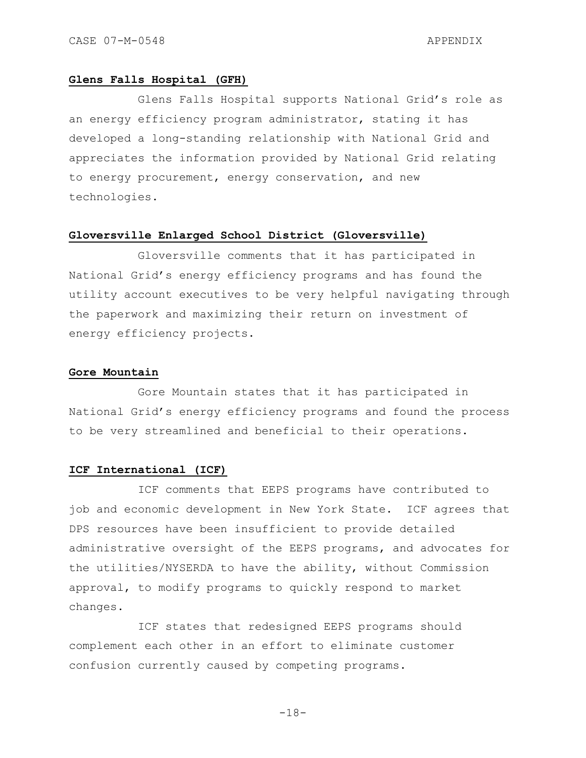**Glens Falls Hospital (GFH)**

Glens Falls Hospital supports National Grid's role as an energy efficiency program administrator, stating it has developed a long-standing relationship with National Grid and appreciates the information provided by National Grid relating to energy procurement, energy conservation, and new technologies.

**Gloversville Enlarged School District (Gloversville)**

Gloversville comments that it has participated in National Grid's energy efficiency programs and has found the utility account executives to be very helpful navigating through the paperwork and maximizing their return on investment of energy efficiency projects.

**Gore Mountain**

Gore Mountain states that it has participated in National Grid's energy efficiency programs and found the process to be very streamlined and beneficial to their operations.

**ICF International (ICF)**

ICF comments that EEPS programs have contributed to job and economic development in New York State. ICF agrees that DPS resources have been insufficient to provide detailed administrative oversight of the EEPS programs, and advocates for the utilities/NYSERDA to have the ability, without Commission approval, to modify programs to quickly respond to market changes.

ICF states that redesigned EEPS programs should complement each other in an effort to eliminate customer confusion currently caused by competing programs.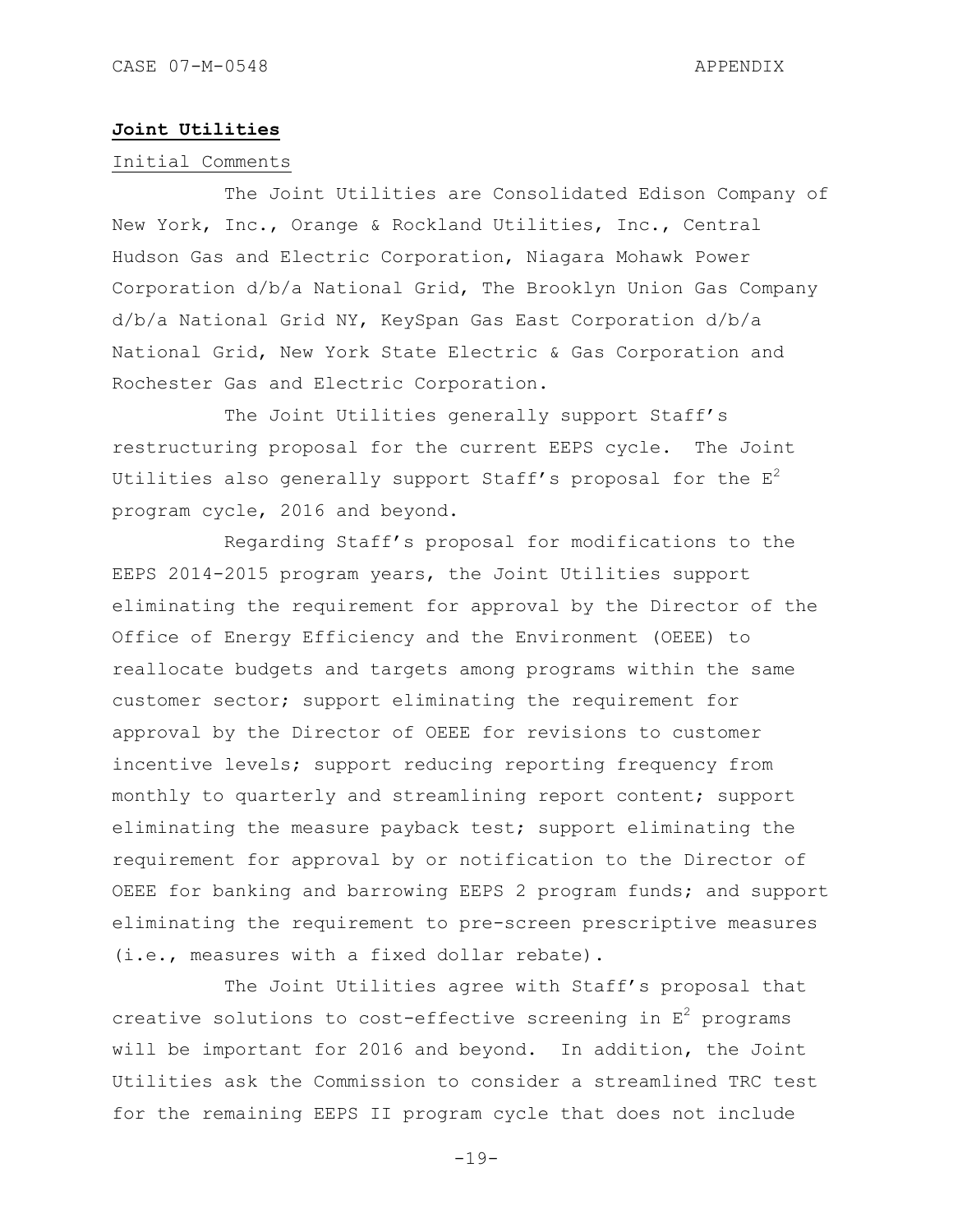**Joint Utilities**

Initial Comments

The Joint Utilities are Consolidated Edison Company of New York, Inc., Orange & Rockland Utilities, Inc., Central Hudson Gas and Electric Corporation, Niagara Mohawk Power Corporation d/b/a National Grid, The Brooklyn Union Gas Company d/b/a National Grid NY, KeySpan Gas East Corporation d/b/a National Grid, New York State Electric & Gas Corporation and Rochester Gas and Electric Corporation.

The Joint Utilities generally support Staff's restructuring proposal for the current EEPS cycle. The Joint Utilities also generally support Staff's proposal for the $E^2$ program cycle, 2016 and beyond.

Regarding Staff's proposal for modifications to the EEPS 2014-2015 program years, the Joint Utilities support eliminating the requirement for approval by the Director of the Office of Energy Efficiency and the Environment (OEEE) to reallocate budgets and targets among programs within the same customer sector; support eliminating the requirement for approval by the Director of OEEE for revisions to customer incentive levels; support reducing reporting frequency from monthly to quarterly and streamlining report content; support eliminating the measure payback test; support eliminating the requirement for approval by or notification to the Director of OEEE for banking and barrowing EEPS 2 program funds; and support eliminating the requirement to pre-screen prescriptive measures (i.e., measures with a fixed dollar rebate).

The Joint Utilities agree with Staff's proposal that creative solutions to cost-effective screening in $E^2$ programs will be important for 2016 and beyond. In addition, the Joint Utilities ask the Commission to consider a streamlined TRC test for the remaining EEPS II program cycle that does not include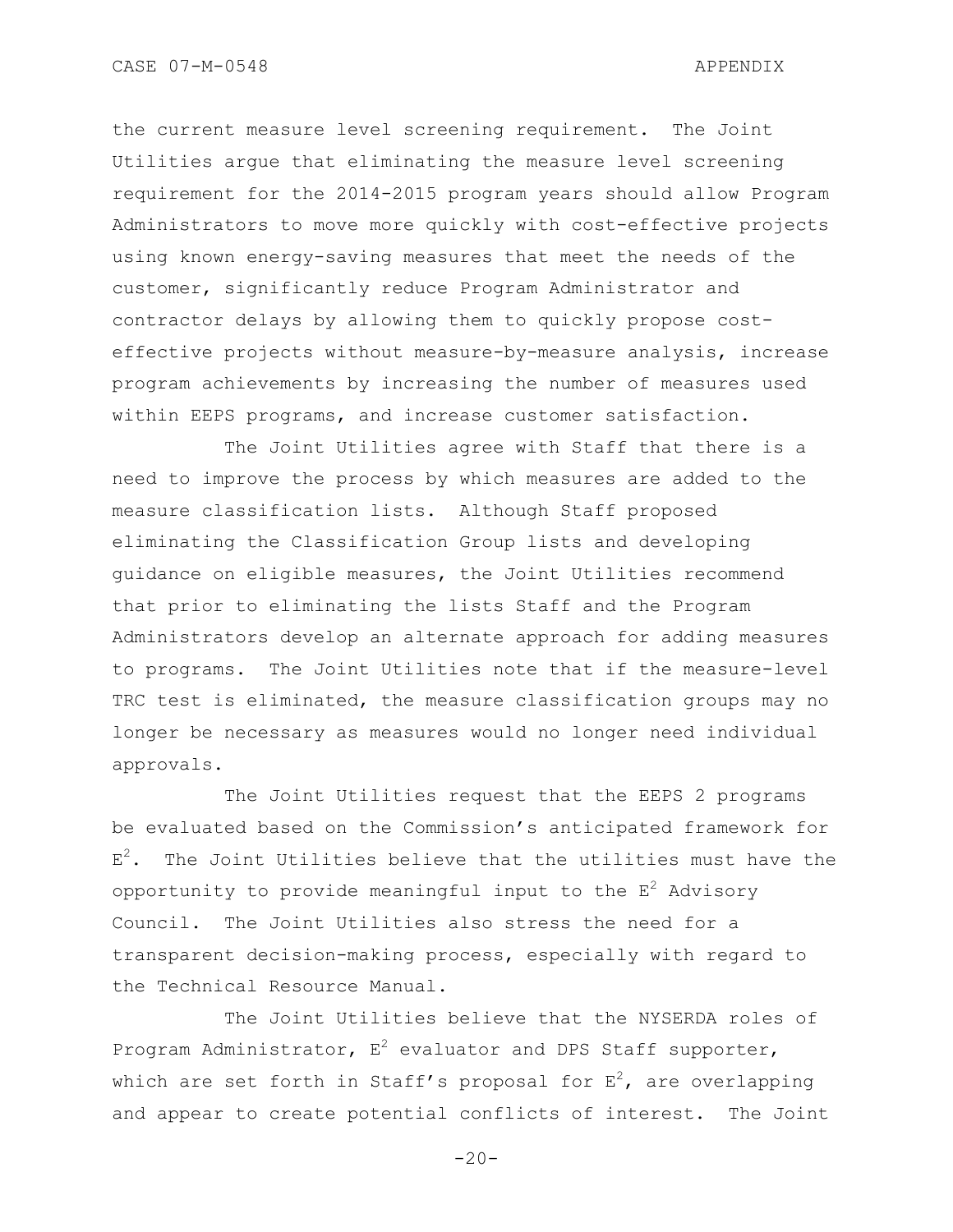the current measure level screening requirement. The Joint Utilities argue that eliminating the measure level screening requirement for the 2014-2015 program years should allow Program Administrators to move more quickly with cost-effective projects using known energy-saving measures that meet the needs of the customer, significantly reduce Program Administrator and contractor delays by allowing them to quickly propose cost-effective projects without measure-by-measure analysis, increase program achievements by increasing the number of measures used within EEPS programs, and increase customer satisfaction.

The Joint Utilities agree with Staff that there is a need to improve the process by which measures are added to the measure classification lists. Although Staff proposed eliminating the Classification Group lists and developing guidance on eligible measures, the Joint Utilities recommend that prior to eliminating the lists Staff and the Program Administrators develop an alternate approach for adding measures to programs. The Joint Utilities note that if the measure-level TRC test is eliminated, the measure classification groups may no longer be necessary as measures would no longer need individual approvals.

The Joint Utilities request that the EEPS 2 programs be evaluated based on the Commission's anticipated framework for $E^2$. The Joint Utilities believe that the utilities must have the opportunity to provide meaningful input to the $E^2$ Advisory Council. The Joint Utilities also stress the need for a transparent decision-making process, especially with regard to the Technical Resource Manual.

The Joint Utilities believe that the NYSERDA roles of Program Administrator, $E^2$ evaluator and DPS Staff supporter, which are set forth in Staff's proposal for $E^2$, are overlapping and appear to create potential conflicts of interest. The Joint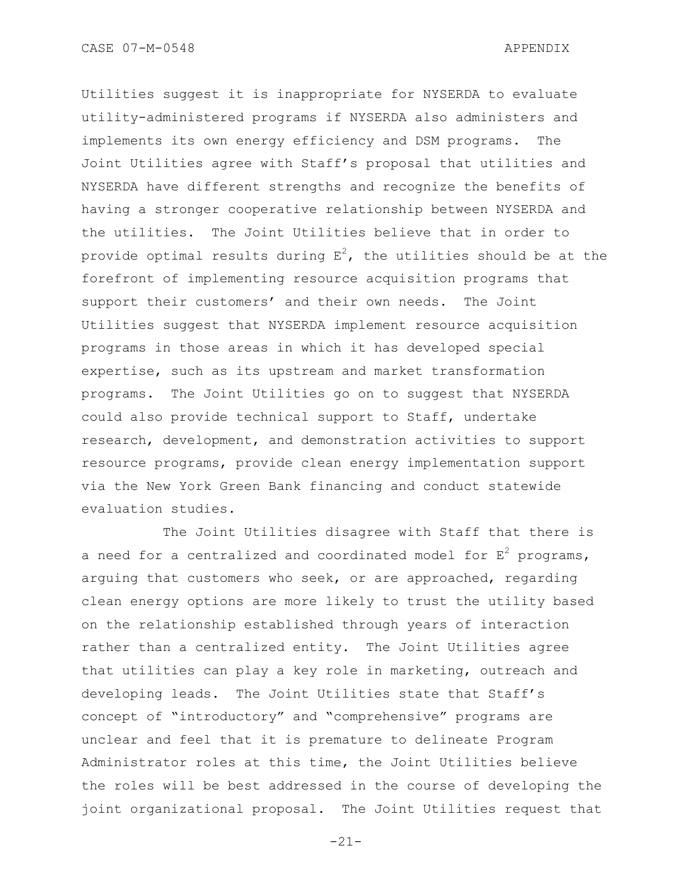Utilities suggest it is inappropriate for NYSERDA to evaluate utility-administered programs if NYSERDA also administers and implements its own energy efficiency and DSM programs. The Joint Utilities agree with Staff's proposal that utilities and NYSERDA have different strengths and recognize the benefits of having a stronger cooperative relationship between NYSERDA and the utilities. The Joint Utilities believe that in order to provide optimal results during $E^2$, the utilities should be at the forefront of implementing resource acquisition programs that support their customers' and their own needs. The Joint Utilities suggest that NYSERDA implement resource acquisition programs in those areas in which it has developed special expertise, such as its upstream and market transformation programs. The Joint Utilities go on to suggest that NYSERDA could also provide technical support to Staff, undertake research, development, and demonstration activities to support resource programs, provide clean energy implementation support via the New York Green Bank financing and conduct statewide evaluation studies.

The Joint Utilities disagree with Staff that there is a need for a centralized and coordinated model for $E^2$ programs, arguing that customers who seek, or are approached, regarding clean energy options are more likely to trust the utility based on the relationship established through years of interaction rather than a centralized entity. The Joint Utilities agree that utilities can play a key role in marketing, outreach and developing leads. The Joint Utilities state that Staff's concept of "introductory" and "comprehensive" programs are unclear and feel that it is premature to delineate Program Administrator roles at this time, the Joint Utilities believe the roles will be best addressed in the course of developing the joint organizational proposal. The Joint Utilities request that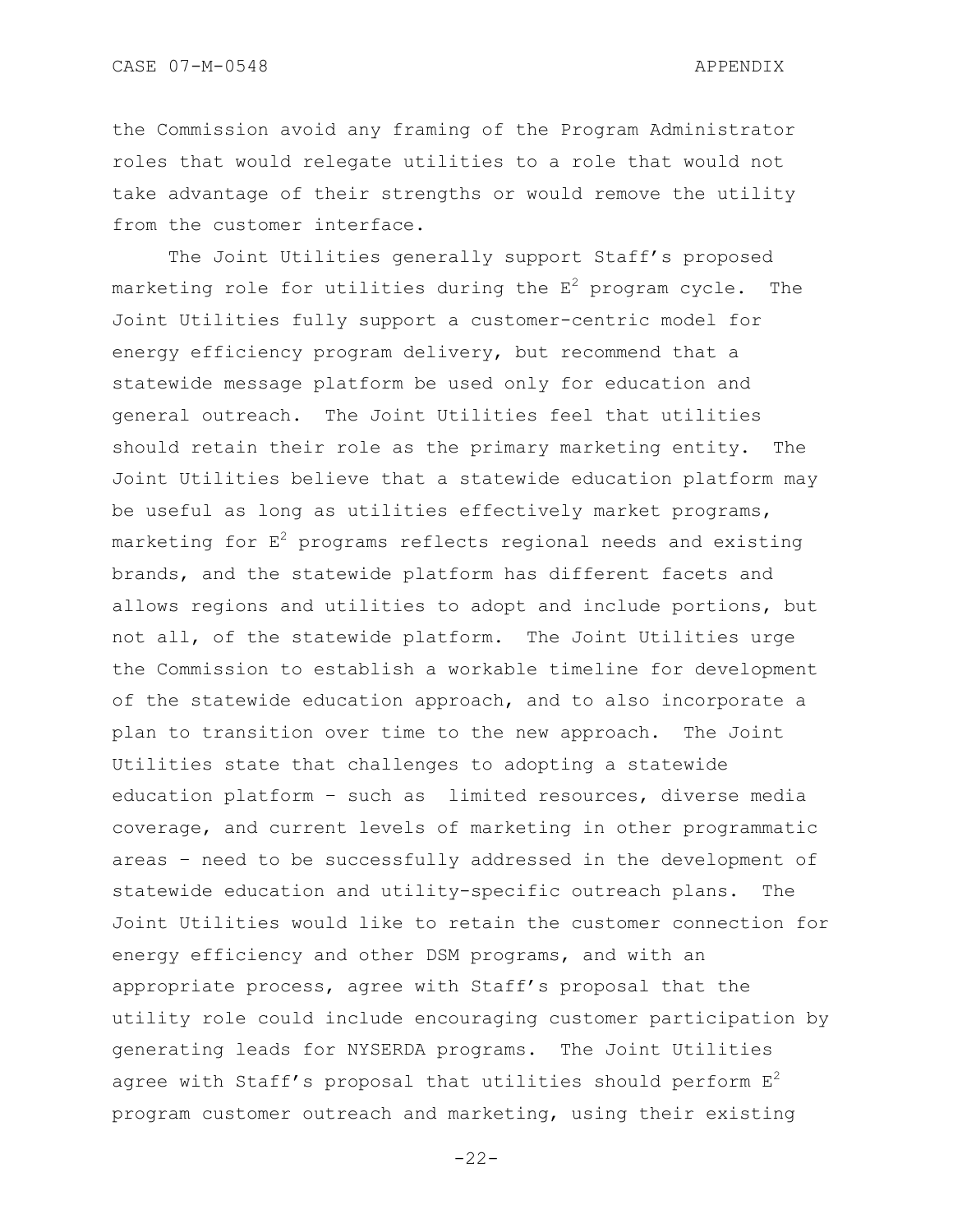the Commission avoid any framing of the Program Administrator roles that would relegate utilities to a role that would not take advantage of their strengths or would remove the utility from the customer interface.

The Joint Utilities generally support Staff's proposed marketing role for utilities during the $E^2$ program cycle. The Joint Utilities fully support a customer-centric model for energy efficiency program delivery, but recommend that a statewide message platform be used only for education and general outreach. The Joint Utilities feel that utilities should retain their role as the primary marketing entity. The Joint Utilities believe that a statewide education platform may be useful as long as utilities effectively market programs, marketing for $E^2$ programs reflects regional needs and existing brands, and the statewide platform has different facets and allows regions and utilities to adopt and include portions, but not all, of the statewide platform. The Joint Utilities urge the Commission to establish a workable timeline for development of the statewide education approach, and to also incorporate a plan to transition over time to the new approach. The Joint Utilities state that challenges to adopting a statewide education platform – such as limited resources, diverse media coverage, and current levels of marketing in other programmatic areas – need to be successfully addressed in the development of statewide education and utility-specific outreach plans. The Joint Utilities would like to retain the customer connection for energy efficiency and other DSM programs, and with an appropriate process, agree with Staff's proposal that the utility role could include encouraging customer participation by generating leads for NYSERDA programs. The Joint Utilities agree with Staff's proposal that utilities should perform $E^2$ program customer outreach and marketing, using their existing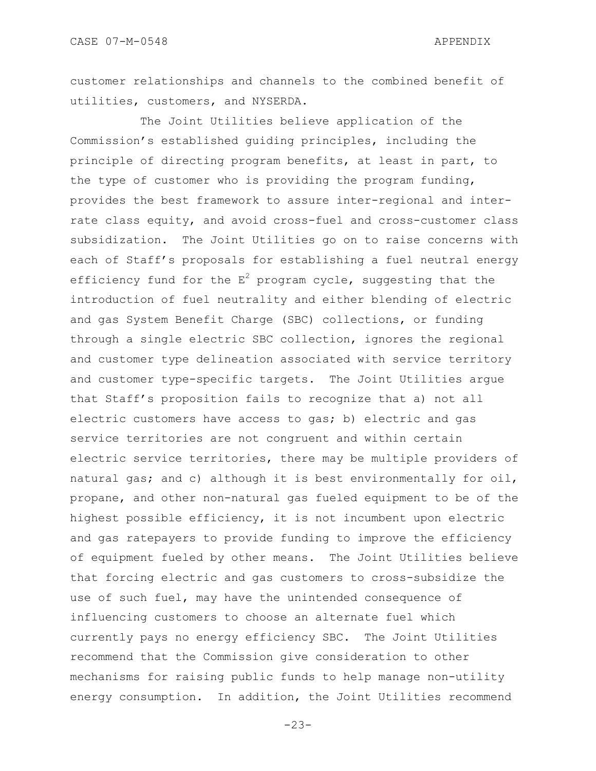customer relationships and channels to the combined benefit of utilities, customers, and NYSERDA.

The Joint Utilities believe application of the Commission's established guiding principles, including the principle of directing program benefits, at least in part, to the type of customer who is providing the program funding, provides the best framework to assure inter-regional and inter-rate class equity, and avoid cross-fuel and cross-customer class subsidization. The Joint Utilities go on to raise concerns with each of Staff's proposals for establishing a fuel neutral energy efficiency fund for the $E^2$ program cycle, suggesting that the introduction of fuel neutrality and either blending of electric and gas System Benefit Charge (SBC) collections, or funding through a single electric SBC collection, ignores the regional and customer type delineation associated with service territory and customer type-specific targets. The Joint Utilities argue that Staff's proposition fails to recognize that a) not all electric customers have access to gas; b) electric and gas service territories are not congruent and within certain electric service territories, there may be multiple providers of natural gas; and c) although it is best environmentally for oil, propane, and other non-natural gas fueled equipment to be of the highest possible efficiency, it is not incumbent upon electric and gas ratepayers to provide funding to improve the efficiency of equipment fueled by other means. The Joint Utilities believe that forcing electric and gas customers to cross-subsidize the use of such fuel, may have the unintended consequence of influencing customers to choose an alternate fuel which currently pays no energy efficiency SBC. The Joint Utilities recommend that the Commission give consideration to other mechanisms for raising public funds to help manage non-utility energy consumption. In addition, the Joint Utilities recommend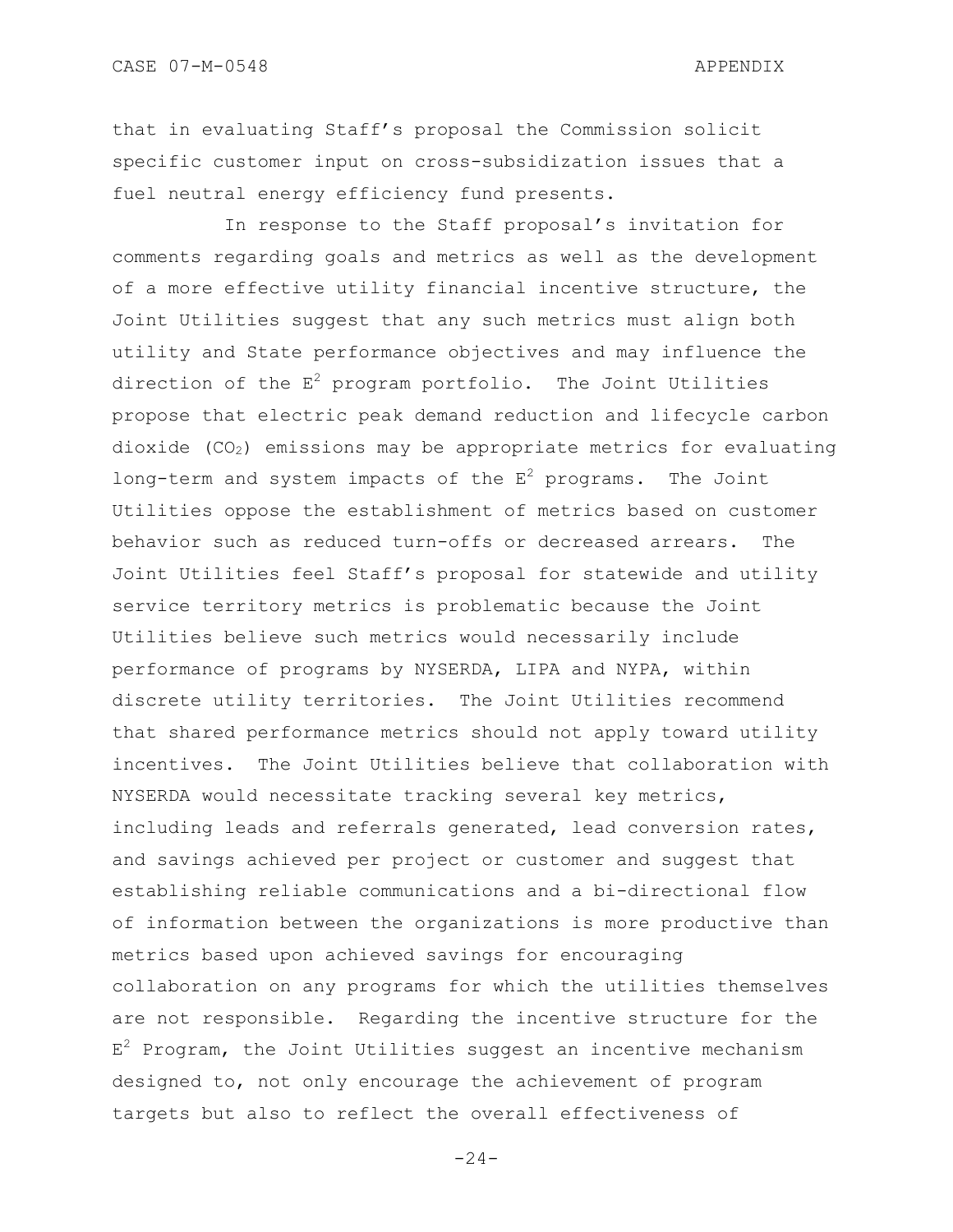that in evaluating Staff's proposal the Commission solicit specific customer input on cross-subsidization issues that a fuel neutral energy efficiency fund presents.

In response to the Staff proposal's invitation for comments regarding goals and metrics as well as the development of a more effective utility financial incentive structure, the Joint Utilities suggest that any such metrics must align both utility and State performance objectives and may influence the direction of the $E^2$ program portfolio. The Joint Utilities propose that electric peak demand reduction and lifecycle carbon dioxide ($CO_2$) emissions may be appropriate metrics for evaluating long-term and system impacts of the $E^2$ programs. The Joint Utilities oppose the establishment of metrics based on customer behavior such as reduced turn-offs or decreased arrears. The Joint Utilities feel Staff's proposal for statewide and utility service territory metrics is problematic because the Joint Utilities believe such metrics would necessarily include performance of programs by NYSERDA, LIPA and NYPA, within discrete utility territories. The Joint Utilities recommend that shared performance metrics should not apply toward utility incentives. The Joint Utilities believe that collaboration with NYSERDA would necessitate tracking several key metrics, including leads and referrals generated, lead conversion rates, and savings achieved per project or customer and suggest that establishing reliable communications and a bi-directional flow of information between the organizations is more productive than metrics based upon achieved savings for encouraging collaboration on any programs for which the utilities themselves are not responsible. Regarding the incentive structure for the $E^2$ Program, the Joint Utilities suggest an incentive mechanism designed to, not only encourage the achievement of program targets but also to reflect the overall effectiveness of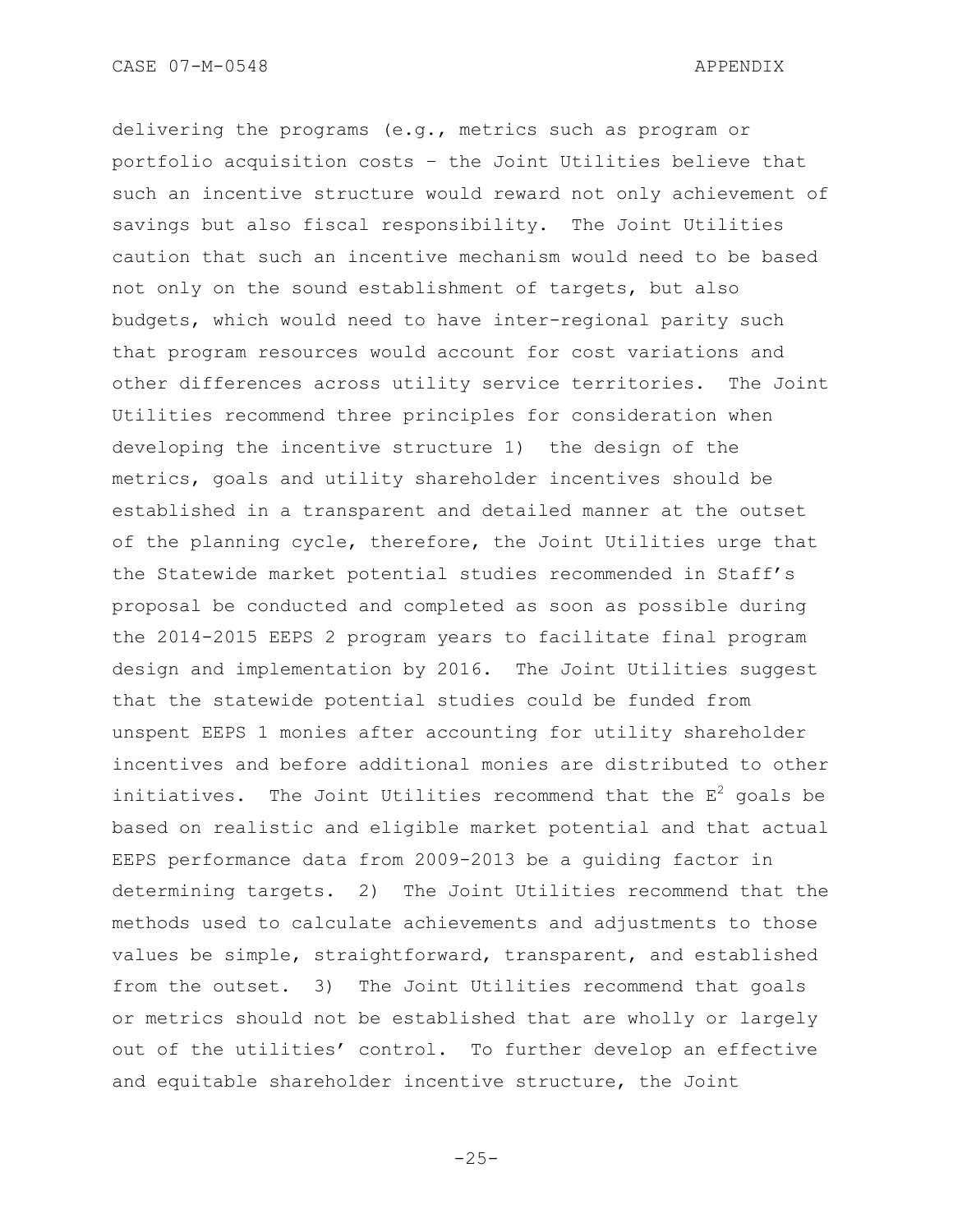delivering the programs (e.g., metrics such as program or portfolio acquisition costs – the Joint Utilities believe that such an incentive structure would reward not only achievement of savings but also fiscal responsibility. The Joint Utilities caution that such an incentive mechanism would need to be based not only on the sound establishment of targets, but also budgets, which would need to have inter-regional parity such that program resources would account for cost variations and other differences across utility service territories. The Joint Utilities recommend three principles for consideration when developing the incentive structure 1) the design of the metrics, goals and utility shareholder incentives should be established in a transparent and detailed manner at the outset of the planning cycle, therefore, the Joint Utilities urge that the Statewide market potential studies recommended in Staff's proposal be conducted and completed as soon as possible during the 2014-2015 EEPS 2 program years to facilitate final program design and implementation by 2016. The Joint Utilities suggest that the statewide potential studies could be funded from unspent EEPS 1 monies after accounting for utility shareholder incentives and before additional monies are distributed to other initiatives. The Joint Utilities recommend that the $E^2$ goals be based on realistic and eligible market potential and that actual EEPS performance data from 2009-2013 be a guiding factor in determining targets. 2) The Joint Utilities recommend that the methods used to calculate achievements and adjustments to those values be simple, straightforward, transparent, and established from the outset. 3) The Joint Utilities recommend that goals or metrics should not be established that are wholly or largely out of the utilities' control. To further develop an effective and equitable shareholder incentive structure, the Joint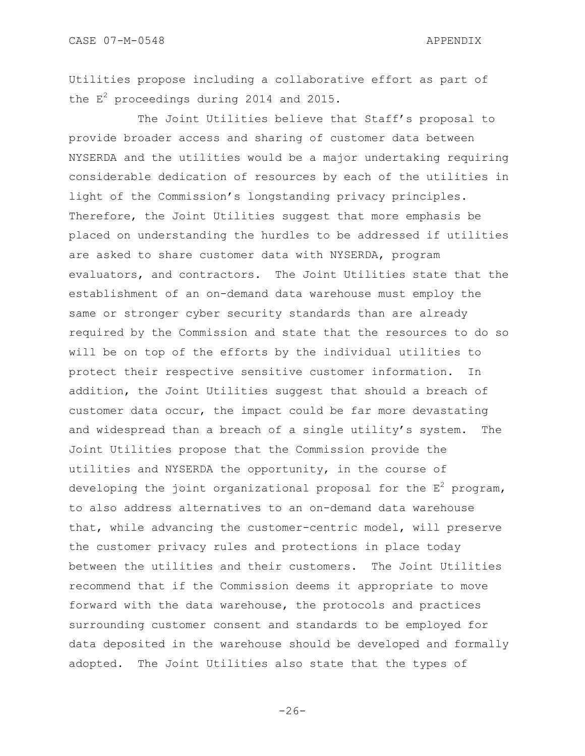Utilities propose including a collaborative effort as part of the $E^2$ proceedings during 2014 and 2015.

The Joint Utilities believe that Staff's proposal to provide broader access and sharing of customer data between NYSERDA and the utilities would be a major undertaking requiring considerable dedication of resources by each of the utilities in light of the Commission's longstanding privacy principles. Therefore, the Joint Utilities suggest that more emphasis be placed on understanding the hurdles to be addressed if utilities are asked to share customer data with NYSERDA, program evaluators, and contractors. The Joint Utilities state that the establishment of an on-demand data warehouse must employ the same or stronger cyber security standards than are already required by the Commission and state that the resources to do so will be on top of the efforts by the individual utilities to protect their respective sensitive customer information. In addition, the Joint Utilities suggest that should a breach of customer data occur, the impact could be far more devastating and widespread than a breach of a single utility's system. The Joint Utilities propose that the Commission provide the utilities and NYSERDA the opportunity, in the course of developing the joint organizational proposal for the $E^2$ program, to also address alternatives to an on-demand data warehouse that, while advancing the customer-centric model, will preserve the customer privacy rules and protections in place today between the utilities and their customers. The Joint Utilities recommend that if the Commission deems it appropriate to move forward with the data warehouse, the protocols and practices surrounding customer consent and standards to be employed for data deposited in the warehouse should be developed and formally adopted. The Joint Utilities also state that the types of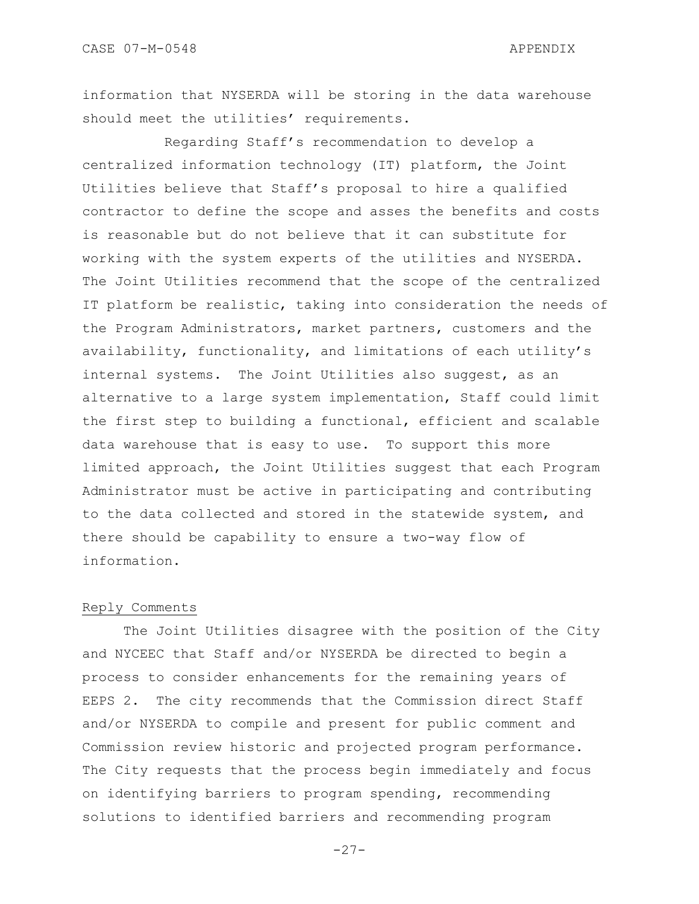information that NYSERDA will be storing in the data warehouse should meet the utilities' requirements.

Regarding Staff's recommendation to develop a centralized information technology (IT) platform, the Joint Utilities believe that Staff's proposal to hire a qualified contractor to define the scope and asses the benefits and costs is reasonable but do not believe that it can substitute for working with the system experts of the utilities and NYSERDA. The Joint Utilities recommend that the scope of the centralized IT platform be realistic, taking into consideration the needs of the Program Administrators, market partners, customers and the availability, functionality, and limitations of each utility's internal systems. The Joint Utilities also suggest, as an alternative to a large system implementation, Staff could limit the first step to building a functional, efficient and scalable data warehouse that is easy to use. To support this more limited approach, the Joint Utilities suggest that each Program Administrator must be active in participating and contributing to the data collected and stored in the statewide system, and there should be capability to ensure a two-way flow of information.

Reply Comments

The Joint Utilities disagree with the position of the City and NYCEEC that Staff and/or NYSERDA be directed to begin a process to consider enhancements for the remaining years of EEPS 2. The city recommends that the Commission direct Staff and/or NYSERDA to compile and present for public comment and Commission review historic and projected program performance. The City requests that the process begin immediately and focus on identifying barriers to program spending, recommending solutions to identified barriers and recommending program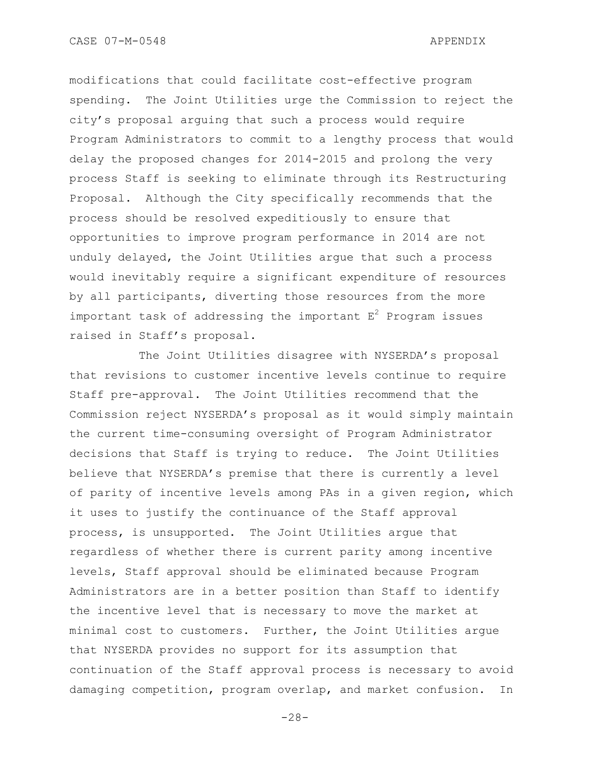modifications that could facilitate cost-effective program spending. The Joint Utilities urge the Commission to reject the city's proposal arguing that such a process would require Program Administrators to commit to a lengthy process that would delay the proposed changes for 2014-2015 and prolong the very process Staff is seeking to eliminate through its Restructuring Proposal. Although the City specifically recommends that the process should be resolved expeditiously to ensure that opportunities to improve program performance in 2014 are not unduly delayed, the Joint Utilities argue that such a process would inevitably require a significant expenditure of resources by all participants, diverting those resources from the more important task of addressing the important $E^2$ Program issues raised in Staff's proposal.

The Joint Utilities disagree with NYSERDA's proposal that revisions to customer incentive levels continue to require Staff pre-approval. The Joint Utilities recommend that the Commission reject NYSERDA's proposal as it would simply maintain the current time-consuming oversight of Program Administrator decisions that Staff is trying to reduce. The Joint Utilities believe that NYSERDA's premise that there is currently a level of parity of incentive levels among PAs in a given region, which it uses to justify the continuance of the Staff approval process, is unsupported. The Joint Utilities argue that regardless of whether there is current parity among incentive levels, Staff approval should be eliminated because Program Administrators are in a better position than Staff to identify the incentive level that is necessary to move the market at minimal cost to customers. Further, the Joint Utilities argue that NYSERDA provides no support for its assumption that continuation of the Staff approval process is necessary to avoid damaging competition, program overlap, and market confusion. In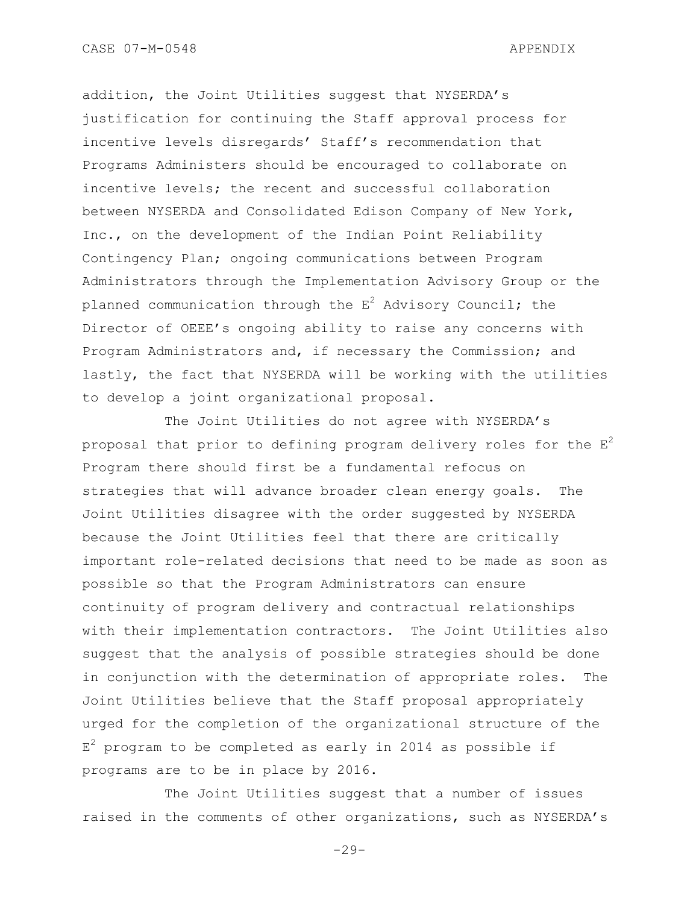addition, the Joint Utilities suggest that NYSERDA's justification for continuing the Staff approval process for incentive levels disregards' Staff's recommendation that Programs Administers should be encouraged to collaborate on incentive levels; the recent and successful collaboration between NYSERDA and Consolidated Edison Company of New York, Inc., on the development of the Indian Point Reliability Contingency Plan; ongoing communications between Program Administrators through the Implementation Advisory Group or the planned communication through the $E^2$ Advisory Council; the Director of OEEE's ongoing ability to raise any concerns with Program Administrators and, if necessary the Commission; and lastly, the fact that NYSERDA will be working with the utilities to develop a joint organizational proposal.

The Joint Utilities do not agree with NYSERDA's proposal that prior to defining program delivery roles for the $E^2$ Program there should first be a fundamental refocus on strategies that will advance broader clean energy goals. The Joint Utilities disagree with the order suggested by NYSERDA because the Joint Utilities feel that there are critically important role-related decisions that need to be made as soon as possible so that the Program Administrators can ensure continuity of program delivery and contractual relationships with their implementation contractors. The Joint Utilities also suggest that the analysis of possible strategies should be done in conjunction with the determination of appropriate roles. The Joint Utilities believe that the Staff proposal appropriately urged for the completion of the organizational structure of the $E^2$ program to be completed as early in 2014 as possible if programs are to be in place by 2016.

The Joint Utilities suggest that a number of issues raised in the comments of other organizations, such as NYSERDA's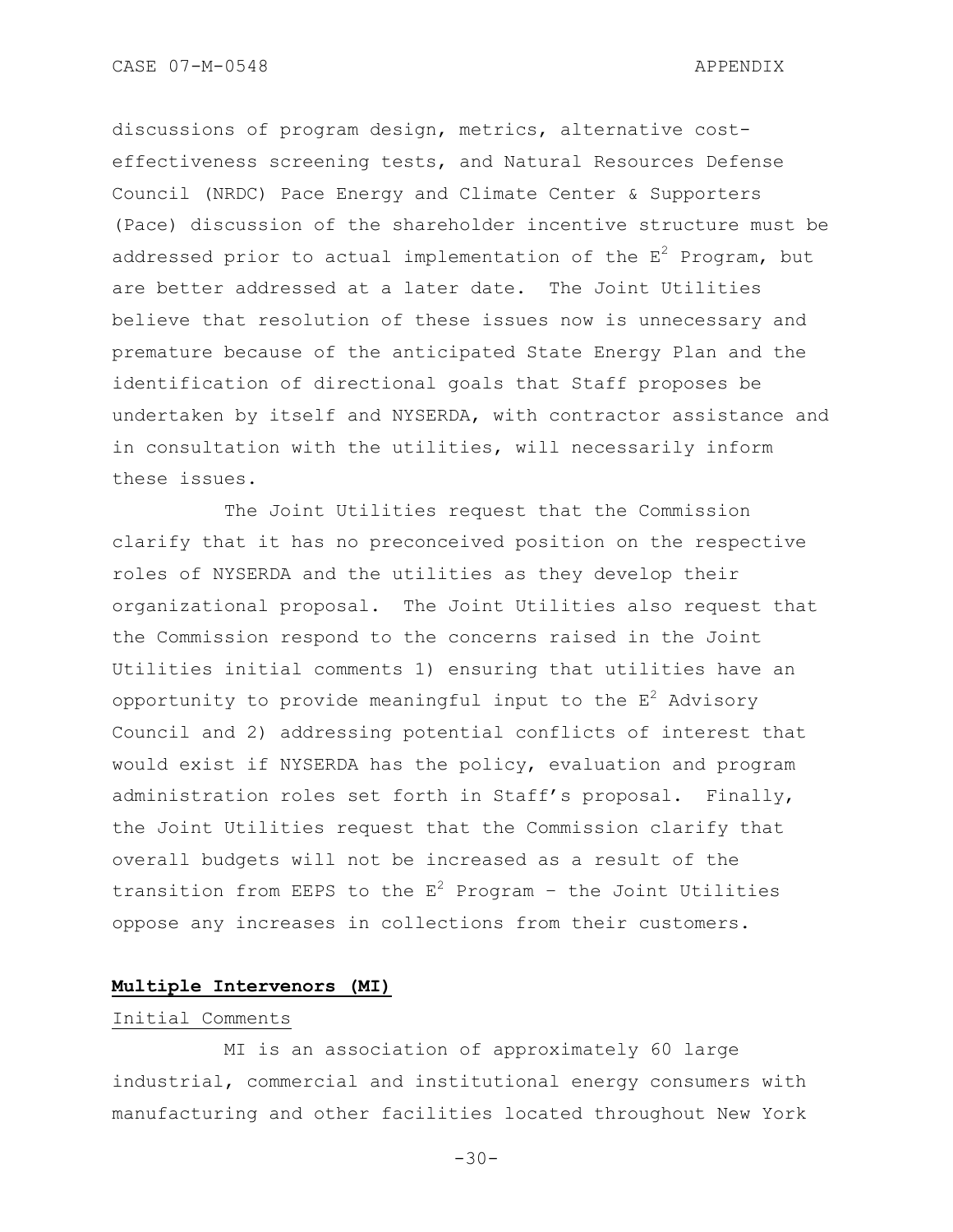discussions of program design, metrics, alternative cost-effectiveness screening tests, and Natural Resources Defense Council (NRDC) Pace Energy and Climate Center & Supporters (Pace) discussion of the shareholder incentive structure must be addressed prior to actual implementation of the $E^2$ Program, but are better addressed at a later date. The Joint Utilities believe that resolution of these issues now is unnecessary and premature because of the anticipated State Energy Plan and the identification of directional goals that Staff proposes be undertaken by itself and NYSERDA, with contractor assistance and in consultation with the utilities, will necessarily inform these issues.

The Joint Utilities request that the Commission clarify that it has no preconceived position on the respective roles of NYSERDA and the utilities as they develop their organizational proposal. The Joint Utilities also request that the Commission respond to the concerns raised in the Joint Utilities initial comments 1) ensuring that utilities have an opportunity to provide meaningful input to the $E^2$ Advisory Council and 2) addressing potential conflicts of interest that would exist if NYSERDA has the policy, evaluation and program administration roles set forth in Staff's proposal. Finally, the Joint Utilities request that the Commission clarify that overall budgets will not be increased as a result of the transition from EEPS to the $E^2$ Program – the Joint Utilities oppose any increases in collections from their customers.

**Multiple Intervenors (MI)**

Initial Comments

MI is an association of approximately 60 large industrial, commercial and institutional energy consumers with manufacturing and other facilities located throughout New York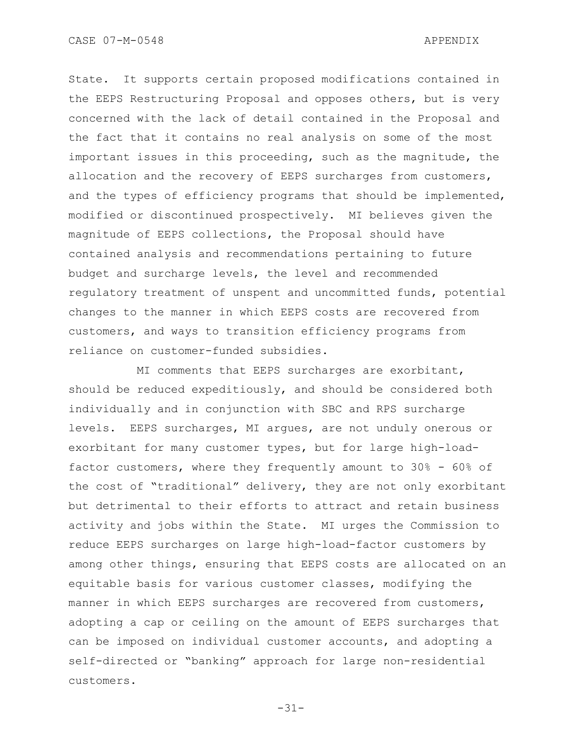State. It supports certain proposed modifications contained in the EEPS Restructuring Proposal and opposes others, but is very concerned with the lack of detail contained in the Proposal and the fact that it contains no real analysis on some of the most important issues in this proceeding, such as the magnitude, the allocation and the recovery of EEPS surcharges from customers, and the types of efficiency programs that should be implemented, modified or discontinued prospectively. MI believes given the magnitude of EEPS collections, the Proposal should have contained analysis and recommendations pertaining to future budget and surcharge levels, the level and recommended regulatory treatment of unspent and uncommitted funds, potential changes to the manner in which EEPS costs are recovered from customers, and ways to transition efficiency programs from reliance on customer-funded subsidies.

MI comments that EEPS surcharges are exorbitant, should be reduced expeditiously, and should be considered both individually and in conjunction with SBC and RPS surcharge levels. EEPS surcharges, MI argues, are not unduly onerous or exorbitant for many customer types, but for large high-load-factor customers, where they frequently amount to 30% - 60% of the cost of "traditional" delivery, they are not only exorbitant but detrimental to their efforts to attract and retain business activity and jobs within the State. MI urges the Commission to reduce EEPS surcharges on large high-load-factor customers by among other things, ensuring that EEPS costs are allocated on an equitable basis for various customer classes, modifying the manner in which EEPS surcharges are recovered from customers, adopting a cap or ceiling on the amount of EEPS surcharges that can be imposed on individual customer accounts, and adopting a self-directed or "banking" approach for large non-residential customers.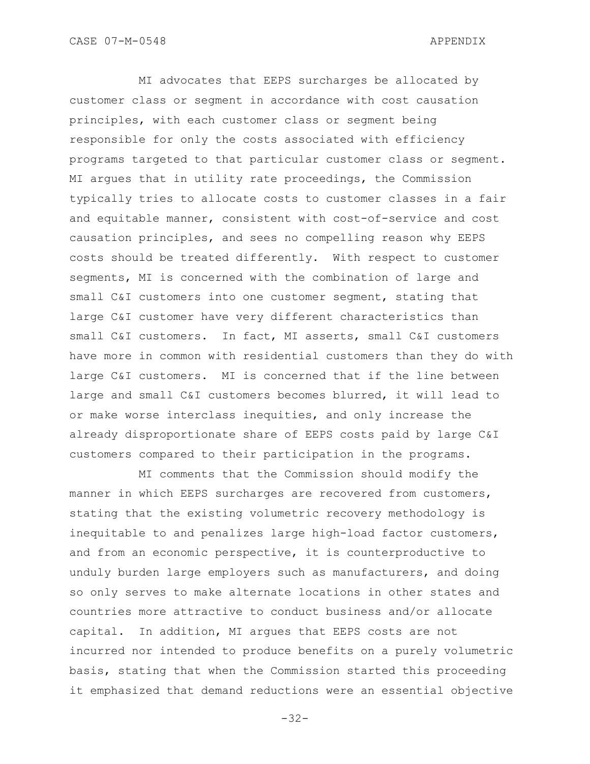MI advocates that EEPS surcharges be allocated by customer class or segment in accordance with cost causation principles, with each customer class or segment being responsible for only the costs associated with efficiency programs targeted to that particular customer class or segment. MI argues that in utility rate proceedings, the Commission typically tries to allocate costs to customer classes in a fair and equitable manner, consistent with cost-of-service and cost causation principles, and sees no compelling reason why EEPS costs should be treated differently. With respect to customer segments, MI is concerned with the combination of large and small C&I customers into one customer segment, stating that large C&I customer have very different characteristics than small C&I customers. In fact, MI asserts, small C&I customers have more in common with residential customers than they do with large C&I customers. MI is concerned that if the line between large and small C&I customers becomes blurred, it will lead to or make worse interclass inequities, and only increase the already disproportionate share of EEPS costs paid by large C&I customers compared to their participation in the programs.

MI comments that the Commission should modify the manner in which EEPS surcharges are recovered from customers, stating that the existing volumetric recovery methodology is inequitable to and penalizes large high-load factor customers, and from an economic perspective, it is counterproductive to unduly burden large employers such as manufacturers, and doing so only serves to make alternate locations in other states and countries more attractive to conduct business and/or allocate capital. In addition, MI argues that EEPS costs are not incurred nor intended to produce benefits on a purely volumetric basis, stating that when the Commission started this proceeding it emphasized that demand reductions were an essential objective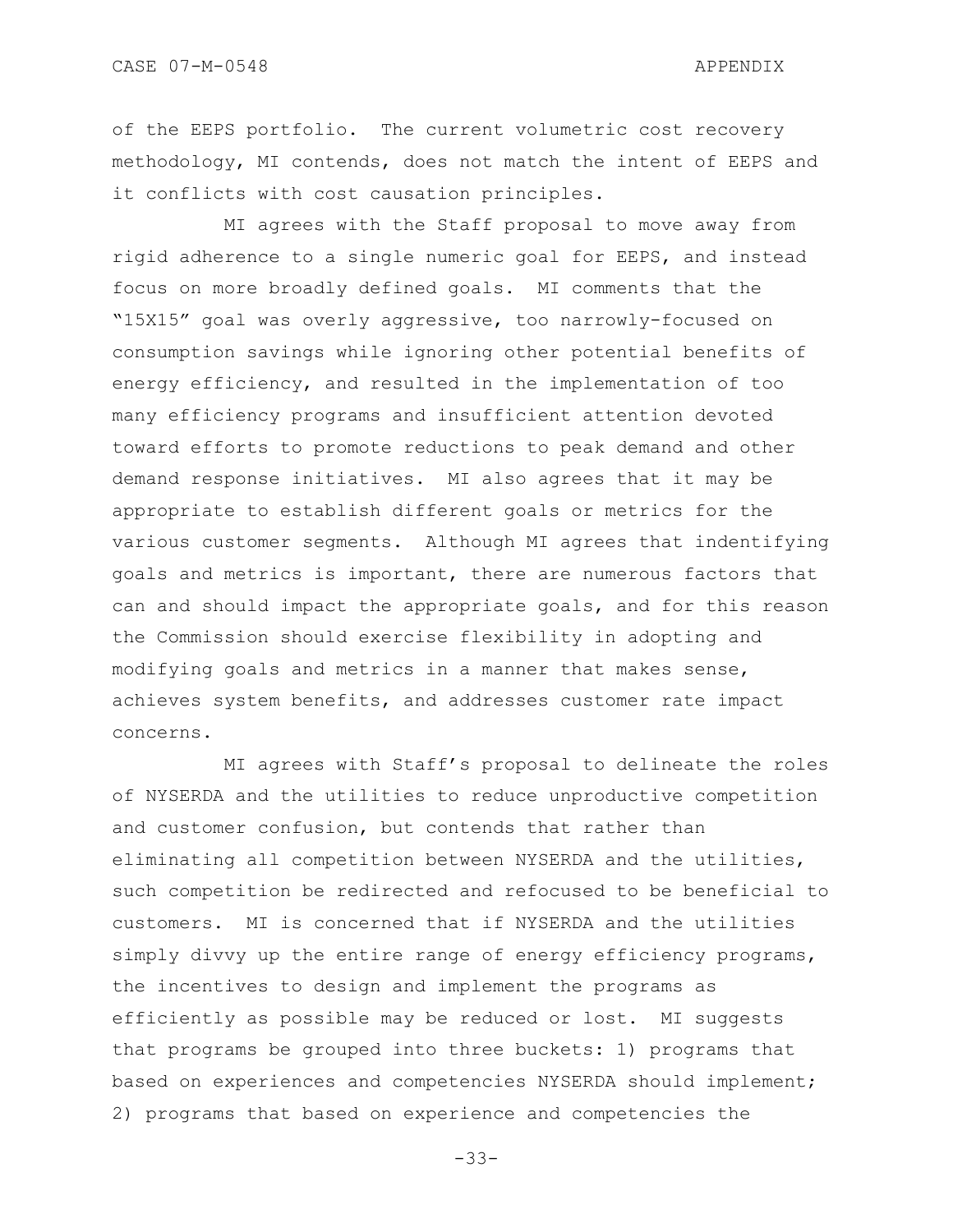of the EEPS portfolio. The current volumetric cost recovery methodology, MI contends, does not match the intent of EEPS and it conflicts with cost causation principles.

MI agrees with the Staff proposal to move away from rigid adherence to a single numeric goal for EEPS, and instead focus on more broadly defined goals. MI comments that the "15X15" goal was overly aggressive, too narrowly-focused on consumption savings while ignoring other potential benefits of energy efficiency, and resulted in the implementation of too many efficiency programs and insufficient attention devoted toward efforts to promote reductions to peak demand and other demand response initiatives. MI also agrees that it may be appropriate to establish different goals or metrics for the various customer segments. Although MI agrees that indentifying goals and metrics is important, there are numerous factors that can and should impact the appropriate goals, and for this reason the Commission should exercise flexibility in adopting and modifying goals and metrics in a manner that makes sense, achieves system benefits, and addresses customer rate impact concerns.

MI agrees with Staff's proposal to delineate the roles of NYSERDA and the utilities to reduce unproductive competition and customer confusion, but contends that rather than eliminating all competition between NYSERDA and the utilities, such competition be redirected and refocused to be beneficial to customers. MI is concerned that if NYSERDA and the utilities simply divvy up the entire range of energy efficiency programs, the incentives to design and implement the programs as efficiently as possible may be reduced or lost. MI suggests that programs be grouped into three buckets: 1) programs that based on experiences and competencies NYSERDA should implement; 2) programs that based on experience and competencies the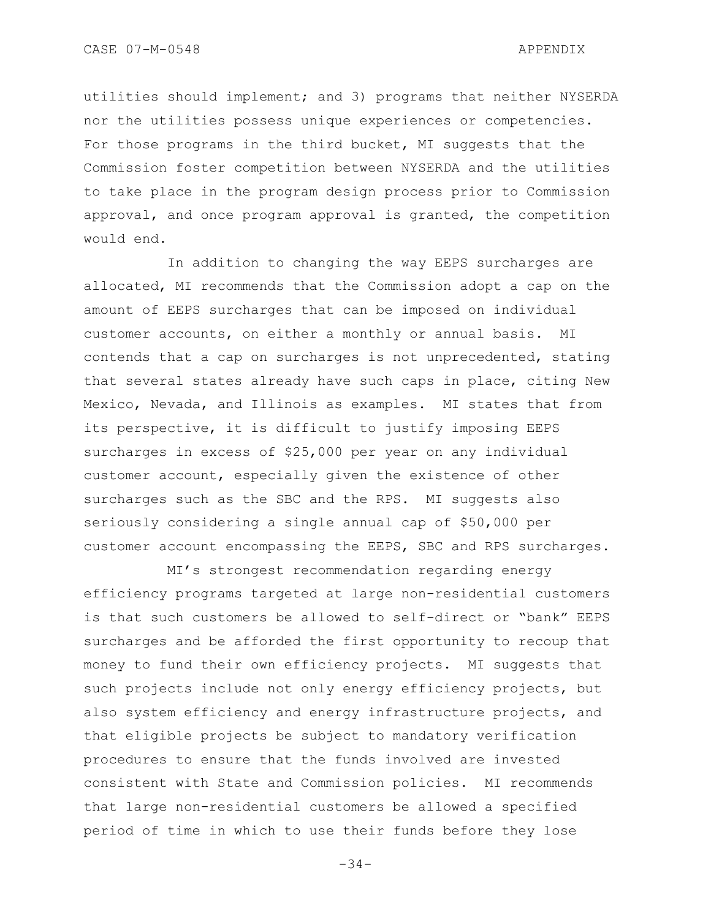utilities should implement; and 3) programs that neither NYSERDA nor the utilities possess unique experiences or competencies. For those programs in the third bucket, MI suggests that the Commission foster competition between NYSERDA and the utilities to take place in the program design process prior to Commission approval, and once program approval is granted, the competition would end.

In addition to changing the way EEPS surcharges are allocated, MI recommends that the Commission adopt a cap on the amount of EEPS surcharges that can be imposed on individual customer accounts, on either a monthly or annual basis. MI contends that a cap on surcharges is not unprecedented, stating that several states already have such caps in place, citing New Mexico, Nevada, and Illinois as examples. MI states that from its perspective, it is difficult to justify imposing EEPS surcharges in excess of $25,000 per year on any individual customer account, especially given the existence of other surcharges such as the SBC and the RPS. MI suggests also seriously considering a single annual cap of $50,000 per customer account encompassing the EEPS, SBC and RPS surcharges.

MI's strongest recommendation regarding energy efficiency programs targeted at large non-residential customers is that such customers be allowed to self-direct or "bank" EEPS surcharges and be afforded the first opportunity to recoup that money to fund their own efficiency projects. MI suggests that such projects include not only energy efficiency projects, but also system efficiency and energy infrastructure projects, and that eligible projects be subject to mandatory verification procedures to ensure that the funds involved are invested consistent with State and Commission policies. MI recommends that large non-residential customers be allowed a specified period of time in which to use their funds before they lose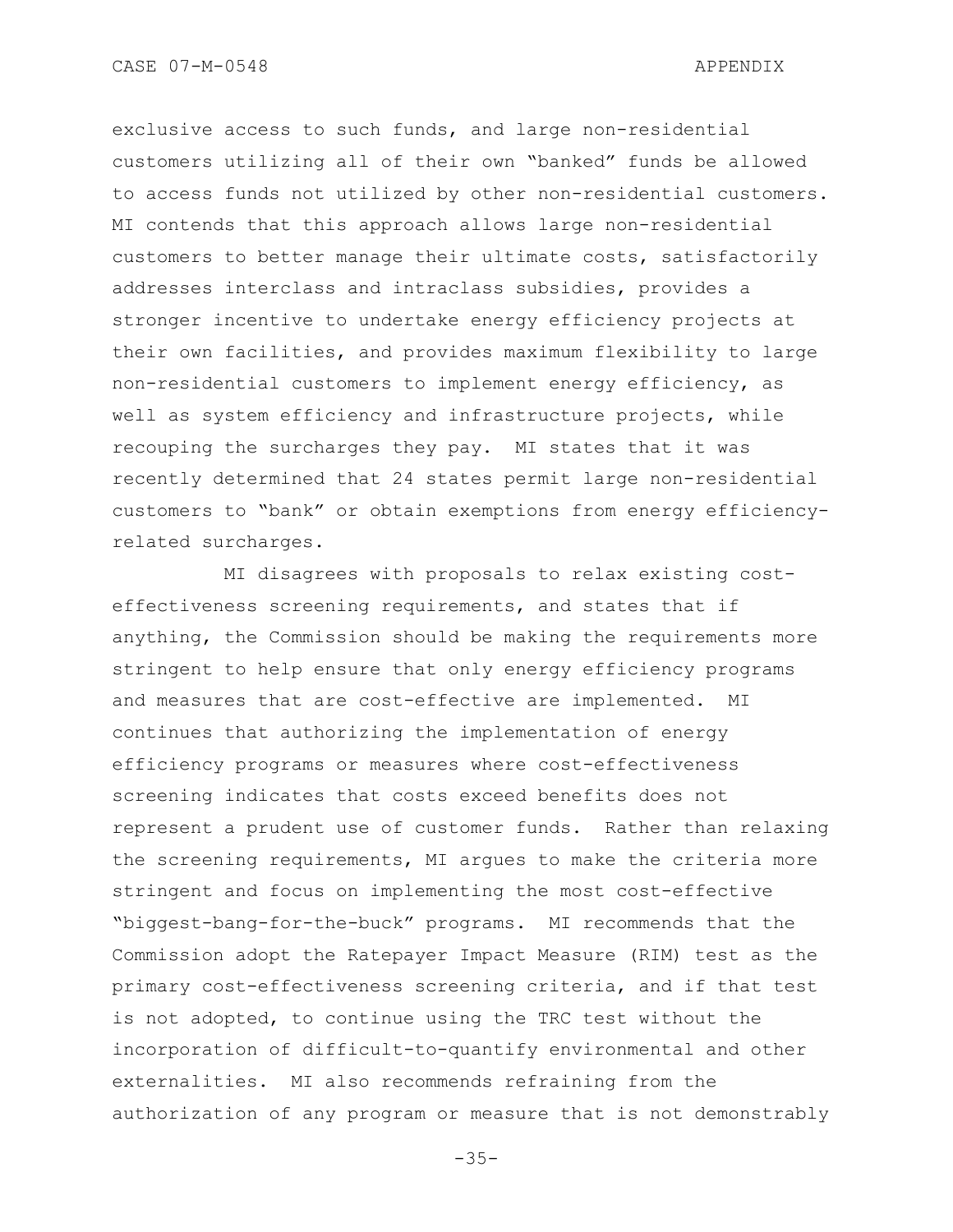exclusive access to such funds, and large non-residential customers utilizing all of their own "banked" funds be allowed to access funds not utilized by other non-residential customers. MI contends that this approach allows large non-residential customers to better manage their ultimate costs, satisfactorily addresses interclass and intraclass subsidies, provides a stronger incentive to undertake energy efficiency projects at their own facilities, and provides maximum flexibility to large non-residential customers to implement energy efficiency, as well as system efficiency and infrastructure projects, while recouping the surcharges they pay. MI states that it was recently determined that 24 states permit large non-residential customers to "bank" or obtain exemptions from energy efficiency-related surcharges.

MI disagrees with proposals to relax existing cost-effectiveness screening requirements, and states that if anything, the Commission should be making the requirements more stringent to help ensure that only energy efficiency programs and measures that are cost-effective are implemented. MI continues that authorizing the implementation of energy efficiency programs or measures where cost-effectiveness screening indicates that costs exceed benefits does not represent a prudent use of customer funds. Rather than relaxing the screening requirements, MI argues to make the criteria more stringent and focus on implementing the most cost-effective "biggest-bang-for-the-buck" programs. MI recommends that the Commission adopt the Ratepayer Impact Measure (RIM) test as the primary cost-effectiveness screening criteria, and if that test is not adopted, to continue using the TRC test without the incorporation of difficult-to-quantify environmental and other externalities. MI also recommends refraining from the authorization of any program or measure that is not demonstrably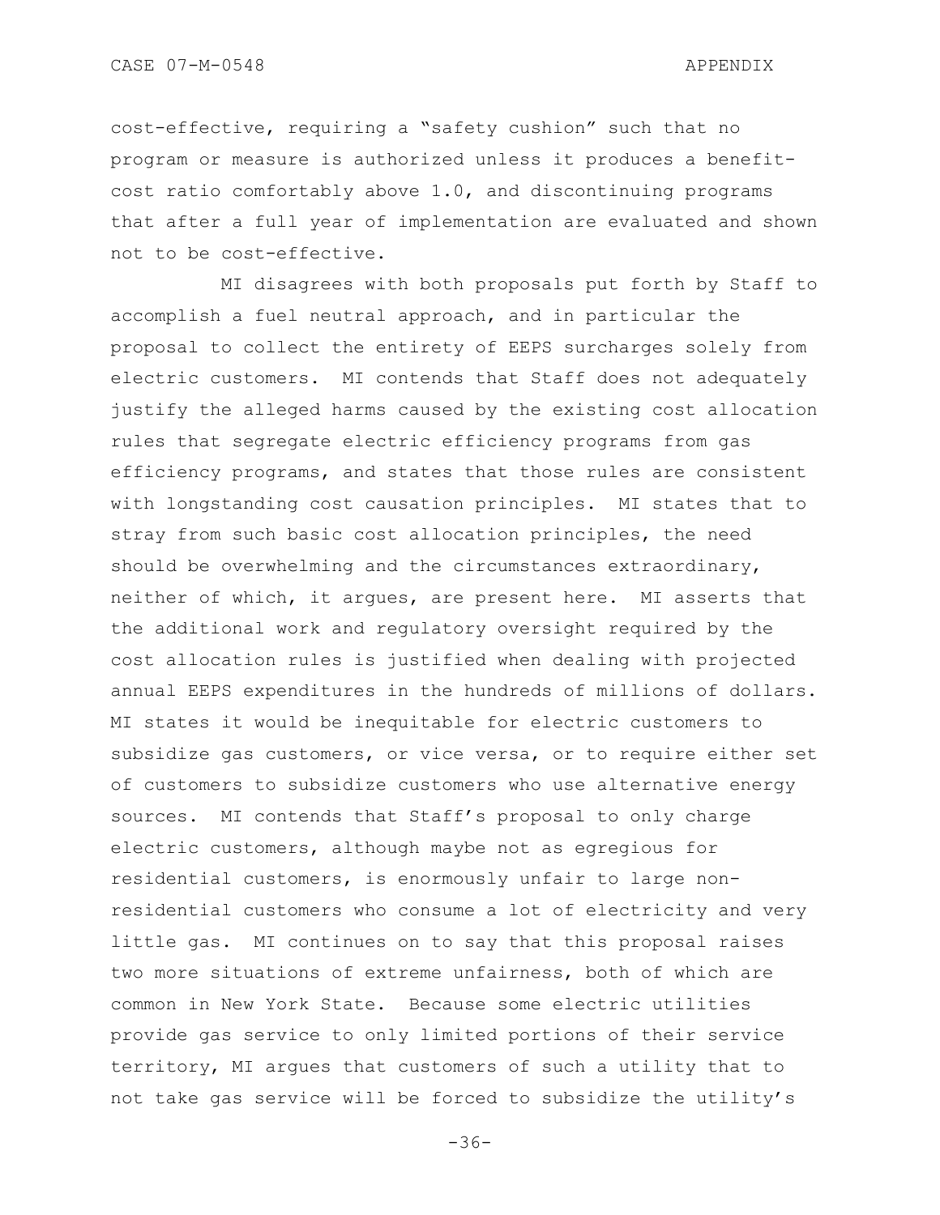cost-effective, requiring a "safety cushion" such that no program or measure is authorized unless it produces a benefit-cost ratio comfortably above 1.0, and discontinuing programs that after a full year of implementation are evaluated and shown not to be cost-effective.

MI disagrees with both proposals put forth by Staff to accomplish a fuel neutral approach, and in particular the proposal to collect the entirety of EEPS surcharges solely from electric customers. MI contends that Staff does not adequately justify the alleged harms caused by the existing cost allocation rules that segregate electric efficiency programs from gas efficiency programs, and states that those rules are consistent with longstanding cost causation principles. MI states that to stray from such basic cost allocation principles, the need should be overwhelming and the circumstances extraordinary, neither of which, it argues, are present here. MI asserts that the additional work and regulatory oversight required by the cost allocation rules is justified when dealing with projected annual EEPS expenditures in the hundreds of millions of dollars. MI states it would be inequitable for electric customers to subsidize gas customers, or vice versa, or to require either set of customers to subsidize customers who use alternative energy sources. MI contends that Staff's proposal to only charge electric customers, although maybe not as egregious for residential customers, is enormously unfair to large non-residential customers who consume a lot of electricity and very little gas. MI continues on to say that this proposal raises two more situations of extreme unfairness, both of which are common in New York State. Because some electric utilities provide gas service to only limited portions of their service territory, MI argues that customers of such a utility that to not take gas service will be forced to subsidize the utility's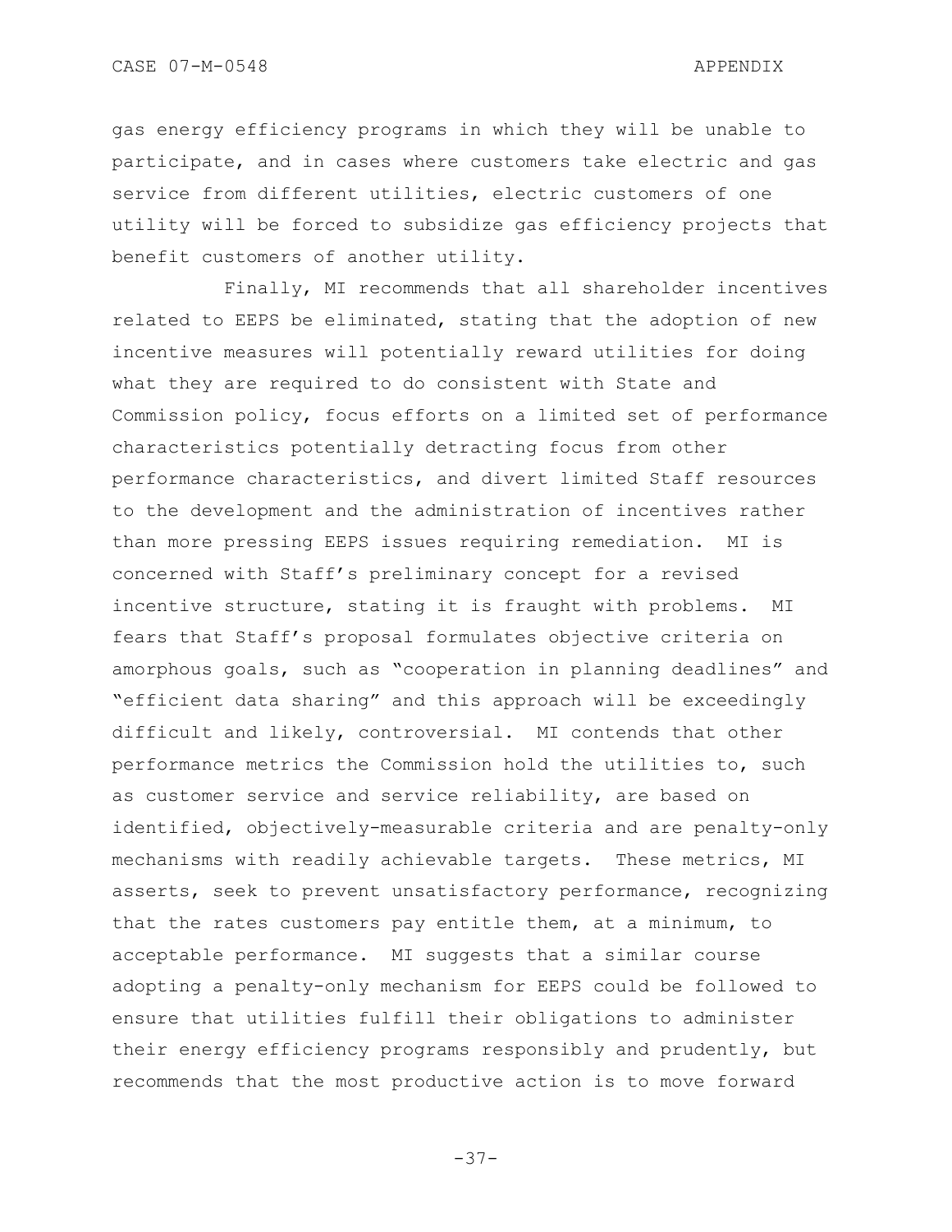gas energy efficiency programs in which they will be unable to participate, and in cases where customers take electric and gas service from different utilities, electric customers of one utility will be forced to subsidize gas efficiency projects that benefit customers of another utility.

Finally, MI recommends that all shareholder incentives related to EEPS be eliminated, stating that the adoption of new incentive measures will potentially reward utilities for doing what they are required to do consistent with State and Commission policy, focus efforts on a limited set of performance characteristics potentially detracting focus from other performance characteristics, and divert limited Staff resources to the development and the administration of incentives rather than more pressing EEPS issues requiring remediation. MI is concerned with Staff's preliminary concept for a revised incentive structure, stating it is fraught with problems. MI fears that Staff's proposal formulates objective criteria on amorphous goals, such as "cooperation in planning deadlines" and "efficient data sharing" and this approach will be exceedingly difficult and likely, controversial. MI contends that other performance metrics the Commission hold the utilities to, such as customer service and service reliability, are based on identified, objectively-measurable criteria and are penalty-only mechanisms with readily achievable targets. These metrics, MI asserts, seek to prevent unsatisfactory performance, recognizing that the rates customers pay entitle them, at a minimum, to acceptable performance. MI suggests that a similar course adopting a penalty-only mechanism for EEPS could be followed to ensure that utilities fulfill their obligations to administer their energy efficiency programs responsibly and prudently, but recommends that the most productive action is to move forward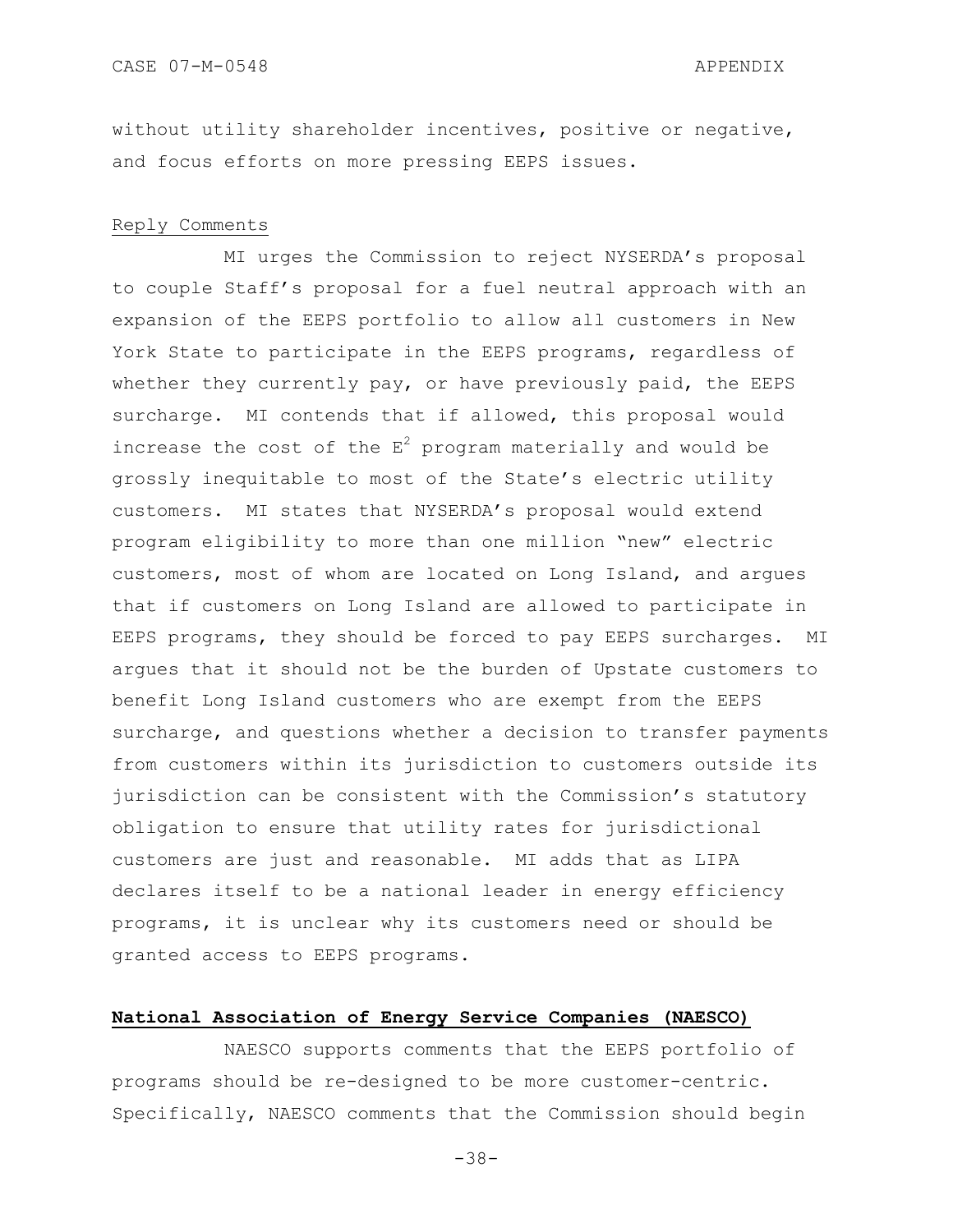without utility shareholder incentives, positive or negative, and focus efforts on more pressing EEPS issues.

Reply Comments

MI urges the Commission to reject NYSERDA's proposal to couple Staff's proposal for a fuel neutral approach with an expansion of the EEPS portfolio to allow all customers in New York State to participate in the EEPS programs, regardless of whether they currently pay, or have previously paid, the EEPS surcharge. MI contends that if allowed, this proposal would increase the cost of the $E^2$ program materially and would be grossly inequitable to most of the State's electric utility customers. MI states that NYSERDA's proposal would extend program eligibility to more than one million "new" electric customers, most of whom are located on Long Island, and argues that if customers on Long Island are allowed to participate in EEPS programs, they should be forced to pay EEPS surcharges. MI argues that it should not be the burden of Upstate customers to benefit Long Island customers who are exempt from the EEPS surcharge, and questions whether a decision to transfer payments from customers within its jurisdiction to customers outside its jurisdiction can be consistent with the Commission's statutory obligation to ensure that utility rates for jurisdictional customers are just and reasonable. MI adds that as LIPA declares itself to be a national leader in energy efficiency programs, it is unclear why its customers need or should be granted access to EEPS programs.

**National Association of Energy Service Companies (NAESCO)**

NAESCO supports comments that the EEPS portfolio of programs should be re-designed to be more customer-centric. Specifically, NAESCO comments that the Commission should begin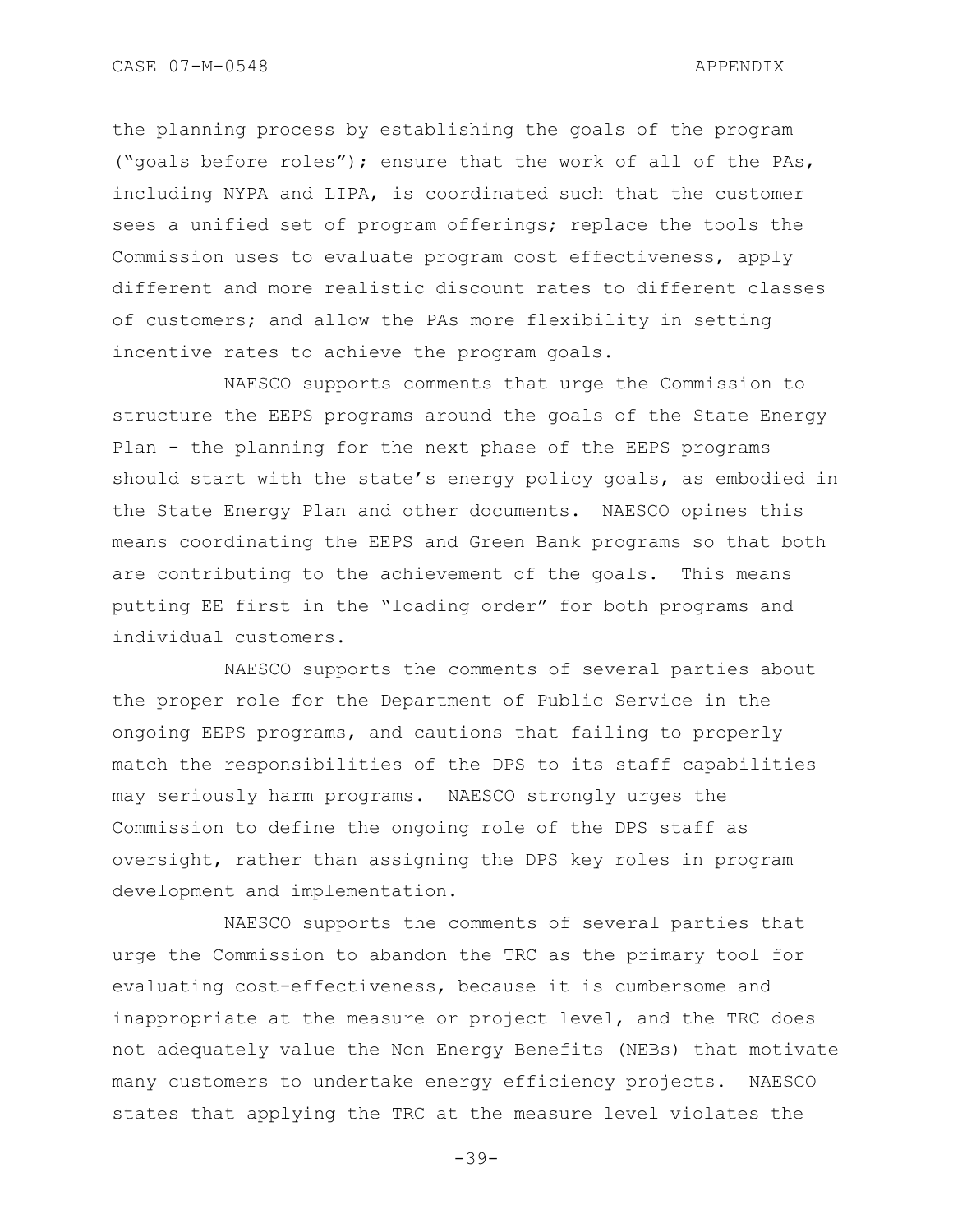the planning process by establishing the goals of the program ("goals before roles"); ensure that the work of all of the PAs, including NYPA and LIPA, is coordinated such that the customer sees a unified set of program offerings; replace the tools the Commission uses to evaluate program cost effectiveness, apply different and more realistic discount rates to different classes of customers; and allow the PAs more flexibility in setting incentive rates to achieve the program goals.

NAESCO supports comments that urge the Commission to structure the EEPS programs around the goals of the State Energy Plan - the planning for the next phase of the EEPS programs should start with the state's energy policy goals, as embodied in the State Energy Plan and other documents. NAESCO opines this means coordinating the EEPS and Green Bank programs so that both are contributing to the achievement of the goals. This means putting EE first in the "loading order" for both programs and individual customers.

NAESCO supports the comments of several parties about the proper role for the Department of Public Service in the ongoing EEPS programs, and cautions that failing to properly match the responsibilities of the DPS to its staff capabilities may seriously harm programs. NAESCO strongly urges the Commission to define the ongoing role of the DPS staff as oversight, rather than assigning the DPS key roles in program development and implementation.

NAESCO supports the comments of several parties that urge the Commission to abandon the TRC as the primary tool for evaluating cost-effectiveness, because it is cumbersome and inappropriate at the measure or project level, and the TRC does not adequately value the Non Energy Benefits (NEBs) that motivate many customers to undertake energy efficiency projects. NAESCO states that applying the TRC at the measure level violates the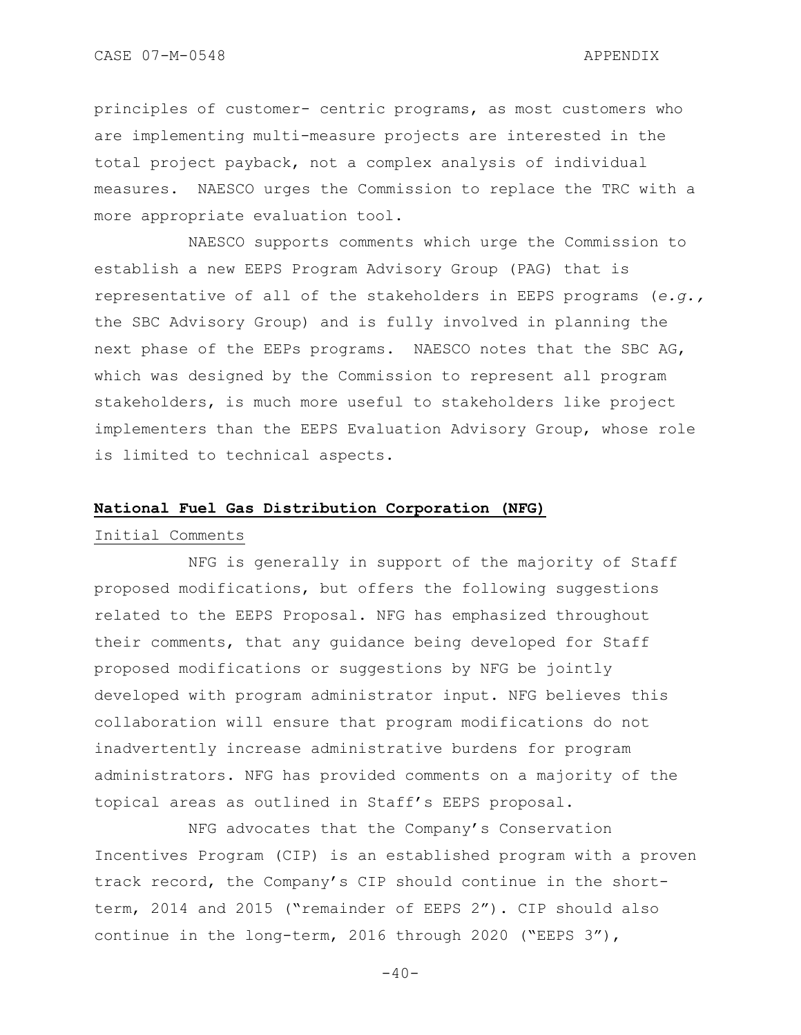principles of customer- centric programs, as most customers who are implementing multi-measure projects are interested in the total project payback, not a complex analysis of individual measures. NAESCO urges the Commission to replace the TRC with a more appropriate evaluation tool.

NAESCO supports comments which urge the Commission to establish a new EEPS Program Advisory Group (PAG) that is representative of all of the stakeholders in EEPS programs (*e.g.,* the SBC Advisory Group) and is fully involved in planning the next phase of the EEPs programs. NAESCO notes that the SBC AG, which was designed by the Commission to represent all program stakeholders, is much more useful to stakeholders like project implementers than the EEPS Evaluation Advisory Group, whose role is limited to technical aspects.

**National Fuel Gas Distribution Corporation (NFG)**

Initial Comments

NFG is generally in support of the majority of Staff proposed modifications, but offers the following suggestions related to the EEPS Proposal. NFG has emphasized throughout their comments, that any guidance being developed for Staff proposed modifications or suggestions by NFG be jointly developed with program administrator input. NFG believes this collaboration will ensure that program modifications do not inadvertently increase administrative burdens for program administrators. NFG has provided comments on a majority of the topical areas as outlined in Staff's EEPS proposal.

NFG advocates that the Company's Conservation Incentives Program (CIP) is an established program with a proven track record, the Company's CIP should continue in the short-term, 2014 and 2015 ("remainder of EEPS 2"). CIP should also continue in the long-term, 2016 through 2020 ("EEPS 3"),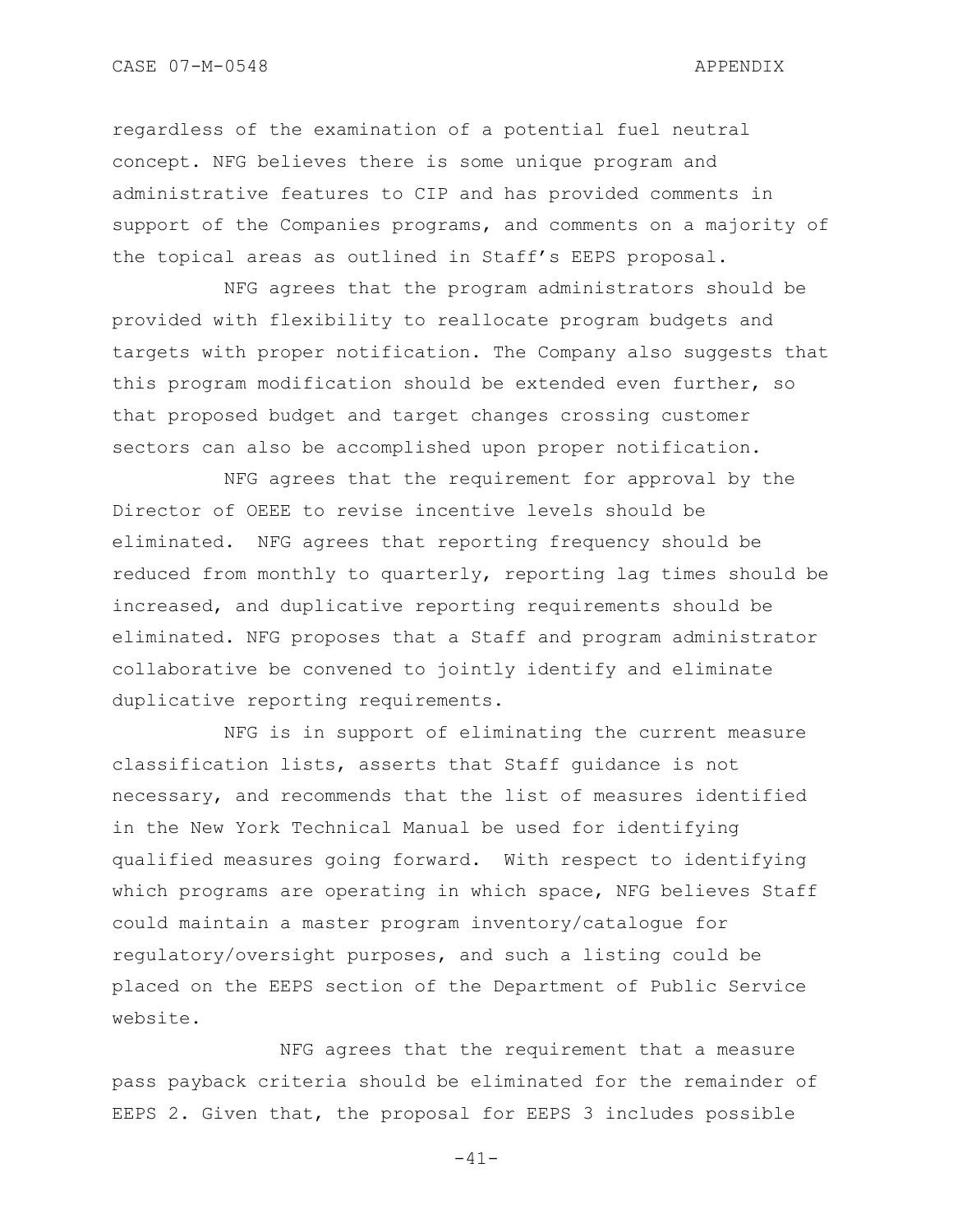regardless of the examination of a potential fuel neutral concept. NFG believes there is some unique program and administrative features to CIP and has provided comments in support of the Companies programs, and comments on a majority of the topical areas as outlined in Staff's EEPS proposal.

NFG agrees that the program administrators should be provided with flexibility to reallocate program budgets and targets with proper notification. The Company also suggests that this program modification should be extended even further, so that proposed budget and target changes crossing customer sectors can also be accomplished upon proper notification.

NFG agrees that the requirement for approval by the Director of OEEE to revise incentive levels should be eliminated. NFG agrees that reporting frequency should be reduced from monthly to quarterly, reporting lag times should be increased, and duplicative reporting requirements should be eliminated. NFG proposes that a Staff and program administrator collaborative be convened to jointly identify and eliminate duplicative reporting requirements.

NFG is in support of eliminating the current measure classification lists, asserts that Staff guidance is not necessary, and recommends that the list of measures identified in the New York Technical Manual be used for identifying qualified measures going forward. With respect to identifying which programs are operating in which space, NFG believes Staff could maintain a master program inventory/catalogue for regulatory/oversight purposes, and such a listing could be placed on the EEPS section of the Department of Public Service website.

NFG agrees that the requirement that a measure pass payback criteria should be eliminated for the remainder of EEPS 2. Given that, the proposal for EEPS 3 includes possible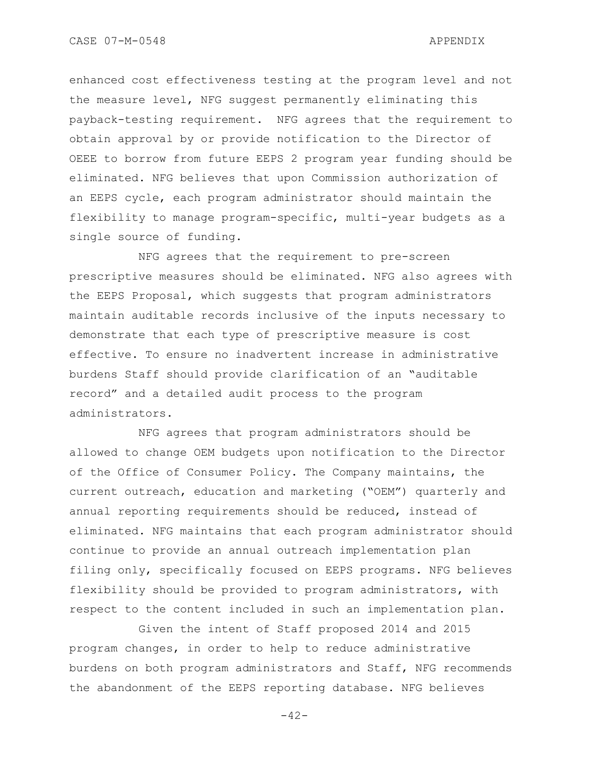enhanced cost effectiveness testing at the program level and not the measure level, NFG suggest permanently eliminating this payback-testing requirement. NFG agrees that the requirement to obtain approval by or provide notification to the Director of OEEE to borrow from future EEPS 2 program year funding should be eliminated. NFG believes that upon Commission authorization of an EEPS cycle, each program administrator should maintain the flexibility to manage program-specific, multi-year budgets as a single source of funding.

NFG agrees that the requirement to pre-screen prescriptive measures should be eliminated. NFG also agrees with the EEPS Proposal, which suggests that program administrators maintain auditable records inclusive of the inputs necessary to demonstrate that each type of prescriptive measure is cost effective. To ensure no inadvertent increase in administrative burdens Staff should provide clarification of an "auditable record" and a detailed audit process to the program administrators.

NFG agrees that program administrators should be allowed to change OEM budgets upon notification to the Director of the Office of Consumer Policy. The Company maintains, the current outreach, education and marketing ("OEM") quarterly and annual reporting requirements should be reduced, instead of eliminated. NFG maintains that each program administrator should continue to provide an annual outreach implementation plan filing only, specifically focused on EEPS programs. NFG believes flexibility should be provided to program administrators, with respect to the content included in such an implementation plan.

Given the intent of Staff proposed 2014 and 2015 program changes, in order to help to reduce administrative burdens on both program administrators and Staff, NFG recommends the abandonment of the EEPS reporting database. NFG believes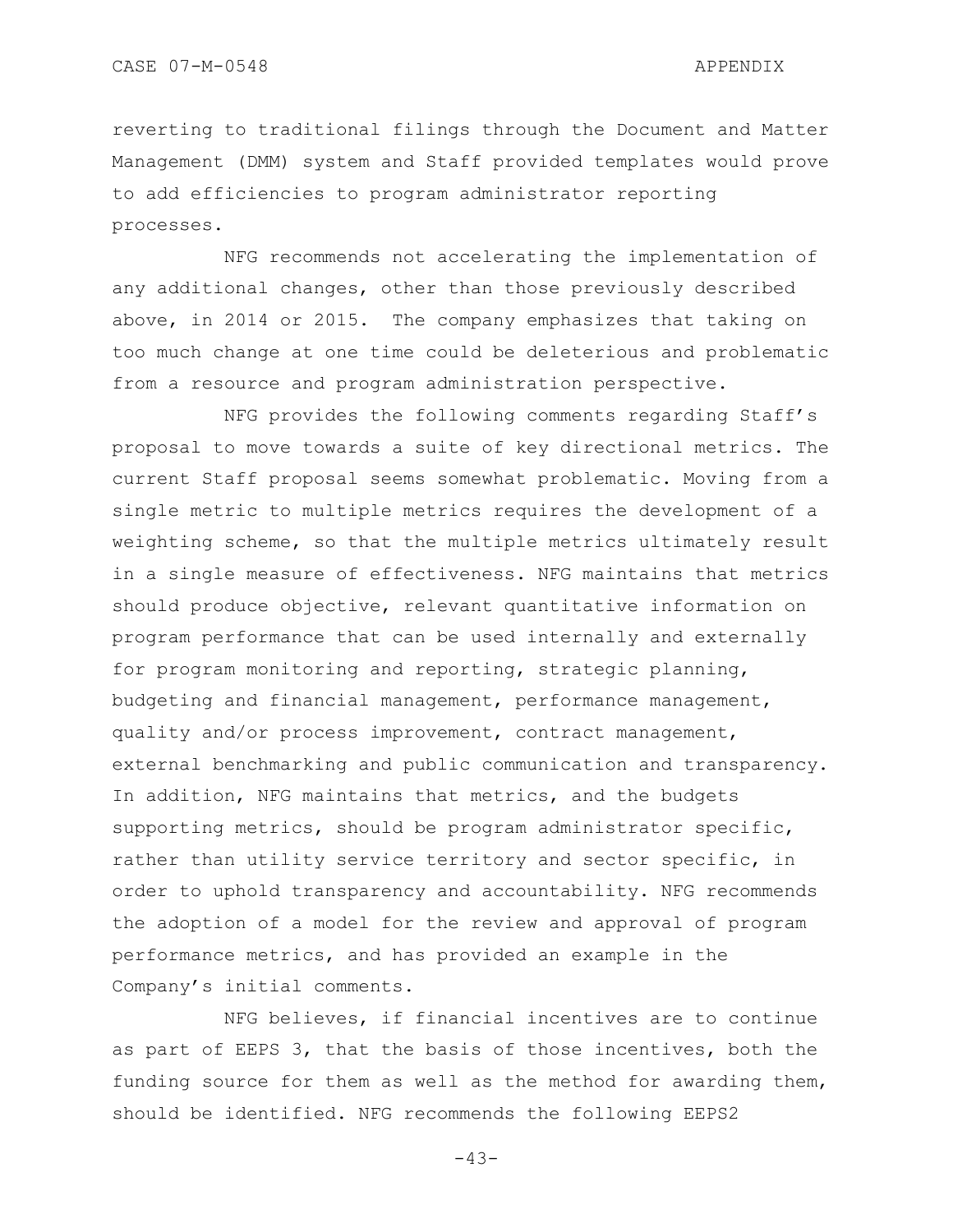reverting to traditional filings through the Document and Matter Management (DMM) system and Staff provided templates would prove to add efficiencies to program administrator reporting processes.

NFG recommends not accelerating the implementation of any additional changes, other than those previously described above, in 2014 or 2015. The company emphasizes that taking on too much change at one time could be deleterious and problematic from a resource and program administration perspective.

NFG provides the following comments regarding Staff's proposal to move towards a suite of key directional metrics. The current Staff proposal seems somewhat problematic. Moving from a single metric to multiple metrics requires the development of a weighting scheme, so that the multiple metrics ultimately result in a single measure of effectiveness. NFG maintains that metrics should produce objective, relevant quantitative information on program performance that can be used internally and externally for program monitoring and reporting, strategic planning, budgeting and financial management, performance management, quality and/or process improvement, contract management, external benchmarking and public communication and transparency. In addition, NFG maintains that metrics, and the budgets supporting metrics, should be program administrator specific, rather than utility service territory and sector specific, in order to uphold transparency and accountability. NFG recommends the adoption of a model for the review and approval of program performance metrics, and has provided an example in the Company's initial comments.

NFG believes, if financial incentives are to continue as part of EEPS 3, that the basis of those incentives, both the funding source for them as well as the method for awarding them, should be identified. NFG recommends the following EEPS2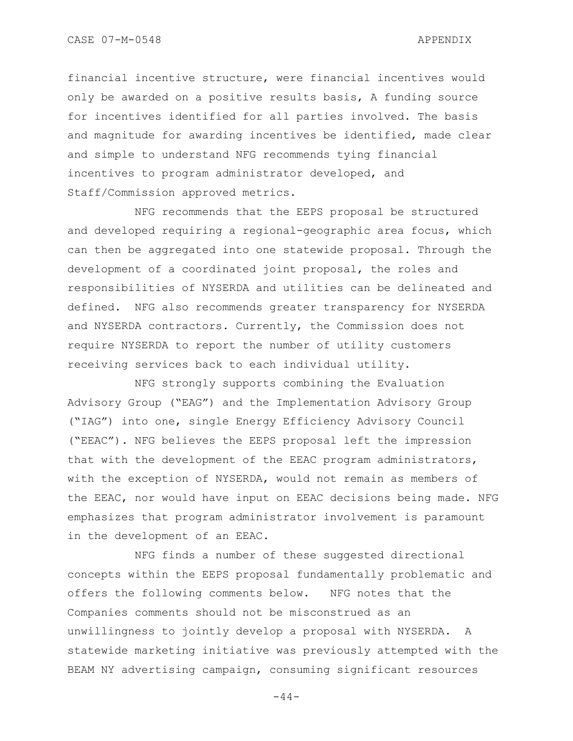financial incentive structure, were financial incentives would only be awarded on a positive results basis, A funding source for incentives identified for all parties involved. The basis and magnitude for awarding incentives be identified, made clear and simple to understand NFG recommends tying financial incentives to program administrator developed, and Staff/Commission approved metrics.

NFG recommends that the EEPS proposal be structured and developed requiring a regional-geographic area focus, which can then be aggregated into one statewide proposal. Through the development of a coordinated joint proposal, the roles and responsibilities of NYSERDA and utilities can be delineated and defined. NFG also recommends greater transparency for NYSERDA and NYSERDA contractors. Currently, the Commission does not require NYSERDA to report the number of utility customers receiving services back to each individual utility.

NFG strongly supports combining the Evaluation Advisory Group ("EAG") and the Implementation Advisory Group ("IAG") into one, single Energy Efficiency Advisory Council ("EEAC"). NFG believes the EEPS proposal left the impression that with the development of the EEAC program administrators, with the exception of NYSERDA, would not remain as members of the EEAC, nor would have input on EEAC decisions being made. NFG emphasizes that program administrator involvement is paramount in the development of an EEAC.

NFG finds a number of these suggested directional concepts within the EEPS proposal fundamentally problematic and offers the following comments below. NFG notes that the Companies comments should not be misconstrued as an unwillingness to jointly develop a proposal with NYSERDA. A statewide marketing initiative was previously attempted with the BEAM NY advertising campaign, consuming significant resources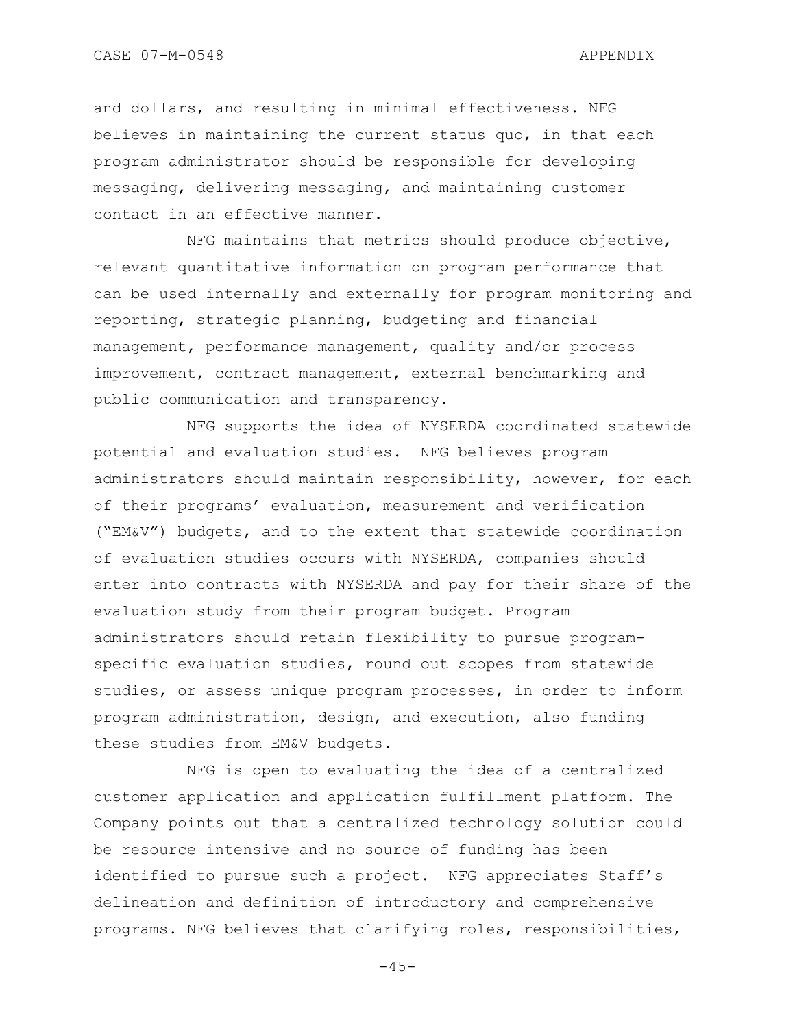and dollars, and resulting in minimal effectiveness. NFG believes in maintaining the current status quo, in that each program administrator should be responsible for developing messaging, delivering messaging, and maintaining customer contact in an effective manner.

NFG maintains that metrics should produce objective, relevant quantitative information on program performance that can be used internally and externally for program monitoring and reporting, strategic planning, budgeting and financial management, performance management, quality and/or process improvement, contract management, external benchmarking and public communication and transparency.

NFG supports the idea of NYSERDA coordinated statewide potential and evaluation studies. NFG believes program administrators should maintain responsibility, however, for each of their programs' evaluation, measurement and verification ("EM&V") budgets, and to the extent that statewide coordination of evaluation studies occurs with NYSERDA, companies should enter into contracts with NYSERDA and pay for their share of the evaluation study from their program budget. Program administrators should retain flexibility to pursue program-specific evaluation studies, round out scopes from statewide studies, or assess unique program processes, in order to inform program administration, design, and execution, also funding these studies from EM&V budgets.

NFG is open to evaluating the idea of a centralized customer application and application fulfillment platform. The Company points out that a centralized technology solution could be resource intensive and no source of funding has been identified to pursue such a project. NFG appreciates Staff's delineation and definition of introductory and comprehensive programs. NFG believes that clarifying roles, responsibilities,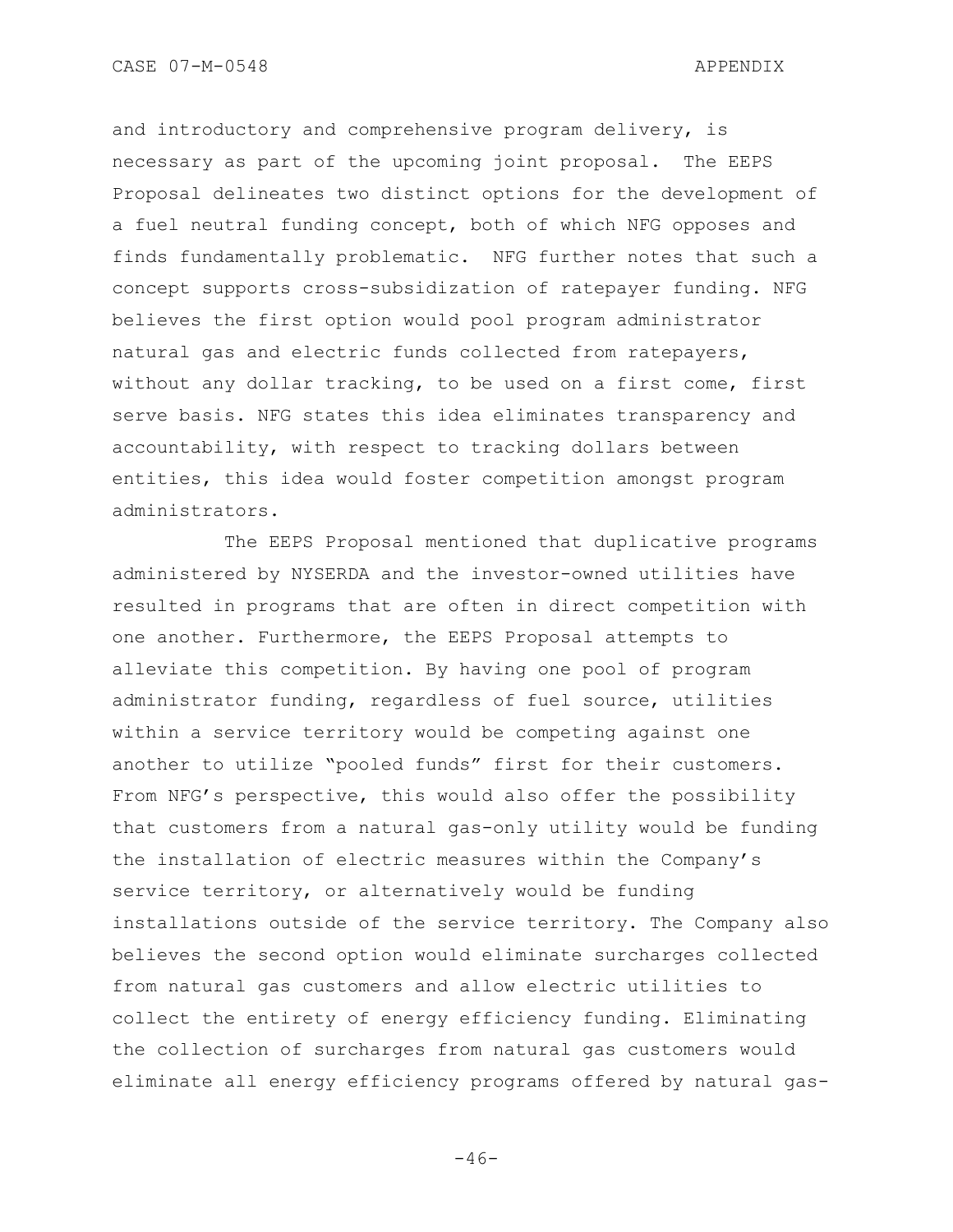and introductory and comprehensive program delivery, is necessary as part of the upcoming joint proposal. The EEPS Proposal delineates two distinct options for the development of a fuel neutral funding concept, both of which NFG opposes and finds fundamentally problematic. NFG further notes that such a concept supports cross-subsidization of ratepayer funding. NFG believes the first option would pool program administrator natural gas and electric funds collected from ratepayers, without any dollar tracking, to be used on a first come, first serve basis. NFG states this idea eliminates transparency and accountability, with respect to tracking dollars between entities, this idea would foster competition amongst program administrators.

The EEPS Proposal mentioned that duplicative programs administered by NYSERDA and the investor-owned utilities have resulted in programs that are often in direct competition with one another. Furthermore, the EEPS Proposal attempts to alleviate this competition. By having one pool of program administrator funding, regardless of fuel source, utilities within a service territory would be competing against one another to utilize "pooled funds" first for their customers. From NFG's perspective, this would also offer the possibility that customers from a natural gas-only utility would be funding the installation of electric measures within the Company's service territory, or alternatively would be funding installations outside of the service territory. The Company also believes the second option would eliminate surcharges collected from natural gas customers and allow electric utilities to collect the entirety of energy efficiency funding. Eliminating the collection of surcharges from natural gas customers would eliminate all energy efficiency programs offered by natural gas-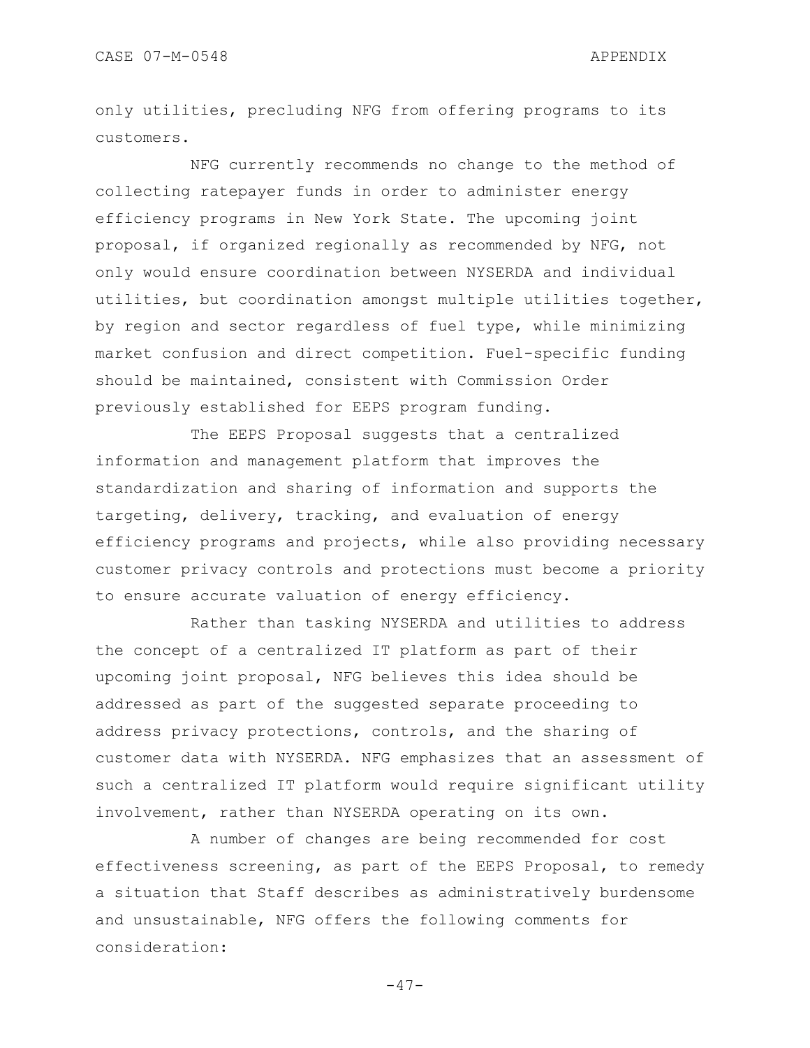only utilities, precluding NFG from offering programs to its customers.

NFG currently recommends no change to the method of collecting ratepayer funds in order to administer energy efficiency programs in New York State. The upcoming joint proposal, if organized regionally as recommended by NFG, not only would ensure coordination between NYSERDA and individual utilities, but coordination amongst multiple utilities together, by region and sector regardless of fuel type, while minimizing market confusion and direct competition. Fuel-specific funding should be maintained, consistent with Commission Order previously established for EEPS program funding.

The EEPS Proposal suggests that a centralized information and management platform that improves the standardization and sharing of information and supports the targeting, delivery, tracking, and evaluation of energy efficiency programs and projects, while also providing necessary customer privacy controls and protections must become a priority to ensure accurate valuation of energy efficiency.

Rather than tasking NYSERDA and utilities to address the concept of a centralized IT platform as part of their upcoming joint proposal, NFG believes this idea should be addressed as part of the suggested separate proceeding to address privacy protections, controls, and the sharing of customer data with NYSERDA. NFG emphasizes that an assessment of such a centralized IT platform would require significant utility involvement, rather than NYSERDA operating on its own.

A number of changes are being recommended for cost effectiveness screening, as part of the EEPS Proposal, to remedy a situation that Staff describes as administratively burdensome and unsustainable, NFG offers the following comments for consideration: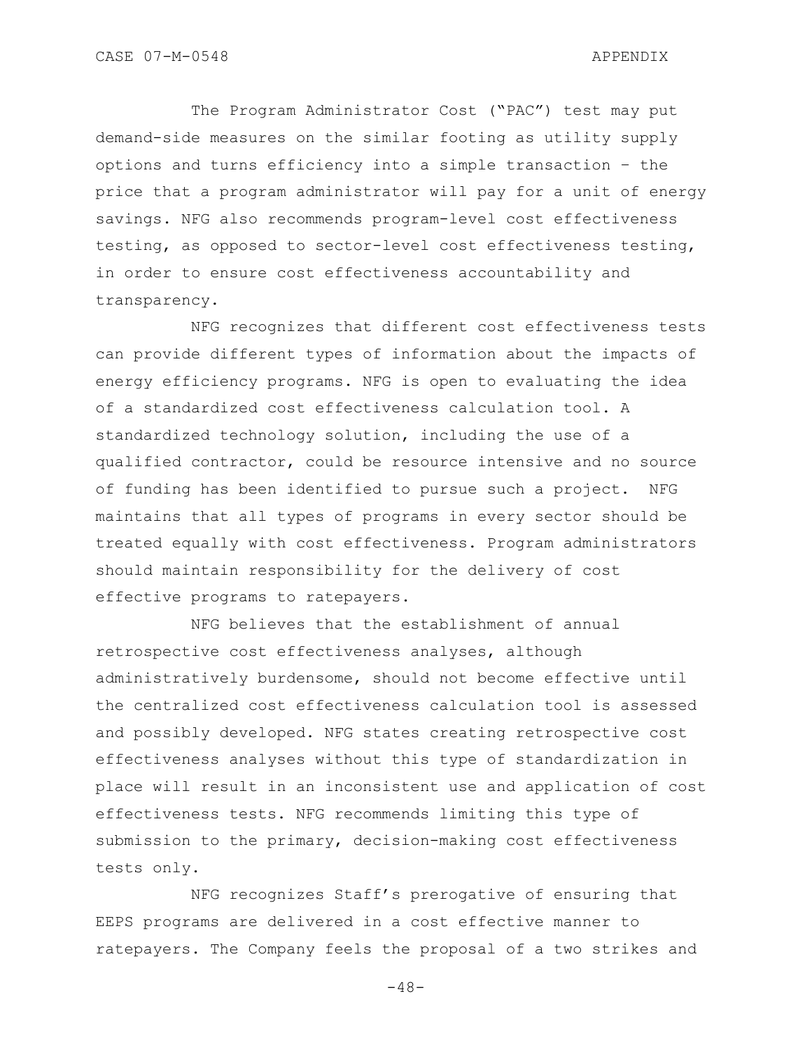The Program Administrator Cost ("PAC") test may put demand-side measures on the similar footing as utility supply options and turns efficiency into a simple transaction – the price that a program administrator will pay for a unit of energy savings. NFG also recommends program-level cost effectiveness testing, as opposed to sector-level cost effectiveness testing, in order to ensure cost effectiveness accountability and transparency.

NFG recognizes that different cost effectiveness tests can provide different types of information about the impacts of energy efficiency programs. NFG is open to evaluating the idea of a standardized cost effectiveness calculation tool. A standardized technology solution, including the use of a qualified contractor, could be resource intensive and no source of funding has been identified to pursue such a project. NFG maintains that all types of programs in every sector should be treated equally with cost effectiveness. Program administrators should maintain responsibility for the delivery of cost effective programs to ratepayers.

NFG believes that the establishment of annual retrospective cost effectiveness analyses, although administratively burdensome, should not become effective until the centralized cost effectiveness calculation tool is assessed and possibly developed. NFG states creating retrospective cost effectiveness analyses without this type of standardization in place will result in an inconsistent use and application of cost effectiveness tests. NFG recommends limiting this type of submission to the primary, decision-making cost effectiveness tests only.

NFG recognizes Staff's prerogative of ensuring that EEPS programs are delivered in a cost effective manner to ratepayers. The Company feels the proposal of a two strikes and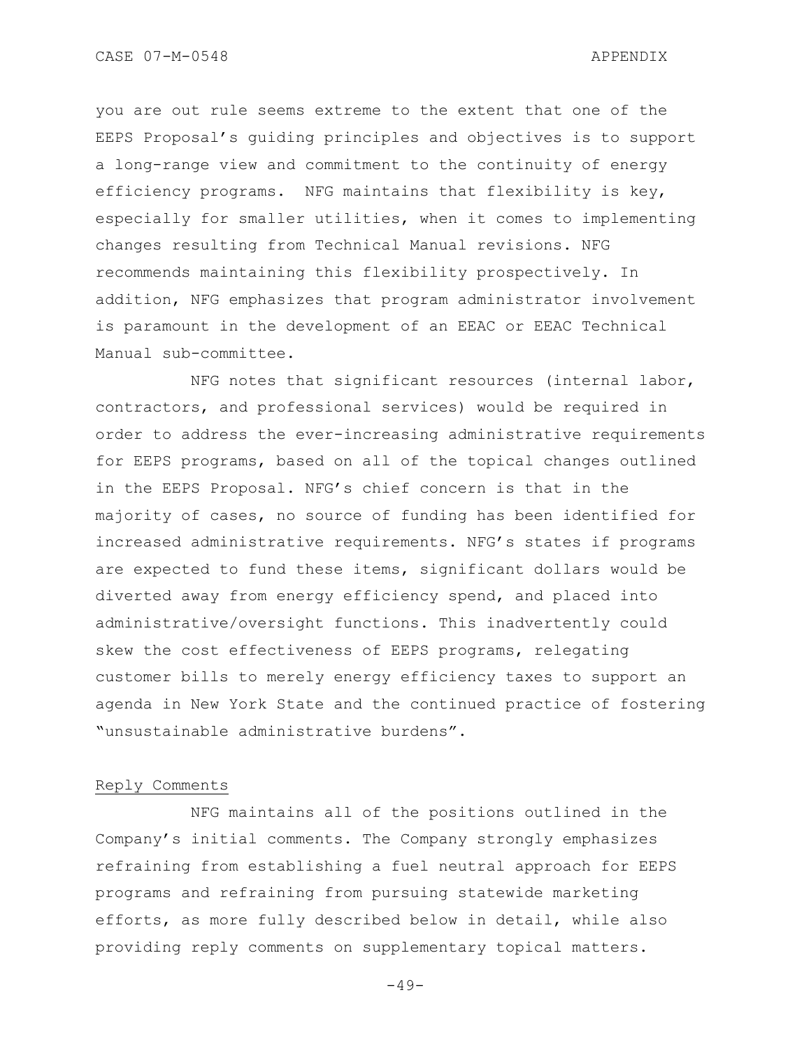you are out rule seems extreme to the extent that one of the EEPS Proposal's guiding principles and objectives is to support a long-range view and commitment to the continuity of energy efficiency programs. NFG maintains that flexibility is key, especially for smaller utilities, when it comes to implementing changes resulting from Technical Manual revisions. NFG recommends maintaining this flexibility prospectively. In addition, NFG emphasizes that program administrator involvement is paramount in the development of an EEAC or EEAC Technical Manual sub-committee.

NFG notes that significant resources (internal labor, contractors, and professional services) would be required in order to address the ever-increasing administrative requirements for EEPS programs, based on all of the topical changes outlined in the EEPS Proposal. NFG's chief concern is that in the majority of cases, no source of funding has been identified for increased administrative requirements. NFG's states if programs are expected to fund these items, significant dollars would be diverted away from energy efficiency spend, and placed into administrative/oversight functions. This inadvertently could skew the cost effectiveness of EEPS programs, relegating customer bills to merely energy efficiency taxes to support an agenda in New York State and the continued practice of fostering "unsustainable administrative burdens".

Reply Comments

NFG maintains all of the positions outlined in the Company's initial comments. The Company strongly emphasizes refraining from establishing a fuel neutral approach for EEPS programs and refraining from pursuing statewide marketing efforts, as more fully described below in detail, while also providing reply comments on supplementary topical matters.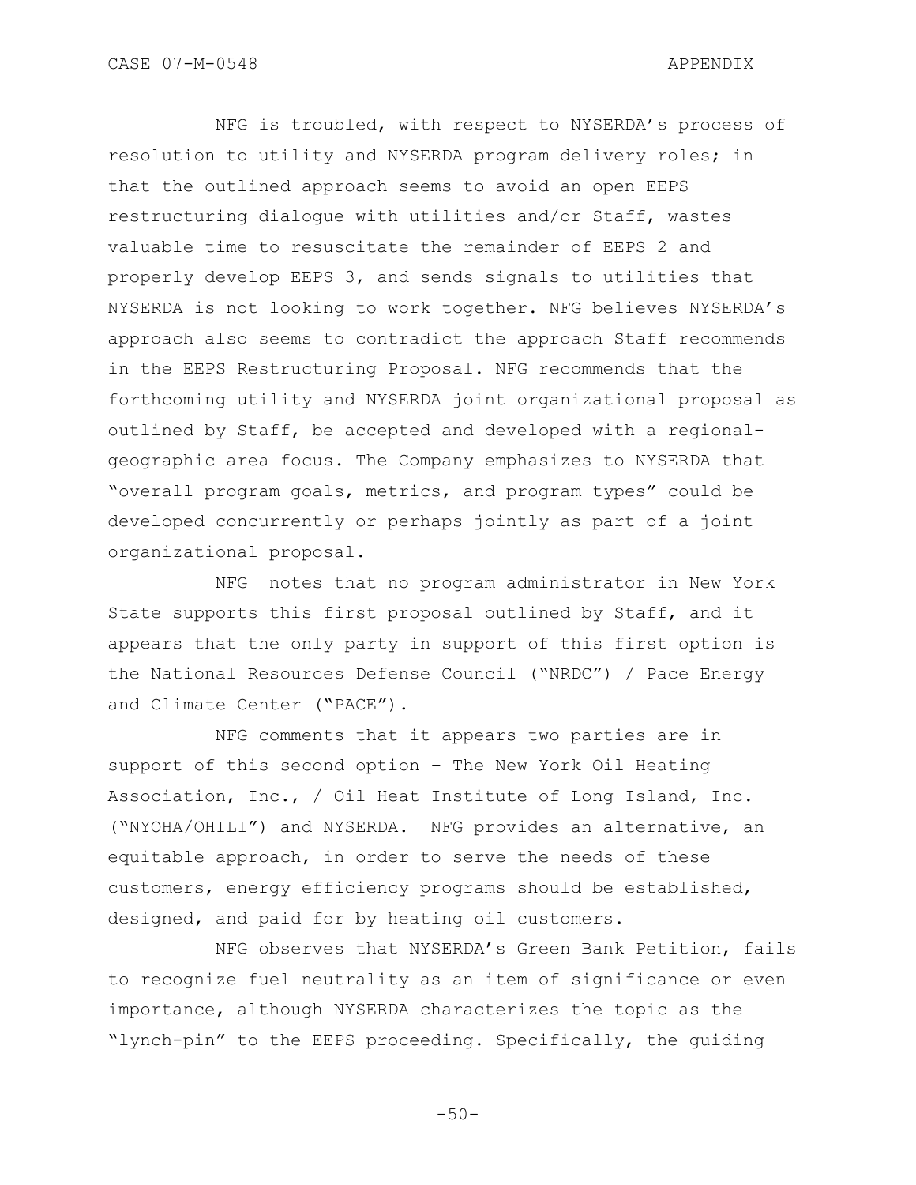NFG is troubled, with respect to NYSERDA's process of resolution to utility and NYSERDA program delivery roles; in that the outlined approach seems to avoid an open EEPS restructuring dialogue with utilities and/or Staff, wastes valuable time to resuscitate the remainder of EEPS 2 and properly develop EEPS 3, and sends signals to utilities that NYSERDA is not looking to work together. NFG believes NYSERDA's approach also seems to contradict the approach Staff recommends in the EEPS Restructuring Proposal. NFG recommends that the forthcoming utility and NYSERDA joint organizational proposal as outlined by Staff, be accepted and developed with a regional-geographic area focus. The Company emphasizes to NYSERDA that "overall program goals, metrics, and program types" could be developed concurrently or perhaps jointly as part of a joint organizational proposal.

NFG notes that no program administrator in New York State supports this first proposal outlined by Staff, and it appears that the only party in support of this first option is the National Resources Defense Council ("NRDC") / Pace Energy and Climate Center ("PACE").

NFG comments that it appears two parties are in support of this second option – The New York Oil Heating Association, Inc., / Oil Heat Institute of Long Island, Inc. ("NYOHA/OHILI") and NYSERDA. NFG provides an alternative, an equitable approach, in order to serve the needs of these customers, energy efficiency programs should be established, designed, and paid for by heating oil customers.

NFG observes that NYSERDA's Green Bank Petition, fails to recognize fuel neutrality as an item of significance or even importance, although NYSERDA characterizes the topic as the "lynch-pin" to the EEPS proceeding. Specifically, the guiding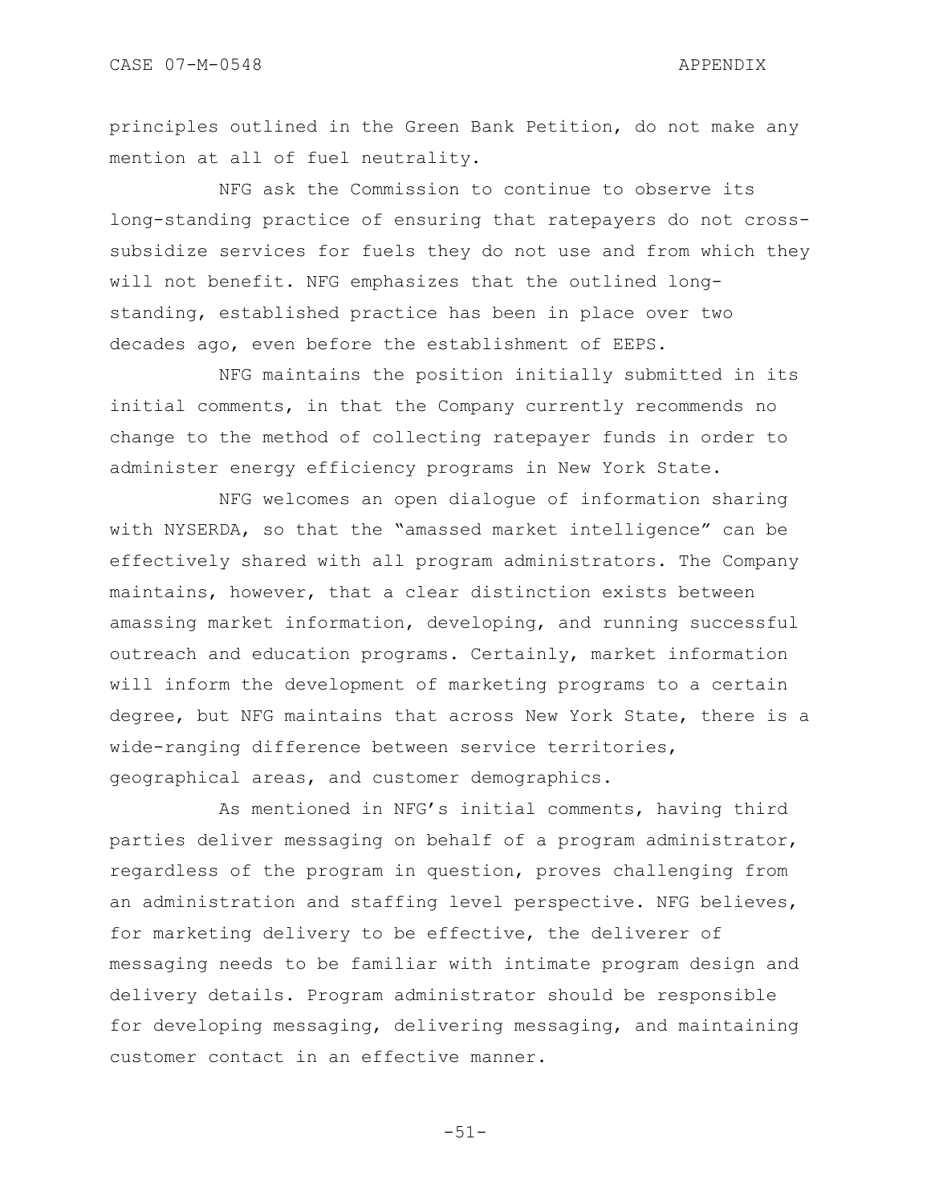principles outlined in the Green Bank Petition, do not make any mention at all of fuel neutrality.

NFG ask the Commission to continue to observe its long-standing practice of ensuring that ratepayers do not cross-subsidize services for fuels they do not use and from which they will not benefit. NFG emphasizes that the outlined long-standing, established practice has been in place over two decades ago, even before the establishment of EEPS.

NFG maintains the position initially submitted in its initial comments, in that the Company currently recommends no change to the method of collecting ratepayer funds in order to administer energy efficiency programs in New York State.

NFG welcomes an open dialogue of information sharing with NYSERDA, so that the "amassed market intelligence" can be effectively shared with all program administrators. The Company maintains, however, that a clear distinction exists between amassing market information, developing, and running successful outreach and education programs. Certainly, market information will inform the development of marketing programs to a certain degree, but NFG maintains that across New York State, there is a wide-ranging difference between service territories, geographical areas, and customer demographics.

As mentioned in NFG's initial comments, having third parties deliver messaging on behalf of a program administrator, regardless of the program in question, proves challenging from an administration and staffing level perspective. NFG believes, for marketing delivery to be effective, the deliverer of messaging needs to be familiar with intimate program design and delivery details. Program administrator should be responsible for developing messaging, delivering messaging, and maintaining customer contact in an effective manner.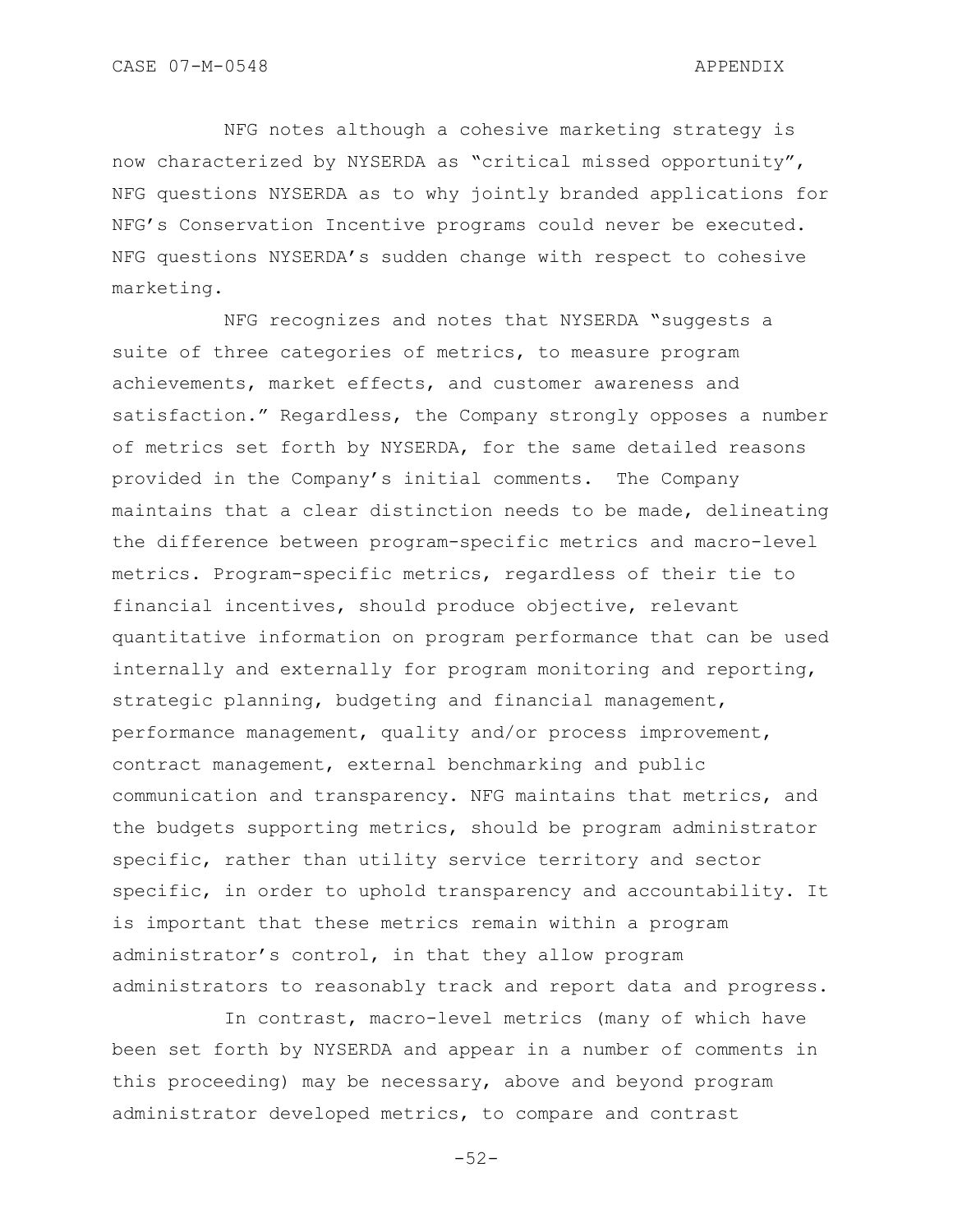NFG notes although a cohesive marketing strategy is now characterized by NYSERDA as "critical missed opportunity", NFG questions NYSERDA as to why jointly branded applications for NFG's Conservation Incentive programs could never be executed. NFG questions NYSERDA's sudden change with respect to cohesive marketing.

NFG recognizes and notes that NYSERDA "suggests a suite of three categories of metrics, to measure program achievements, market effects, and customer awareness and satisfaction." Regardless, the Company strongly opposes a number of metrics set forth by NYSERDA, for the same detailed reasons provided in the Company's initial comments. The Company maintains that a clear distinction needs to be made, delineating the difference between program-specific metrics and macro-level metrics. Program-specific metrics, regardless of their tie to financial incentives, should produce objective, relevant quantitative information on program performance that can be used internally and externally for program monitoring and reporting, strategic planning, budgeting and financial management, performance management, quality and/or process improvement, contract management, external benchmarking and public communication and transparency. NFG maintains that metrics, and the budgets supporting metrics, should be program administrator specific, rather than utility service territory and sector specific, in order to uphold transparency and accountability. It is important that these metrics remain within a program administrator's control, in that they allow program administrators to reasonably track and report data and progress.

In contrast, macro-level metrics (many of which have been set forth by NYSERDA and appear in a number of comments in this proceeding) may be necessary, above and beyond program administrator developed metrics, to compare and contrast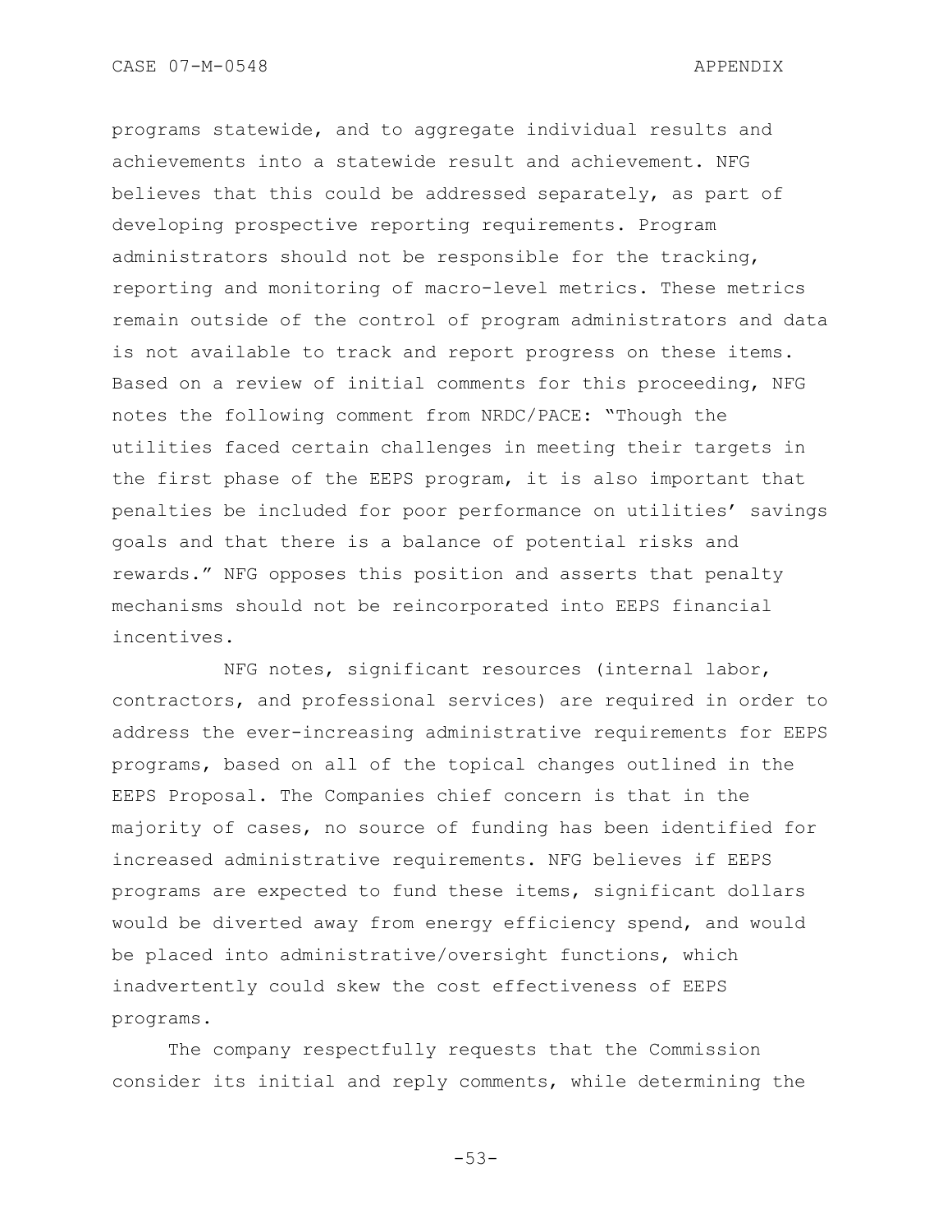programs statewide, and to aggregate individual results and achievements into a statewide result and achievement. NFG believes that this could be addressed separately, as part of developing prospective reporting requirements. Program administrators should not be responsible for the tracking, reporting and monitoring of macro-level metrics. These metrics remain outside of the control of program administrators and data is not available to track and report progress on these items. Based on a review of initial comments for this proceeding, NFG notes the following comment from NRDC/PACE: "Though the utilities faced certain challenges in meeting their targets in the first phase of the EEPS program, it is also important that penalties be included for poor performance on utilities' savings goals and that there is a balance of potential risks and rewards." NFG opposes this position and asserts that penalty mechanisms should not be reincorporated into EEPS financial incentives.

NFG notes, significant resources (internal labor, contractors, and professional services) are required in order to address the ever-increasing administrative requirements for EEPS programs, based on all of the topical changes outlined in the EEPS Proposal. The Companies chief concern is that in the majority of cases, no source of funding has been identified for increased administrative requirements. NFG believes if EEPS programs are expected to fund these items, significant dollars would be diverted away from energy efficiency spend, and would be placed into administrative/oversight functions, which inadvertently could skew the cost effectiveness of EEPS programs.

The company respectfully requests that the Commission consider its initial and reply comments, while determining the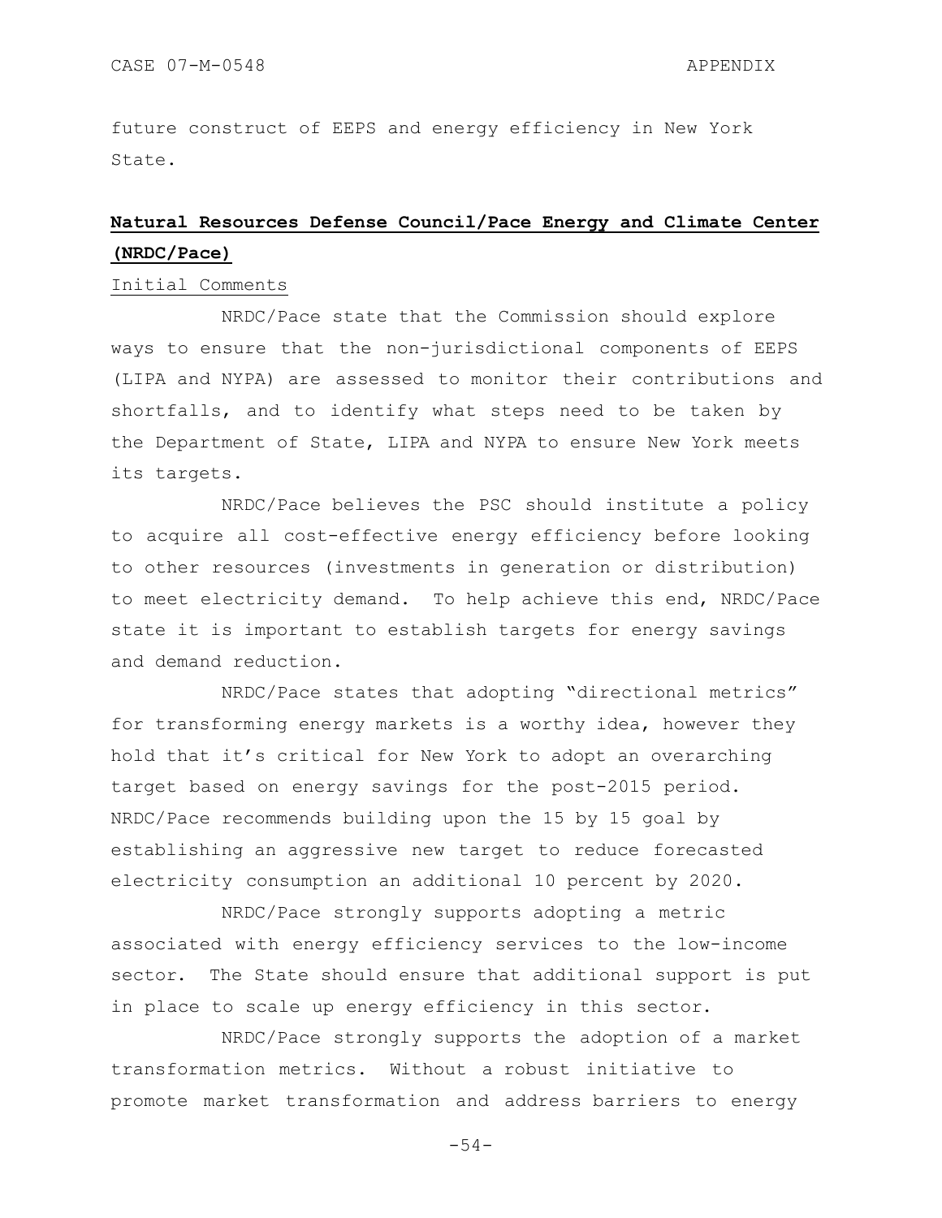future construct of EEPS and energy efficiency in New York State.

**Natural Resources Defense Council/Pace Energy and Climate Center (NRDC/Pace)**

Initial Comments

NRDC/Pace state that the Commission should explore ways to ensure that the non-jurisdictional components of EEPS (LIPA and NYPA) are assessed to monitor their contributions and shortfalls, and to identify what steps need to be taken by the Department of State, LIPA and NYPA to ensure New York meets its targets.

NRDC/Pace believes the PSC should institute a policy to acquire all cost-effective energy efficiency before looking to other resources (investments in generation or distribution) to meet electricity demand. To help achieve this end, NRDC/Pace state it is important to establish targets for energy savings and demand reduction.

NRDC/Pace states that adopting "directional metrics" for transforming energy markets is a worthy idea, however they hold that it's critical for New York to adopt an overarching target based on energy savings for the post-2015 period. NRDC/Pace recommends building upon the 15 by 15 goal by establishing an aggressive new target to reduce forecasted electricity consumption an additional 10 percent by 2020.

NRDC/Pace strongly supports adopting a metric associated with energy efficiency services to the low-income sector. The State should ensure that additional support is put in place to scale up energy efficiency in this sector.

NRDC/Pace strongly supports the adoption of a market transformation metrics. Without a robust initiative to promote market transformation and address barriers to energy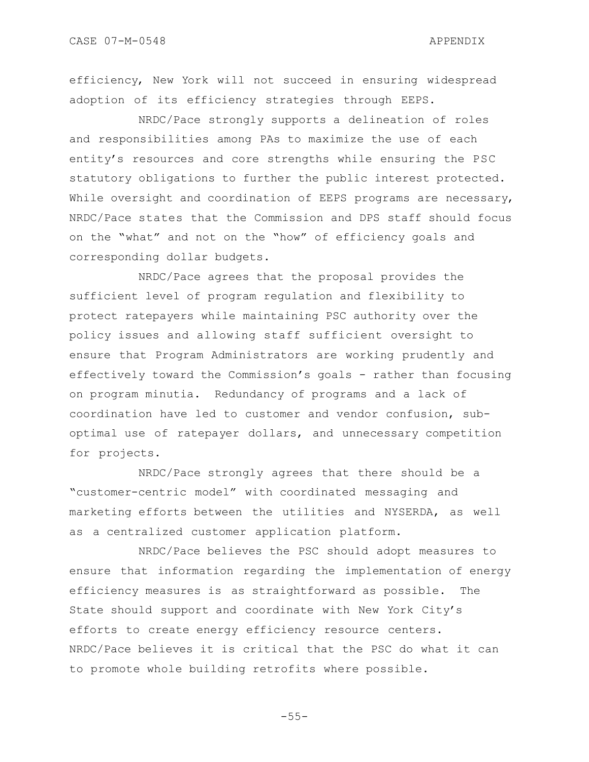efficiency, New York will not succeed in ensuring widespread adoption of its efficiency strategies through EEPS.

NRDC/Pace strongly supports a delineation of roles and responsibilities among PAs to maximize the use of each entity's resources and core strengths while ensuring the PSC statutory obligations to further the public interest protected. While oversight and coordination of EEPS programs are necessary, NRDC/Pace states that the Commission and DPS staff should focus on the "what" and not on the "how" of efficiency goals and corresponding dollar budgets.

NRDC/Pace agrees that the proposal provides the sufficient level of program regulation and flexibility to protect ratepayers while maintaining PSC authority over the policy issues and allowing staff sufficient oversight to ensure that Program Administrators are working prudently and effectively toward the Commission's goals - rather than focusing on program minutia. Redundancy of programs and a lack of coordination have led to customer and vendor confusion, sub-optimal use of ratepayer dollars, and unnecessary competition for projects.

NRDC/Pace strongly agrees that there should be a "customer-centric model" with coordinated messaging and marketing efforts between the utilities and NYSERDA, as well as a centralized customer application platform.

NRDC/Pace believes the PSC should adopt measures to ensure that information regarding the implementation of energy efficiency measures is as straightforward as possible. The State should support and coordinate with New York City's efforts to create energy efficiency resource centers. NRDC/Pace believes it is critical that the PSC do what it can to promote whole building retrofits where possible.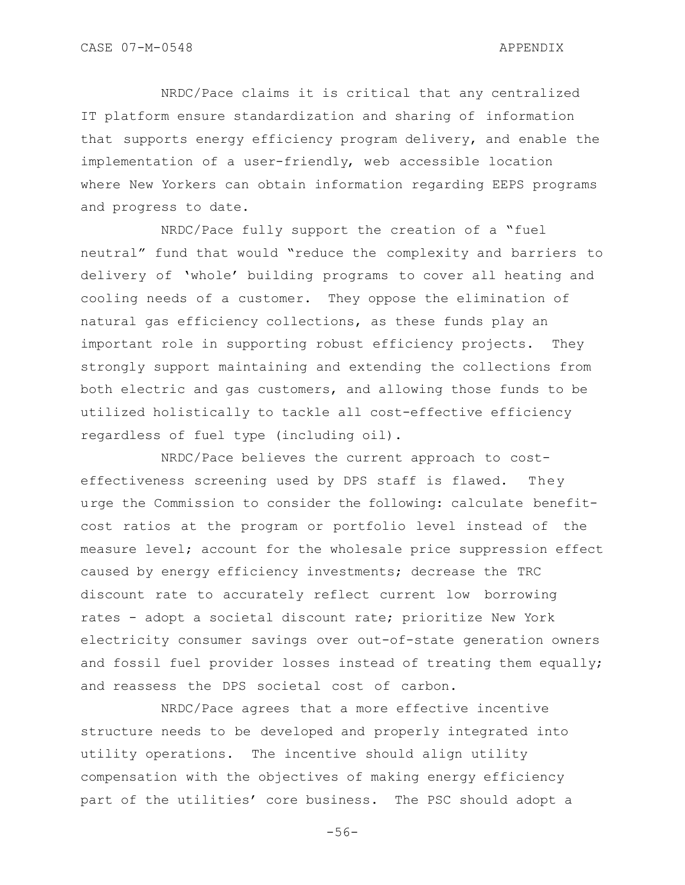NRDC/Pace claims it is critical that any centralized IT platform ensure standardization and sharing of information that supports energy efficiency program delivery, and enable the implementation of a user-friendly, web accessible location where New Yorkers can obtain information regarding EEPS programs and progress to date.

NRDC/Pace fully support the creation of a "fuel neutral" fund that would "reduce the complexity and barriers to delivery of 'whole' building programs to cover all heating and cooling needs of a customer. They oppose the elimination of natural gas efficiency collections, as these funds play an important role in supporting robust efficiency projects. They strongly support maintaining and extending the collections from both electric and gas customers, and allowing those funds to be utilized holistically to tackle all cost-effective efficiency regardless of fuel type (including oil).

NRDC/Pace believes the current approach to cost-effectiveness screening used by DPS staff is flawed. They urge the Commission to consider the following: calculate benefit-cost ratios at the program or portfolio level instead of the measure level; account for the wholesale price suppression effect caused by energy efficiency investments; decrease the TRC discount rate to accurately reflect current low borrowing rates - adopt a societal discount rate; prioritize New York electricity consumer savings over out-of-state generation owners and fossil fuel provider losses instead of treating them equally; and reassess the DPS societal cost of carbon.

NRDC/Pace agrees that a more effective incentive structure needs to be developed and properly integrated into utility operations. The incentive should align utility compensation with the objectives of making energy efficiency part of the utilities' core business. The PSC should adopt a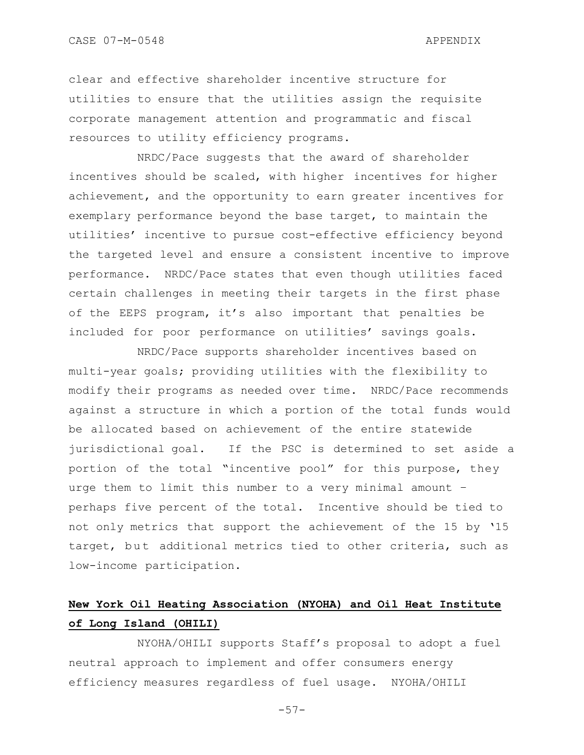clear and effective shareholder incentive structure for utilities to ensure that the utilities assign the requisite corporate management attention and programmatic and fiscal resources to utility efficiency programs.

NRDC/Pace suggests that the award of shareholder incentives should be scaled, with higher incentives for higher achievement, and the opportunity to earn greater incentives for exemplary performance beyond the base target, to maintain the utilities' incentive to pursue cost-effective efficiency beyond the targeted level and ensure a consistent incentive to improve performance. NRDC/Pace states that even though utilities faced certain challenges in meeting their targets in the first phase of the EEPS program, it's also important that penalties be included for poor performance on utilities' savings goals.

NRDC/Pace supports shareholder incentives based on multi-year goals; providing utilities with the flexibility to modify their programs as needed over time. NRDC/Pace recommends against a structure in which a portion of the total funds would be allocated based on achievement of the entire statewide jurisdictional goal. If the PSC is determined to set aside a portion of the total "incentive pool" for this purpose, they urge them to limit this number to a very minimal amount – perhaps five percent of the total. Incentive should be tied to not only metrics that support the achievement of the 15 by '15 target, but additional metrics tied to other criteria, such as low-income participation.

**New York Oil Heating Association (NYOHA) and Oil Heat Institute of Long Island (OHILI)**

NYOHA/OHILI supports Staff's proposal to adopt a fuel neutral approach to implement and offer consumers energy efficiency measures regardless of fuel usage. NYOHA/OHILI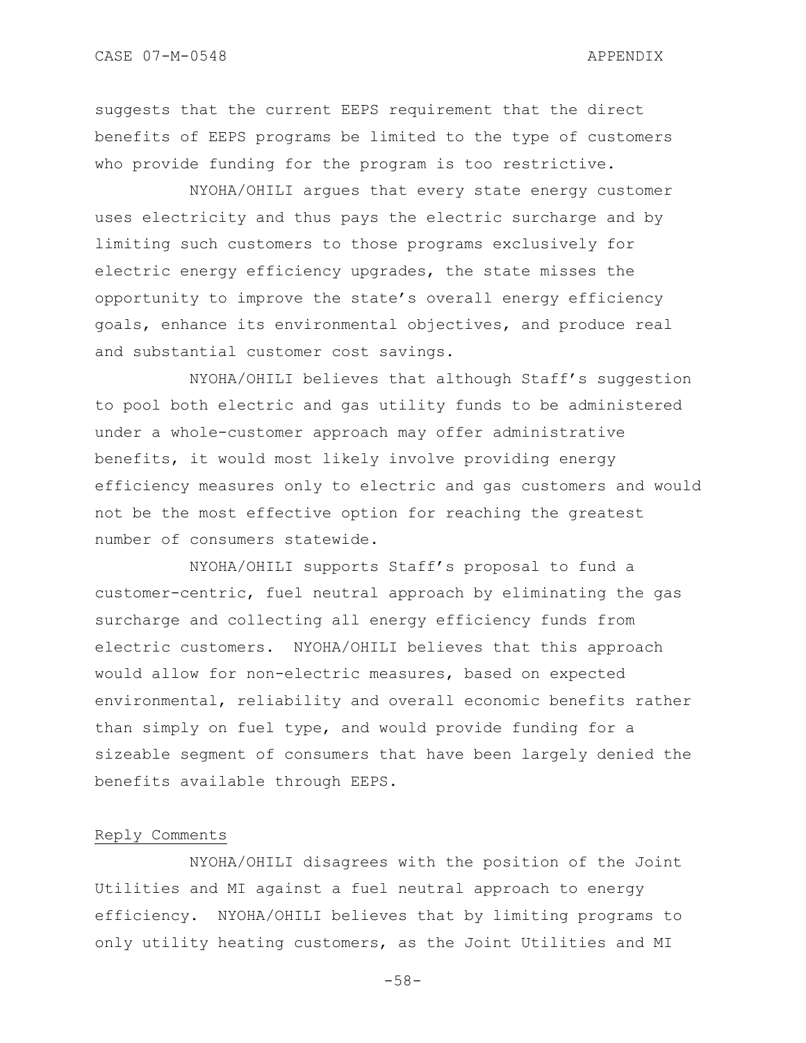suggests that the current EEPS requirement that the direct benefits of EEPS programs be limited to the type of customers who provide funding for the program is too restrictive.

NYOHA/OHILI argues that every state energy customer uses electricity and thus pays the electric surcharge and by limiting such customers to those programs exclusively for electric energy efficiency upgrades, the state misses the opportunity to improve the state's overall energy efficiency goals, enhance its environmental objectives, and produce real and substantial customer cost savings.

NYOHA/OHILI believes that although Staff's suggestion to pool both electric and gas utility funds to be administered under a whole-customer approach may offer administrative benefits, it would most likely involve providing energy efficiency measures only to electric and gas customers and would not be the most effective option for reaching the greatest number of consumers statewide.

NYOHA/OHILI supports Staff's proposal to fund a customer-centric, fuel neutral approach by eliminating the gas surcharge and collecting all energy efficiency funds from electric customers. NYOHA/OHILI believes that this approach would allow for non-electric measures, based on expected environmental, reliability and overall economic benefits rather than simply on fuel type, and would provide funding for a sizeable segment of consumers that have been largely denied the benefits available through EEPS.

Reply Comments

NYOHA/OHILI disagrees with the position of the Joint Utilities and MI against a fuel neutral approach to energy efficiency. NYOHA/OHILI believes that by limiting programs to only utility heating customers, as the Joint Utilities and MI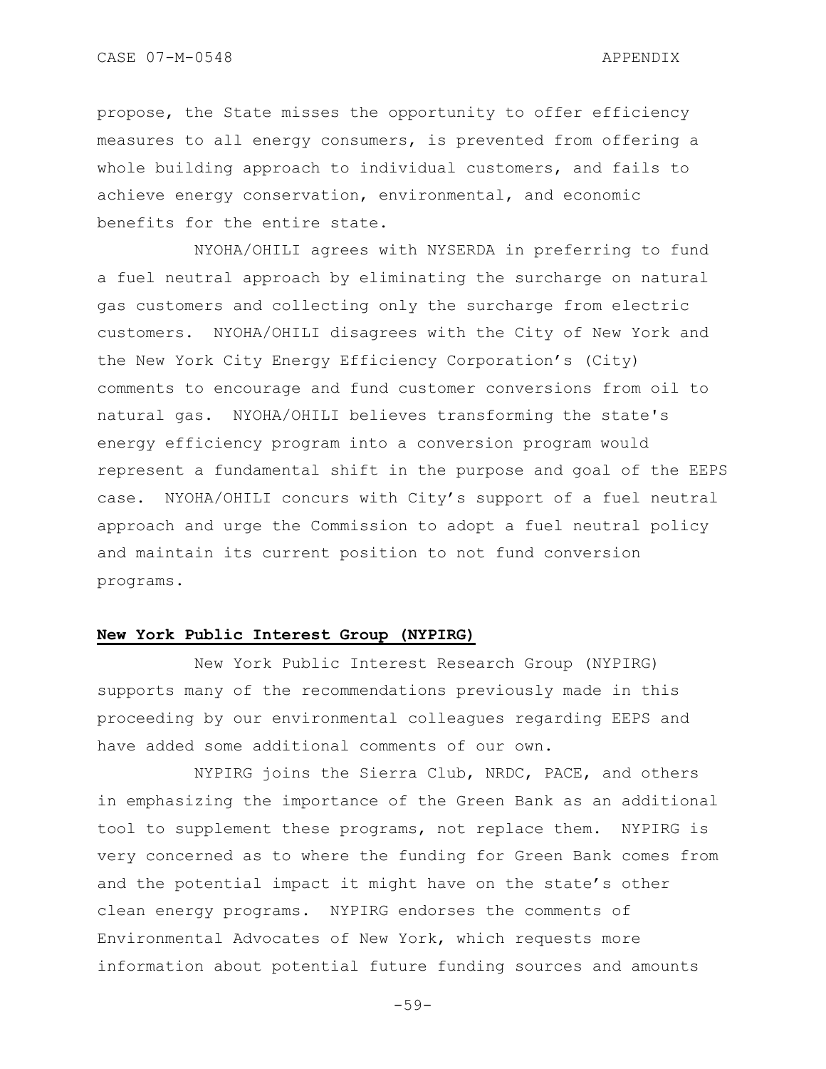propose, the State misses the opportunity to offer efficiency measures to all energy consumers, is prevented from offering a whole building approach to individual customers, and fails to achieve energy conservation, environmental, and economic benefits for the entire state.

NYOHA/OHILI agrees with NYSERDA in preferring to fund a fuel neutral approach by eliminating the surcharge on natural gas customers and collecting only the surcharge from electric customers. NYOHA/OHILI disagrees with the City of New York and the New York City Energy Efficiency Corporation's (City) comments to encourage and fund customer conversions from oil to natural gas. NYOHA/OHILI believes transforming the state's energy efficiency program into a conversion program would represent a fundamental shift in the purpose and goal of the EEPS case. NYOHA/OHILI concurs with City's support of a fuel neutral approach and urge the Commission to adopt a fuel neutral policy and maintain its current position to not fund conversion programs.

**New York Public Interest Group (NYPIRG)**

New York Public Interest Research Group (NYPIRG) supports many of the recommendations previously made in this proceeding by our environmental colleagues regarding EEPS and have added some additional comments of our own.

NYPIRG joins the Sierra Club, NRDC, PACE, and others in emphasizing the importance of the Green Bank as an additional tool to supplement these programs, not replace them. NYPIRG is very concerned as to where the funding for Green Bank comes from and the potential impact it might have on the state's other clean energy programs. NYPIRG endorses the comments of Environmental Advocates of New York, which requests more information about potential future funding sources and amounts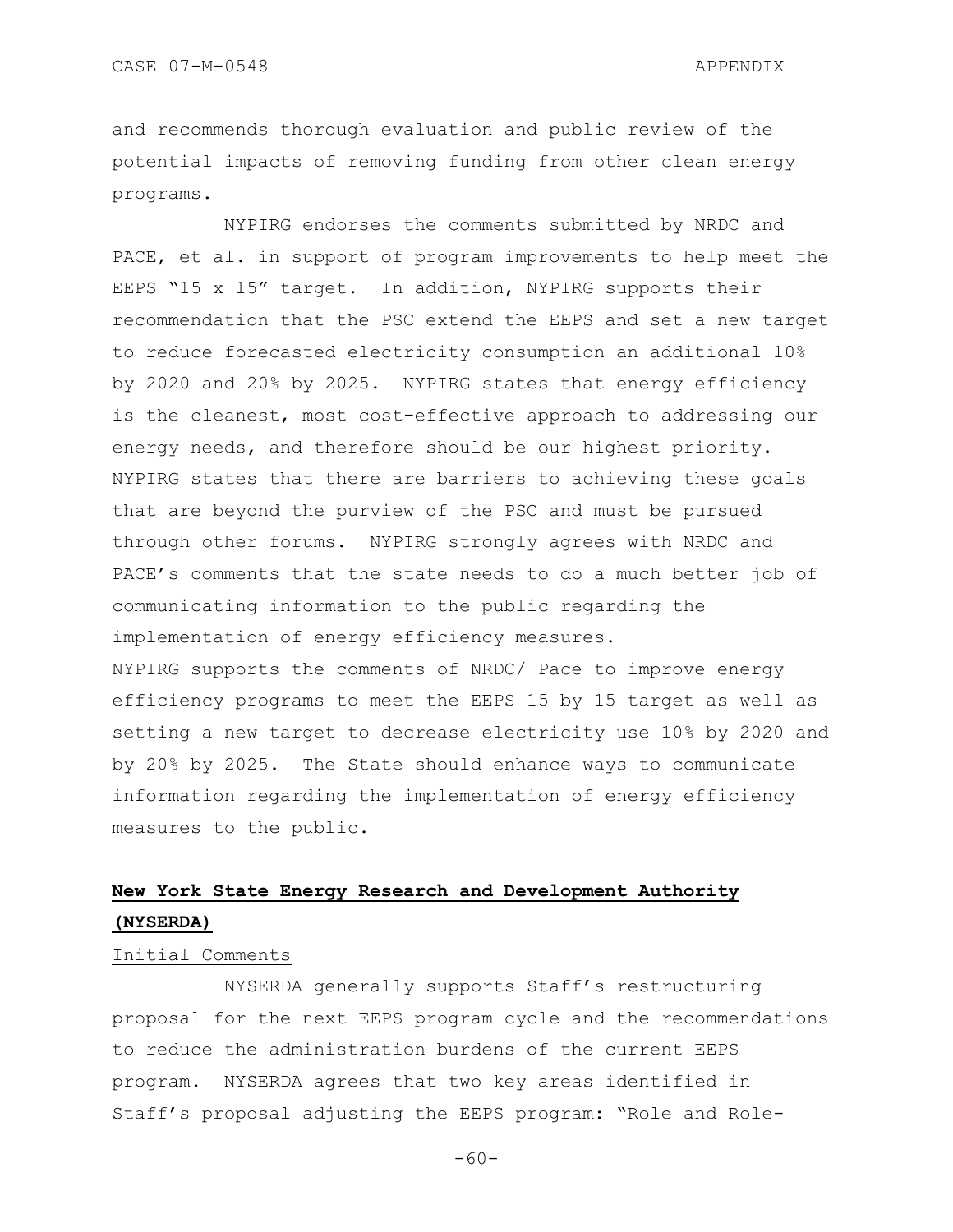and recommends thorough evaluation and public review of the potential impacts of removing funding from other clean energy programs.

NYPIRG endorses the comments submitted by NRDC and PACE, et al. in support of program improvements to help meet the EEPS "15 x 15" target. In addition, NYPIRG supports their recommendation that the PSC extend the EEPS and set a new target to reduce forecasted electricity consumption an additional 10% by 2020 and 20% by 2025. NYPIRG states that energy efficiency is the cleanest, most cost-effective approach to addressing our energy needs, and therefore should be our highest priority. NYPIRG states that there are barriers to achieving these goals that are beyond the purview of the PSC and must be pursued through other forums. NYPIRG strongly agrees with NRDC and PACE's comments that the state needs to do a much better job of communicating information to the public regarding the implementation of energy efficiency measures.

NYPIRG supports the comments of NRDC/ Pace to improve energy efficiency programs to meet the EEPS 15 by 15 target as well as setting a new target to decrease electricity use 10% by 2020 and by 20% by 2025. The State should enhance ways to communicate information regarding the implementation of energy efficiency measures to the public.

## New York State Energy Research and Development Authority (NYSERDA)

### Initial Comments

NYSERDA generally supports Staff's restructuring proposal for the next EEPS program cycle and the recommendations to reduce the administration burdens of the current EEPS program. NYSERDA agrees that two key areas identified in Staff's proposal adjusting the EEPS program: "Role and Role-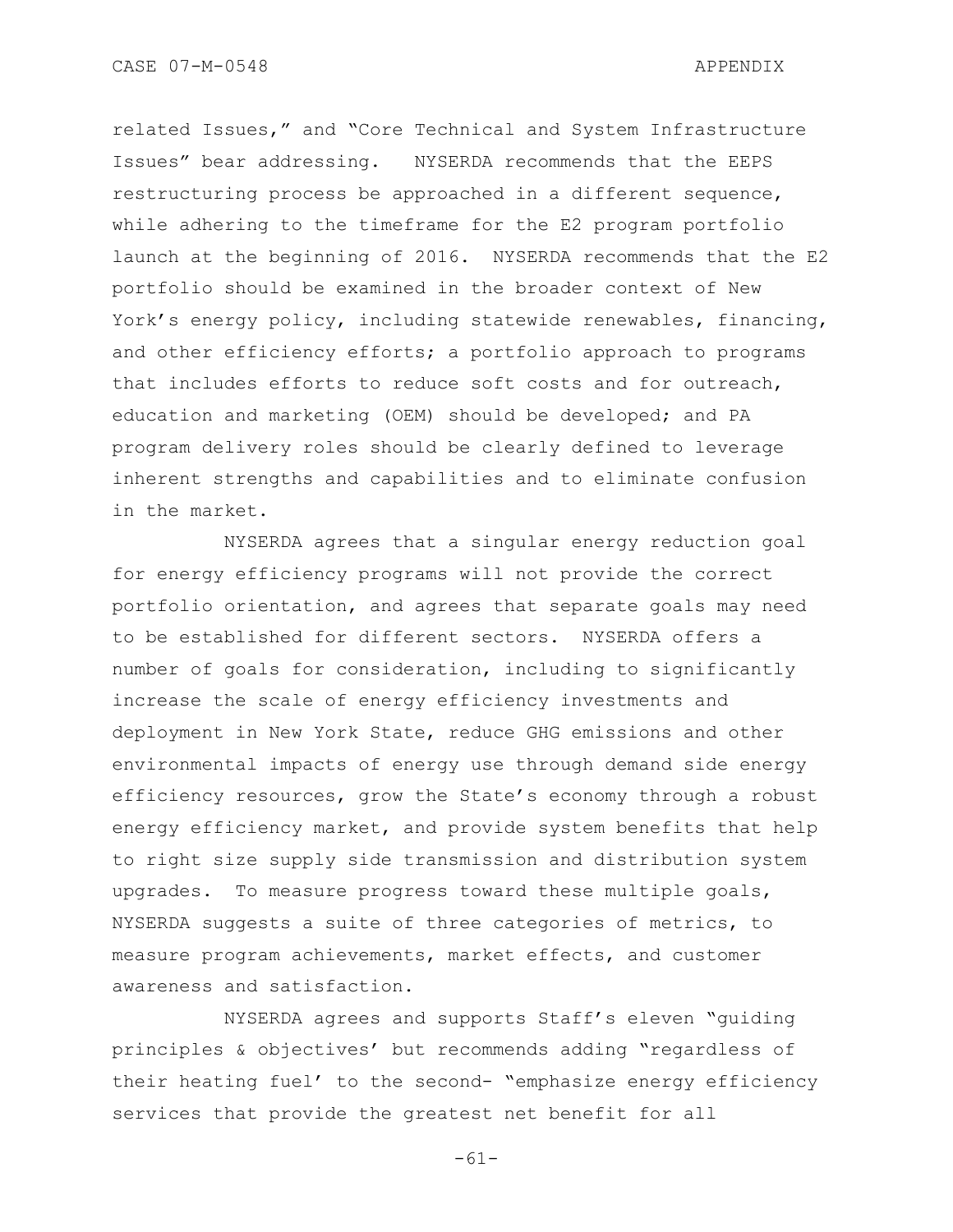related Issues," and "Core Technical and System Infrastructure Issues" bear addressing. NYSERDA recommends that the EEPS restructuring process be approached in a different sequence, while adhering to the timeframe for the E2 program portfolio launch at the beginning of 2016. NYSERDA recommends that the E2 portfolio should be examined in the broader context of New York's energy policy, including statewide renewables, financing, and other efficiency efforts; a portfolio approach to programs that includes efforts to reduce soft costs and for outreach, education and marketing (OEM) should be developed; and PA program delivery roles should be clearly defined to leverage inherent strengths and capabilities and to eliminate confusion in the market.

NYSERDA agrees that a singular energy reduction goal for energy efficiency programs will not provide the correct portfolio orientation, and agrees that separate goals may need to be established for different sectors. NYSERDA offers a number of goals for consideration, including to significantly increase the scale of energy efficiency investments and deployment in New York State, reduce GHG emissions and other environmental impacts of energy use through demand side energy efficiency resources, grow the State's economy through a robust energy efficiency market, and provide system benefits that help to right size supply side transmission and distribution system upgrades. To measure progress toward these multiple goals, NYSERDA suggests a suite of three categories of metrics, to measure program achievements, market effects, and customer awareness and satisfaction.

NYSERDA agrees and supports Staff's eleven "guiding principles & objectives' but recommends adding "regardless of their heating fuel' to the second- "emphasize energy efficiency services that provide the greatest net benefit for all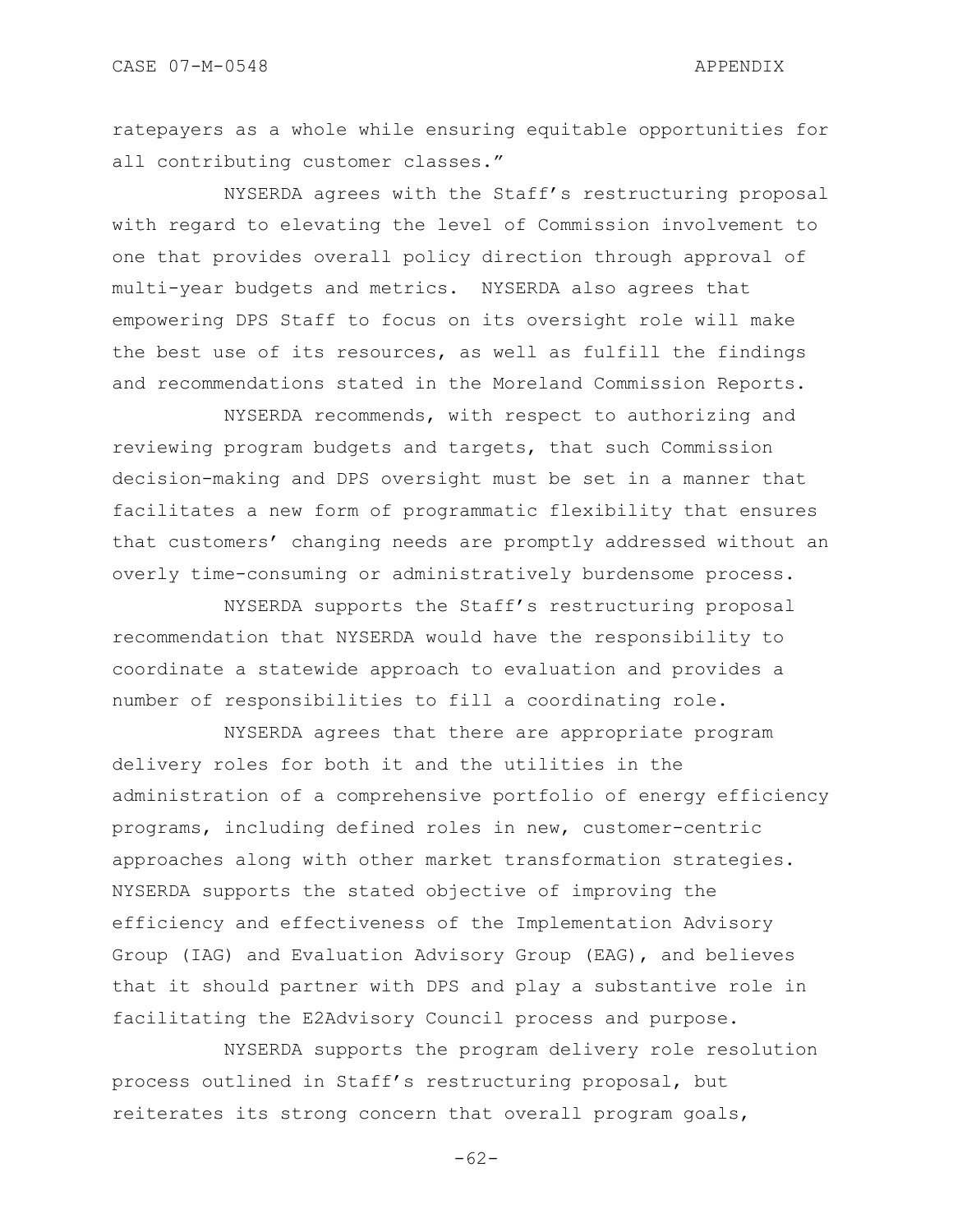ratepayers as a whole while ensuring equitable opportunities for all contributing customer classes."

NYSERDA agrees with the Staff's restructuring proposal with regard to elevating the level of Commission involvement to one that provides overall policy direction through approval of multi-year budgets and metrics. NYSERDA also agrees that empowering DPS Staff to focus on its oversight role will make the best use of its resources, as well as fulfill the findings and recommendations stated in the Moreland Commission Reports.

NYSERDA recommends, with respect to authorizing and reviewing program budgets and targets, that such Commission decision-making and DPS oversight must be set in a manner that facilitates a new form of programmatic flexibility that ensures that customers' changing needs are promptly addressed without an overly time-consuming or administratively burdensome process.

NYSERDA supports the Staff's restructuring proposal recommendation that NYSERDA would have the responsibility to coordinate a statewide approach to evaluation and provides a number of responsibilities to fill a coordinating role.

NYSERDA agrees that there are appropriate program delivery roles for both it and the utilities in the administration of a comprehensive portfolio of energy efficiency programs, including defined roles in new, customer-centric approaches along with other market transformation strategies. NYSERDA supports the stated objective of improving the efficiency and effectiveness of the Implementation Advisory Group (IAG) and Evaluation Advisory Group (EAG), and believes that it should partner with DPS and play a substantive role in facilitating the E2Advisory Council process and purpose.

NYSERDA supports the program delivery role resolution process outlined in Staff's restructuring proposal, but reiterates its strong concern that overall program goals,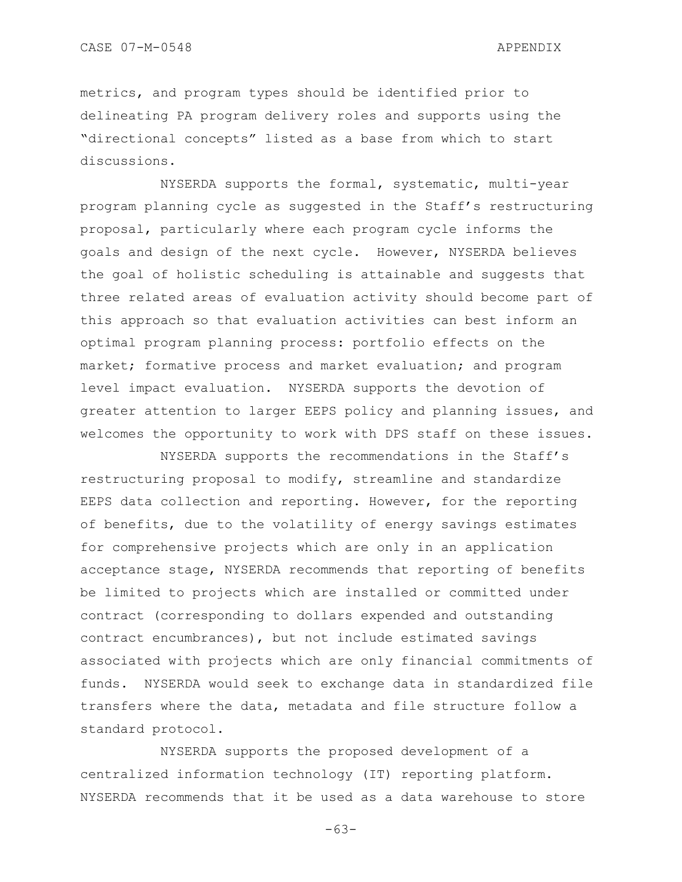metrics, and program types should be identified prior to delineating PA program delivery roles and supports using the "directional concepts" listed as a base from which to start discussions.

NYSERDA supports the formal, systematic, multi-year program planning cycle as suggested in the Staff's restructuring proposal, particularly where each program cycle informs the goals and design of the next cycle. However, NYSERDA believes the goal of holistic scheduling is attainable and suggests that three related areas of evaluation activity should become part of this approach so that evaluation activities can best inform an optimal program planning process: portfolio effects on the market; formative process and market evaluation; and program level impact evaluation. NYSERDA supports the devotion of greater attention to larger EEPS policy and planning issues, and welcomes the opportunity to work with DPS staff on these issues.

NYSERDA supports the recommendations in the Staff's restructuring proposal to modify, streamline and standardize EEPS data collection and reporting. However, for the reporting of benefits, due to the volatility of energy savings estimates for comprehensive projects which are only in an application acceptance stage, NYSERDA recommends that reporting of benefits be limited to projects which are installed or committed under contract (corresponding to dollars expended and outstanding contract encumbrances), but not include estimated savings associated with projects which are only financial commitments of funds. NYSERDA would seek to exchange data in standardized file transfers where the data, metadata and file structure follow a standard protocol.

NYSERDA supports the proposed development of a centralized information technology (IT) reporting platform. NYSERDA recommends that it be used as a data warehouse to store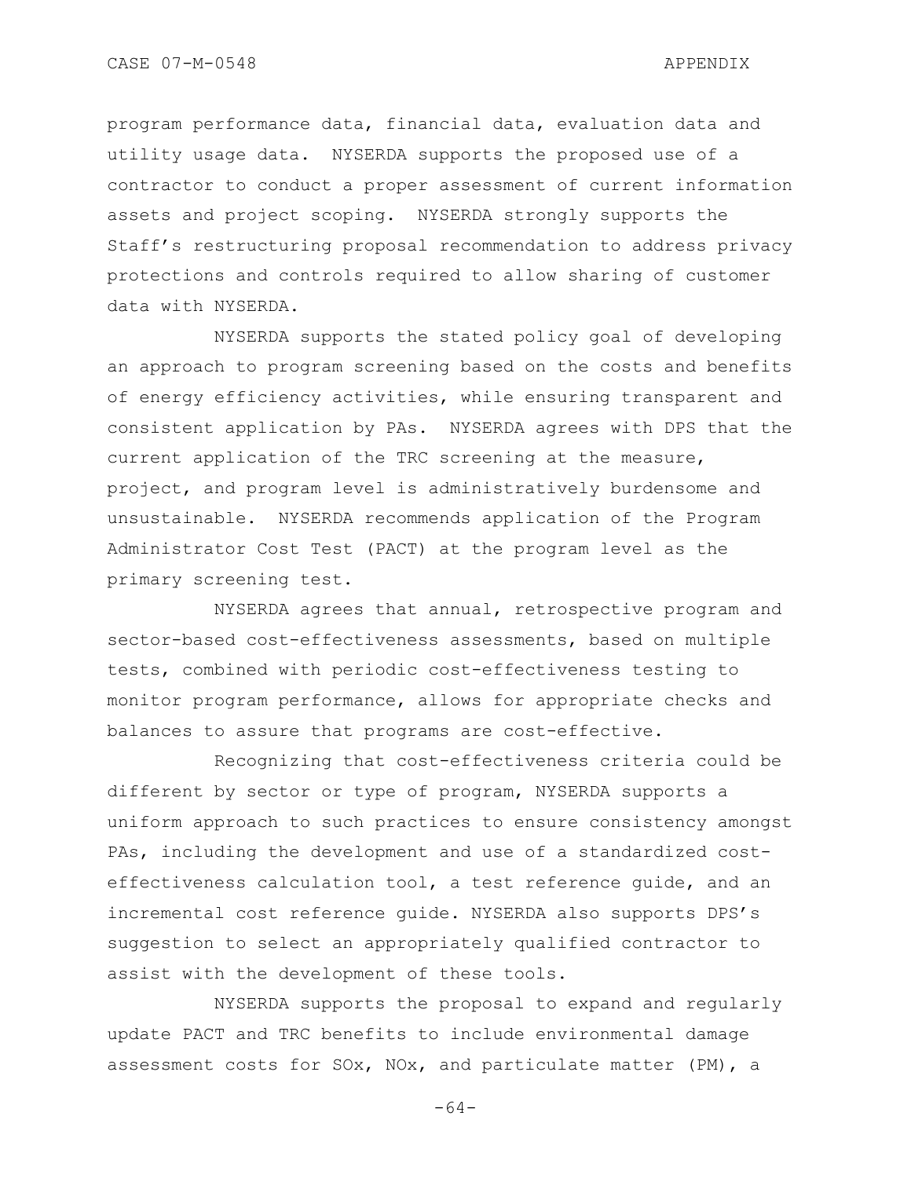program performance data, financial data, evaluation data and utility usage data. NYSERDA supports the proposed use of a contractor to conduct a proper assessment of current information assets and project scoping. NYSERDA strongly supports the Staff's restructuring proposal recommendation to address privacy protections and controls required to allow sharing of customer data with NYSERDA.

NYSERDA supports the stated policy goal of developing an approach to program screening based on the costs and benefits of energy efficiency activities, while ensuring transparent and consistent application by PAs. NYSERDA agrees with DPS that the current application of the TRC screening at the measure, project, and program level is administratively burdensome and unsustainable. NYSERDA recommends application of the Program Administrator Cost Test (PACT) at the program level as the primary screening test.

NYSERDA agrees that annual, retrospective program and sector-based cost-effectiveness assessments, based on multiple tests, combined with periodic cost-effectiveness testing to monitor program performance, allows for appropriate checks and balances to assure that programs are cost-effective.

Recognizing that cost-effectiveness criteria could be different by sector or type of program, NYSERDA supports a uniform approach to such practices to ensure consistency amongst PAs, including the development and use of a standardized cost-effectiveness calculation tool, a test reference guide, and an incremental cost reference guide. NYSERDA also supports DPS's suggestion to select an appropriately qualified contractor to assist with the development of these tools.

NYSERDA supports the proposal to expand and regularly update PACT and TRC benefits to include environmental damage assessment costs for SOx, NOx, and particulate matter (PM), a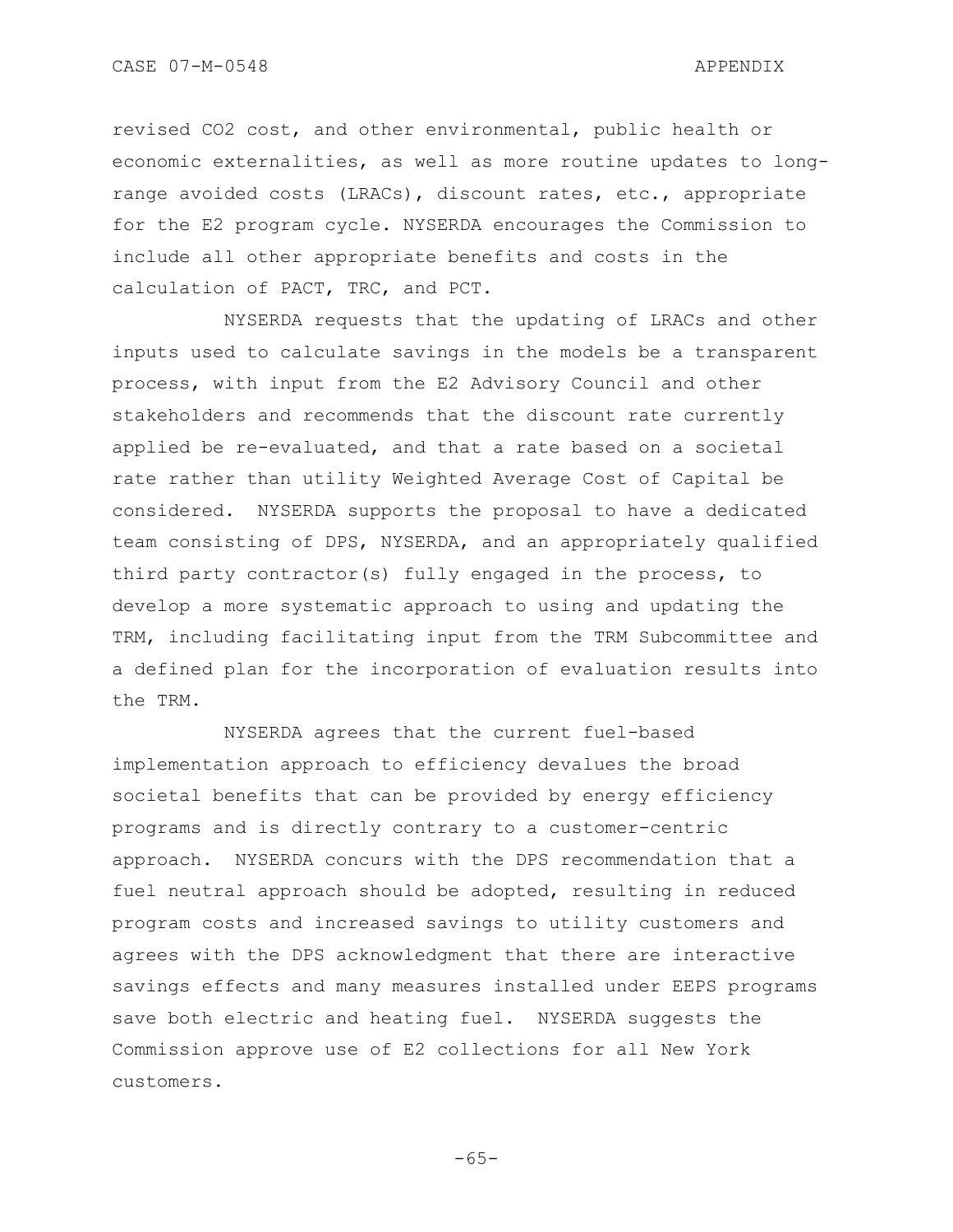revised $CO_2$ cost, and other environmental, public health or economic externalities, as well as more routine updates to long-range avoided costs (LRACs), discount rates, etc., appropriate for the E2 program cycle. NYSERDA encourages the Commission to include all other appropriate benefits and costs in the calculation of PACT, TRC, and PCT.

NYSERDA requests that the updating of LRACs and other inputs used to calculate savings in the models be a transparent process, with input from the E2 Advisory Council and other stakeholders and recommends that the discount rate currently applied be re-evaluated, and that a rate based on a societal rate rather than utility Weighted Average Cost of Capital be considered. NYSERDA supports the proposal to have a dedicated team consisting of DPS, NYSERDA, and an appropriately qualified third party contractor(s) fully engaged in the process, to develop a more systematic approach to using and updating the TRM, including facilitating input from the TRM Subcommittee and a defined plan for the incorporation of evaluation results into the TRM.

NYSERDA agrees that the current fuel-based implementation approach to efficiency devalues the broad societal benefits that can be provided by energy efficiency programs and is directly contrary to a customer-centric approach. NYSERDA concurs with the DPS recommendation that a fuel neutral approach should be adopted, resulting in reduced program costs and increased savings to utility customers and agrees with the DPS acknowledgment that there are interactive savings effects and many measures installed under EEPS programs save both electric and heating fuel. NYSERDA suggests the Commission approve use of E2 collections for all New York customers.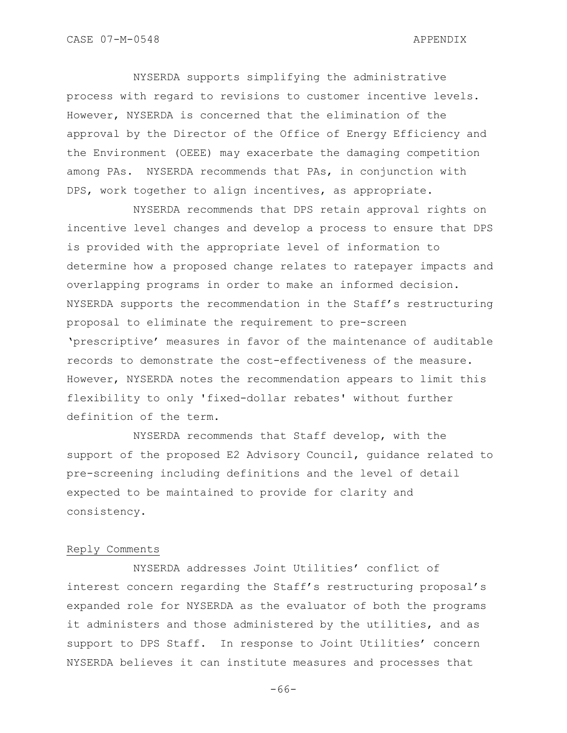NYSERDA supports simplifying the administrative process with regard to revisions to customer incentive levels. However, NYSERDA is concerned that the elimination of the approval by the Director of the Office of Energy Efficiency and the Environment (OEEE) may exacerbate the damaging competition among PAs. NYSERDA recommends that PAs, in conjunction with DPS, work together to align incentives, as appropriate.

NYSERDA recommends that DPS retain approval rights on incentive level changes and develop a process to ensure that DPS is provided with the appropriate level of information to determine how a proposed change relates to ratepayer impacts and overlapping programs in order to make an informed decision. NYSERDA supports the recommendation in the Staff's restructuring proposal to eliminate the requirement to pre-screen 'prescriptive' measures in favor of the maintenance of auditable records to demonstrate the cost-effectiveness of the measure. However, NYSERDA notes the recommendation appears to limit this flexibility to only 'fixed-dollar rebates' without further definition of the term.

NYSERDA recommends that Staff develop, with the support of the proposed E2 Advisory Council, guidance related to pre-screening including definitions and the level of detail expected to be maintained to provide for clarity and consistency.

Reply Comments

NYSERDA addresses Joint Utilities' conflict of interest concern regarding the Staff's restructuring proposal's expanded role for NYSERDA as the evaluator of both the programs it administers and those administered by the utilities, and as support to DPS Staff. In response to Joint Utilities' concern NYSERDA believes it can institute measures and processes that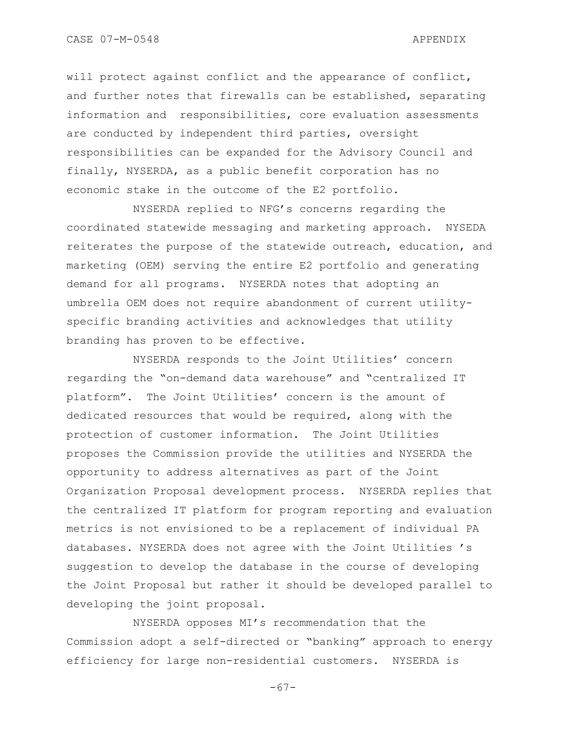will protect against conflict and the appearance of conflict, and further notes that firewalls can be established, separating information and responsibilities, core evaluation assessments are conducted by independent third parties, oversight responsibilities can be expanded for the Advisory Council and finally, NYSERDA, as a public benefit corporation has no economic stake in the outcome of the E2 portfolio.

NYSERDA replied to NFG's concerns regarding the coordinated statewide messaging and marketing approach. NYSEDA reiterates the purpose of the statewide outreach, education, and marketing (OEM) serving the entire E2 portfolio and generating demand for all programs. NYSERDA notes that adopting an umbrella OEM does not require abandonment of current utility-specific branding activities and acknowledges that utility branding has proven to be effective.

NYSERDA responds to the Joint Utilities' concern regarding the "on-demand data warehouse" and "centralized IT platform". The Joint Utilities' concern is the amount of dedicated resources that would be required, along with the protection of customer information. The Joint Utilities proposes the Commission provide the utilities and NYSERDA the opportunity to address alternatives as part of the Joint Organization Proposal development process. NYSERDA replies that the centralized IT platform for program reporting and evaluation metrics is not envisioned to be a replacement of individual PA databases. NYSERDA does not agree with the Joint Utilities 's suggestion to develop the database in the course of developing the Joint Proposal but rather it should be developed parallel to developing the joint proposal.

NYSERDA opposes MI's recommendation that the Commission adopt a self-directed or "banking" approach to energy efficiency for large non-residential customers. NYSERDA is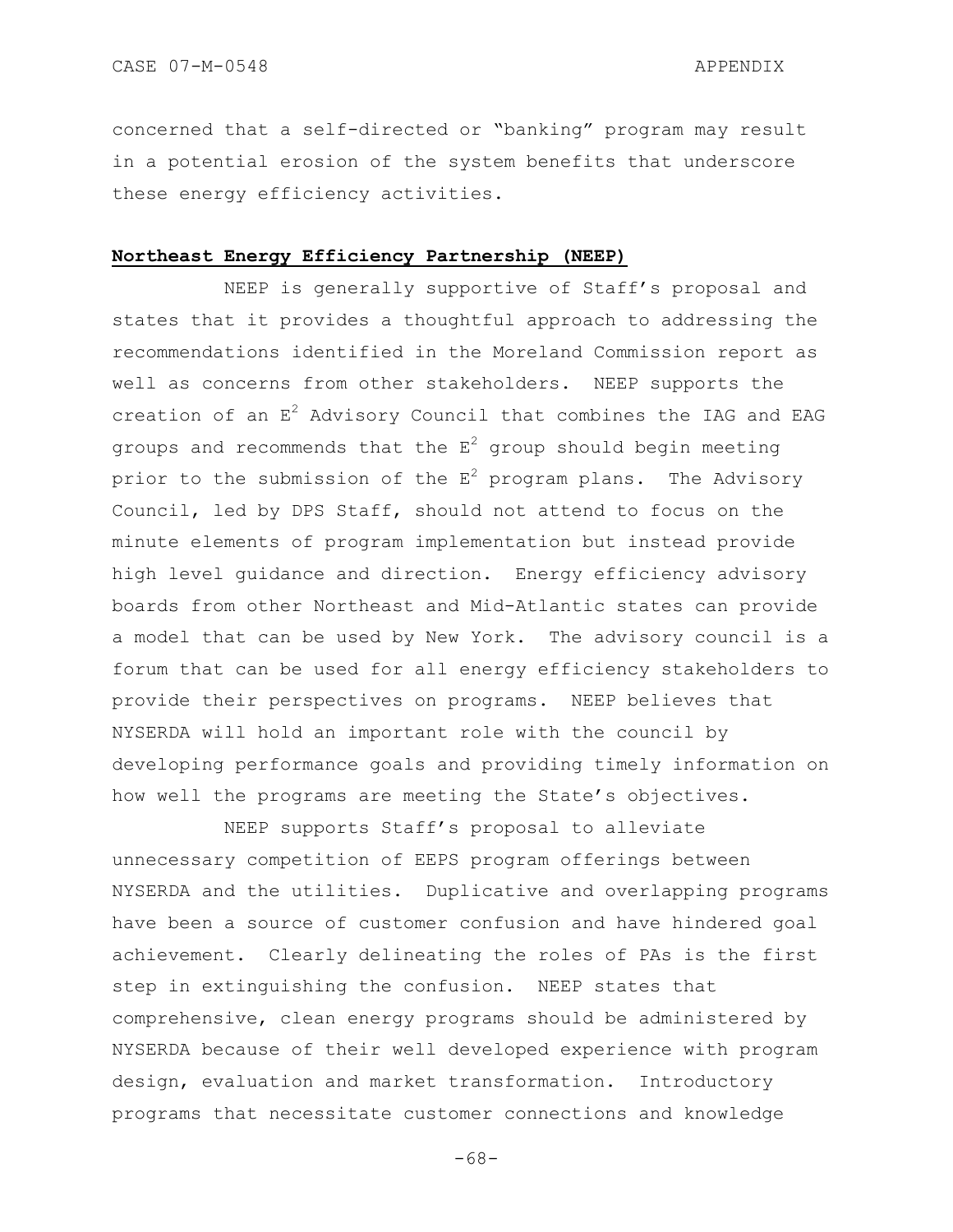concerned that a self-directed or "banking" program may result in a potential erosion of the system benefits that underscore these energy efficiency activities.

**Northeast Energy Efficiency Partnership (NEEP)**

NEEP is generally supportive of Staff's proposal and states that it provides a thoughtful approach to addressing the recommendations identified in the Moreland Commission report as well as concerns from other stakeholders. NEEP supports the creation of an $E^2$ Advisory Council that combines the IAG and EAG groups and recommends that the $E^2$ group should begin meeting prior to the submission of the $E^2$ program plans. The Advisory Council, led by DPS Staff, should not attend to focus on the minute elements of program implementation but instead provide high level guidance and direction. Energy efficiency advisory boards from other Northeast and Mid-Atlantic states can provide a model that can be used by New York. The advisory council is a forum that can be used for all energy efficiency stakeholders to provide their perspectives on programs. NEEP believes that NYSERDA will hold an important role with the council by developing performance goals and providing timely information on how well the programs are meeting the State's objectives.

NEEP supports Staff's proposal to alleviate unnecessary competition of EEPS program offerings between NYSERDA and the utilities. Duplicative and overlapping programs have been a source of customer confusion and have hindered goal achievement. Clearly delineating the roles of PAs is the first step in extinguishing the confusion. NEEP states that comprehensive, clean energy programs should be administered by NYSERDA because of their well developed experience with program design, evaluation and market transformation. Introductory programs that necessitate customer connections and knowledge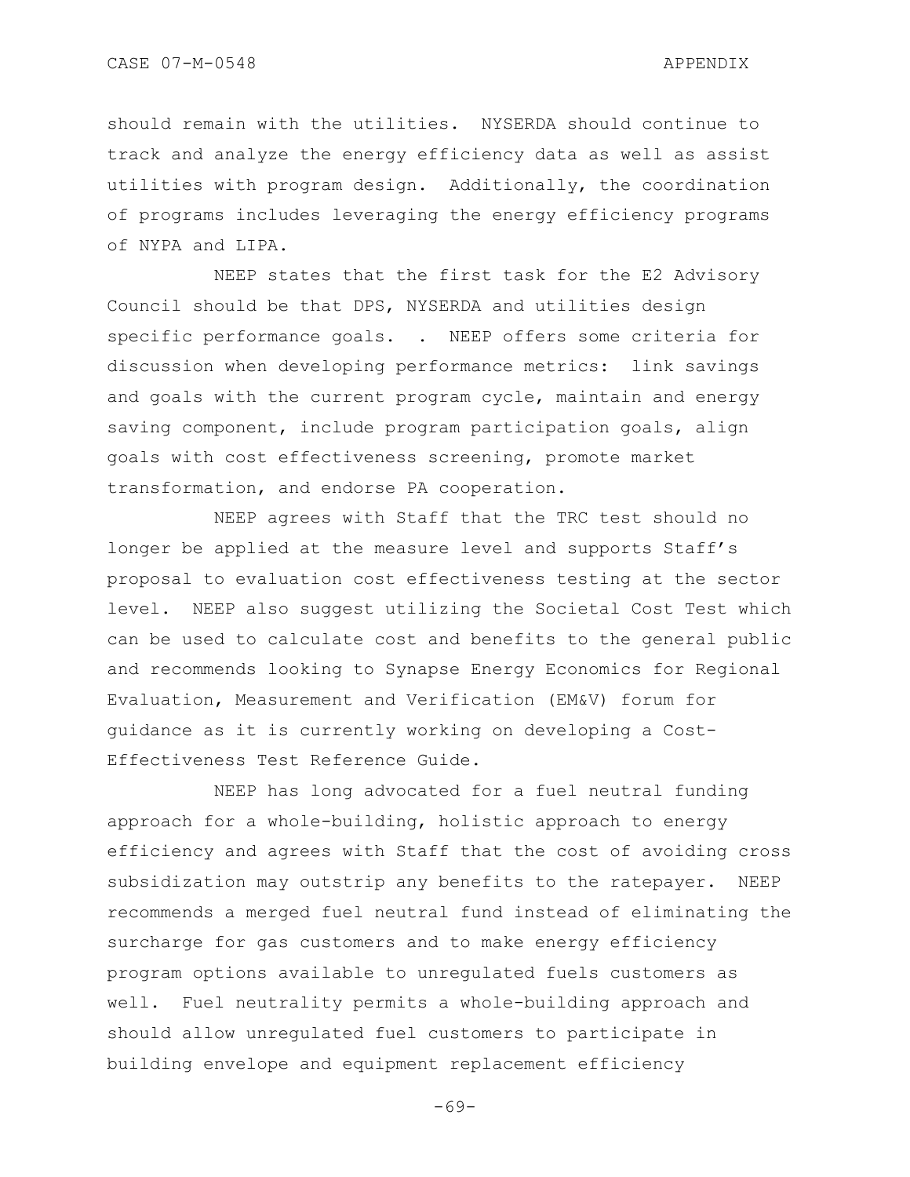should remain with the utilities. NYSERDA should continue to track and analyze the energy efficiency data as well as assist utilities with program design. Additionally, the coordination of programs includes leveraging the energy efficiency programs of NYPA and LIPA.

NEEP states that the first task for the E2 Advisory Council should be that DPS, NYSERDA and utilities design specific performance goals. . NEEP offers some criteria for discussion when developing performance metrics: link savings and goals with the current program cycle, maintain and energy saving component, include program participation goals, align goals with cost effectiveness screening, promote market transformation, and endorse PA cooperation.

NEEP agrees with Staff that the TRC test should no longer be applied at the measure level and supports Staff's proposal to evaluation cost effectiveness testing at the sector level. NEEP also suggest utilizing the Societal Cost Test which can be used to calculate cost and benefits to the general public and recommends looking to Synapse Energy Economics for Regional Evaluation, Measurement and Verification (EM&V) forum for guidance as it is currently working on developing a Cost-Effectiveness Test Reference Guide.

NEEP has long advocated for a fuel neutral funding approach for a whole-building, holistic approach to energy efficiency and agrees with Staff that the cost of avoiding cross subsidization may outstrip any benefits to the ratepayer. NEEP recommends a merged fuel neutral fund instead of eliminating the surcharge for gas customers and to make energy efficiency program options available to unregulated fuels customers as well. Fuel neutrality permits a whole-building approach and should allow unregulated fuel customers to participate in building envelope and equipment replacement efficiency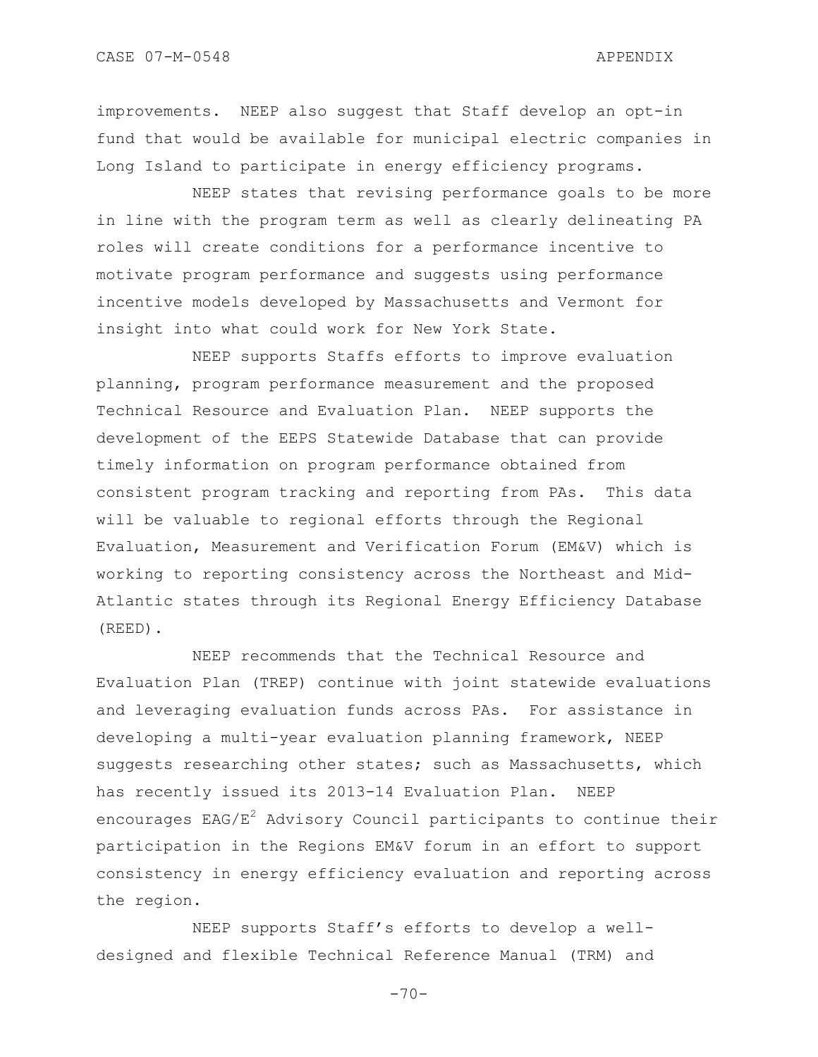improvements. NEEP also suggest that Staff develop an opt-in fund that would be available for municipal electric companies in Long Island to participate in energy efficiency programs.

NEEP states that revising performance goals to be more in line with the program term as well as clearly delineating PA roles will create conditions for a performance incentive to motivate program performance and suggests using performance incentive models developed by Massachusetts and Vermont for insight into what could work for New York State.

NEEP supports Staffs efforts to improve evaluation planning, program performance measurement and the proposed Technical Resource and Evaluation Plan. NEEP supports the development of the EEPS Statewide Database that can provide timely information on program performance obtained from consistent program tracking and reporting from PAs. This data will be valuable to regional efforts through the Regional Evaluation, Measurement and Verification Forum (EM&V) which is working to reporting consistency across the Northeast and Mid-Atlantic states through its Regional Energy Efficiency Database (REED).

NEEP recommends that the Technical Resource and Evaluation Plan (TREP) continue with joint statewide evaluations and leveraging evaluation funds across PAs. For assistance in developing a multi-year evaluation planning framework, NEEP suggests researching other states; such as Massachusetts, which has recently issued its 2013-14 Evaluation Plan. NEEP encourages EAG/$E^2$ Advisory Council participants to continue their participation in the Regions EM&V forum in an effort to support consistency in energy efficiency evaluation and reporting across the region.

NEEP supports Staff's efforts to develop a well-designed and flexible Technical Reference Manual (TRM) and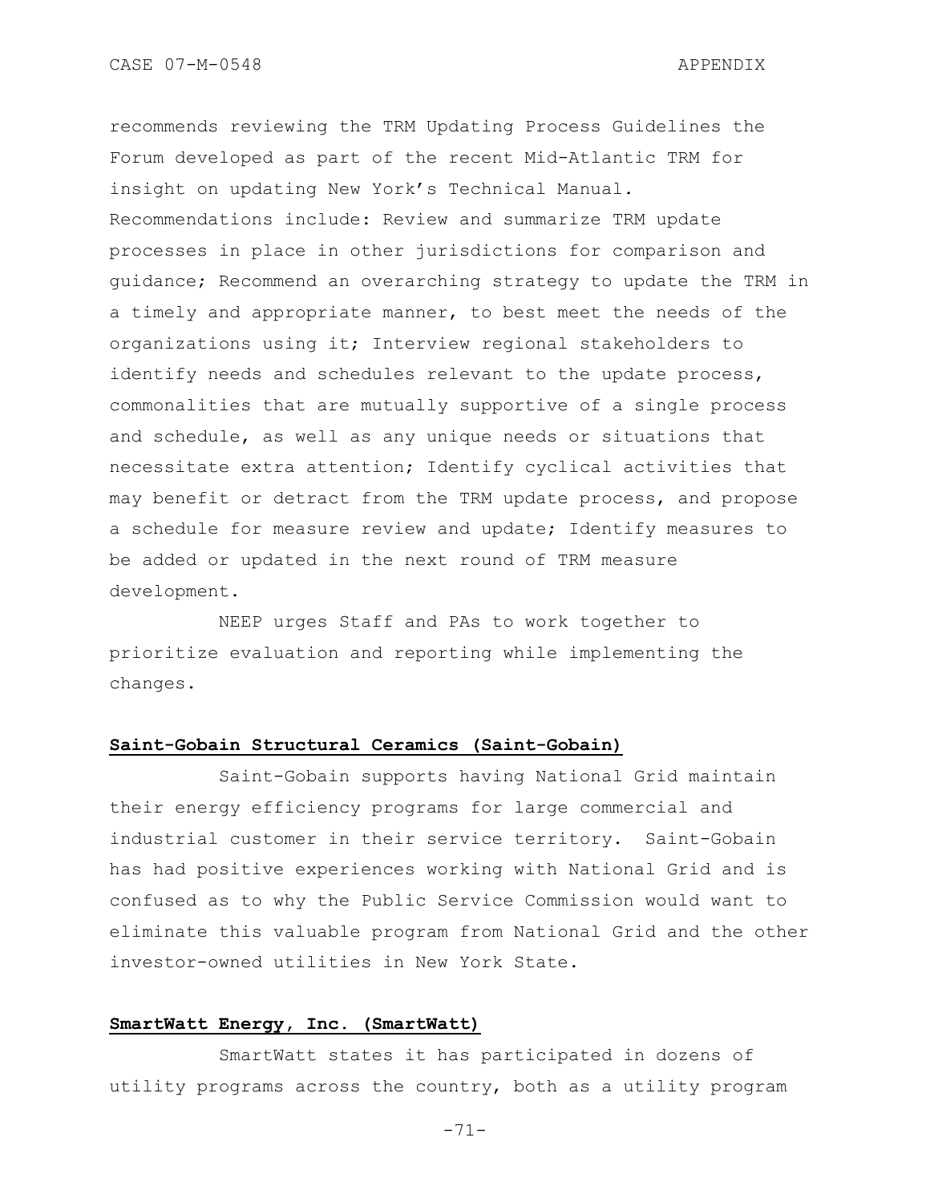recommends reviewing the TRM Updating Process Guidelines the Forum developed as part of the recent Mid-Atlantic TRM for insight on updating New York's Technical Manual. Recommendations include: Review and summarize TRM update processes in place in other jurisdictions for comparison and guidance; Recommend an overarching strategy to update the TRM in a timely and appropriate manner, to best meet the needs of the organizations using it; Interview regional stakeholders to identify needs and schedules relevant to the update process, commonalities that are mutually supportive of a single process and schedule, as well as any unique needs or situations that necessitate extra attention; Identify cyclical activities that may benefit or detract from the TRM update process, and propose a schedule for measure review and update; Identify measures to be added or updated in the next round of TRM measure development.

NEEP urges Staff and PAs to work together to prioritize evaluation and reporting while implementing the changes.

**Saint-Gobain Structural Ceramics (Saint-Gobain)**

Saint-Gobain supports having National Grid maintain their energy efficiency programs for large commercial and industrial customer in their service territory. Saint-Gobain has had positive experiences working with National Grid and is confused as to why the Public Service Commission would want to eliminate this valuable program from National Grid and the other investor-owned utilities in New York State.

**SmartWatt Energy, Inc. (SmartWatt)**

SmartWatt states it has participated in dozens of utility programs across the country, both as a utility program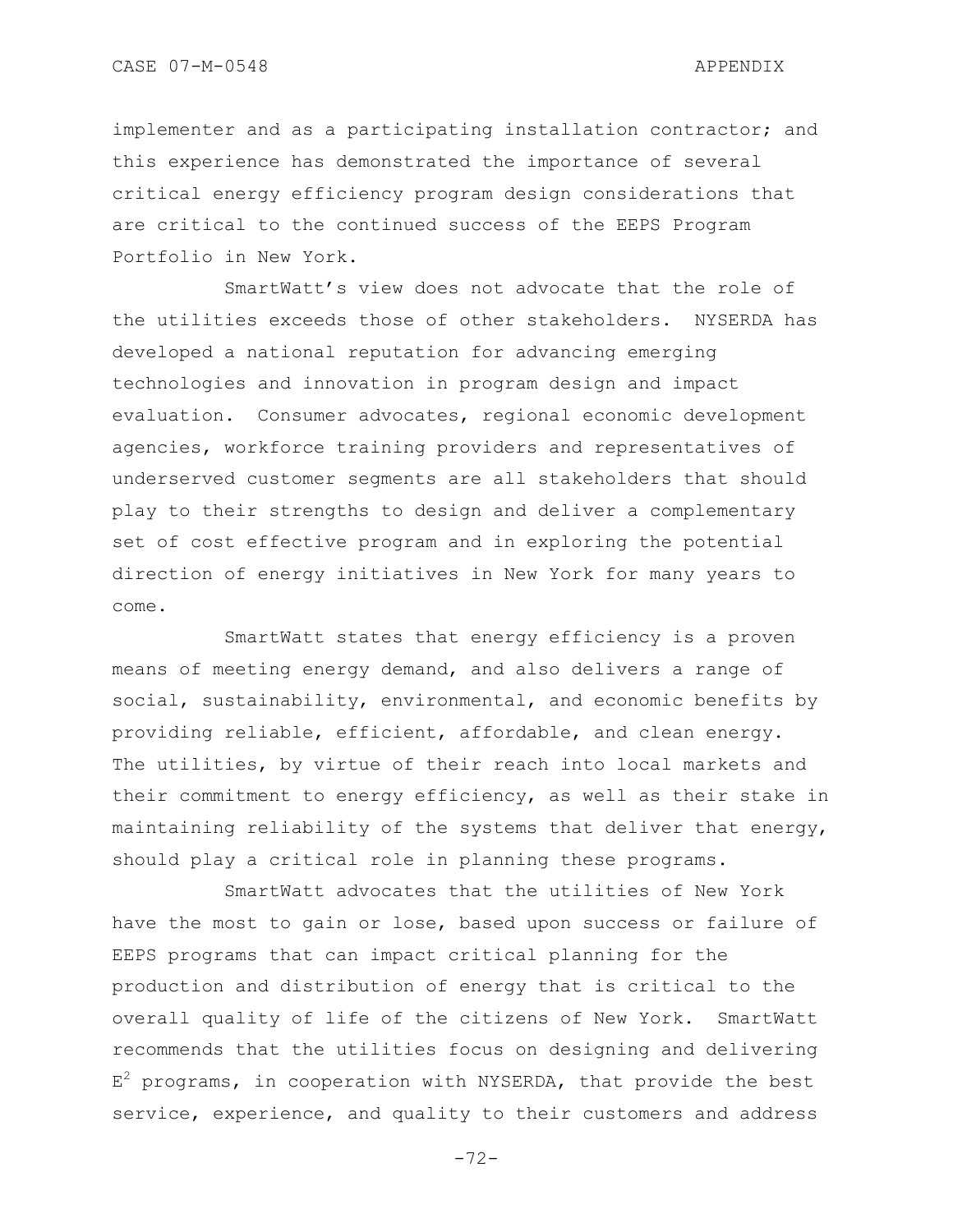implementer and as a participating installation contractor; and this experience has demonstrated the importance of several critical energy efficiency program design considerations that are critical to the continued success of the EEPS Program Portfolio in New York.

SmartWatt's view does not advocate that the role of the utilities exceeds those of other stakeholders. NYSERDA has developed a national reputation for advancing emerging technologies and innovation in program design and impact evaluation. Consumer advocates, regional economic development agencies, workforce training providers and representatives of underserved customer segments are all stakeholders that should play to their strengths to design and deliver a complementary set of cost effective program and in exploring the potential direction of energy initiatives in New York for many years to come.

SmartWatt states that energy efficiency is a proven means of meeting energy demand, and also delivers a range of social, sustainability, environmental, and economic benefits by providing reliable, efficient, affordable, and clean energy. The utilities, by virtue of their reach into local markets and their commitment to energy efficiency, as well as their stake in maintaining reliability of the systems that deliver that energy, should play a critical role in planning these programs.

SmartWatt advocates that the utilities of New York have the most to gain or lose, based upon success or failure of EEPS programs that can impact critical planning for the production and distribution of energy that is critical to the overall quality of life of the citizens of New York. SmartWatt recommends that the utilities focus on designing and delivering $E^2$ programs, in cooperation with NYSERDA, that provide the best service, experience, and quality to their customers and address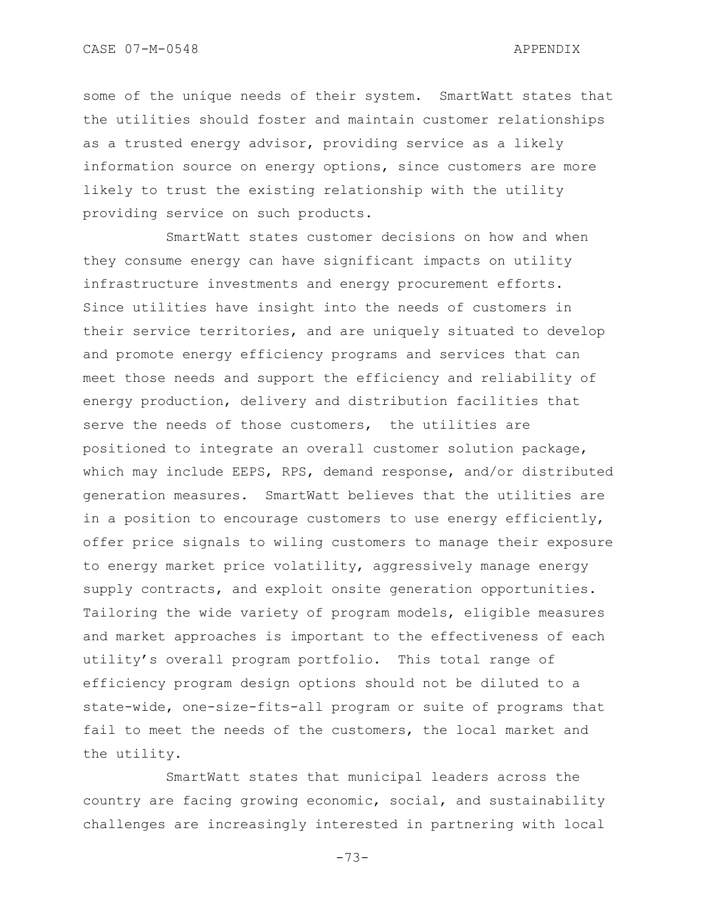some of the unique needs of their system. SmartWatt states that the utilities should foster and maintain customer relationships as a trusted energy advisor, providing service as a likely information source on energy options, since customers are more likely to trust the existing relationship with the utility providing service on such products.

SmartWatt states customer decisions on how and when they consume energy can have significant impacts on utility infrastructure investments and energy procurement efforts. Since utilities have insight into the needs of customers in their service territories, and are uniquely situated to develop and promote energy efficiency programs and services that can meet those needs and support the efficiency and reliability of energy production, delivery and distribution facilities that serve the needs of those customers, the utilities are positioned to integrate an overall customer solution package, which may include EEPS, RPS, demand response, and/or distributed generation measures. SmartWatt believes that the utilities are in a position to encourage customers to use energy efficiently, offer price signals to wiling customers to manage their exposure to energy market price volatility, aggressively manage energy supply contracts, and exploit onsite generation opportunities. Tailoring the wide variety of program models, eligible measures and market approaches is important to the effectiveness of each utility's overall program portfolio. This total range of efficiency program design options should not be diluted to a state-wide, one-size-fits-all program or suite of programs that fail to meet the needs of the customers, the local market and the utility.

SmartWatt states that municipal leaders across the country are facing growing economic, social, and sustainability challenges are increasingly interested in partnering with local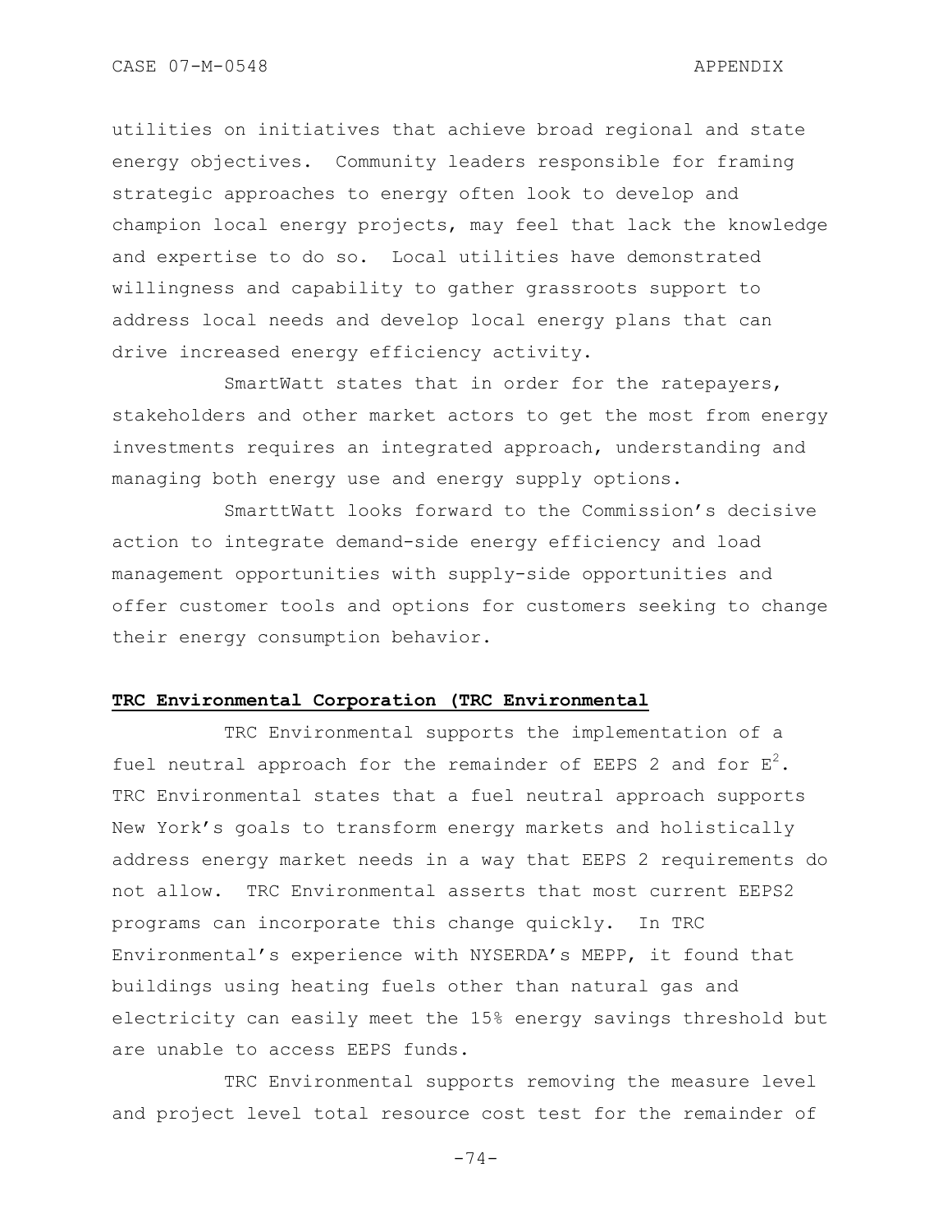utilities on initiatives that achieve broad regional and state energy objectives. Community leaders responsible for framing strategic approaches to energy often look to develop and champion local energy projects, may feel that lack the knowledge and expertise to do so. Local utilities have demonstrated willingness and capability to gather grassroots support to address local needs and develop local energy plans that can drive increased energy efficiency activity.

SmartWatt states that in order for the ratepayers, stakeholders and other market actors to get the most from energy investments requires an integrated approach, understanding and managing both energy use and energy supply options.

SmarttWatt looks forward to the Commission's decisive action to integrate demand-side energy efficiency and load management opportunities with supply-side opportunities and offer customer tools and options for customers seeking to change their energy consumption behavior.

**TRC Environmental Corporation (TRC Environmental**

TRC Environmental supports the implementation of a fuel neutral approach for the remainder of EEPS 2 and for $E^2$. TRC Environmental states that a fuel neutral approach supports New York's goals to transform energy markets and holistically address energy market needs in a way that EEPS 2 requirements do not allow. TRC Environmental asserts that most current EEPS2 programs can incorporate this change quickly. In TRC Environmental's experience with NYSERDA's MEPP, it found that buildings using heating fuels other than natural gas and electricity can easily meet the 15% energy savings threshold but are unable to access EEPS funds.

TRC Environmental supports removing the measure level and project level total resource cost test for the remainder of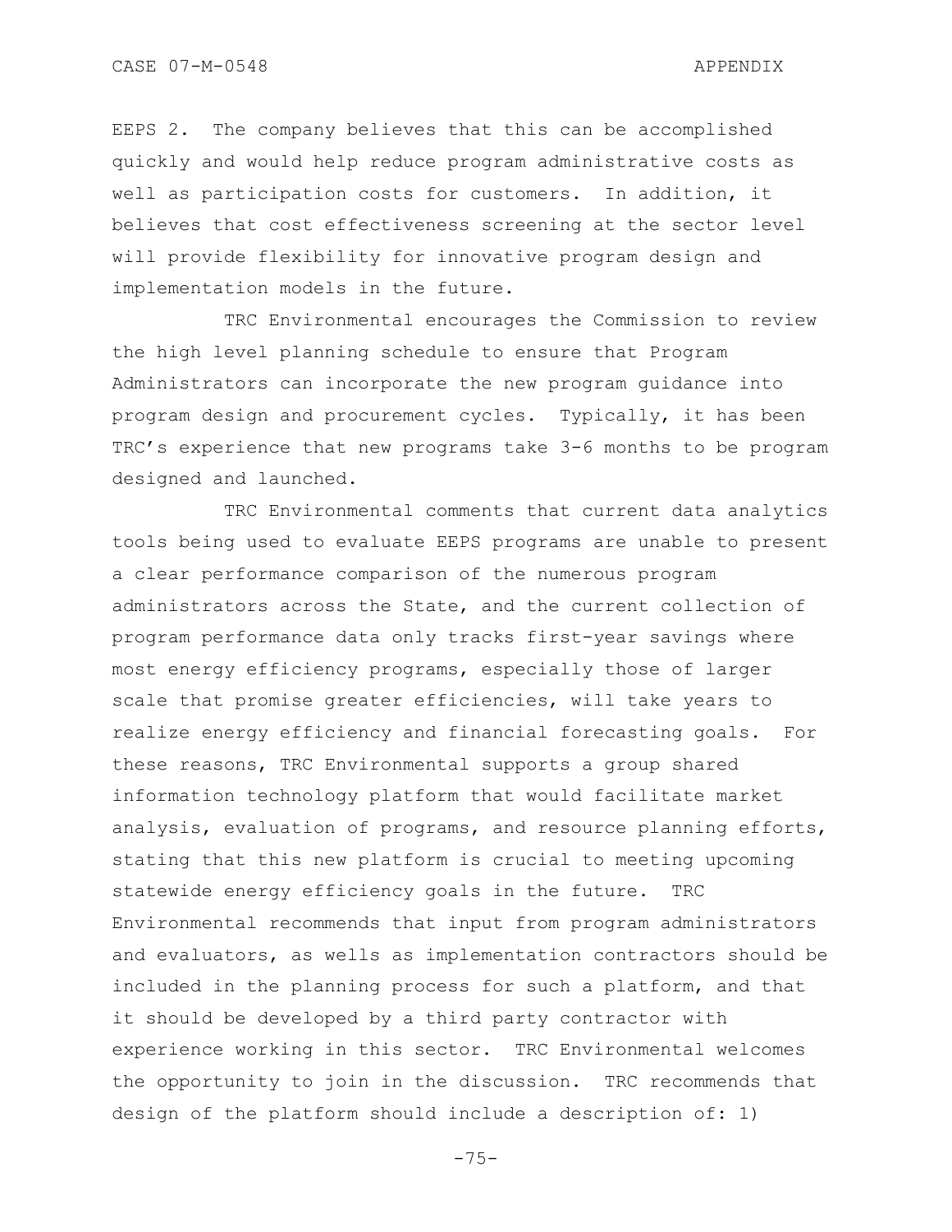EEPS 2. The company believes that this can be accomplished quickly and would help reduce program administrative costs as well as participation costs for customers. In addition, it believes that cost effectiveness screening at the sector level will provide flexibility for innovative program design and implementation models in the future.

TRC Environmental encourages the Commission to review the high level planning schedule to ensure that Program Administrators can incorporate the new program guidance into program design and procurement cycles. Typically, it has been TRC's experience that new programs take 3-6 months to be program designed and launched.

TRC Environmental comments that current data analytics tools being used to evaluate EEPS programs are unable to present a clear performance comparison of the numerous program administrators across the State, and the current collection of program performance data only tracks first-year savings where most energy efficiency programs, especially those of larger scale that promise greater efficiencies, will take years to realize energy efficiency and financial forecasting goals. For these reasons, TRC Environmental supports a group shared information technology platform that would facilitate market analysis, evaluation of programs, and resource planning efforts, stating that this new platform is crucial to meeting upcoming statewide energy efficiency goals in the future. TRC Environmental recommends that input from program administrators and evaluators, as wells as implementation contractors should be included in the planning process for such a platform, and that it should be developed by a third party contractor with experience working in this sector. TRC Environmental welcomes the opportunity to join in the discussion. TRC recommends that design of the platform should include a description of: 1)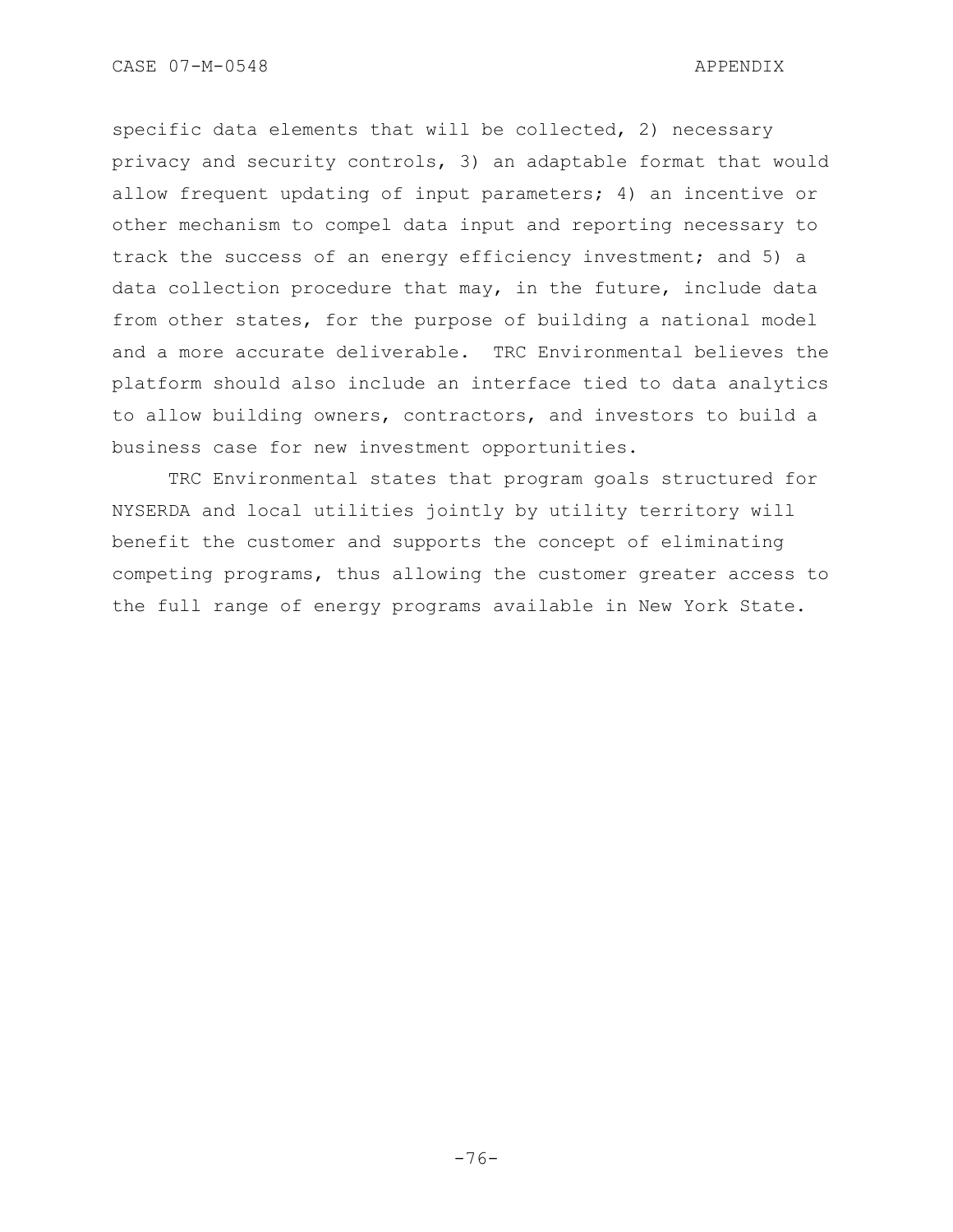specific data elements that will be collected, 2) necessary privacy and security controls, 3) an adaptable format that would allow frequent updating of input parameters; 4) an incentive or other mechanism to compel data input and reporting necessary to track the success of an energy efficiency investment; and 5) a data collection procedure that may, in the future, include data from other states, for the purpose of building a national model and a more accurate deliverable. TRC Environmental believes the platform should also include an interface tied to data analytics to allow building owners, contractors, and investors to build a business case for new investment opportunities.

TRC Environmental states that program goals structured for NYSERDA and local utilities jointly by utility territory will benefit the customer and supports the concept of eliminating competing programs, thus allowing the customer greater access to the full range of energy programs available in New York State.